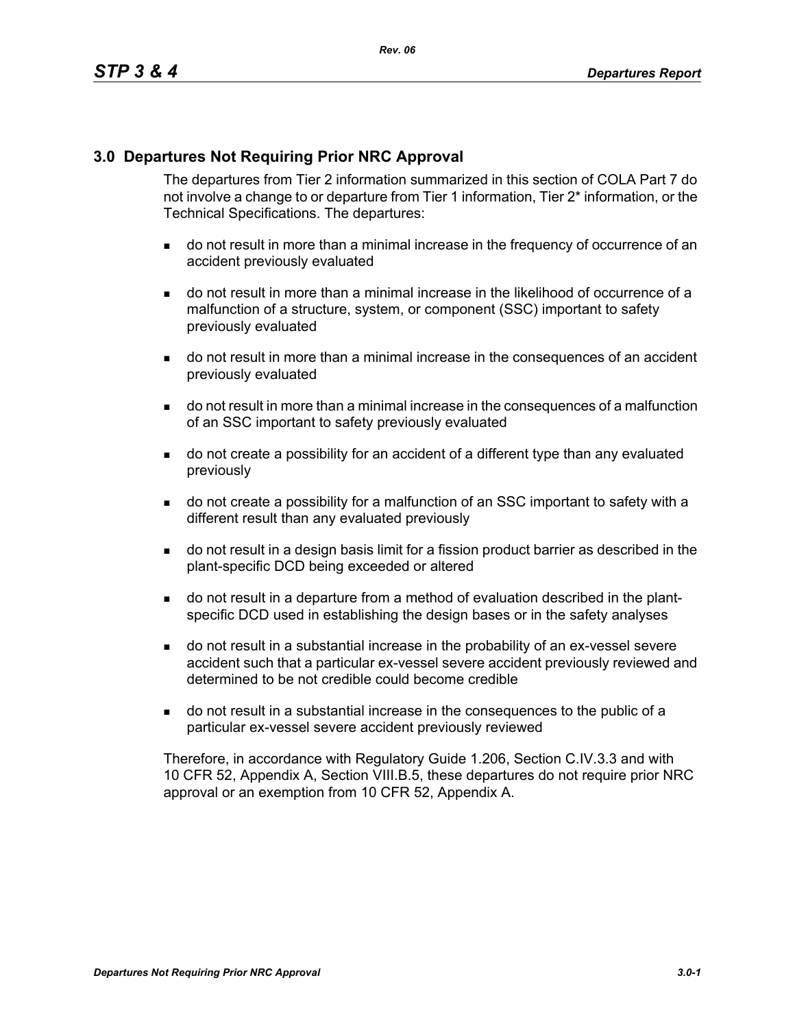# 3.0 Departures Not Requiring Prior NRC Approval

The departures from Tier 2 information summarized in this section of COLA Part 7 do not involve a change to or departure from Tier 1 information, Tier 2* information, or the Technical Specifications. The departures:

- do not result in more than a minimal increase in the frequency of occurrence of an accident previously evaluated
- do not result in more than a minimal increase in the likelihood of occurrence of a malfunction of a structure, system, or component (SSC) important to safety previously evaluated
- do not result in more than a minimal increase in the consequences of an accident previously evaluated
- do not result in more than a minimal increase in the consequences of a malfunction of an SSC important to safety previously evaluated
- do not create a possibility for an accident of a different type than any evaluated previously
- do not create a possibility for a malfunction of an SSC important to safety with a different result than any evaluated previously
- do not result in a design basis limit for a fission product barrier as described in the plant-specific DCD being exceeded or altered
- do not result in a departure from a method of evaluation described in the plant-specific DCD used in establishing the design bases or in the safety analyses
- do not result in a substantial increase in the probability of an ex-vessel severe accident such that a particular ex-vessel severe accident previously reviewed and determined to be not credible could become credible
- do not result in a substantial increase in the consequences to the public of a particular ex-vessel severe accident previously reviewed

Therefore, in accordance with Regulatory Guide 1.206, Section C.IV.3.3 and with 10 CFR 52, Appendix A, Section VIII.B.5, these departures do not require prior NRC approval or an exemption from 10 CFR 52, Appendix A.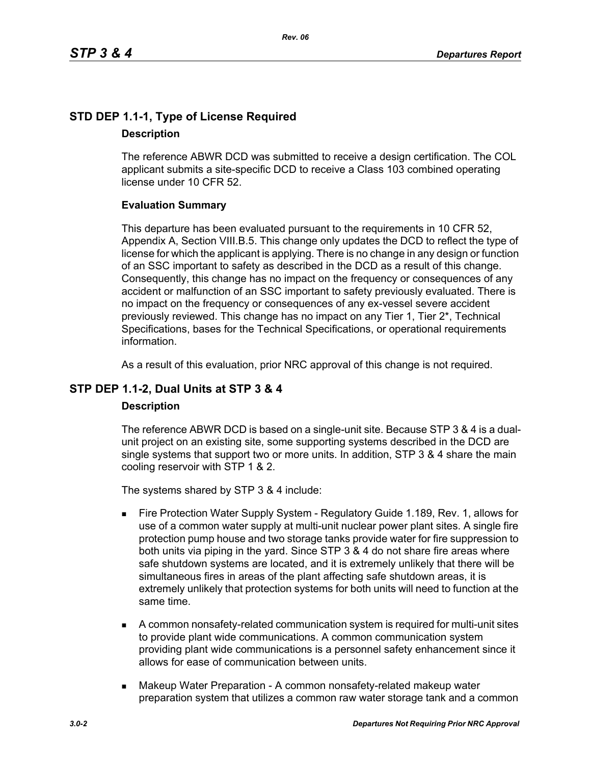## STD DEP 1.1-1, Type of License Required

### Description

The reference ABWR DCD was submitted to receive a design certification. The COL applicant submits a site-specific DCD to receive a Class 103 combined operating license under 10 CFR 52.

### Evaluation Summary

This departure has been evaluated pursuant to the requirements in 10 CFR 52, Appendix A, Section VIII.B.5. This change only updates the DCD to reflect the type of license for which the applicant is applying. There is no change in any design or function of an SSC important to safety as described in the DCD as a result of this change. Consequently, this change has no impact on the frequency or consequences of any accident or malfunction of an SSC important to safety previously evaluated. There is no impact on the frequency or consequences of any ex-vessel severe accident previously reviewed. This change has no impact on any Tier 1, Tier 2*, Technical Specifications, bases for the Technical Specifications, or operational requirements information.

As a result of this evaluation, prior NRC approval of this change is not required.

## STP DEP 1.1-2, Dual Units at STP 3 & 4

### Description

The reference ABWR DCD is based on a single-unit site. Because STP 3 & 4 is a dual-unit project on an existing site, some supporting systems described in the DCD are single systems that support two or more units. In addition, STP 3 & 4 share the main cooling reservoir with STP 1 & 2.

The systems shared by STP 3 & 4 include:

- Fire Protection Water Supply System - Regulatory Guide 1.189, Rev. 1, allows for use of a common water supply at multi-unit nuclear power plant sites. A single fire protection pump house and two storage tanks provide water for fire suppression to both units via piping in the yard. Since STP 3 & 4 do not share fire areas where safe shutdown systems are located, and it is extremely unlikely that there will be simultaneous fires in areas of the plant affecting safe shutdown areas, it is extremely unlikely that protection systems for both units will need to function at the same time.
- A common nonsafety-related communication system is required for multi-unit sites to provide plant wide communications. A common communication system providing plant wide communications is a personnel safety enhancement since it allows for ease of communication between units.
- Makeup Water Preparation - A common nonsafety-related makeup water preparation system that utilizes a common raw water storage tank and a common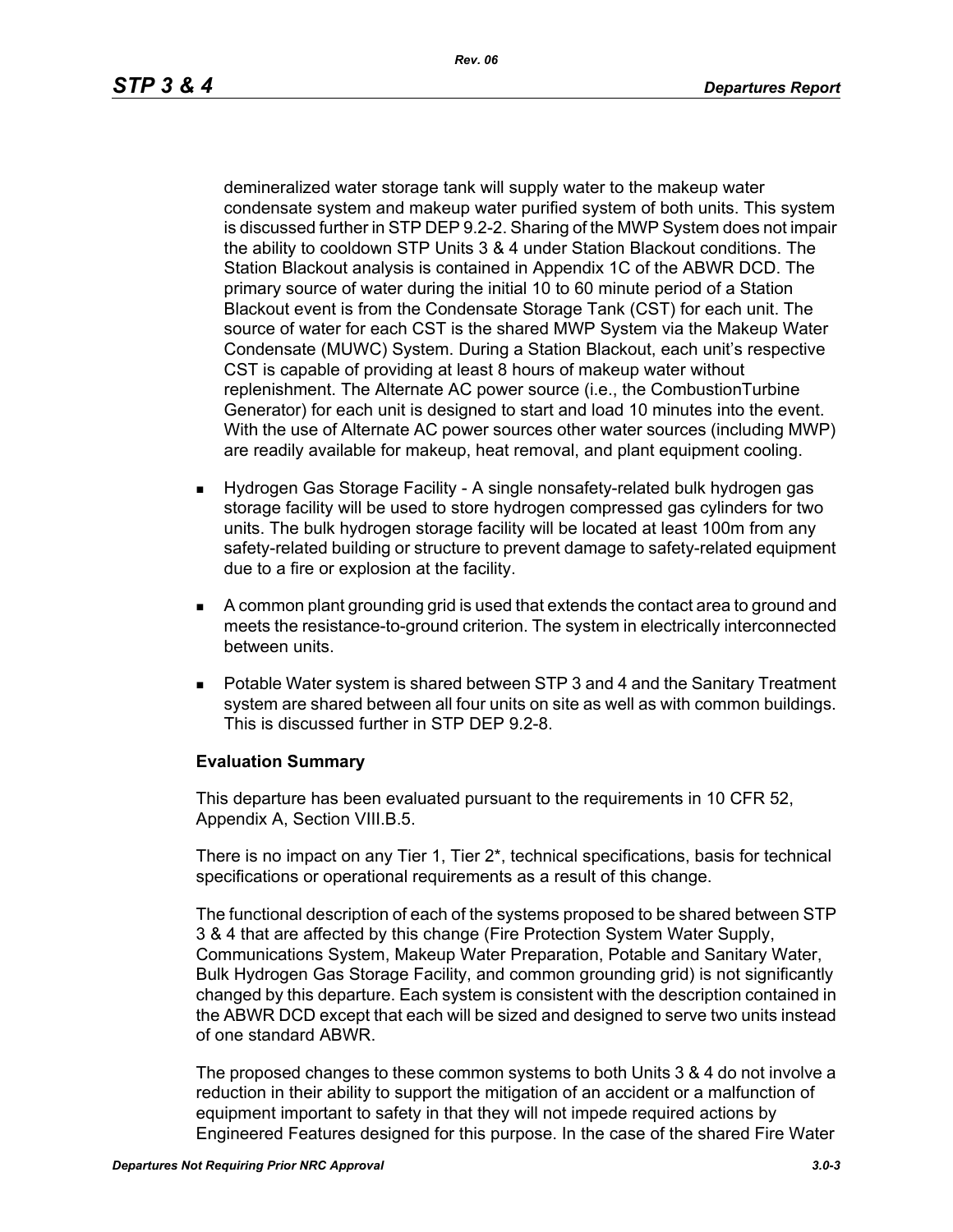demineralized water storage tank will supply water to the makeup water condensate system and makeup water purified system of both units. This system is discussed further in STP DEP 9.2-2. Sharing of the MWP System does not impair the ability to cooldown STP Units 3 & 4 under Station Blackout conditions. The Station Blackout analysis is contained in Appendix 1C of the ABWR DCD. The primary source of water during the initial 10 to 60 minute period of a Station Blackout event is from the Condensate Storage Tank (CST) for each unit. The source of water for each CST is the shared MWP System via the Makeup Water Condensate (MUWC) System. During a Station Blackout, each unit's respective CST is capable of providing at least 8 hours of makeup water without replenishment. The Alternate AC power source (i.e., the CombustionTurbine Generator) for each unit is designed to start and load 10 minutes into the event. With the use of Alternate AC power sources other water sources (including MWP) are readily available for makeup, heat removal, and plant equipment cooling.

- Hydrogen Gas Storage Facility - A single nonsafety-related bulk hydrogen gas storage facility will be used to store hydrogen compressed gas cylinders for two units. The bulk hydrogen storage facility will be located at least 100m from any safety-related building or structure to prevent damage to safety-related equipment due to a fire or explosion at the facility.
- A common plant grounding grid is used that extends the contact area to ground and meets the resistance-to-ground criterion. The system in electrically interconnected between units.
- Potable Water system is shared between STP 3 and 4 and the Sanitary Treatment system are shared between all four units on site as well as with common buildings. This is discussed further in STP DEP 9.2-8.

**Evaluation Summary**

This departure has been evaluated pursuant to the requirements in 10 CFR 52, Appendix A, Section VIII.B.5.

There is no impact on any Tier 1, Tier 2*, technical specifications, basis for technical specifications or operational requirements as a result of this change.

The functional description of each of the systems proposed to be shared between STP 3 & 4 that are affected by this change (Fire Protection System Water Supply, Communications System, Makeup Water Preparation, Potable and Sanitary Water, Bulk Hydrogen Gas Storage Facility, and common grounding grid) is not significantly changed by this departure. Each system is consistent with the description contained in the ABWR DCD except that each will be sized and designed to serve two units instead of one standard ABWR.

The proposed changes to these common systems to both Units 3 & 4 do not involve a reduction in their ability to support the mitigation of an accident or a malfunction of equipment important to safety in that they will not impede required actions by Engineered Features designed for this purpose. In the case of the shared Fire Water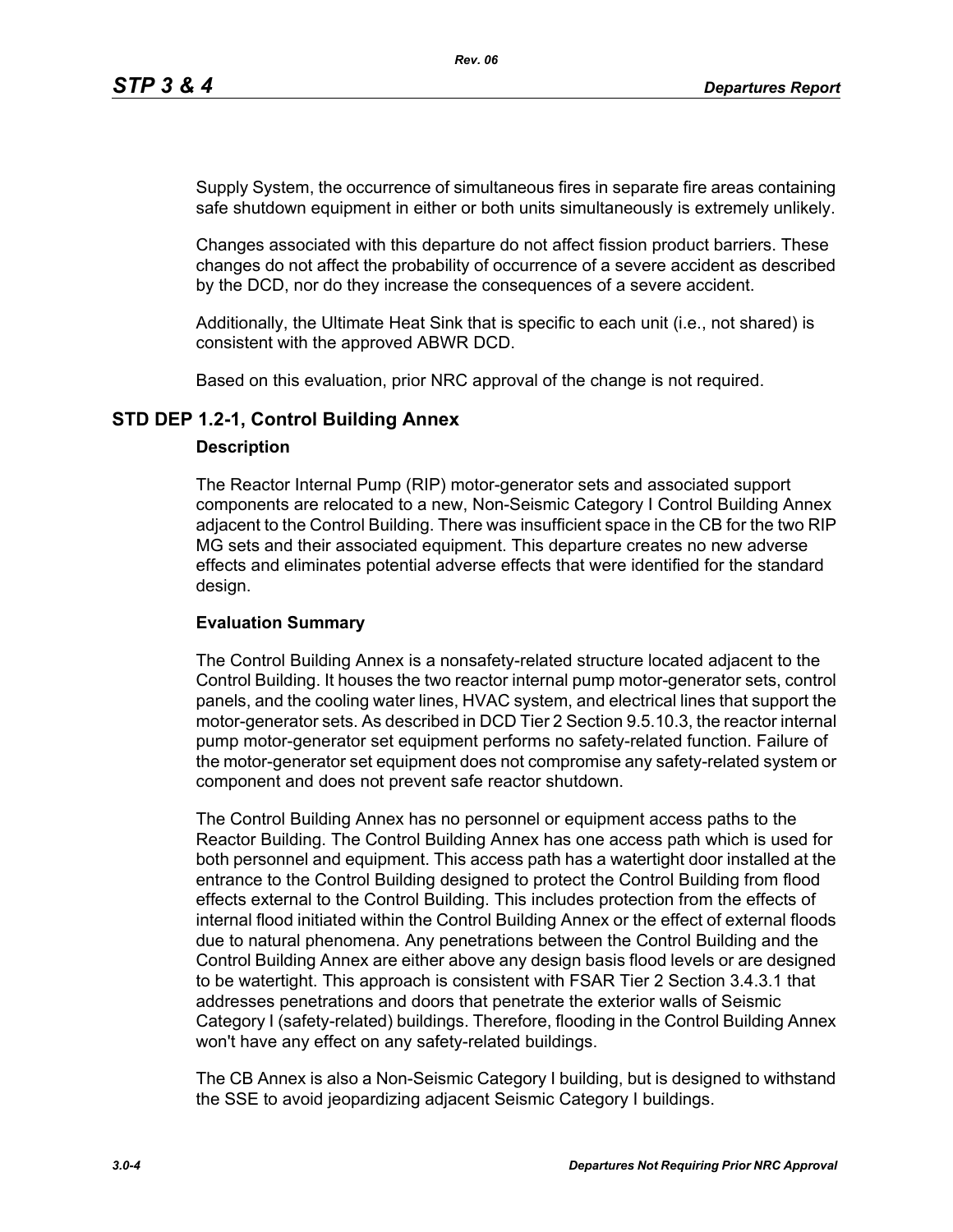Supply System, the occurrence of simultaneous fires in separate fire areas containing safe shutdown equipment in either or both units simultaneously is extremely unlikely.

Changes associated with this departure do not affect fission product barriers. These changes do not affect the probability of occurrence of a severe accident as described by the DCD, nor do they increase the consequences of a severe accident.

Additionally, the Ultimate Heat Sink that is specific to each unit (i.e., not shared) is consistent with the approved ABWR DCD.

Based on this evaluation, prior NRC approval of the change is not required.

## STD DEP 1.2-1, Control Building Annex

### Description

The Reactor Internal Pump (RIP) motor-generator sets and associated support components are relocated to a new, Non-Seismic Category I Control Building Annex adjacent to the Control Building. There was insufficient space in the CB for the two RIP MG sets and their associated equipment. This departure creates no new adverse effects and eliminates potential adverse effects that were identified for the standard design.

### Evaluation Summary

The Control Building Annex is a nonsafety-related structure located adjacent to the Control Building. It houses the two reactor internal pump motor-generator sets, control panels, and the cooling water lines, HVAC system, and electrical lines that support the motor-generator sets. As described in DCD Tier 2 Section 9.5.10.3, the reactor internal pump motor-generator set equipment performs no safety-related function. Failure of the motor-generator set equipment does not compromise any safety-related system or component and does not prevent safe reactor shutdown.

The Control Building Annex has no personnel or equipment access paths to the Reactor Building. The Control Building Annex has one access path which is used for both personnel and equipment. This access path has a watertight door installed at the entrance to the Control Building designed to protect the Control Building from flood effects external to the Control Building. This includes protection from the effects of internal flood initiated within the Control Building Annex or the effect of external floods due to natural phenomena. Any penetrations between the Control Building and the Control Building Annex are either above any design basis flood levels or are designed to be watertight. This approach is consistent with FSAR Tier 2 Section 3.4.3.1 that addresses penetrations and doors that penetrate the exterior walls of Seismic Category I (safety-related) buildings. Therefore, flooding in the Control Building Annex won't have any effect on any safety-related buildings.

The CB Annex is also a Non-Seismic Category I building, but is designed to withstand the SSE to avoid jeopardizing adjacent Seismic Category I buildings.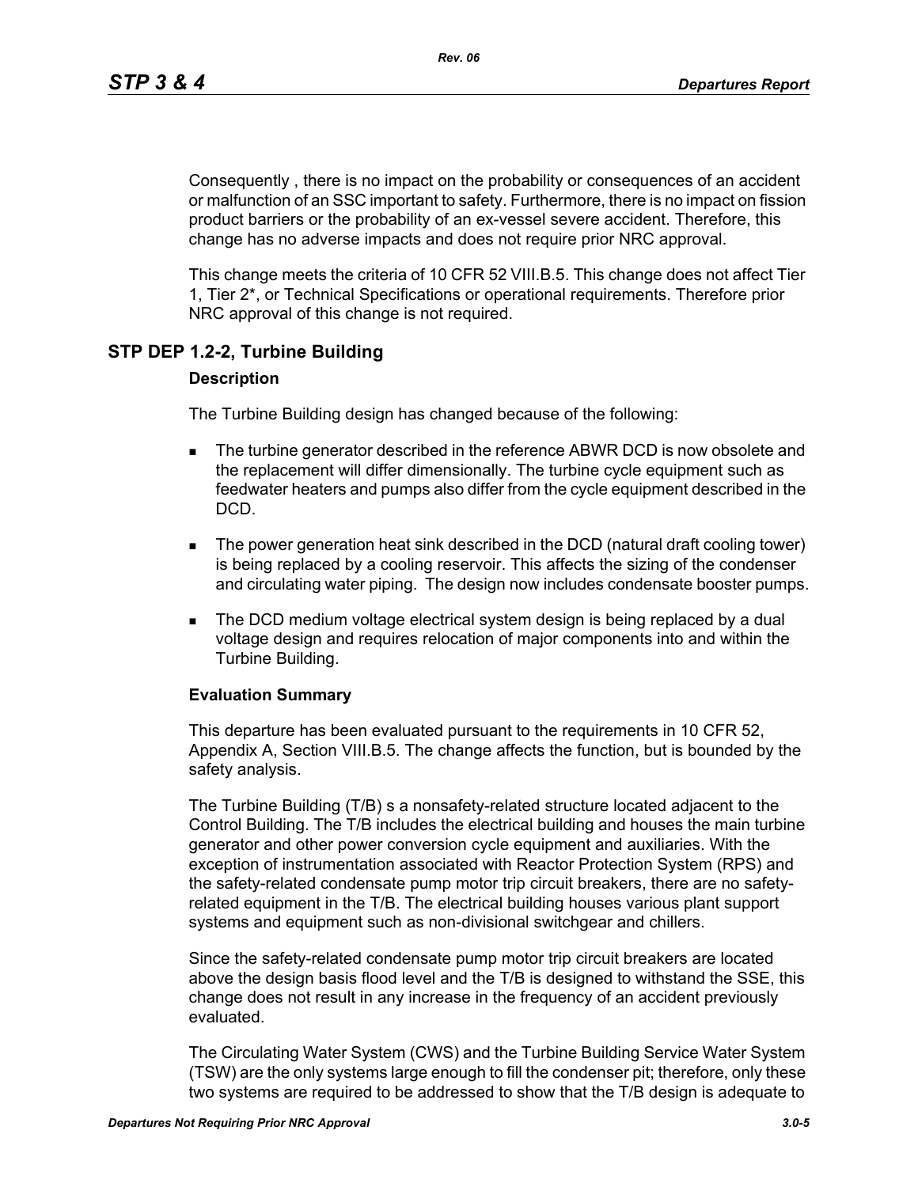Consequently , there is no impact on the probability or consequences of an accident or malfunction of an SSC important to safety. Furthermore, there is no impact on fission product barriers or the probability of an ex-vessel severe accident. Therefore, this change has no adverse impacts and does not require prior NRC approval.

This change meets the criteria of 10 CFR 52 VIII.B.5. This change does not affect Tier 1, Tier 2*, or Technical Specifications or operational requirements. Therefore prior NRC approval of this change is not required.

## STP DEP 1.2-2, Turbine Building

### Description

The Turbine Building design has changed because of the following:

- The turbine generator described in the reference ABWR DCD is now obsolete and the replacement will differ dimensionally. The turbine cycle equipment such as feedwater heaters and pumps also differ from the cycle equipment described in the DCD.
- The power generation heat sink described in the DCD (natural draft cooling tower) is being replaced by a cooling reservoir. This affects the sizing of the condenser and circulating water piping. The design now includes condensate booster pumps.
- The DCD medium voltage electrical system design is being replaced by a dual voltage design and requires relocation of major components into and within the Turbine Building.

### Evaluation Summary

This departure has been evaluated pursuant to the requirements in 10 CFR 52, Appendix A, Section VIII.B.5. The change affects the function, but is bounded by the safety analysis.

The Turbine Building (T/B) s a nonsafety-related structure located adjacent to the Control Building. The T/B includes the electrical building and houses the main turbine generator and other power conversion cycle equipment and auxiliaries. With the exception of instrumentation associated with Reactor Protection System (RPS) and the safety-related condensate pump motor trip circuit breakers, there are no safety-related equipment in the T/B. The electrical building houses various plant support systems and equipment such as non-divisional switchgear and chillers.

Since the safety-related condensate pump motor trip circuit breakers are located above the design basis flood level and the T/B is designed to withstand the SSE, this change does not result in any increase in the frequency of an accident previously evaluated.

The Circulating Water System (CWS) and the Turbine Building Service Water System (TSW) are the only systems large enough to fill the condenser pit; therefore, only these two systems are required to be addressed to show that the T/B design is adequate to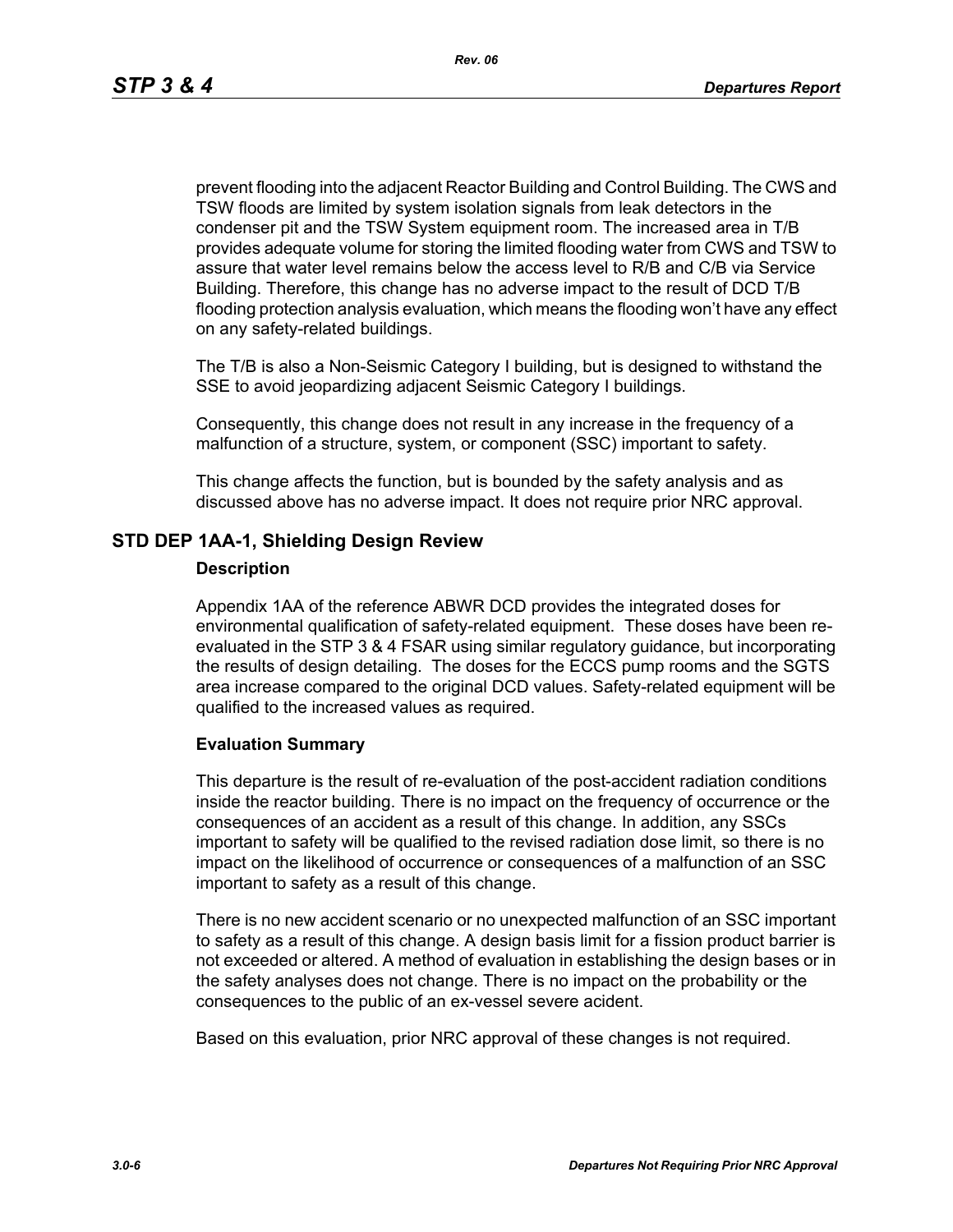prevent flooding into the adjacent Reactor Building and Control Building. The CWS and TSW floods are limited by system isolation signals from leak detectors in the condenser pit and the TSW System equipment room. The increased area in T/B provides adequate volume for storing the limited flooding water from CWS and TSW to assure that water level remains below the access level to R/B and C/B via Service Building. Therefore, this change has no adverse impact to the result of DCD T/B flooding protection analysis evaluation, which means the flooding won't have any effect on any safety-related buildings.

The T/B is also a Non-Seismic Category I building, but is designed to withstand the SSE to avoid jeopardizing adjacent Seismic Category I buildings.

Consequently, this change does not result in any increase in the frequency of a malfunction of a structure, system, or component (SSC) important to safety.

This change affects the function, but is bounded by the safety analysis and as discussed above has no adverse impact. It does not require prior NRC approval.

## STD DEP 1AA-1, Shielding Design Review

### Description

Appendix 1AA of the reference ABWR DCD provides the integrated doses for environmental qualification of safety-related equipment. These doses have been re-evaluated in the STP 3 & 4 FSAR using similar regulatory guidance, but incorporating the results of design detailing. The doses for the ECCS pump rooms and the SGTS area increase compared to the original DCD values. Safety-related equipment will be qualified to the increased values as required.

### Evaluation Summary

This departure is the result of re-evaluation of the post-accident radiation conditions inside the reactor building. There is no impact on the frequency of occurrence or the consequences of an accident as a result of this change. In addition, any SSCs important to safety will be qualified to the revised radiation dose limit, so there is no impact on the likelihood of occurrence or consequences of a malfunction of an SSC important to safety as a result of this change.

There is no new accident scenario or no unexpected malfunction of an SSC important to safety as a result of this change. A design basis limit for a fission product barrier is not exceeded or altered. A method of evaluation in establishing the design bases or in the safety analyses does not change. There is no impact on the probability or the consequences to the public of an ex-vessel severe acident.

Based on this evaluation, prior NRC approval of these changes is not required.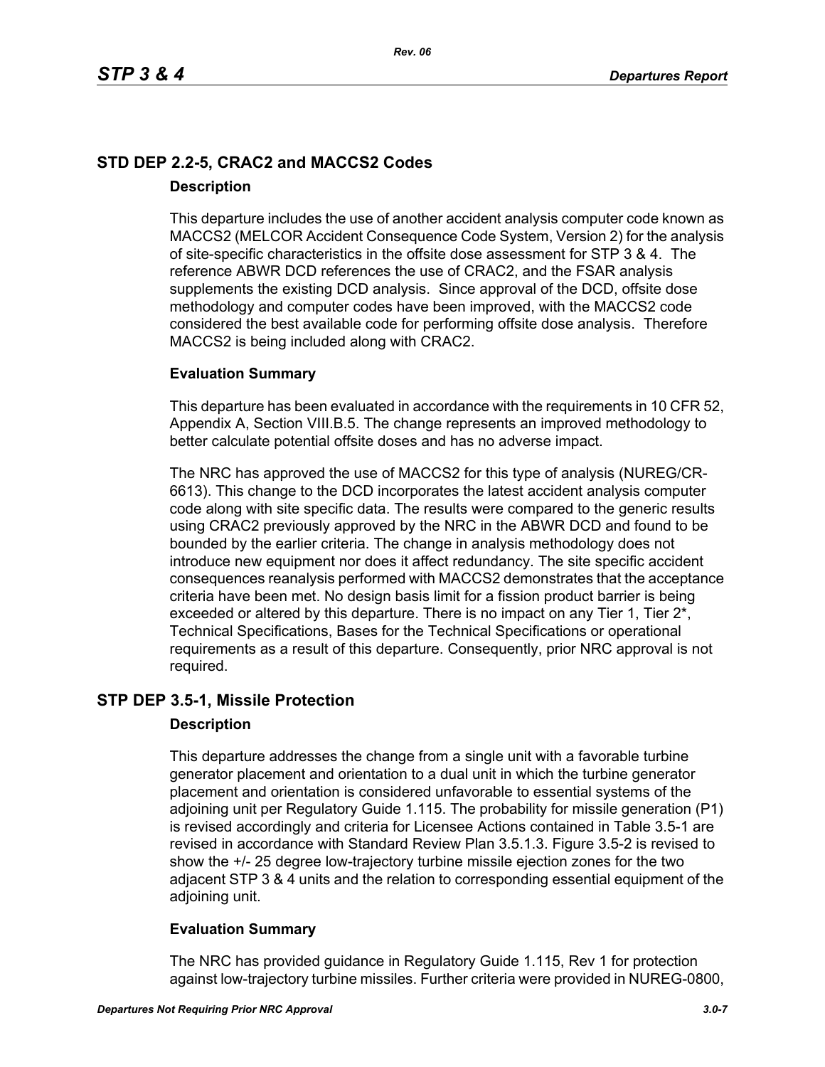## STD DEP 2.2-5, CRAC2 and MACCS2 Codes

### Description

This departure includes the use of another accident analysis computer code known as MACCS2 (MELCOR Accident Consequence Code System, Version 2) for the analysis of site-specific characteristics in the offsite dose assessment for STP 3 & 4. The reference ABWR DCD references the use of CRAC2, and the FSAR analysis supplements the existing DCD analysis. Since approval of the DCD, offsite dose methodology and computer codes have been improved, with the MACCS2 code considered the best available code for performing offsite dose analysis. Therefore MACCS2 is being included along with CRAC2.

### Evaluation Summary

This departure has been evaluated in accordance with the requirements in 10 CFR 52, Appendix A, Section VIII.B.5. The change represents an improved methodology to better calculate potential offsite doses and has no adverse impact.

The NRC has approved the use of MACCS2 for this type of analysis (NUREG/CR-6613). This change to the DCD incorporates the latest accident analysis computer code along with site specific data. The results were compared to the generic results using CRAC2 previously approved by the NRC in the ABWR DCD and found to be bounded by the earlier criteria. The change in analysis methodology does not introduce new equipment nor does it affect redundancy. The site specific accident consequences reanalysis performed with MACCS2 demonstrates that the acceptance criteria have been met. No design basis limit for a fission product barrier is being exceeded or altered by this departure. There is no impact on any Tier 1, Tier 2*, Technical Specifications, Bases for the Technical Specifications or operational requirements as a result of this departure. Consequently, prior NRC approval is not required.

## STP DEP 3.5-1, Missile Protection

### Description

This departure addresses the change from a single unit with a favorable turbine generator placement and orientation to a dual unit in which the turbine generator placement and orientation is considered unfavorable to essential systems of the adjoining unit per Regulatory Guide 1.115. The probability for missile generation (P1) is revised accordingly and criteria for Licensee Actions contained in Table 3.5-1 are revised in accordance with Standard Review Plan 3.5.1.3. Figure 3.5-2 is revised to show the +/- 25 degree low-trajectory turbine missile ejection zones for the two adjacent STP 3 & 4 units and the relation to corresponding essential equipment of the adjoining unit.

### Evaluation Summary

The NRC has provided guidance in Regulatory Guide 1.115, Rev 1 for protection against low-trajectory turbine missiles. Further criteria were provided in NUREG-0800,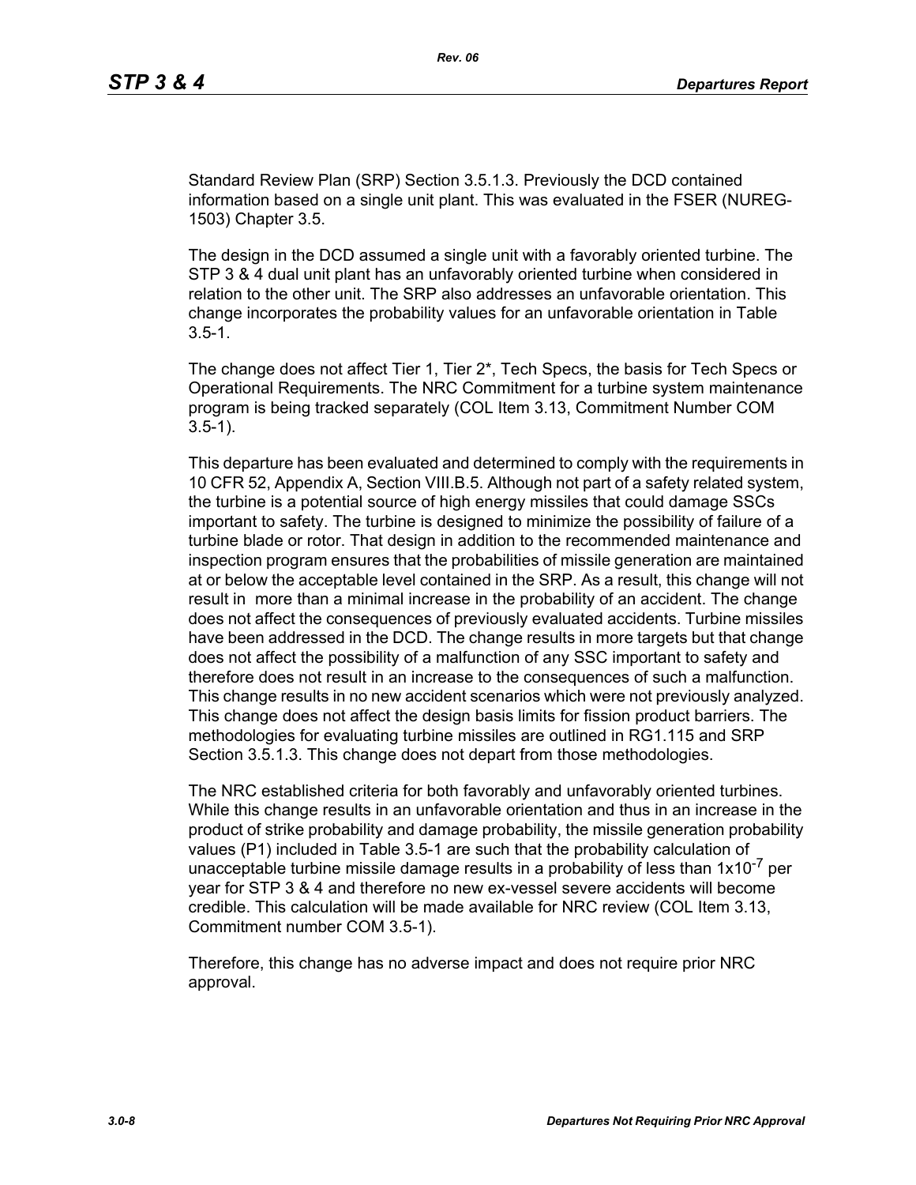Standard Review Plan (SRP) Section 3.5.1.3. Previously the DCD contained information based on a single unit plant. This was evaluated in the FSER (NUREG-1503) Chapter 3.5.

The design in the DCD assumed a single unit with a favorably oriented turbine. The STP 3 & 4 dual unit plant has an unfavorably oriented turbine when considered in relation to the other unit. The SRP also addresses an unfavorable orientation. This change incorporates the probability values for an unfavorable orientation in Table 3.5-1.

The change does not affect Tier 1, Tier 2*, Tech Specs, the basis for Tech Specs or Operational Requirements. The NRC Commitment for a turbine system maintenance program is being tracked separately (COL Item 3.13, Commitment Number COM 3.5-1).

This departure has been evaluated and determined to comply with the requirements in 10 CFR 52, Appendix A, Section VIII.B.5. Although not part of a safety related system, the turbine is a potential source of high energy missiles that could damage SSCs important to safety. The turbine is designed to minimize the possibility of failure of a turbine blade or rotor. That design in addition to the recommended maintenance and inspection program ensures that the probabilities of missile generation are maintained at or below the acceptable level contained in the SRP. As a result, this change will not result in more than a minimal increase in the probability of an accident. The change does not affect the consequences of previously evaluated accidents. Turbine missiles have been addressed in the DCD. The change results in more targets but that change does not affect the possibility of a malfunction of any SSC important to safety and therefore does not result in an increase to the consequences of such a malfunction. This change results in no new accident scenarios which were not previously analyzed. This change does not affect the design basis limits for fission product barriers. The methodologies for evaluating turbine missiles are outlined in RG1.115 and SRP Section 3.5.1.3. This change does not depart from those methodologies.

The NRC established criteria for both favorably and unfavorably oriented turbines. While this change results in an unfavorable orientation and thus in an increase in the product of strike probability and damage probability, the missile generation probability values (P1) included in Table 3.5-1 are such that the probability calculation of unacceptable turbine missile damage results in a probability of less than $1x10^{-7}$ per year for STP 3 & 4 and therefore no new ex-vessel severe accidents will become credible. This calculation will be made available for NRC review (COL Item 3.13, Commitment number COM 3.5-1).

Therefore, this change has no adverse impact and does not require prior NRC approval.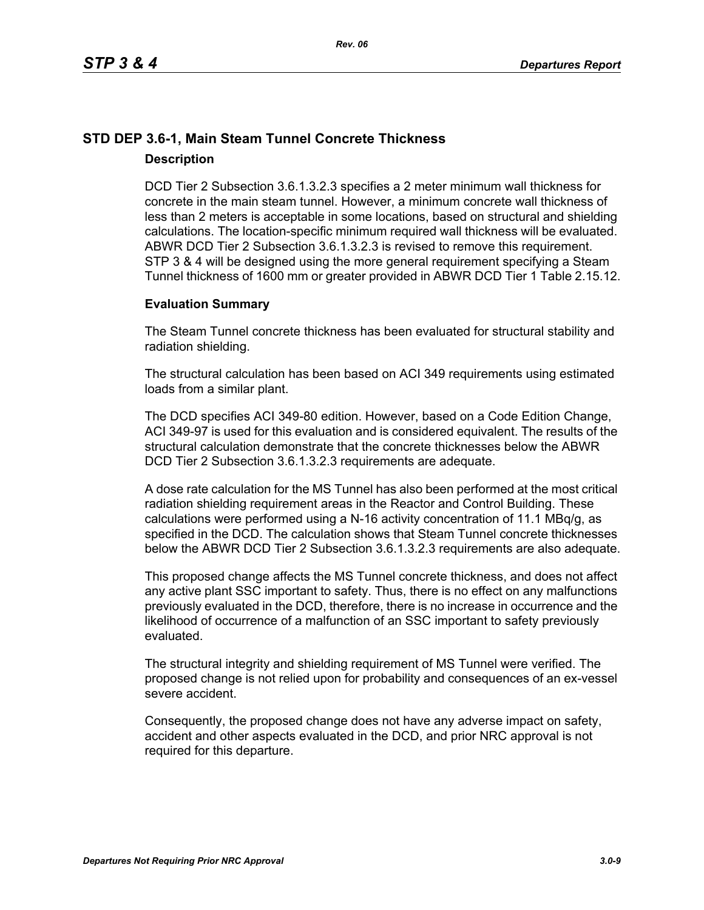## STD DEP 3.6-1, Main Steam Tunnel Concrete Thickness

### Description

DCD Tier 2 Subsection 3.6.1.3.2.3 specifies a 2 meter minimum wall thickness for concrete in the main steam tunnel. However, a minimum concrete wall thickness of less than 2 meters is acceptable in some locations, based on structural and shielding calculations. The location-specific minimum required wall thickness will be evaluated. ABWR DCD Tier 2 Subsection 3.6.1.3.2.3 is revised to remove this requirement. STP 3 & 4 will be designed using the more general requirement specifying a Steam Tunnel thickness of 1600 mm or greater provided in ABWR DCD Tier 1 Table 2.15.12.

### Evaluation Summary

The Steam Tunnel concrete thickness has been evaluated for structural stability and radiation shielding.

The structural calculation has been based on ACI 349 requirements using estimated loads from a similar plant.

The DCD specifies ACI 349-80 edition. However, based on a Code Edition Change, ACI 349-97 is used for this evaluation and is considered equivalent. The results of the structural calculation demonstrate that the concrete thicknesses below the ABWR DCD Tier 2 Subsection 3.6.1.3.2.3 requirements are adequate.

A dose rate calculation for the MS Tunnel has also been performed at the most critical radiation shielding requirement areas in the Reactor and Control Building. These calculations were performed using a N-16 activity concentration of 11.1 MBq/g, as specified in the DCD. The calculation shows that Steam Tunnel concrete thicknesses below the ABWR DCD Tier 2 Subsection 3.6.1.3.2.3 requirements are also adequate.

This proposed change affects the MS Tunnel concrete thickness, and does not affect any active plant SSC important to safety. Thus, there is no effect on any malfunctions previously evaluated in the DCD, therefore, there is no increase in occurrence and the likelihood of occurrence of a malfunction of an SSC important to safety previously evaluated.

The structural integrity and shielding requirement of MS Tunnel were verified. The proposed change is not relied upon for probability and consequences of an ex-vessel severe accident.

Consequently, the proposed change does not have any adverse impact on safety, accident and other aspects evaluated in the DCD, and prior NRC approval is not required for this departure.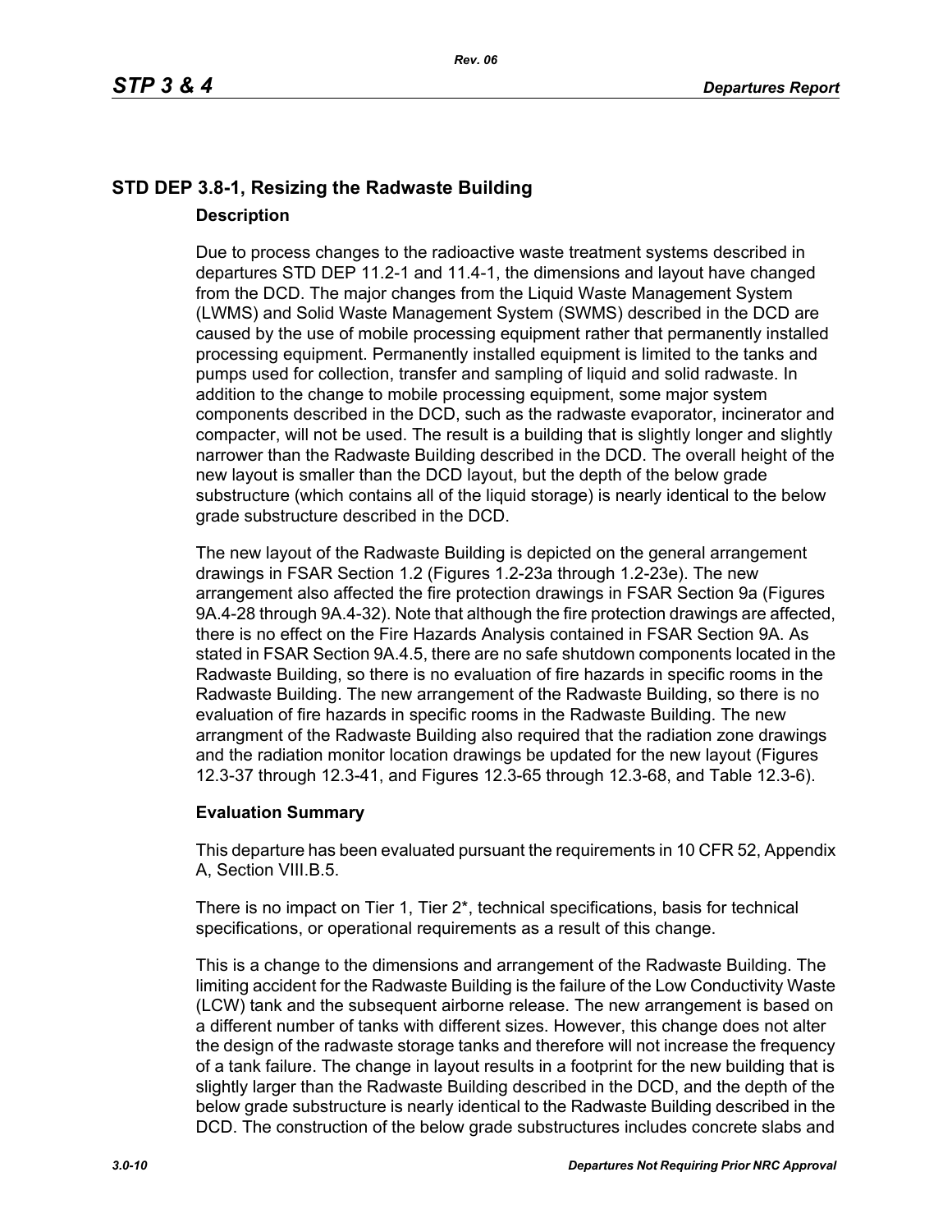## STD DEP 3.8-1, Resizing the Radwaste Building

### Description

Due to process changes to the radioactive waste treatment systems described in departures STD DEP 11.2-1 and 11.4-1, the dimensions and layout have changed from the DCD. The major changes from the Liquid Waste Management System (LWMS) and Solid Waste Management System (SWMS) described in the DCD are caused by the use of mobile processing equipment rather that permanently installed processing equipment. Permanently installed equipment is limited to the tanks and pumps used for collection, transfer and sampling of liquid and solid radwaste. In addition to the change to mobile processing equipment, some major system components described in the DCD, such as the radwaste evaporator, incinerator and compacter, will not be used. The result is a building that is slightly longer and slightly narrower than the Radwaste Building described in the DCD. The overall height of the new layout is smaller than the DCD layout, but the depth of the below grade substructure (which contains all of the liquid storage) is nearly identical to the below grade substructure described in the DCD.

The new layout of the Radwaste Building is depicted on the general arrangement drawings in FSAR Section 1.2 (Figures 1.2-23a through 1.2-23e). The new arrangement also affected the fire protection drawings in FSAR Section 9a (Figures 9A.4-28 through 9A.4-32). Note that although the fire protection drawings are affected, there is no effect on the Fire Hazards Analysis contained in FSAR Section 9A. As stated in FSAR Section 9A.4.5, there are no safe shutdown components located in the Radwaste Building, so there is no evaluation of fire hazards in specific rooms in the Radwaste Building. The new arrangement of the Radwaste Building, so there is no evaluation of fire hazards in specific rooms in the Radwaste Building. The new arrangment of the Radwaste Building also required that the radiation zone drawings and the radiation monitor location drawings be updated for the new layout (Figures 12.3-37 through 12.3-41, and Figures 12.3-65 through 12.3-68, and Table 12.3-6).

### Evaluation Summary

This departure has been evaluated pursuant the requirements in 10 CFR 52, Appendix A, Section VIII.B.5.

There is no impact on Tier 1, Tier 2*, technical specifications, basis for technical specifications, or operational requirements as a result of this change.

This is a change to the dimensions and arrangement of the Radwaste Building. The limiting accident for the Radwaste Building is the failure of the Low Conductivity Waste (LCW) tank and the subsequent airborne release. The new arrangement is based on a different number of tanks with different sizes. However, this change does not alter the design of the radwaste storage tanks and therefore will not increase the frequency of a tank failure. The change in layout results in a footprint for the new building that is slightly larger than the Radwaste Building described in the DCD, and the depth of the below grade substructure is nearly identical to the Radwaste Building described in the DCD. The construction of the below grade substructures includes concrete slabs and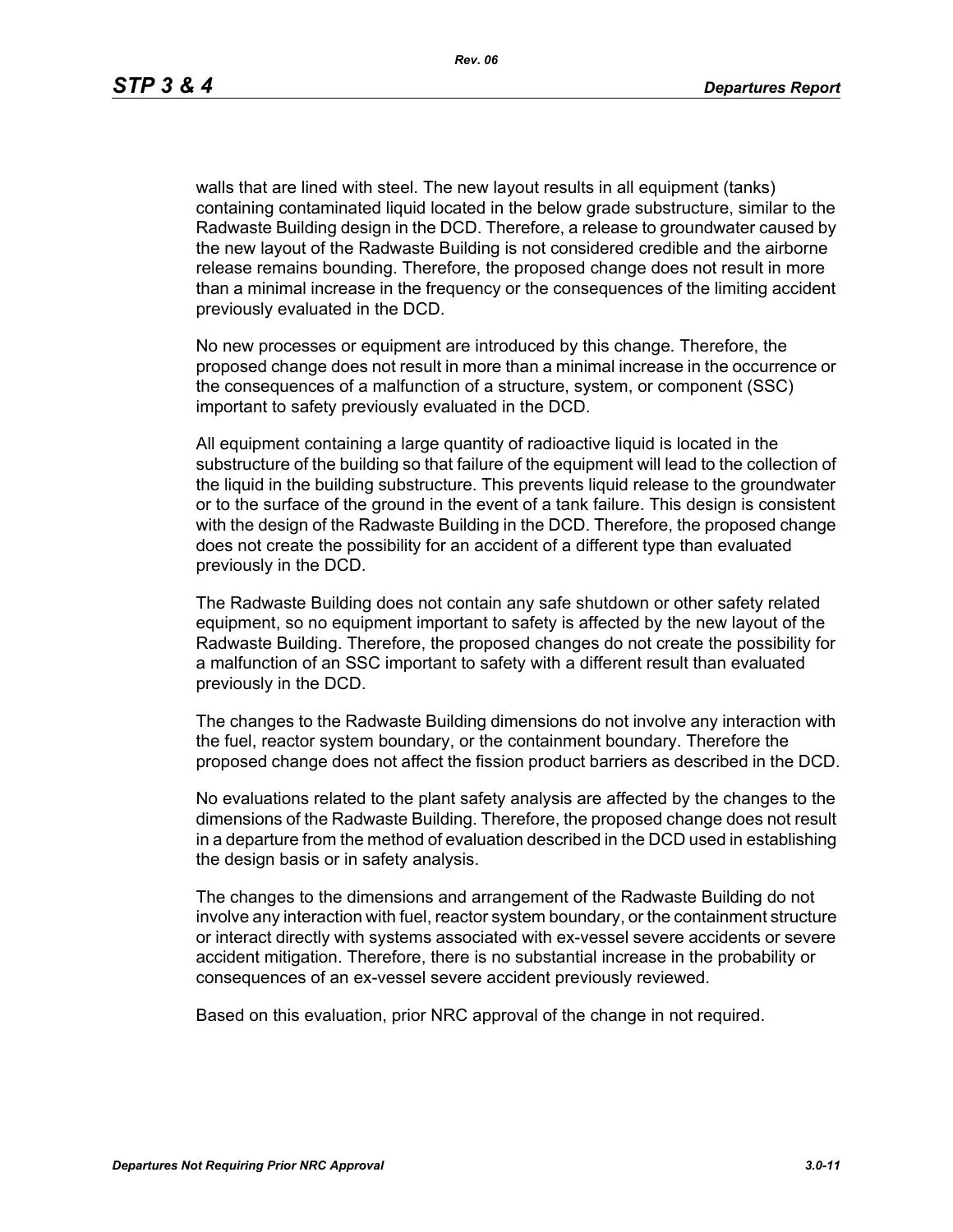walls that are lined with steel. The new layout results in all equipment (tanks) containing contaminated liquid located in the below grade substructure, similar to the Radwaste Building design in the DCD. Therefore, a release to groundwater caused by the new layout of the Radwaste Building is not considered credible and the airborne release remains bounding. Therefore, the proposed change does not result in more than a minimal increase in the frequency or the consequences of the limiting accident previously evaluated in the DCD.

No new processes or equipment are introduced by this change. Therefore, the proposed change does not result in more than a minimal increase in the occurrence or the consequences of a malfunction of a structure, system, or component (SSC) important to safety previously evaluated in the DCD.

All equipment containing a large quantity of radioactive liquid is located in the substructure of the building so that failure of the equipment will lead to the collection of the liquid in the building substructure. This prevents liquid release to the groundwater or to the surface of the ground in the event of a tank failure. This design is consistent with the design of the Radwaste Building in the DCD. Therefore, the proposed change does not create the possibility for an accident of a different type than evaluated previously in the DCD.

The Radwaste Building does not contain any safe shutdown or other safety related equipment, so no equipment important to safety is affected by the new layout of the Radwaste Building. Therefore, the proposed changes do not create the possibility for a malfunction of an SSC important to safety with a different result than evaluated previously in the DCD.

The changes to the Radwaste Building dimensions do not involve any interaction with the fuel, reactor system boundary, or the containment boundary. Therefore the proposed change does not affect the fission product barriers as described in the DCD.

No evaluations related to the plant safety analysis are affected by the changes to the dimensions of the Radwaste Building. Therefore, the proposed change does not result in a departure from the method of evaluation described in the DCD used in establishing the design basis or in safety analysis.

The changes to the dimensions and arrangement of the Radwaste Building do not involve any interaction with fuel, reactor system boundary, or the containment structure or interact directly with systems associated with ex-vessel severe accidents or severe accident mitigation. Therefore, there is no substantial increase in the probability or consequences of an ex-vessel severe accident previously reviewed.

Based on this evaluation, prior NRC approval of the change in not required.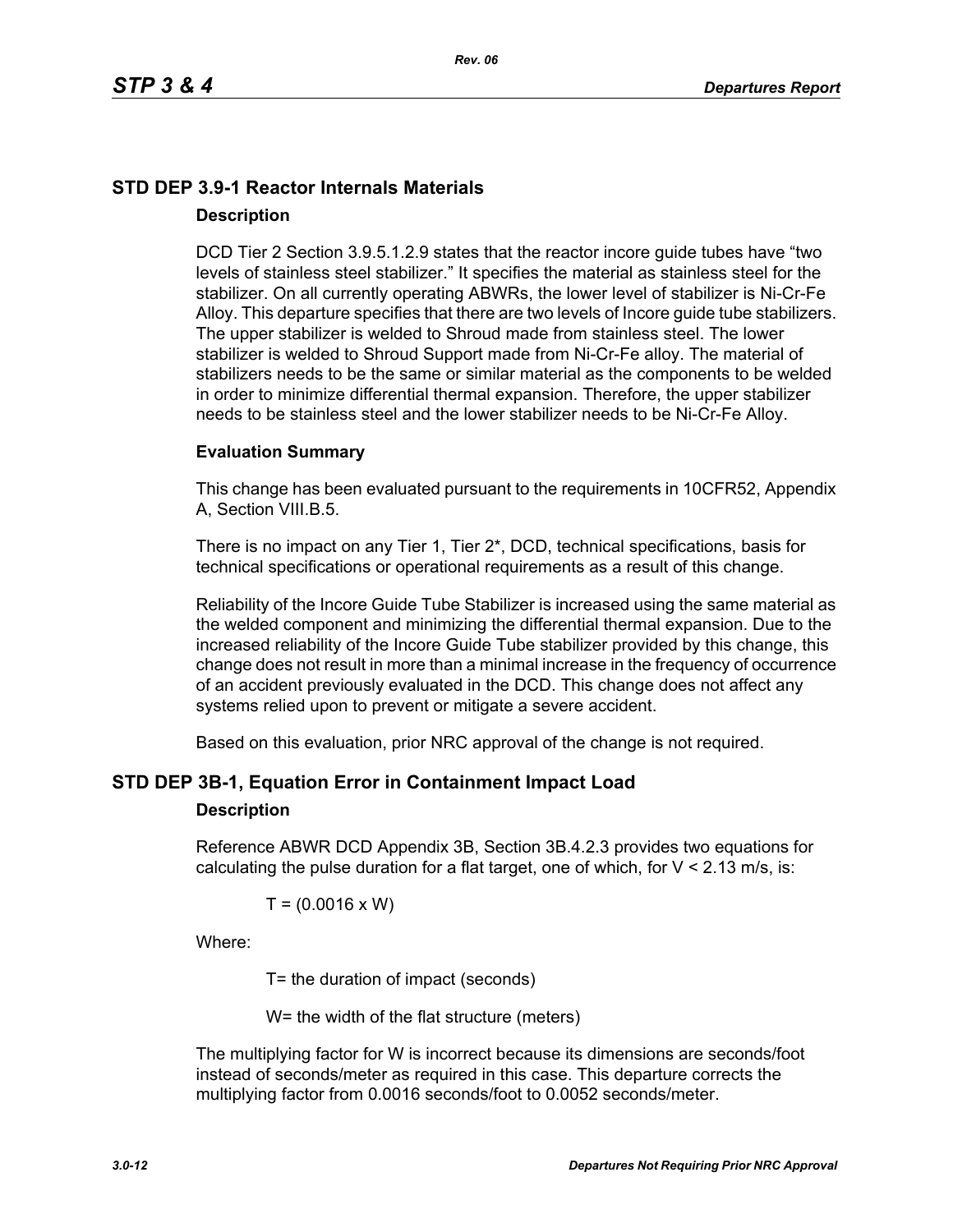## STD DEP 3.9-1 Reactor Internals Materials

### Description

DCD Tier 2 Section 3.9.5.1.2.9 states that the reactor incore guide tubes have "two levels of stainless steel stabilizer." It specifies the material as stainless steel for the stabilizer. On all currently operating ABWRs, the lower level of stabilizer is Ni-Cr-Fe Alloy. This departure specifies that there are two levels of Incore guide tube stabilizers. The upper stabilizer is welded to Shroud made from stainless steel. The lower stabilizer is welded to Shroud Support made from Ni-Cr-Fe alloy. The material of stabilizers needs to be the same or similar material as the components to be welded in order to minimize differential thermal expansion. Therefore, the upper stabilizer needs to be stainless steel and the lower stabilizer needs to be Ni-Cr-Fe Alloy.

### Evaluation Summary

This change has been evaluated pursuant to the requirements in 10CFR52, Appendix A, Section VIII.B.5.

There is no impact on any Tier 1, Tier 2*, DCD, technical specifications, basis for technical specifications or operational requirements as a result of this change.

Reliability of the Incore Guide Tube Stabilizer is increased using the same material as the welded component and minimizing the differential thermal expansion. Due to the increased reliability of the Incore Guide Tube stabilizer provided by this change, this change does not result in more than a minimal increase in the frequency of occurrence of an accident previously evaluated in the DCD. This change does not affect any systems relied upon to prevent or mitigate a severe accident.

Based on this evaluation, prior NRC approval of the change is not required.

## STD DEP 3B-1, Equation Error in Containment Impact Load

### Description

Reference ABWR DCD Appendix 3B, Section 3B.4.2.3 provides two equations for calculating the pulse duration for a flat target, one of which, for $V < 2.13$ m/s, is:

$$T = (0.0016 \times W)$$

Where:

T= the duration of impact (seconds)

W= the width of the flat structure (meters)

The multiplying factor for W is incorrect because its dimensions are seconds/foot instead of seconds/meter as required in this case. This departure corrects the multiplying factor from 0.0016 seconds/foot to 0.0052 seconds/meter.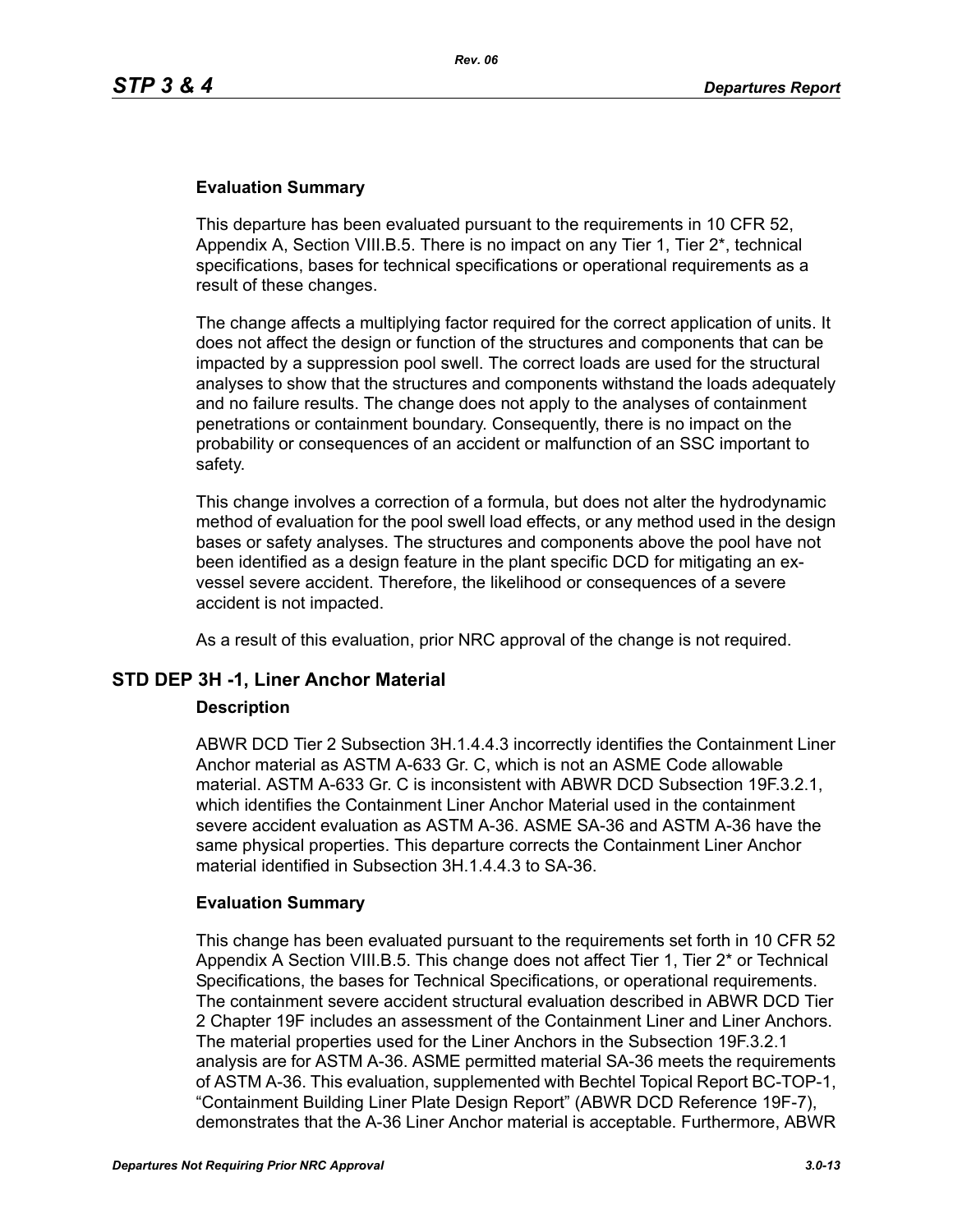**Evaluation Summary**

This departure has been evaluated pursuant to the requirements in 10 CFR 52, Appendix A, Section VIII.B.5. There is no impact on any Tier 1, Tier 2*, technical specifications, bases for technical specifications or operational requirements as a result of these changes.

The change affects a multiplying factor required for the correct application of units. It does not affect the design or function of the structures and components that can be impacted by a suppression pool swell. The correct loads are used for the structural analyses to show that the structures and components withstand the loads adequately and no failure results. The change does not apply to the analyses of containment penetrations or containment boundary. Consequently, there is no impact on the probability or consequences of an accident or malfunction of an SSC important to safety.

This change involves a correction of a formula, but does not alter the hydrodynamic method of evaluation for the pool swell load effects, or any method used in the design bases or safety analyses. The structures and components above the pool have not been identified as a design feature in the plant specific DCD for mitigating an ex-vessel severe accident. Therefore, the likelihood or consequences of a severe accident is not impacted.

As a result of this evaluation, prior NRC approval of the change is not required.

## STD DEP 3H -1, Liner Anchor Material

**Description**

ABWR DCD Tier 2 Subsection 3H.1.4.4.3 incorrectly identifies the Containment Liner Anchor material as ASTM A-633 Gr. C, which is not an ASME Code allowable material. ASTM A-633 Gr. C is inconsistent with ABWR DCD Subsection 19F.3.2.1, which identifies the Containment Liner Anchor Material used in the containment severe accident evaluation as ASTM A-36. ASME SA-36 and ASTM A-36 have the same physical properties. This departure corrects the Containment Liner Anchor material identified in Subsection 3H.1.4.4.3 to SA-36.

**Evaluation Summary**

This change has been evaluated pursuant to the requirements set forth in 10 CFR 52 Appendix A Section VIII.B.5. This change does not affect Tier 1, Tier 2* or Technical Specifications, the bases for Technical Specifications, or operational requirements. The containment severe accident structural evaluation described in ABWR DCD Tier 2 Chapter 19F includes an assessment of the Containment Liner and Liner Anchors. The material properties used for the Liner Anchors in the Subsection 19F.3.2.1 analysis are for ASTM A-36. ASME permitted material SA-36 meets the requirements of ASTM A-36. This evaluation, supplemented with Bechtel Topical Report BC-TOP-1, “Containment Building Liner Plate Design Report” (ABWR DCD Reference 19F-7), demonstrates that the A-36 Liner Anchor material is acceptable. Furthermore, ABWR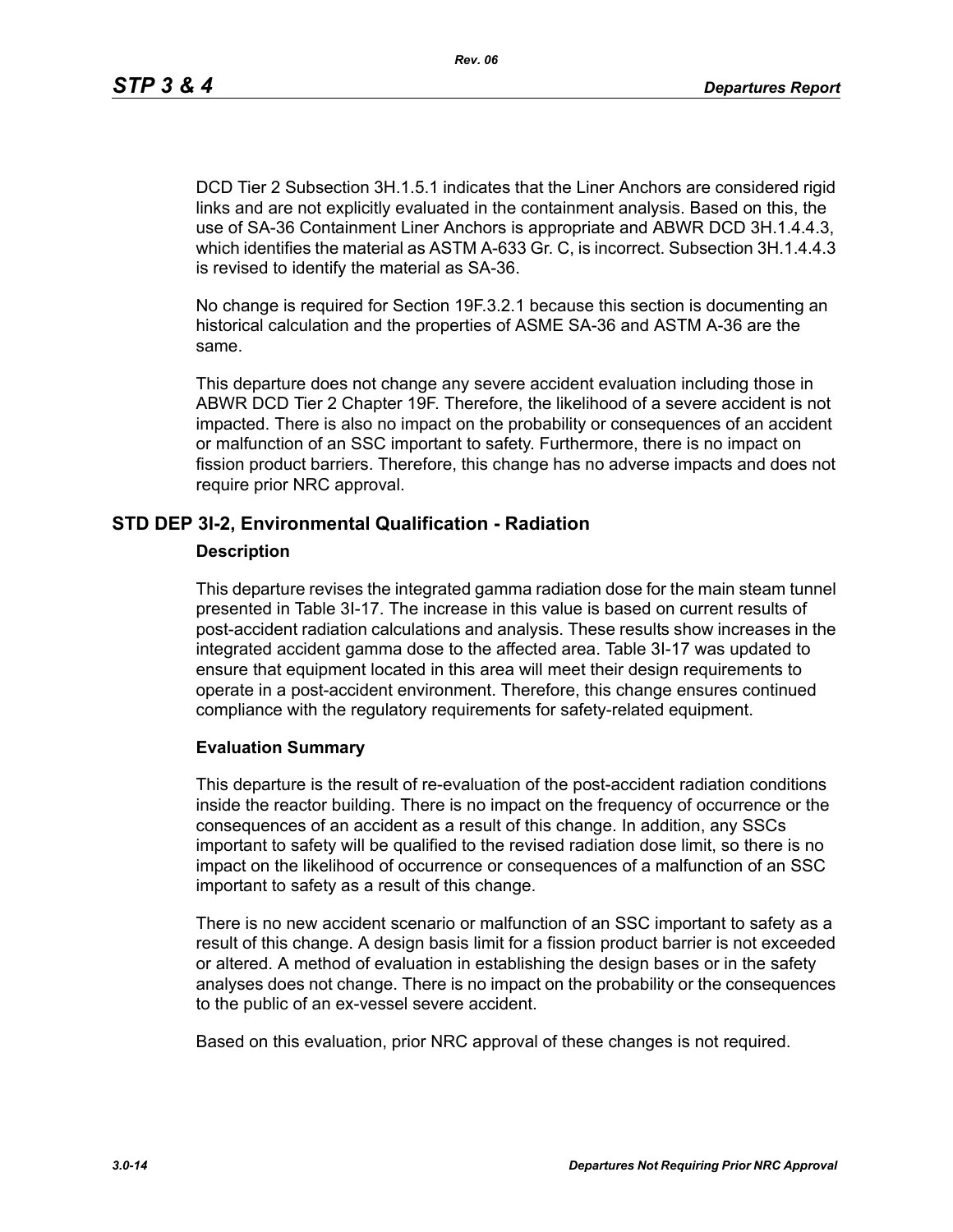DCD Tier 2 Subsection 3H.1.5.1 indicates that the Liner Anchors are considered rigid links and are not explicitly evaluated in the containment analysis. Based on this, the use of SA-36 Containment Liner Anchors is appropriate and ABWR DCD 3H.1.4.4.3, which identifies the material as ASTM A-633 Gr. C, is incorrect. Subsection 3H.1.4.4.3 is revised to identify the material as SA-36.

No change is required for Section 19F.3.2.1 because this section is documenting an historical calculation and the properties of ASME SA-36 and ASTM A-36 are the same.

This departure does not change any severe accident evaluation including those in ABWR DCD Tier 2 Chapter 19F. Therefore, the likelihood of a severe accident is not impacted. There is also no impact on the probability or consequences of an accident or malfunction of an SSC important to safety. Furthermore, there is no impact on fission product barriers. Therefore, this change has no adverse impacts and does not require prior NRC approval.

## STD DEP 3I-2, Environmental Qualification - Radiation

### Description

This departure revises the integrated gamma radiation dose for the main steam tunnel presented in Table 3I-17. The increase in this value is based on current results of post-accident radiation calculations and analysis. These results show increases in the integrated accident gamma dose to the affected area. Table 3I-17 was updated to ensure that equipment located in this area will meet their design requirements to operate in a post-accident environment. Therefore, this change ensures continued compliance with the regulatory requirements for safety-related equipment.

### Evaluation Summary

This departure is the result of re-evaluation of the post-accident radiation conditions inside the reactor building. There is no impact on the frequency of occurrence or the consequences of an accident as a result of this change. In addition, any SSCs important to safety will be qualified to the revised radiation dose limit, so there is no impact on the likelihood of occurrence or consequences of a malfunction of an SSC important to safety as a result of this change.

There is no new accident scenario or malfunction of an SSC important to safety as a result of this change. A design basis limit for a fission product barrier is not exceeded or altered. A method of evaluation in establishing the design bases or in the safety analyses does not change. There is no impact on the probability or the consequences to the public of an ex-vessel severe accident.

Based on this evaluation, prior NRC approval of these changes is not required.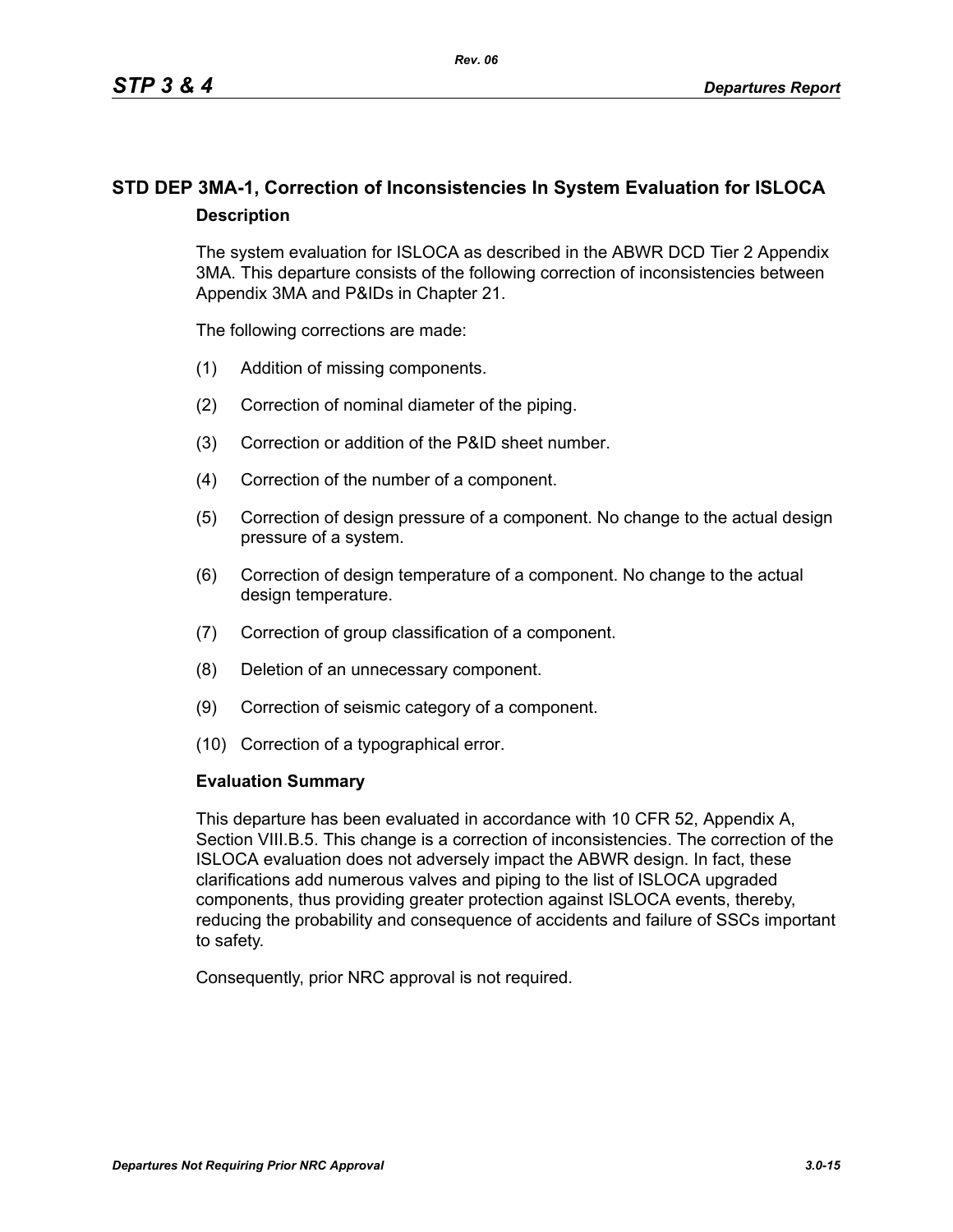## STD DEP 3MA-1, Correction of Inconsistencies In System Evaluation for ISLOCA

### Description

The system evaluation for ISLOCA as described in the ABWR DCD Tier 2 Appendix 3MA. This departure consists of the following correction of inconsistencies between Appendix 3MA and P&IDs in Chapter 21.

The following corrections are made:

(1) Addition of missing components.

(2) Correction of nominal diameter of the piping.

(3) Correction or addition of the P&ID sheet number.

(4) Correction of the number of a component.

(5) Correction of design pressure of a component. No change to the actual design pressure of a system.

(6) Correction of design temperature of a component. No change to the actual design temperature.

(7) Correction of group classification of a component.

(8) Deletion of an unnecessary component.

(9) Correction of seismic category of a component.

(10) Correction of a typographical error.

### Evaluation Summary

This departure has been evaluated in accordance with 10 CFR 52, Appendix A, Section VIII.B.5. This change is a correction of inconsistencies. The correction of the ISLOCA evaluation does not adversely impact the ABWR design. In fact, these clarifications add numerous valves and piping to the list of ISLOCA upgraded components, thus providing greater protection against ISLOCA events, thereby, reducing the probability and consequence of accidents and failure of SSCs important to safety.

Consequently, prior NRC approval is not required.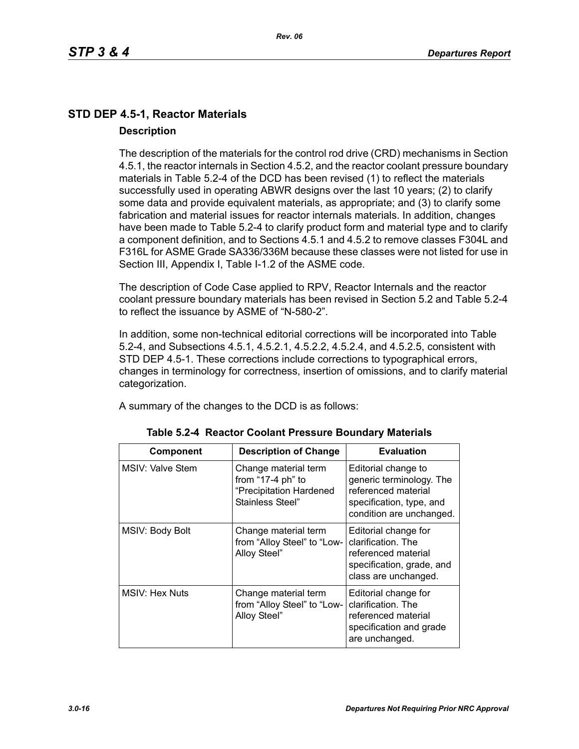## STD DEP 4.5-1, Reactor Materials

### Description

The description of the materials for the control rod drive (CRD) mechanisms in Section 4.5.1, the reactor internals in Section 4.5.2, and the reactor coolant pressure boundary materials in Table 5.2-4 of the DCD has been revised (1) to reflect the materials successfully used in operating ABWR designs over the last 10 years; (2) to clarify some data and provide equivalent materials, as appropriate; and (3) to clarify some fabrication and material issues for reactor internals materials. In addition, changes have been made to Table 5.2-4 to clarify product form and material type and to clarify a component definition, and to Sections 4.5.1 and 4.5.2 to remove classes F304L and F316L for ASME Grade SA336/336M because these classes were not listed for use in Section III, Appendix I, Table I-1.2 of the ASME code.

The description of Code Case applied to RPV, Reactor Internals and the reactor coolant pressure boundary materials has been revised in Section 5.2 and Table 5.2-4 to reflect the issuance by ASME of "N-580-2".

In addition, some non-technical editorial corrections will be incorporated into Table 5.2-4, and Subsections 4.5.1, 4.5.2.1, 4.5.2.2, 4.5.2.4, and 4.5.2.5, consistent with STD DEP 4.5-1. These corrections include corrections to typographical errors, changes in terminology for correctness, insertion of omissions, and to clarify material categorization.

A summary of the changes to the DCD is as follows:

**Table 5.2-4 Reactor Coolant Pressure Boundary Materials**

| Component | Description of Change | Evaluation |
|---|---|---|
| MSIV: Valve Stem | Change material term from "17-4 ph" to "Precipitation Hardened Stainless Steel" | Editorial change to generic terminology. The referenced material specification, type, and condition are unchanged. |
| MSIV: Body Bolt | Change material term from "Alloy Steel" to "Low-Alloy Steel" | Editorial change for clarification. The referenced material specification, grade, and class are unchanged. |
| MSIV: Hex Nuts | Change material term from "Alloy Steel" to "Low-Alloy Steel" | Editorial change for clarification. The referenced material specification and grade are unchanged. |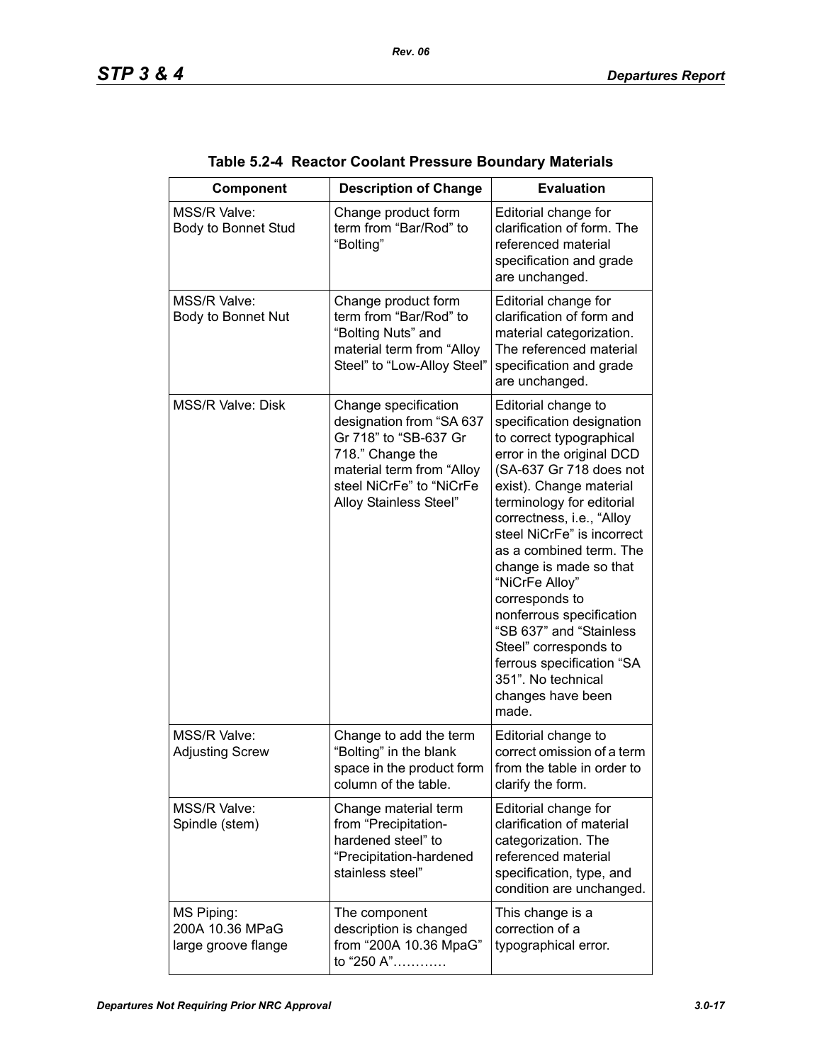**Table 5.2-4 Reactor Coolant Pressure Boundary Materials**

| Component | Description of Change | Evaluation |
|---|---|---|
| MSS/R Valve: Body to Bonnet Stud | Change product form term from “Bar/Rod” to “Bolting” | Editorial change for clarification of form. The referenced material specification and grade are unchanged. |
| MSS/R Valve: Body to Bonnet Nut | Change product form term from “Bar/Rod” to “Bolting Nuts” and material term from “Alloy Steel” to “Low-Alloy Steel” | Editorial change for clarification of form and material categorization. The referenced material specification and grade are unchanged. |
| MSS/R Valve: Disk | Change specification designation from “SA 637 Gr 718” to “SB-637 Gr 718.” Change the material term from “Alloy steel NiCrFe” to “NiCrFe Alloy Stainless Steel” | Editorial change to specification designation to correct typographical error in the original DCD (SA-637 Gr 718 does not exist). Change material terminology for editorial correctness, i.e., “Alloy steel NiCrFe” is incorrect as a combined term. The change is made so that “NiCrFe Alloy” corresponds to nonferrous specification “SB 637” and “Stainless Steel” corresponds to ferrous specification “SA 351”. No technical changes have been made. |
| MSS/R Valve: Adjusting Screw | Change to add the term “Bolting” in the blank space in the product form column of the table. | Editorial change to correct omission of a term from the table in order to clarify the form. |
| MSS/R Valve: Spindle (stem) | Change material term from “Precipitation-hardened steel” to “Precipitation-hardened stainless steel” | Editorial change for clarification of material categorization. The referenced material specification, type, and condition are unchanged. |
| MS Piping: 200A 10.36 MPaG large groove flange | The component description is changed from “200A 10.36 MpaG” to “250 A”………… | This change is a correction of a typographical error. |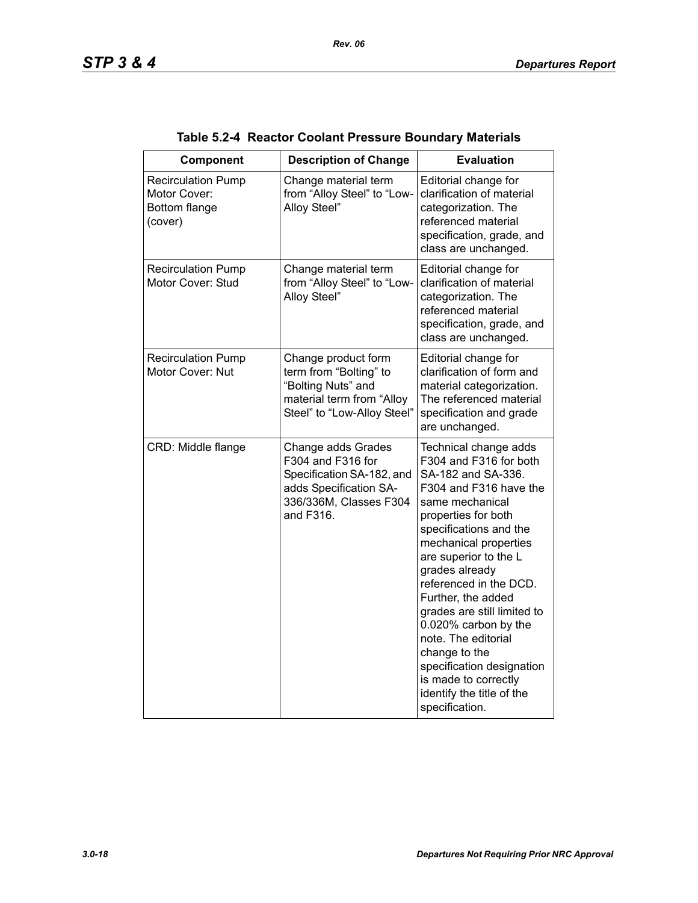**Table 5.2-4 Reactor Coolant Pressure Boundary Materials**

| Component | Description of Change | Evaluation |
|---|---|---|
| Recirculation Pump Motor Cover: Bottom flange (cover) | Change material term from "Alloy Steel" to "Low-Alloy Steel" | Editorial change for clarification of material categorization. The referenced material specification, grade, and class are unchanged. |
| Recirculation Pump Motor Cover: Stud | Change material term from "Alloy Steel" to "Low-Alloy Steel" | Editorial change for clarification of material categorization. The referenced material specification, grade, and class are unchanged. |
| Recirculation Pump Motor Cover: Nut | Change product form term from "Bolting" to "Bolting Nuts" and material term from "Alloy Steel" to "Low-Alloy Steel" | Editorial change for clarification of form and material categorization. The referenced material specification and grade are unchanged. |
| CRD: Middle flange | Change adds Grades F304 and F316 for Specification SA-182, and adds Specification SA-336/336M, Classes F304 and F316. | Technical change adds F304 and F316 for both SA-182 and SA-336. F304 and F316 have the same mechanical properties for both specifications and the mechanical properties are superior to the L grades already referenced in the DCD. Further, the added grades are still limited to 0.020% carbon by the note. The editorial change to the specification designation is made to correctly identify the title of the specification. |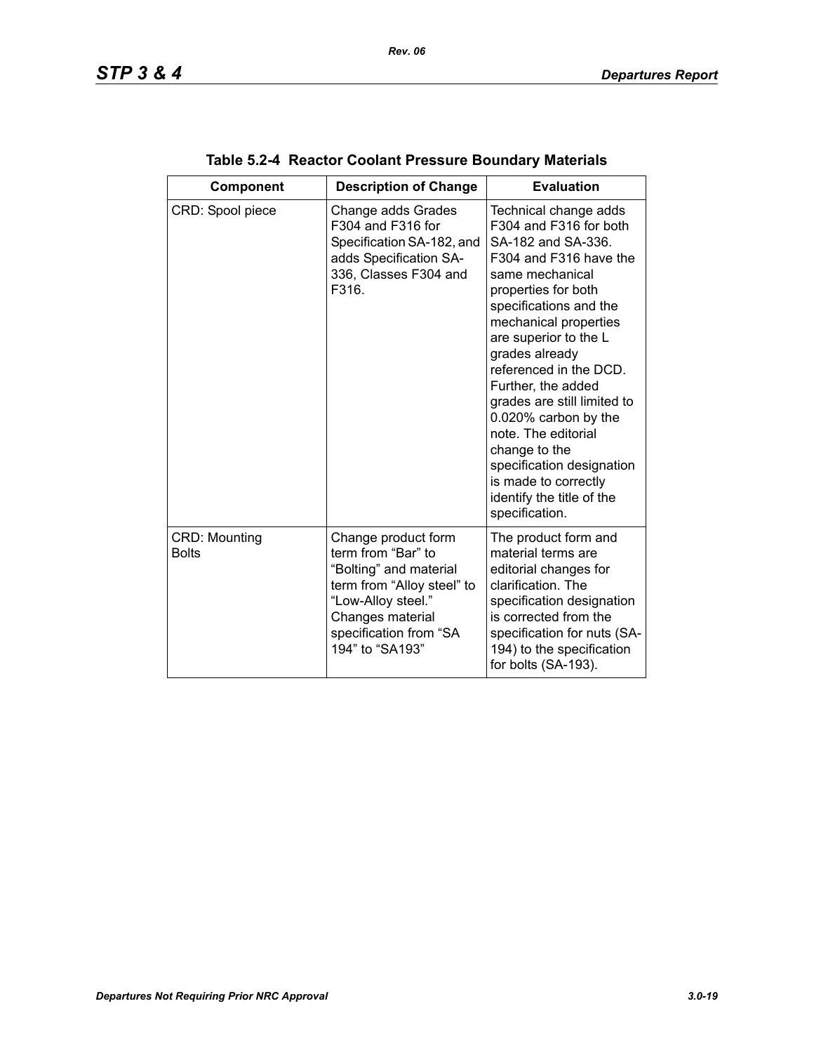**Table 5.2-4 Reactor Coolant Pressure Boundary Materials**

| Component | Description of Change | Evaluation |
|---|---|---|
| CRD: Spool piece | Change adds Grades F304 and F316 for Specification SA-182, and adds Specification SA-336, Classes F304 and F316. | Technical change adds F304 and F316 for both SA-182 and SA-336. F304 and F316 have the same mechanical properties for both specifications and the mechanical properties are superior to the L grades already referenced in the DCD. Further, the added grades are still limited to 0.020% carbon by the note. The editorial change to the specification designation is made to correctly identify the title of the specification. |
| CRD: Mounting Bolts | Change product form term from “Bar” to “Bolting” and material term from “Alloy steel” to “Low-Alloy steel.” Changes material specification from “SA 194” to “SA193” | The product form and material terms are editorial changes for clarification. The specification designation is corrected from the specification for nuts (SA-194) to the specification for bolts (SA-193). |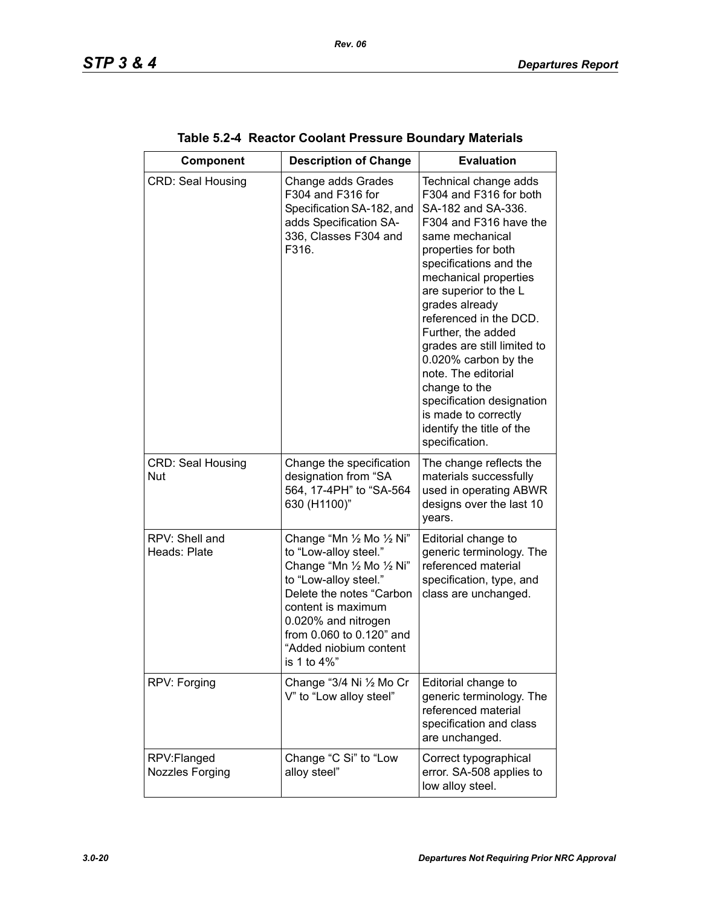**Table 5.2-4 Reactor Coolant Pressure Boundary Materials**

| Component | Description of Change | Evaluation |
|---|---|---|
| CRD: Seal Housing | Change adds Grades F304 and F316 for Specification SA-182, and adds Specification SA-336, Classes F304 and F316. | Technical change adds F304 and F316 for both SA-182 and SA-336. F304 and F316 have the same mechanical properties for both specifications and the mechanical properties are superior to the L grades already referenced in the DCD. Further, the added grades are still limited to 0.020% carbon by the note. The editorial change to the specification designation is made to correctly identify the title of the specification. |
| CRD: Seal Housing Nut | Change the specification designation from "SA 564, 17-4PH" to "SA-564 630 (H1100)" | The change reflects the materials successfully used in operating ABWR designs over the last 10 years. |
| RPV: Shell and Heads: Plate | Change "Mn ½ Mo ½ Ni" to "Low-alloy steel." Change "Mn ½ Mo ½ Ni" to "Low-alloy steel." Delete the notes "Carbon content is maximum 0.020% and nitrogen from 0.060 to 0.120" and "Added niobium content is 1 to 4%" | Editorial change to generic terminology. The referenced material specification, type, and class are unchanged. |
| RPV: Forging | Change "3/4 Ni ½ Mo Cr V" to "Low alloy steel" | Editorial change to generic terminology. The referenced material specification and class are unchanged. |
| RPV:Flanged Nozzles Forging | Change "C Si" to "Low alloy steel" | Correct typographical error. SA-508 applies to low alloy steel. |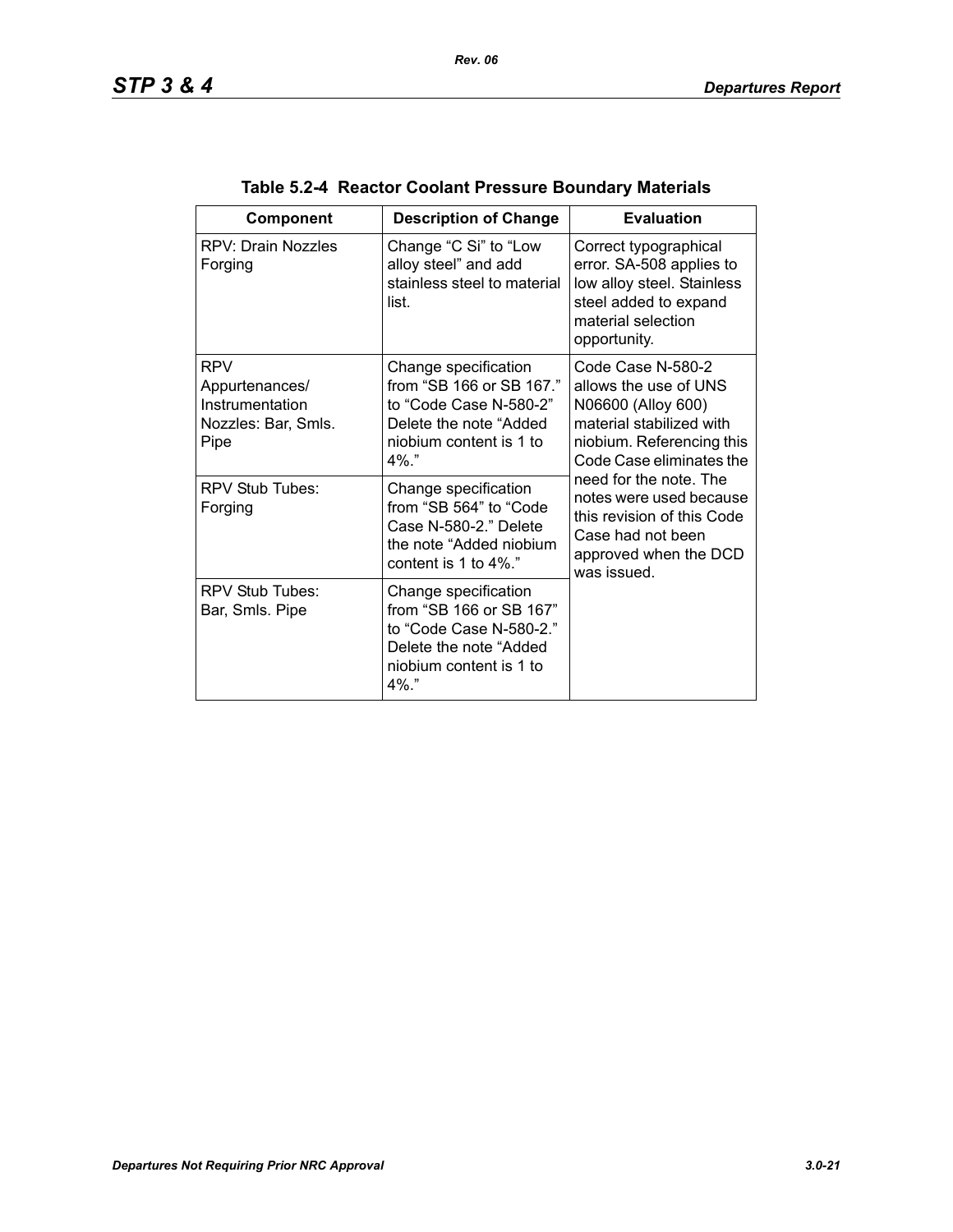**Table 5.2-4 Reactor Coolant Pressure Boundary Materials**

| Component | Description of Change | Evaluation |
|---|---|---|
| RPV: Drain Nozzles Forging | Change “C Si” to “Low alloy steel” and add stainless steel to material list. | Correct typographical error. SA-508 applies to low alloy steel. Stainless steel added to expand material selection opportunity. |
| RPV Appurtenances/ Instrumentation Nozzles: Bar, Smls. Pipe | Change specification from “SB 166 or SB 167.” to “Code Case N-580-2” Delete the note “Added niobium content is 1 to 4%.” | Code Case N-580-2 allows the use of UNS N06600 (Alloy 600) material stabilized with niobium. Referencing this Code Case eliminates the need for the note. The notes were used because this revision of this Code Case had not been approved when the DCD was issued. |
| RPV Stub Tubes: Forging | Change specification from “SB 564” to “Code Case N-580-2.” Delete the note “Added niobium content is 1 to 4%.” | |
| RPV Stub Tubes: Bar, Smls. Pipe | Change specification from “SB 166 or SB 167” to “Code Case N-580-2.” Delete the note “Added niobium content is 1 to 4%.” | |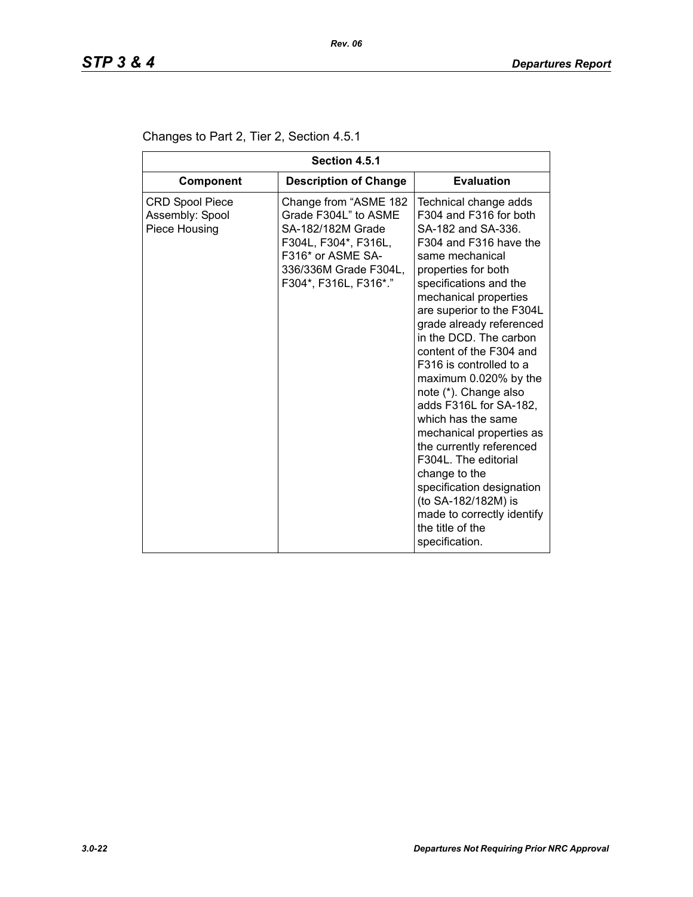Changes to Part 2, Tier 2, Section 4.5.1

| Section 4.5.1 | | |
|---|---|---|
| **Component** | **Description of Change** | **Evaluation** |
| CRD Spool Piece Assembly: Spool Piece Housing | Change from "ASME 182 Grade F304L" to ASME SA-182/182M Grade F304L, F304*, F316L, F316* or ASME SA-336/336M Grade F304L, F304*, F316L, F316*." | Technical change adds F304 and F316 for both SA-182 and SA-336. F304 and F316 have the same mechanical properties for both specifications and the mechanical properties are superior to the F304L grade already referenced in the DCD. The carbon content of the F304 and F316 is controlled to a maximum 0.020% by the note (*). Change also adds F316L for SA-182, which has the same mechanical properties as the currently referenced F304L. The editorial change to the specification designation (to SA-182/182M) is made to correctly identify the title of the specification. |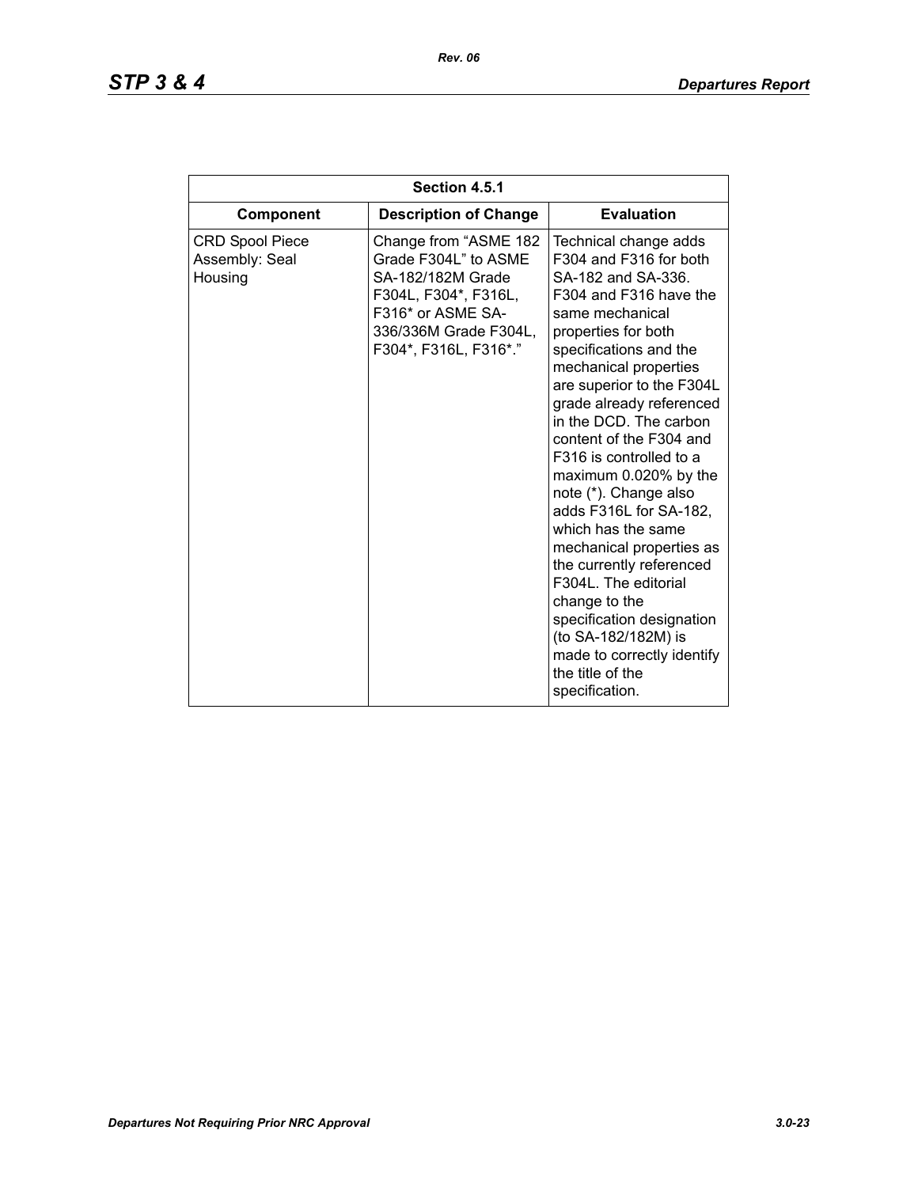| Section 4.5.1 | | |
|---|---|---|
| **Component** | **Description of Change** | **Evaluation** |
| CRD Spool Piece Assembly: Seal Housing | Change from "ASME 182 Grade F304L" to ASME SA-182/182M Grade F304L, F304*, F316L, F316* or ASME SA-336/336M Grade F304L, F304*, F316L, F316*." | Technical change adds F304 and F316 for both SA-182 and SA-336. F304 and F316 have the same mechanical properties for both specifications and the mechanical properties are superior to the F304L grade already referenced in the DCD. The carbon content of the F304 and F316 is controlled to a maximum 0.020% by the note (*). Change also adds F316L for SA-182, which has the same mechanical properties as the currently referenced F304L. The editorial change to the specification designation (to SA-182/182M) is made to correctly identify the title of the specification. |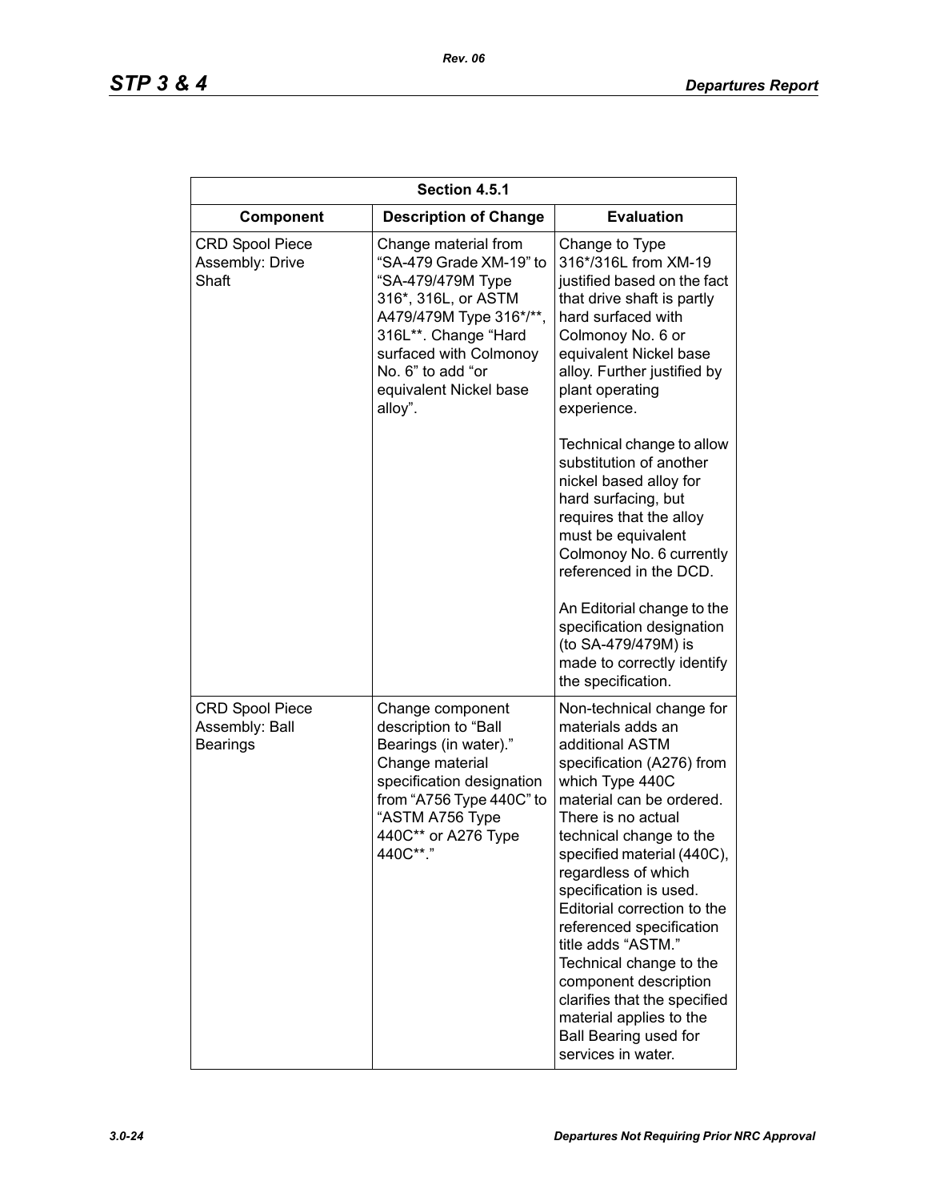| Section 4.5.1 | | |
|---|---|---|
| **Component** | **Description of Change** | **Evaluation** |
| CRD Spool Piece Assembly: Drive Shaft | Change material from "SA-479 Grade XM-19" to "SA-479/479M Type 316*, 316L, or ASTM A479/479M Type 316*/**, 316L**. Change "Hard surfaced with Colmonoy No. 6" to add "or equivalent Nickel base alloy". | Change to Type 316*/316L from XM-19 justified based on the fact that drive shaft is partly hard surfaced with Colmonoy No. 6 or equivalent Nickel base alloy. Further justified by plant operating experience.<br><br>Technical change to allow substitution of another nickel based alloy for hard surfacing, but requires that the alloy must be equivalent Colmonoy No. 6 currently referenced in the DCD.<br><br>An Editorial change to the specification designation (to SA-479/479M) is made to correctly identify the specification. |
| CRD Spool Piece Assembly: Ball Bearings | Change component description to "Ball Bearings (in water)." Change material specification designation from "A756 Type 440C" to "ASTM A756 Type 440C** or A276 Type 440C**." | Non-technical change for materials adds an additional ASTM specification (A276) from which Type 440C material can be ordered. There is no actual technical change to the specified material (440C), regardless of which specification is used. Editorial correction to the referenced specification title adds "ASTM." Technical change to the component description clarifies that the specified material applies to the Ball Bearing used for services in water. |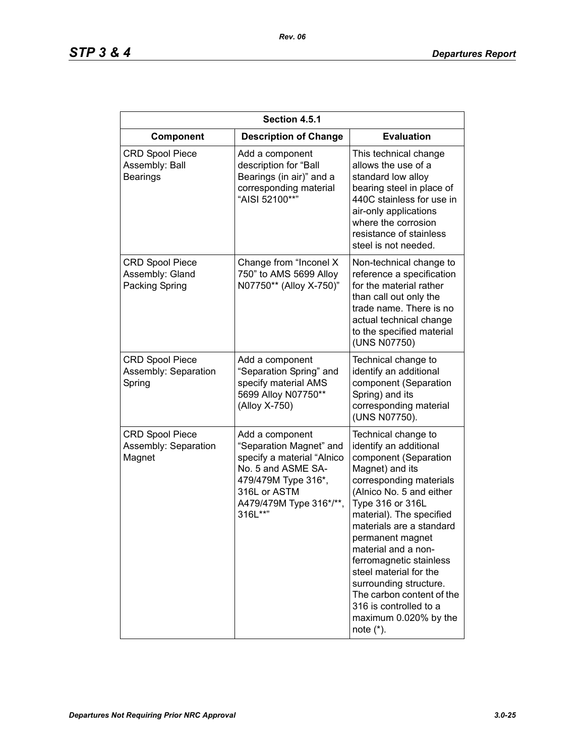| Section 4.5.1 | | |
|---|---|---|
| **Component** | **Description of Change** | **Evaluation** |
| CRD Spool Piece Assembly: Ball Bearings | Add a component description for "Ball Bearings (in air)" and a corresponding material "AISI 52100**" | This technical change allows the use of a standard low alloy bearing steel in place of 440C stainless for use in air-only applications where the corrosion resistance of stainless steel is not needed. |
| CRD Spool Piece Assembly: Gland Packing Spring | Change from "Inconel X 750" to AMS 5699 Alloy N07750** (Alloy X-750)" | Non-technical change to reference a specification for the material rather than call out only the trade name. There is no actual technical change to the specified material (UNS N07750) |
| CRD Spool Piece Assembly: Separation Spring | Add a component "Separation Spring" and specify material AMS 5699 Alloy N07750** (Alloy X-750) | Technical change to identify an additional component (Separation Spring) and its corresponding material (UNS N07750). |
| CRD Spool Piece Assembly: Separation Magnet | Add a component "Separation Magnet" and specify a material "Alnico No. 5 and ASME SA-479/479M Type 316*, 316L or ASTM A479/479M Type 316*/**, 316L**" | Technical change to identify an additional component (Separation Magnet) and its corresponding materials (Alnico No. 5 and either Type 316 or 316L material). The specified materials are a standard permanent magnet material and a non-ferromagnetic stainless steel material for the surrounding structure. The carbon content of the 316 is controlled to a maximum 0.020% by the note (*). |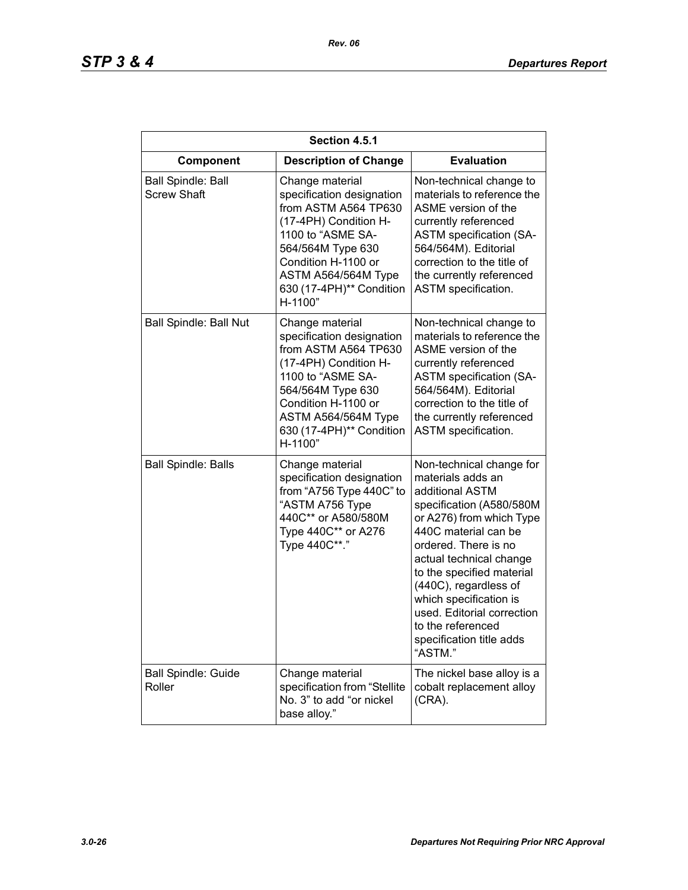| Section 4.5.1 | | |
|---|---|---|
| **Component** | **Description of Change** | **Evaluation** |
| Ball Spindle: Ball Screw Shaft | Change material specification designation from ASTM A564 TP630 (17-4PH) Condition H-1100 to "ASME SA-564/564M Type 630 Condition H-1100 or ASTM A564/564M Type 630 (17-4PH)** Condition H-1100" | Non-technical change to materials to reference the ASME version of the currently referenced ASTM specification (SA-564/564M). Editorial correction to the title of the currently referenced ASTM specification. |
| Ball Spindle: Ball Nut | Change material specification designation from ASTM A564 TP630 (17-4PH) Condition H-1100 to "ASME SA-564/564M Type 630 Condition H-1100 or ASTM A564/564M Type 630 (17-4PH)** Condition H-1100" | Non-technical change to materials to reference the ASME version of the currently referenced ASTM specification (SA-564/564M). Editorial correction to the title of the currently referenced ASTM specification. |
| Ball Spindle: Balls | Change material specification designation from "A756 Type 440C" to "ASTM A756 Type 440C** or A580/580M Type 440C** or A276 Type 440C**." | Non-technical change for materials adds an additional ASTM specification (A580/580M or A276) from which Type 440C material can be ordered. There is no actual technical change to the specified material (440C), regardless of which specification is used. Editorial correction to the referenced specification title adds "ASTM." |
| Ball Spindle: Guide Roller | Change material specification from "Stellite No. 3" to add "or nickel base alloy." | The nickel base alloy is a cobalt replacement alloy (CRA). |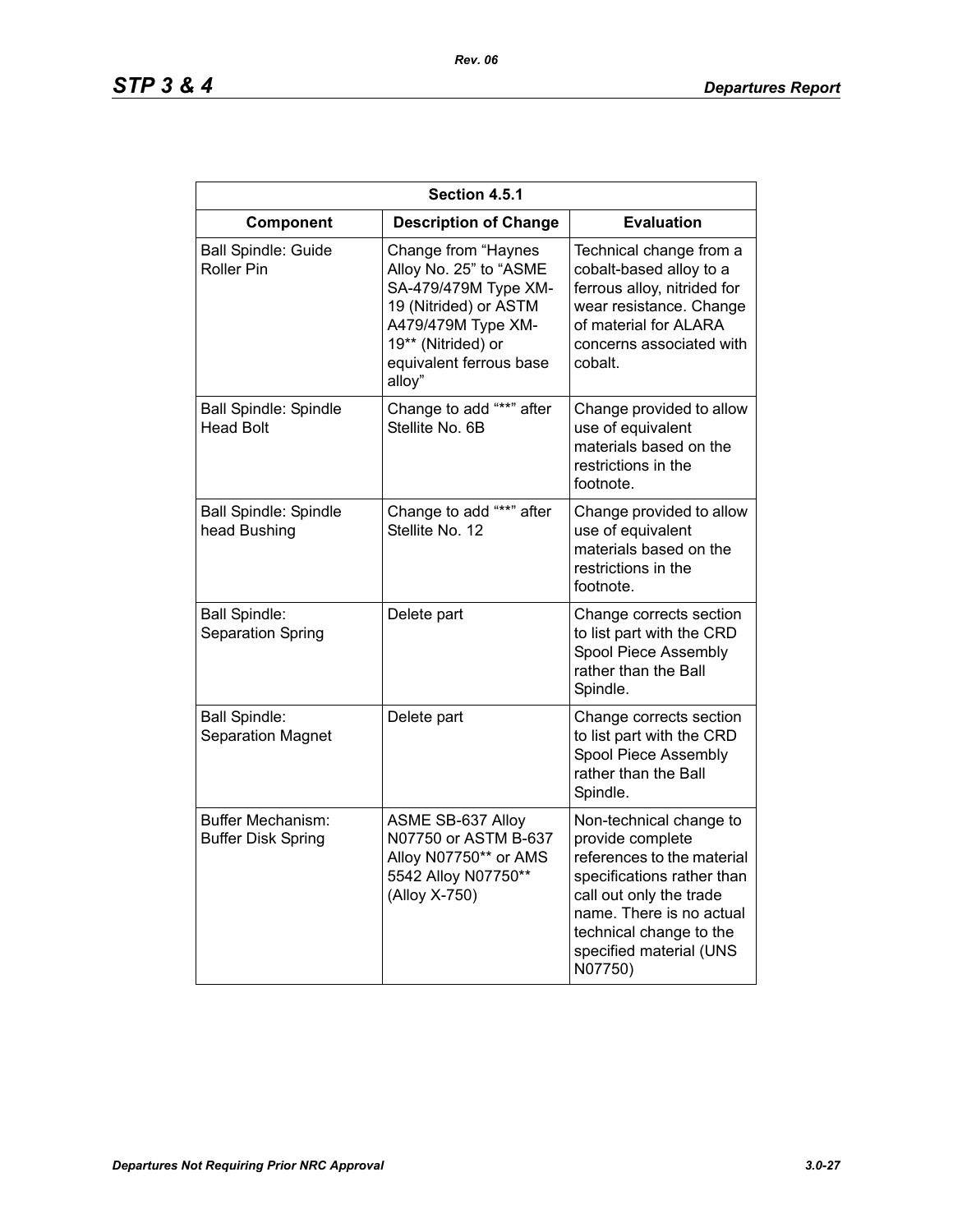| Section 4.5.1 | | |
|---|---|---|
| **Component** | **Description of Change** | **Evaluation** |
| Ball Spindle: Guide Roller Pin | Change from “Haynes Alloy No. 25” to “ASME SA-479/479M Type XM-19 (Nitrided) or ASTM A479/479M Type XM-19** (Nitrided) or equivalent ferrous base alloy” | Technical change from a cobalt-based alloy to a ferrous alloy, nitrided for wear resistance. Change of material for ALARA concerns associated with cobalt. |
| Ball Spindle: Spindle Head Bolt | Change to add “**” after Stellite No. 6B | Change provided to allow use of equivalent materials based on the restrictions in the footnote. |
| Ball Spindle: Spindle head Bushing | Change to add “**” after Stellite No. 12 | Change provided to allow use of equivalent materials based on the restrictions in the footnote. |
| Ball Spindle: Separation Spring | Delete part | Change corrects section to list part with the CRD Spool Piece Assembly rather than the Ball Spindle. |
| Ball Spindle: Separation Magnet | Delete part | Change corrects section to list part with the CRD Spool Piece Assembly rather than the Ball Spindle. |
| Buffer Mechanism: Buffer Disk Spring | ASME SB-637 Alloy N07750 or ASTM B-637 Alloy N07750** or AMS 5542 Alloy N07750** (Alloy X-750) | Non-technical change to provide complete references to the material specifications rather than call out only the trade name. There is no actual technical change to the specified material (UNS N07750) |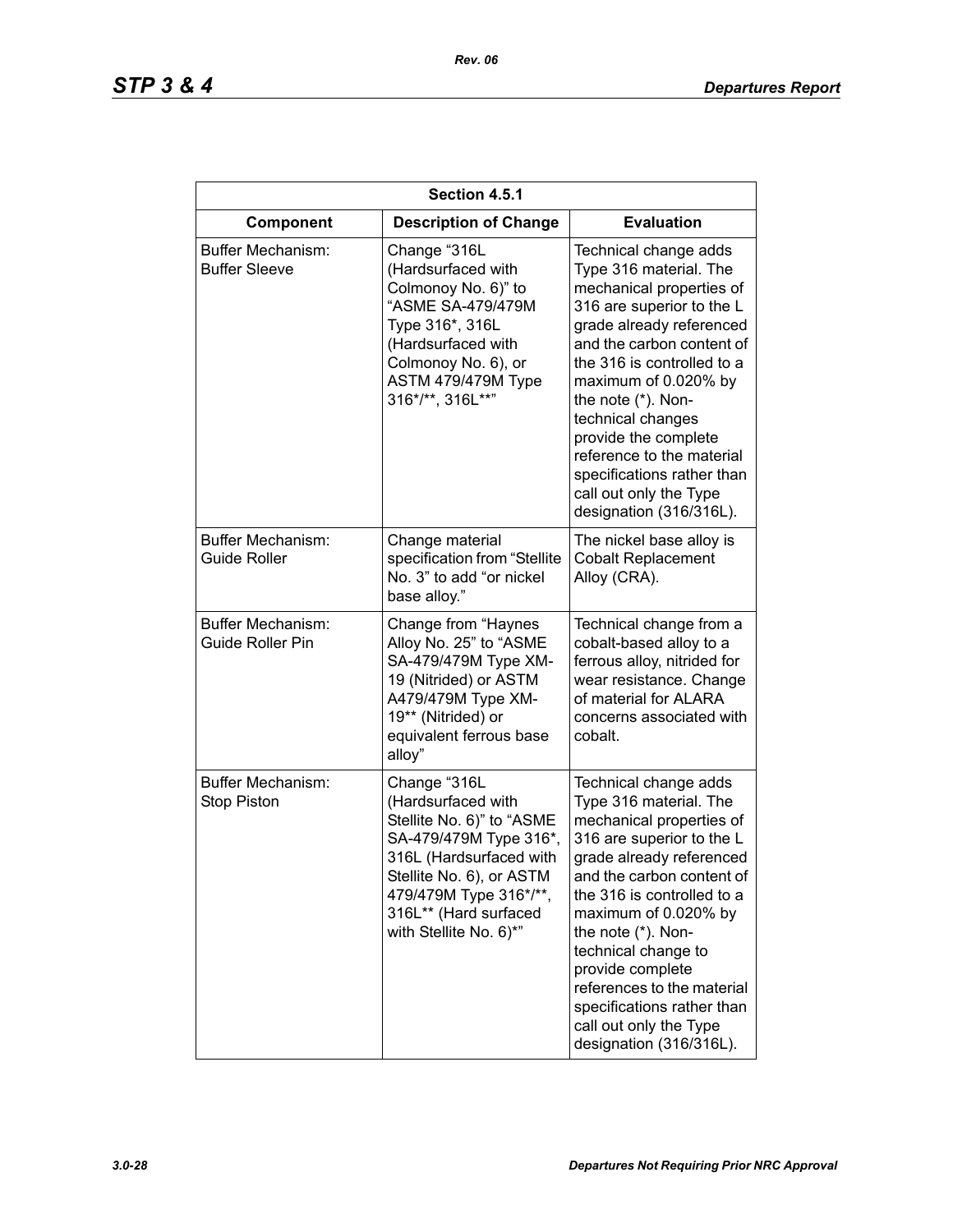| Section 4.5.1 | | |
|---|---|---|
| **Component** | **Description of Change** | **Evaluation** |
| Buffer Mechanism: Buffer Sleeve | Change "316L (Hardsurfaced with Colmonoy No. 6)" to "ASME SA-479/479M Type 316*, 316L (Hardsurfaced with Colmonoy No. 6), or ASTM 479/479M Type 316*/**, 316L**" | Technical change adds Type 316 material. The mechanical properties of 316 are superior to the L grade already referenced and the carbon content of the 316 is controlled to a maximum of 0.020% by the note (*). Non-technical changes provide the complete reference to the material specifications rather than call out only the Type designation (316/316L). |
| Buffer Mechanism: Guide Roller | Change material specification from "Stellite No. 3" to add "or nickel base alloy." | The nickel base alloy is Cobalt Replacement Alloy (CRA). |
| Buffer Mechanism: Guide Roller Pin | Change from "Haynes Alloy No. 25" to "ASME SA-479/479M Type XM-19 (Nitrided) or ASTM A479/479M Type XM-19** (Nitrided) or equivalent ferrous base alloy" | Technical change from a cobalt-based alloy to a ferrous alloy, nitrided for wear resistance. Change of material for ALARA concerns associated with cobalt. |
| Buffer Mechanism: Stop Piston | Change "316L (Hardsurfaced with Stellite No. 6)" to "ASME SA-479/479M Type 316*, 316L (Hardsurfaced with Stellite No. 6), or ASTM 479/479M Type 316*/**, 316L** (Hard surfaced with Stellite No. 6)*" | Technical change adds Type 316 material. The mechanical properties of 316 are superior to the L grade already referenced and the carbon content of the 316 is controlled to a maximum of 0.020% by the note (*). Non-technical change to provide complete references to the material specifications rather than call out only the Type designation (316/316L). |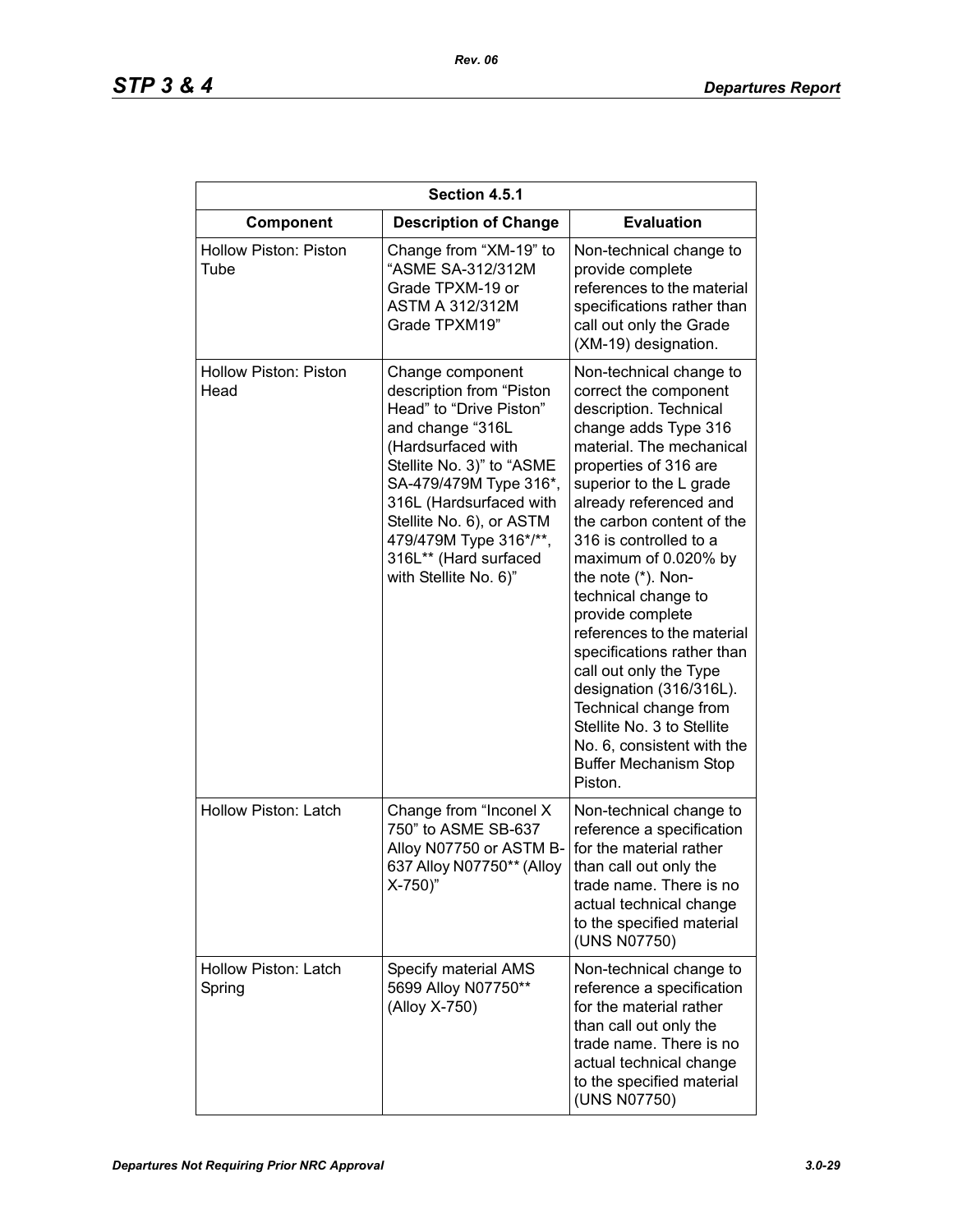| Section 4.5.1 | | |
|---|---|---|
| **Component** | **Description of Change** | **Evaluation** |
| Hollow Piston: Piston Tube | Change from “XM-19” to “ASME SA-312/312M Grade TPXM-19 or ASTM A 312/312M Grade TPXM19” | Non-technical change to provide complete references to the material specifications rather than call out only the Grade (XM-19) designation. |
| Hollow Piston: Piston Head | Change component description from “Piston Head” to “Drive Piston” and change “316L (Hardsurfaced with Stellite No. 3)” to “ASME SA-479/479M Type 316*, 316L (Hardsurfaced with Stellite No. 6), or ASTM 479/479M Type 316*/**, 316L** (Hard surfaced with Stellite No. 6)” | Non-technical change to correct the component description. Technical change adds Type 316 material. The mechanical properties of 316 are superior to the L grade already referenced and the carbon content of the 316 is controlled to a maximum of 0.020% by the note (*). Non-technical change to provide complete references to the material specifications rather than call out only the Type designation (316/316L). Technical change from Stellite No. 3 to Stellite No. 6, consistent with the Buffer Mechanism Stop Piston. |
| Hollow Piston: Latch | Change from “Inconel X 750” to ASME SB-637 Alloy N07750 or ASTM B-637 Alloy N07750** (Alloy X-750)” | Non-technical change to reference a specification for the material rather than call out only the trade name. There is no actual technical change to the specified material (UNS N07750) |
| Hollow Piston: Latch Spring | Specify material AMS 5699 Alloy N07750** (Alloy X-750) | Non-technical change to reference a specification for the material rather than call out only the trade name. There is no actual technical change to the specified material (UNS N07750) |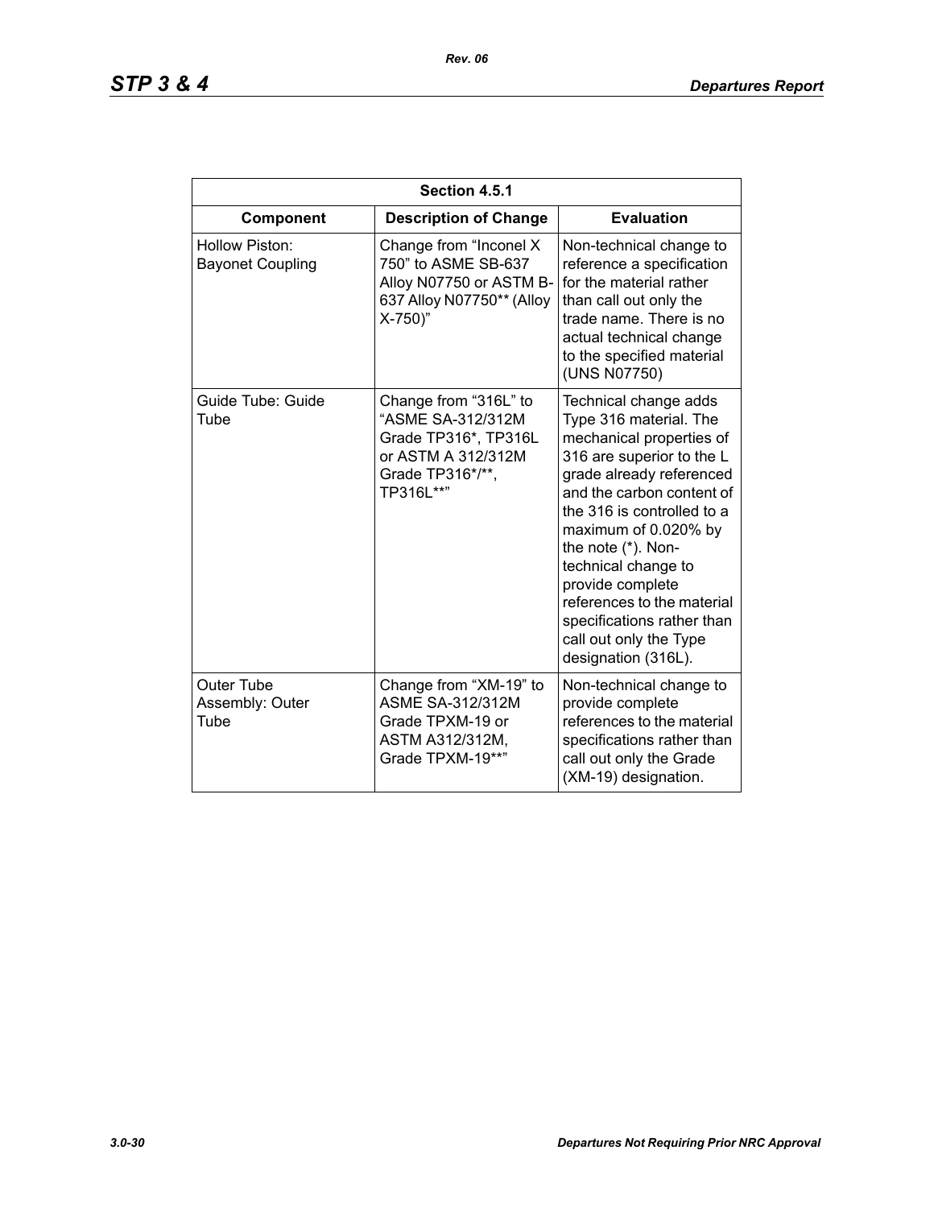| Section 4.5.1 | | |
|---|---|---|
| **Component** | **Description of Change** | **Evaluation** |
| Hollow Piston: Bayonet Coupling | Change from “Inconel X 750” to ASME SB-637 Alloy N07750 or ASTM B-637 Alloy N07750** (Alloy X-750)” | Non-technical change to reference a specification for the material rather than call out only the trade name. There is no actual technical change to the specified material (UNS N07750) |
| Guide Tube: Guide Tube | Change from “316L” to “ASME SA-312/312M Grade TP316*, TP316L or ASTM A 312/312M Grade TP316*/**, TP316L**” | Technical change adds Type 316 material. The mechanical properties of 316 are superior to the L grade already referenced and the carbon content of the 316 is controlled to a maximum of 0.020% by the note (*). Non-technical change to provide complete references to the material specifications rather than call out only the Type designation (316L). |
| Outer Tube Assembly: Outer Tube | Change from “XM-19” to ASME SA-312/312M Grade TPXM-19 or ASTM A312/312M, Grade TPXM-19**” | Non-technical change to provide complete references to the material specifications rather than call out only the Grade (XM-19) designation. |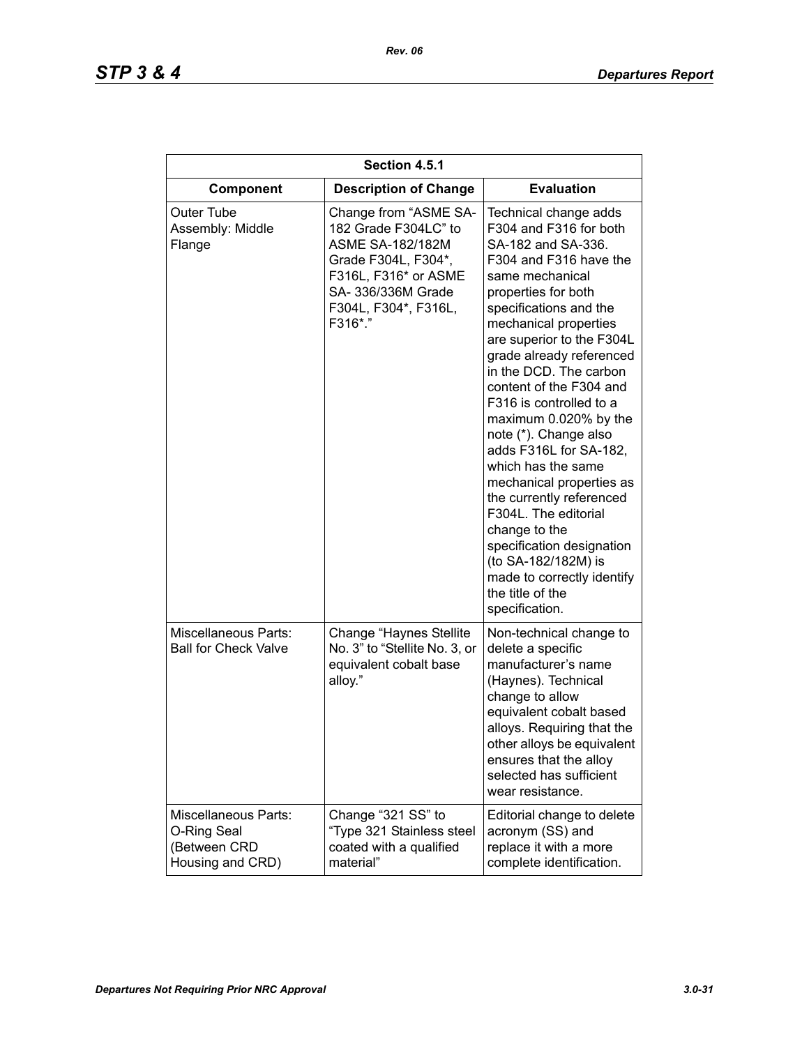| Section 4.5.1 | | |
|---|---|---|
| **Component** | **Description of Change** | **Evaluation** |
| Outer Tube Assembly: Middle Flange | Change from “ASME SA-182 Grade F304LC” to ASME SA-182/182M Grade F304L, F304*, F316L, F316* or ASME SA- 336/336M Grade F304L, F304*, F316L, F316*.” | Technical change adds F304 and F316 for both SA-182 and SA-336. F304 and F316 have the same mechanical properties for both specifications and the mechanical properties are superior to the F304L grade already referenced in the DCD. The carbon content of the F304 and F316 is controlled to a maximum 0.020% by the note (*). Change also adds F316L for SA-182, which has the same mechanical properties as the currently referenced F304L. The editorial change to the specification designation (to SA-182/182M) is made to correctly identify the title of the specification. |
| Miscellaneous Parts: Ball for Check Valve | Change “Haynes Stellite No. 3” to “Stellite No. 3, or equivalent cobalt base alloy.” | Non-technical change to delete a specific manufacturer’s name (Haynes). Technical change to allow equivalent cobalt based alloys. Requiring that the other alloys be equivalent ensures that the alloy selected has sufficient wear resistance. |
| Miscellaneous Parts: O-Ring Seal (Between CRD Housing and CRD) | Change “321 SS” to “Type 321 Stainless steel coated with a qualified material” | Editorial change to delete acronym (SS) and replace it with a more complete identification. |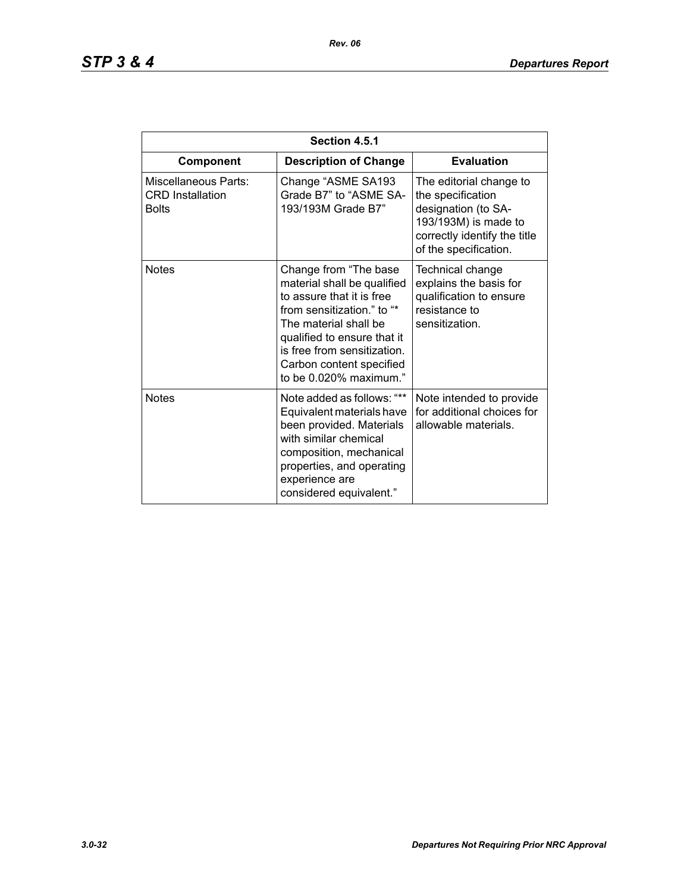| Section 4.5.1 | | |
|---|---|---|
| **Component** | **Description of Change** | **Evaluation** |
| Miscellaneous Parts: CRD Installation Bolts | Change “ASME SA193 Grade B7” to “ASME SA-193/193M Grade B7” | The editorial change to the specification designation (to SA-193/193M) is made to correctly identify the title of the specification. |
| Notes | Change from “The base material shall be qualified to assure that it is free from sensitization.” to “* The material shall be qualified to ensure that it is free from sensitization. Carbon content specified to be 0.020% maximum.” | Technical change explains the basis for qualification to ensure resistance to sensitization. |
| Notes | Note added as follows: “** Equivalent materials have been provided. Materials with similar chemical composition, mechanical properties, and operating experience are considered equivalent.” | Note intended to provide for additional choices for allowable materials. |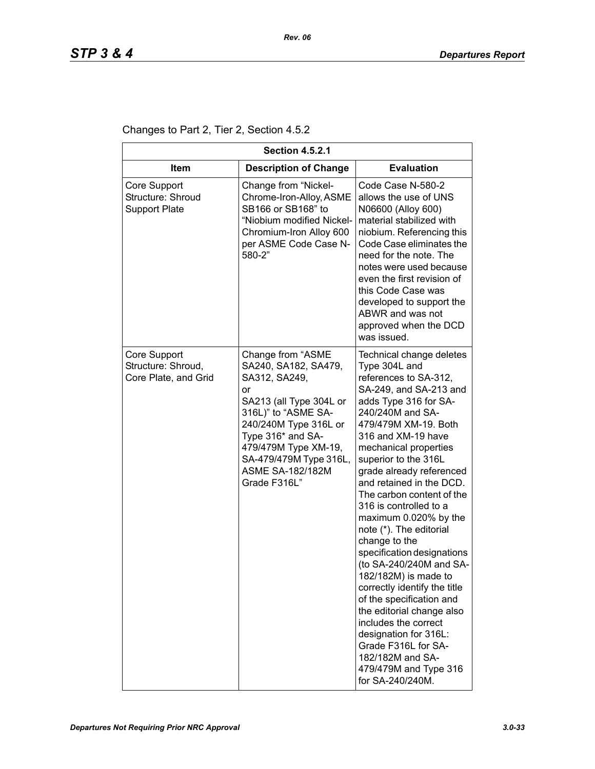Changes to Part 2, Tier 2, Section 4.5.2

| Section 4.5.2.1 | | |
|---|---|---|
| **Item** | **Description of Change** | **Evaluation** |
| Core Support Structure: Shroud Support Plate | Change from "Nickel-Chrome-Iron-Alloy, ASME SB166 or SB168" to "Niobium modified Nickel-Chromium-Iron Alloy 600 per ASME Code Case N-580-2" | Code Case N-580-2 allows the use of UNS N06600 (Alloy 600) material stabilized with niobium. Referencing this Code Case eliminates the need for the note. The notes were used because even the first revision of this Code Case was developed to support the ABWR and was not approved when the DCD was issued. |
| Core Support Structure: Shroud, Core Plate, and Grid | Change from "ASME SA240, SA182, SA479, SA312, SA249, or SA213 (all Type 304L or 316L)" to "ASME SA-240/240M Type 316L or Type 316* and SA-479/479M Type XM-19, SA-479/479M Type 316L, ASME SA-182/182M Grade F316L" | Technical change deletes Type 304L and references to SA-312, SA-249, and SA-213 and adds Type 316 for SA-240/240M and SA-479/479M XM-19. Both 316 and XM-19 have mechanical properties superior to the 316L grade already referenced and retained in the DCD. The carbon content of the 316 is controlled to a maximum 0.020% by the note (*). The editorial change to the specification designations (to SA-240/240M and SA-182/182M) is made to correctly identify the title of the specification and the editorial change also includes the correct designation for 316L: Grade F316L for SA-182/182M and SA-479/479M and Type 316 for SA-240/240M. |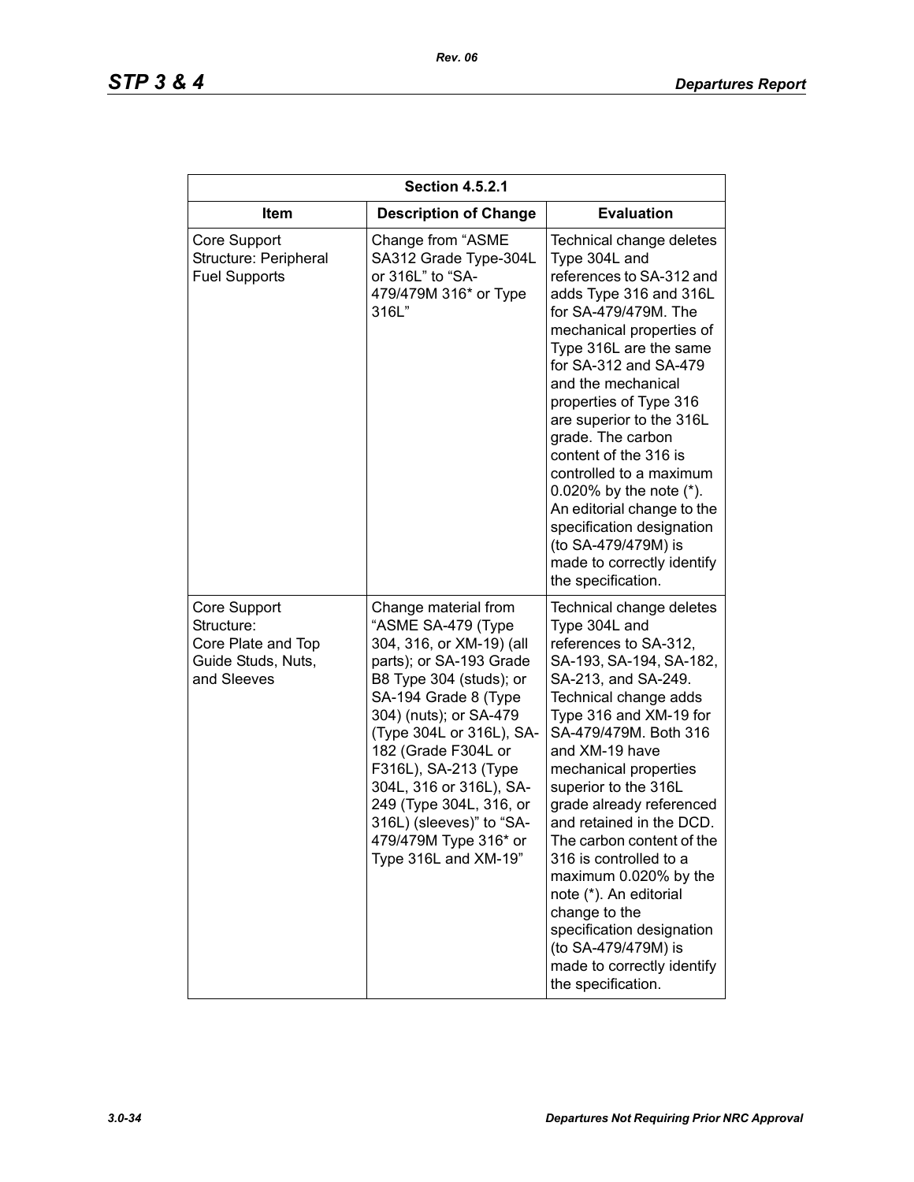| Section 4.5.2.1 | | |
|---|---|---|
| Item | Description of Change | Evaluation |
| Core Support Structure: Peripheral Fuel Supports | Change from "ASME SA312 Grade Type-304L or 316L" to "SA-479/479M 316* or Type 316L" | Technical change deletes Type 304L and references to SA-312 and adds Type 316 and 316L for SA-479/479M. The mechanical properties of Type 316L are the same for SA-312 and SA-479 and the mechanical properties of Type 316 are superior to the 316L grade. The carbon content of the 316 is controlled to a maximum 0.020% by the note (*). An editorial change to the specification designation (to SA-479/479M) is made to correctly identify the specification. |
| Core Support Structure: Core Plate and Top Guide Studs, Nuts, and Sleeves | Change material from "ASME SA-479 (Type 304, 316, or XM-19) (all parts); or SA-193 Grade B8 Type 304 (studs); or SA-194 Grade 8 (Type 304) (nuts); or SA-479 (Type 304L or 316L), SA-182 (Grade F304L or F316L), SA-213 (Type 304L, 316 or 316L), SA-249 (Type 304L, 316, or 316L) (sleeves)" to "SA-479/479M Type 316* or Type 316L and XM-19" | Technical change deletes Type 304L and references to SA-312, SA-193, SA-194, SA-182, SA-213, and SA-249. Technical change adds Type 316 and XM-19 for SA-479/479M. Both 316 and XM-19 have mechanical properties superior to the 316L grade already referenced and retained in the DCD. The carbon content of the 316 is controlled to a maximum 0.020% by the note (*). An editorial change to the specification designation (to SA-479/479M) is made to correctly identify the specification. |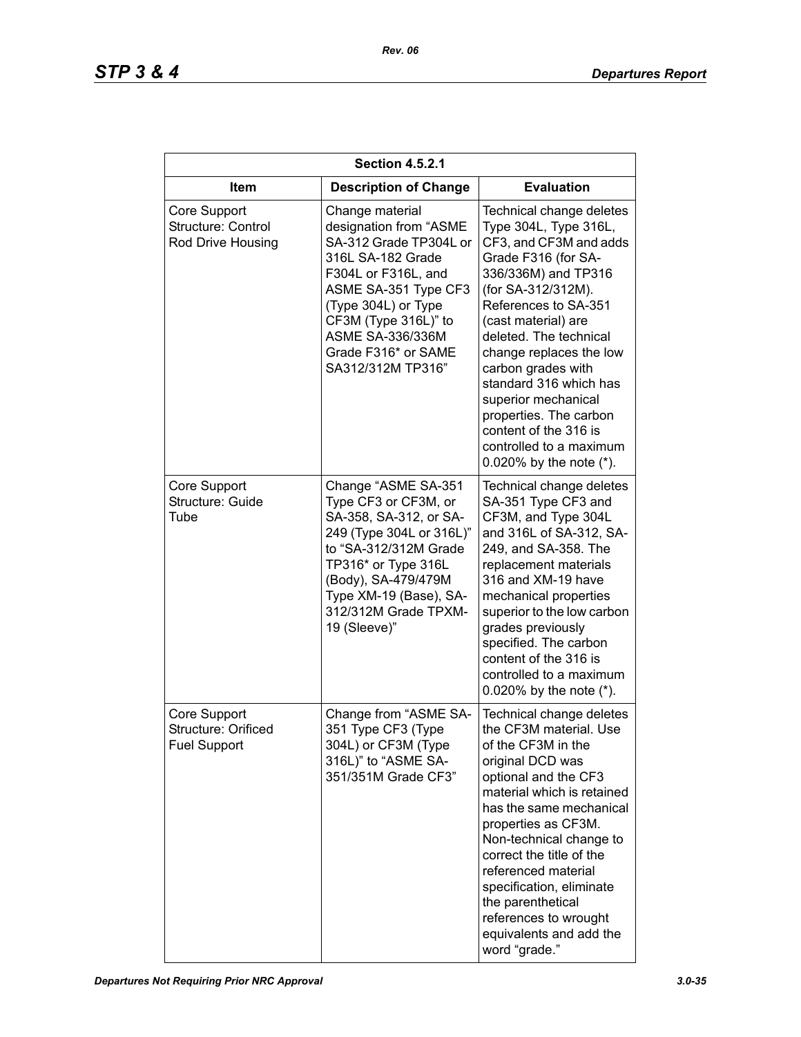| Section 4.5.2.1 | | |
|---|---|---|
| **Item** | **Description of Change** | **Evaluation** |
| Core Support Structure: Control Rod Drive Housing | Change material designation from "ASME SA-312 Grade TP304L or 316L SA-182 Grade F304L or F316L, and ASME SA-351 Type CF3 (Type 304L) or Type CF3M (Type 316L)" to ASME SA-336/336M Grade F316* or SAME SA312/312M TP316" | Technical change deletes Type 304L, Type 316L, CF3, and CF3M and adds Grade F316 (for SA-336/336M) and TP316 (for SA-312/312M). References to SA-351 (cast material) are deleted. The technical change replaces the low carbon grades with standard 316 which has superior mechanical properties. The carbon content of the 316 is controlled to a maximum 0.020% by the note (*). |
| Core Support Structure: Guide Tube | Change "ASME SA-351 Type CF3 or CF3M, or SA-358, SA-312, or SA-249 (Type 304L or 316L)" to "SA-312/312M Grade TP316* or Type 316L (Body), SA-479/479M Type XM-19 (Base), SA-312/312M Grade TPXM-19 (Sleeve)" | Technical change deletes SA-351 Type CF3 and CF3M, and Type 304L and 316L of SA-312, SA-249, and SA-358. The replacement materials 316 and XM-19 have mechanical properties superior to the low carbon grades previously specified. The carbon content of the 316 is controlled to a maximum 0.020% by the note (*). |
| Core Support Structure: Orificed Fuel Support | Change from "ASME SA-351 Type CF3 (Type 304L) or CF3M (Type 316L)" to "ASME SA-351/351M Grade CF3" | Technical change deletes the CF3M material. Use of the CF3M in the original DCD was optional and the CF3 material which is retained has the same mechanical properties as CF3M. Non-technical change to correct the title of the referenced material specification, eliminate the parenthetical references to wrought equivalents and add the word "grade." |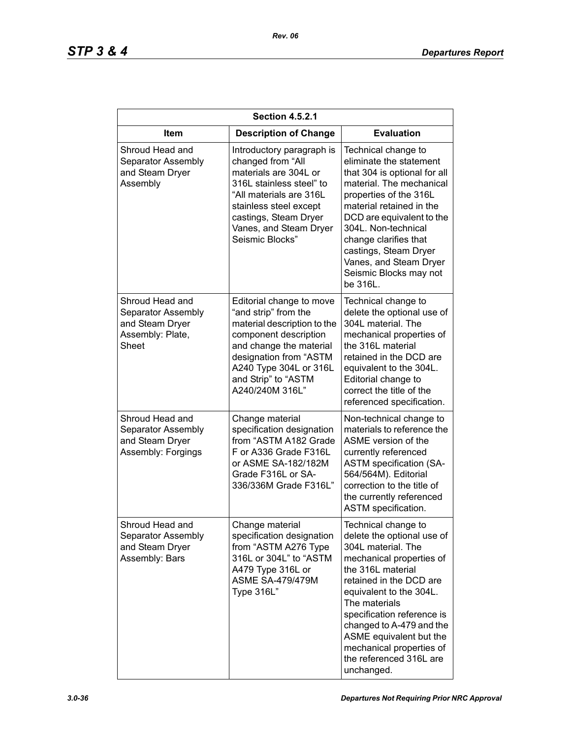| Section 4.5.2.1 | | |
|---|---|---|
| **Item** | **Description of Change** | **Evaluation** |
| Shroud Head and Separator Assembly and Steam Dryer Assembly | Introductory paragraph is changed from "All materials are 304L or 316L stainless steel" to "All materials are 316L stainless steel except castings, Steam Dryer Vanes, and Steam Dryer Seismic Blocks" | Technical change to eliminate the statement that 304 is optional for all material. The mechanical properties of the 316L material retained in the DCD are equivalent to the 304L. Non-technical change clarifies that castings, Steam Dryer Vanes, and Steam Dryer Seismic Blocks may not be 316L. |
| Shroud Head and Separator Assembly and Steam Dryer Assembly: Plate, Sheet | Editorial change to move "and strip" from the material description to the component description and change the material designation from "ASTM A240 Type 304L or 316L and Strip" to "ASTM A240/240M 316L" | Technical change to delete the optional use of 304L material. The mechanical properties of the 316L material retained in the DCD are equivalent to the 304L. Editorial change to correct the title of the referenced specification. |
| Shroud Head and Separator Assembly and Steam Dryer Assembly: Forgings | Change material specification designation from "ASTM A182 Grade F or A336 Grade F316L or ASME SA-182/182M Grade F316L or SA-336/336M Grade F316L" | Non-technical change to materials to reference the ASME version of the currently referenced ASTM specification (SA-564/564M). Editorial correction to the title of the currently referenced ASTM specification. |
| Shroud Head and Separator Assembly and Steam Dryer Assembly: Bars | Change material specification designation from "ASTM A276 Type 316L or 304L" to "ASTM A479 Type 316L or ASME SA-479/479M Type 316L" | Technical change to delete the optional use of 304L material. The mechanical properties of the 316L material retained in the DCD are equivalent to the 304L. The materials specification reference is changed to A-479 and the ASME equivalent but the mechanical properties of the referenced 316L are unchanged. |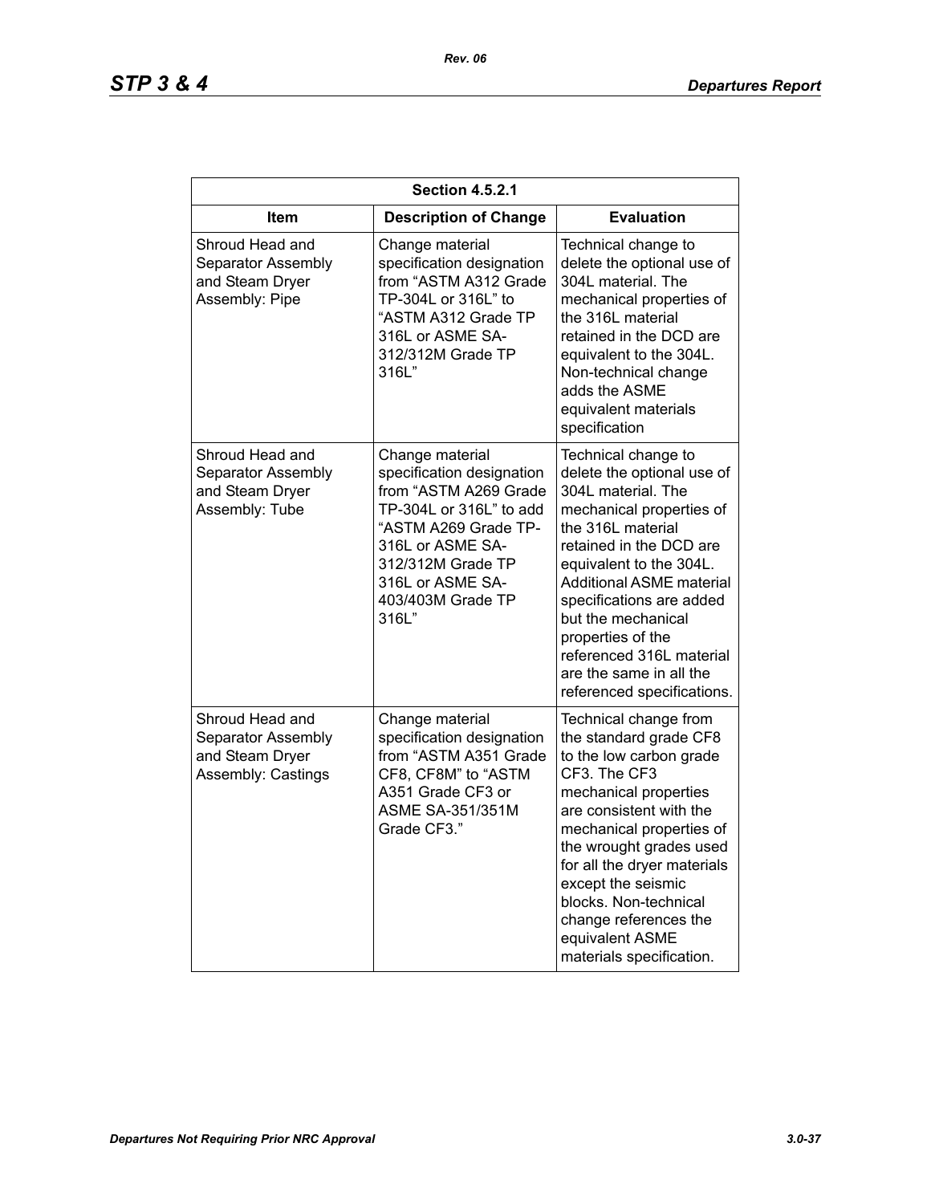| Section 4.5.2.1 | | |
|---|---|---|
| **Item** | **Description of Change** | **Evaluation** |
| Shroud Head and Separator Assembly and Steam Dryer Assembly: Pipe | Change material specification designation from “ASTM A312 Grade TP-304L or 316L” to “ASTM A312 Grade TP 316L or ASME SA-312/312M Grade TP 316L” | Technical change to delete the optional use of 304L material. The mechanical properties of the 316L material retained in the DCD are equivalent to the 304L. Non-technical change adds the ASME equivalent materials specification |
| Shroud Head and Separator Assembly and Steam Dryer Assembly: Tube | Change material specification designation from “ASTM A269 Grade TP-304L or 316L” to add “ASTM A269 Grade TP-316L or ASME SA-312/312M Grade TP 316L or ASME SA-403/403M Grade TP 316L” | Technical change to delete the optional use of 304L material. The mechanical properties of the 316L material retained in the DCD are equivalent to the 304L. Additional ASME material specifications are added but the mechanical properties of the referenced 316L material are the same in all the referenced specifications. |
| Shroud Head and Separator Assembly and Steam Dryer Assembly: Castings | Change material specification designation from “ASTM A351 Grade CF8, CF8M” to “ASTM A351 Grade CF3 or ASME SA-351/351M Grade CF3.” | Technical change from the standard grade CF8 to the low carbon grade CF3. The CF3 mechanical properties are consistent with the mechanical properties of the wrought grades used for all the dryer materials except the seismic blocks. Non-technical change references the equivalent ASME materials specification. |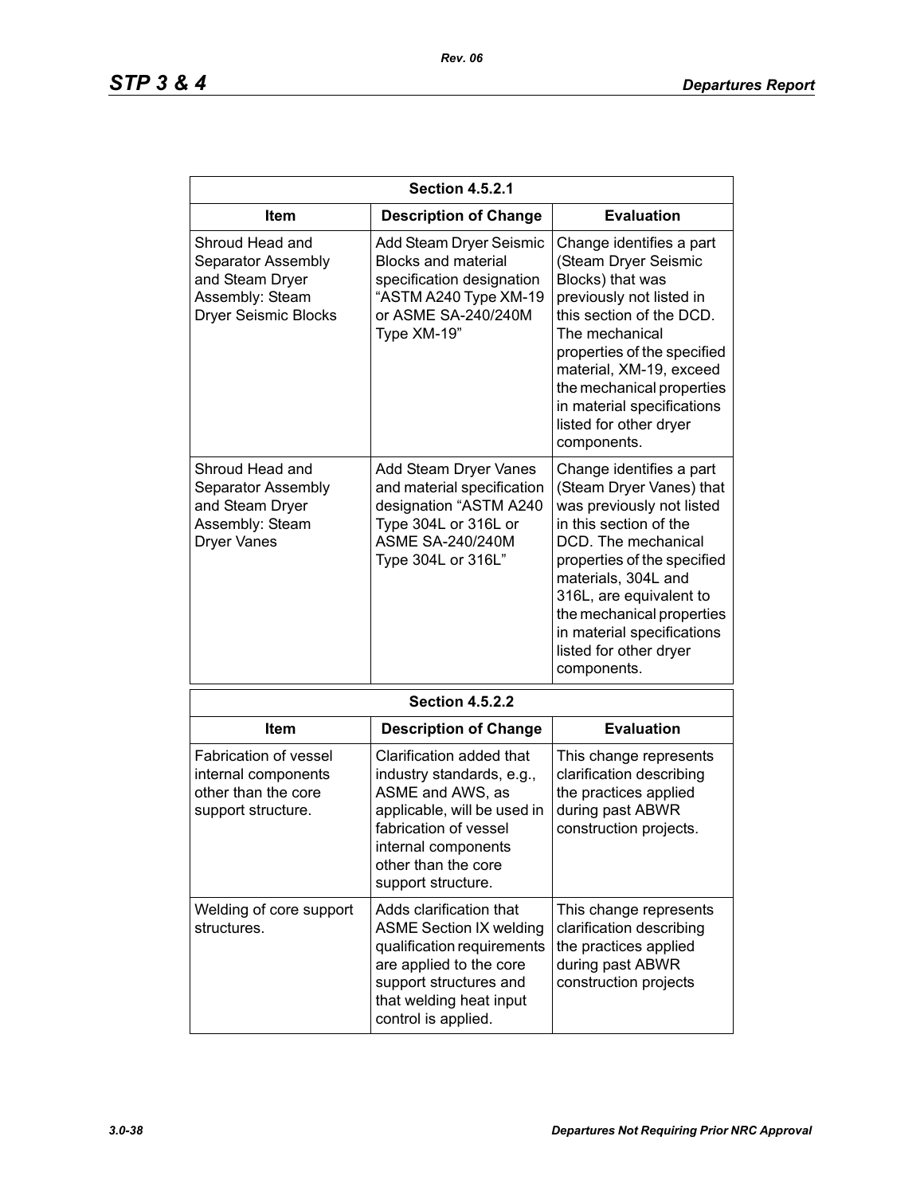| Section 4.5.2.1 | | |
|---|---|---|
| **Item** | **Description of Change** | **Evaluation** |
| Shroud Head and Separator Assembly and Steam Dryer Assembly: Steam Dryer Seismic Blocks | Add Steam Dryer Seismic Blocks and material specification designation "ASTM A240 Type XM-19 or ASME SA-240/240M Type XM-19" | Change identifies a part (Steam Dryer Seismic Blocks) that was previously not listed in this section of the DCD. The mechanical properties of the specified material, XM-19, exceed the mechanical properties in material specifications listed for other dryer components. |
| Shroud Head and Separator Assembly and Steam Dryer Assembly: Steam Dryer Vanes | Add Steam Dryer Vanes and material specification designation "ASTM A240 Type 304L or 316L or ASME SA-240/240M Type 304L or 316L" | Change identifies a part (Steam Dryer Vanes) that was previously not listed in this section of the DCD. The mechanical properties of the specified materials, 304L and 316L, are equivalent to the mechanical properties in material specifications listed for other dryer components. |

| Section 4.5.2.2 | | |
|---|---|---|
| **Item** | **Description of Change** | **Evaluation** |
| Fabrication of vessel internal components other than the core support structure. | Clarification added that industry standards, e.g., ASME and AWS, as applicable, will be used in fabrication of vessel internal components other than the core support structure. | This change represents clarification describing the practices applied during past ABWR construction projects. |
| Welding of core support structures. | Adds clarification that ASME Section IX welding qualification requirements are applied to the core support structures and that welding heat input control is applied. | This change represents clarification describing the practices applied during past ABWR construction projects |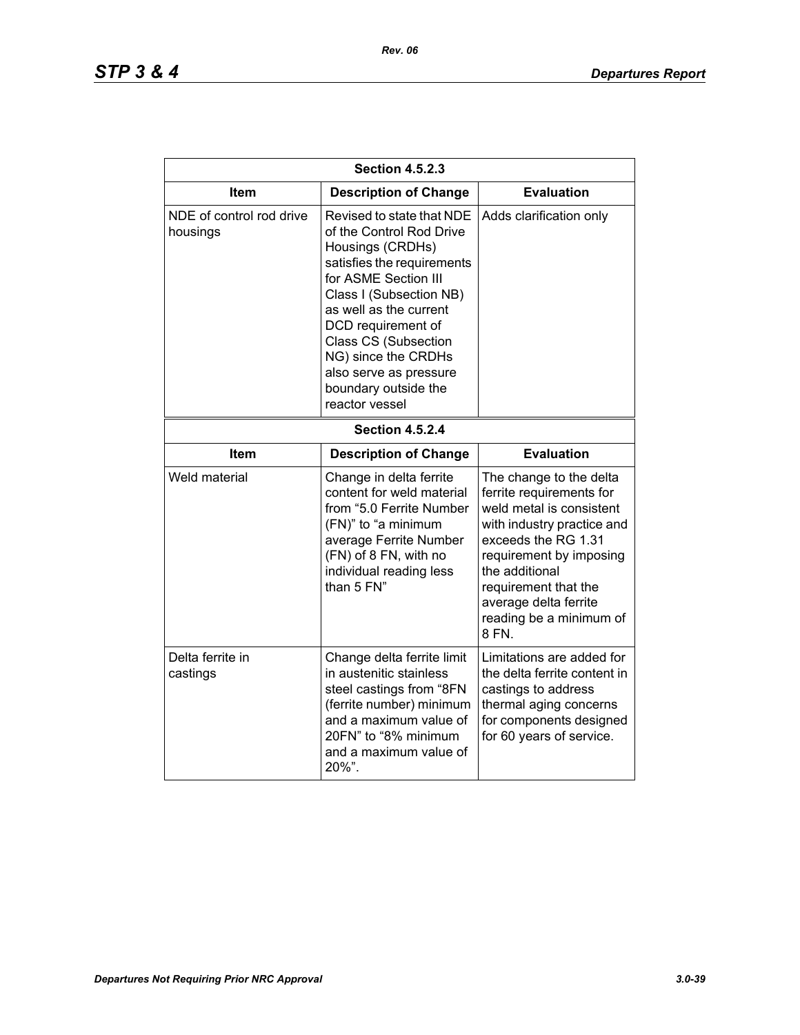| Section 4.5.2.3 | | |
|---|---|---|
| **Item** | **Description of Change** | **Evaluation** |
| NDE of control rod drive housings | Revised to state that NDE of the Control Rod Drive Housings (CRDHs) satisfies the requirements for ASME Section III Class I (Subsection NB) as well as the current DCD requirement of Class CS (Subsection NG) since the CRDHs also serve as pressure boundary outside the reactor vessel | Adds clarification only |

| Section 4.5.2.4 | | |
|---|---|---|
| **Item** | **Description of Change** | **Evaluation** |
| Weld material | Change in delta ferrite content for weld material from "5.0 Ferrite Number (FN)" to "a minimum average Ferrite Number (FN) of 8 FN, with no individual reading less than 5 FN" | The change to the delta ferrite requirements for weld metal is consistent with industry practice and exceeds the RG 1.31 requirement by imposing the additional requirement that the average delta ferrite reading be a minimum of 8 FN. |
| Delta ferrite in castings | Change delta ferrite limit in austenitic stainless steel castings from "8FN (ferrite number) minimum and a maximum value of 20FN" to "8% minimum and a maximum value of 20%". | Limitations are added for the delta ferrite content in castings to address thermal aging concerns for components designed for 60 years of service. |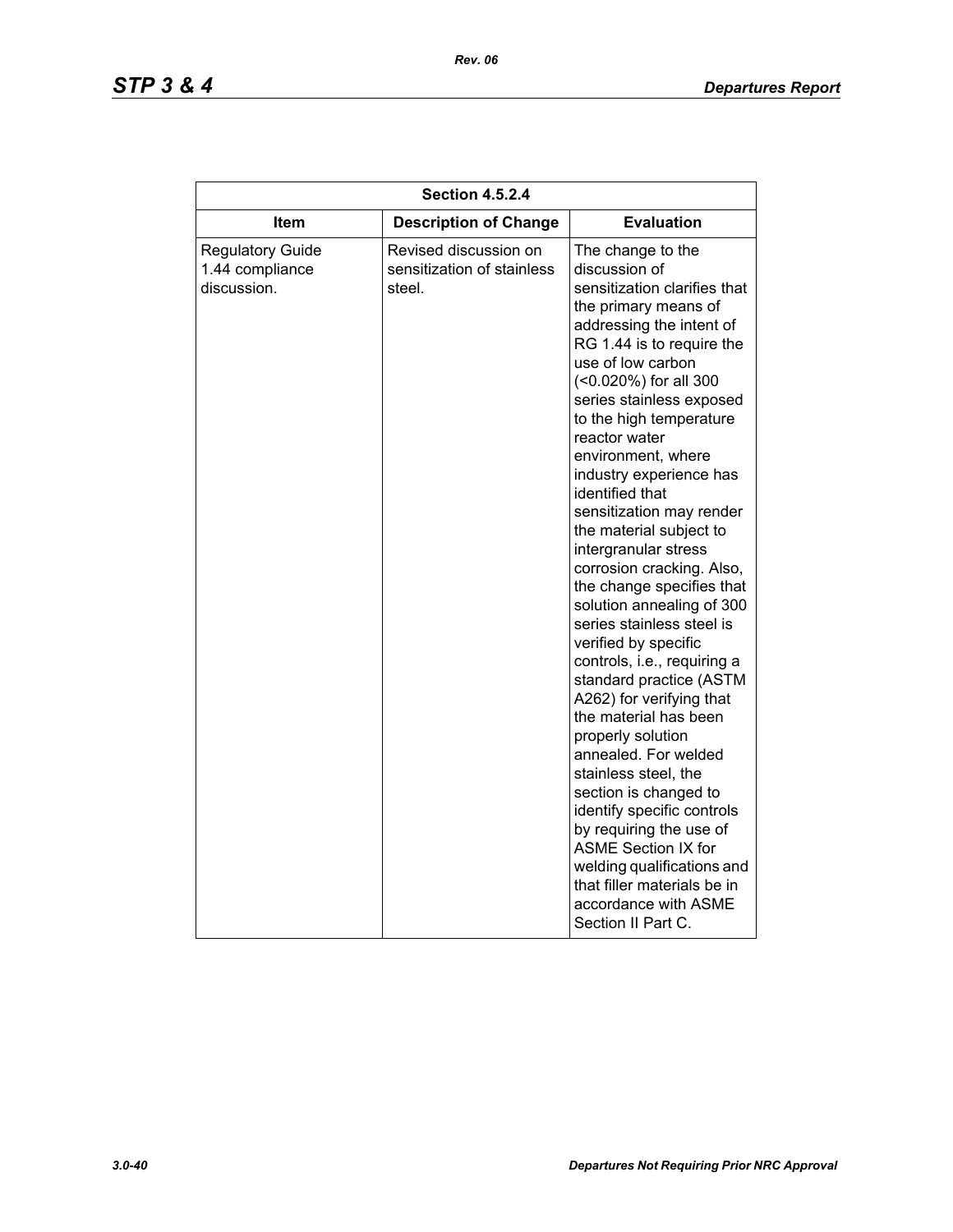| Section 4.5.2.4 | | |
|---|---|---|
| **Item** | **Description of Change** | **Evaluation** |
| Regulatory Guide 1.44 compliance discussion. | Revised discussion on sensitization of stainless steel. | The change to the discussion of sensitization clarifies that the primary means of addressing the intent of RG 1.44 is to require the use of low carbon (<0.020%) for all 300 series stainless exposed to the high temperature reactor water environment, where industry experience has identified that sensitization may render the material subject to intergranular stress corrosion cracking. Also, the change specifies that solution annealing of 300 series stainless steel is verified by specific controls, i.e., requiring a standard practice (ASTM A262) for verifying that the material has been properly solution annealed. For welded stainless steel, the section is changed to identify specific controls by requiring the use of ASME Section IX for welding qualifications and that filler materials be in accordance with ASME Section II Part C. |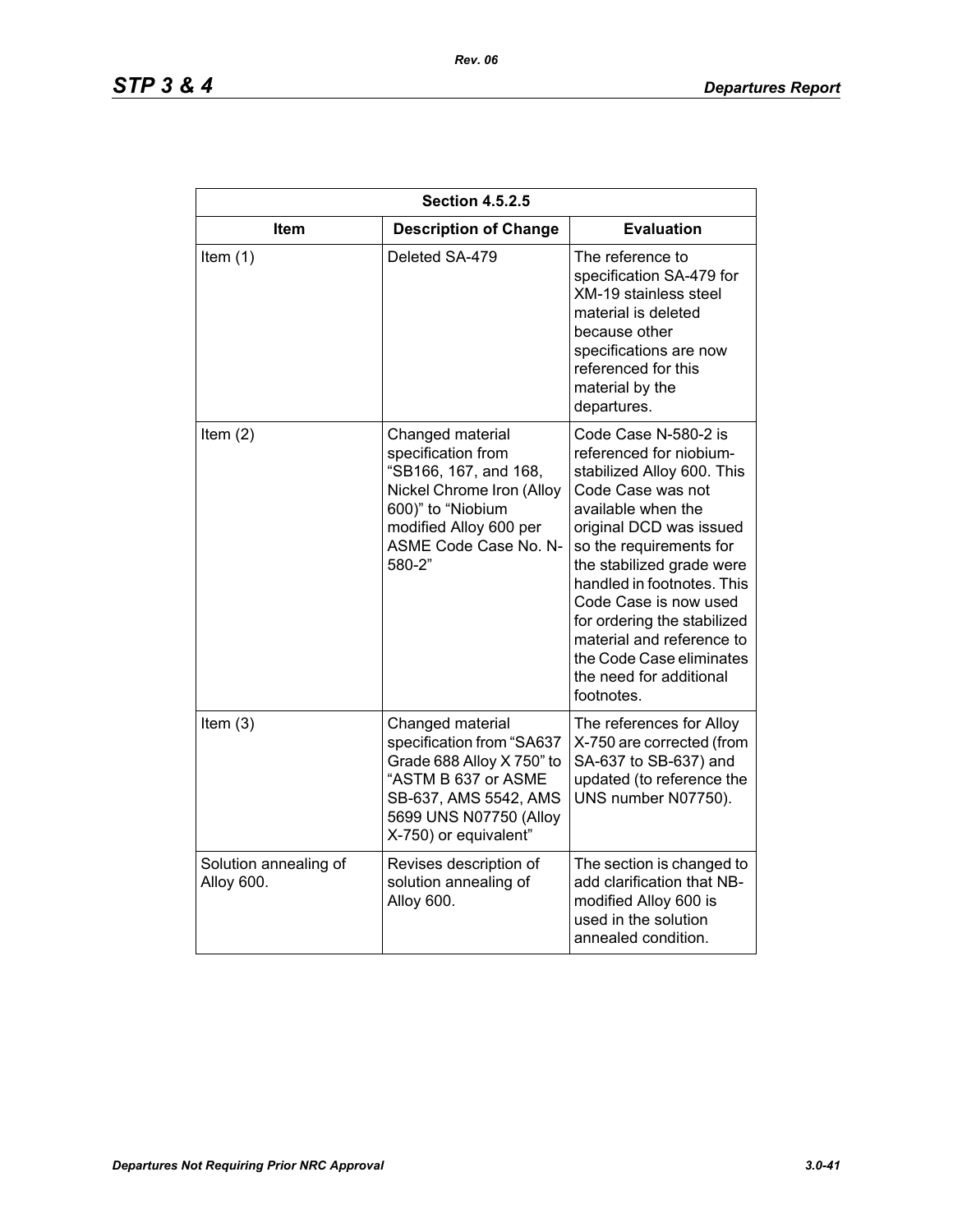| Section 4.5.2.5 | | |
|---|---|---|
| Item | Description of Change | Evaluation |
| Item (1) | Deleted SA-479 | The reference to specification SA-479 for XM-19 stainless steel material is deleted because other specifications are now referenced for this material by the departures. |
| Item (2) | Changed material specification from "SB166, 167, and 168, Nickel Chrome Iron (Alloy 600)" to "Niobium modified Alloy 600 per ASME Code Case No. N-580-2" | Code Case N-580-2 is referenced for niobium-stabilized Alloy 600. This Code Case was not available when the original DCD was issued so the requirements for the stabilized grade were handled in footnotes. This Code Case is now used for ordering the stabilized material and reference to the Code Case eliminates the need for additional footnotes. |
| Item (3) | Changed material specification from "SA637 Grade 688 Alloy X 750" to "ASTM B 637 or ASME SB-637, AMS 5542, AMS 5699 UNS N07750 (Alloy X-750) or equivalent" | The references for Alloy X-750 are corrected (from SA-637 to SB-637) and updated (to reference the UNS number N07750). |
| Solution annealing of Alloy 600. | Revises description of solution annealing of Alloy 600. | The section is changed to add clarification that NB-modified Alloy 600 is used in the solution annealed condition. |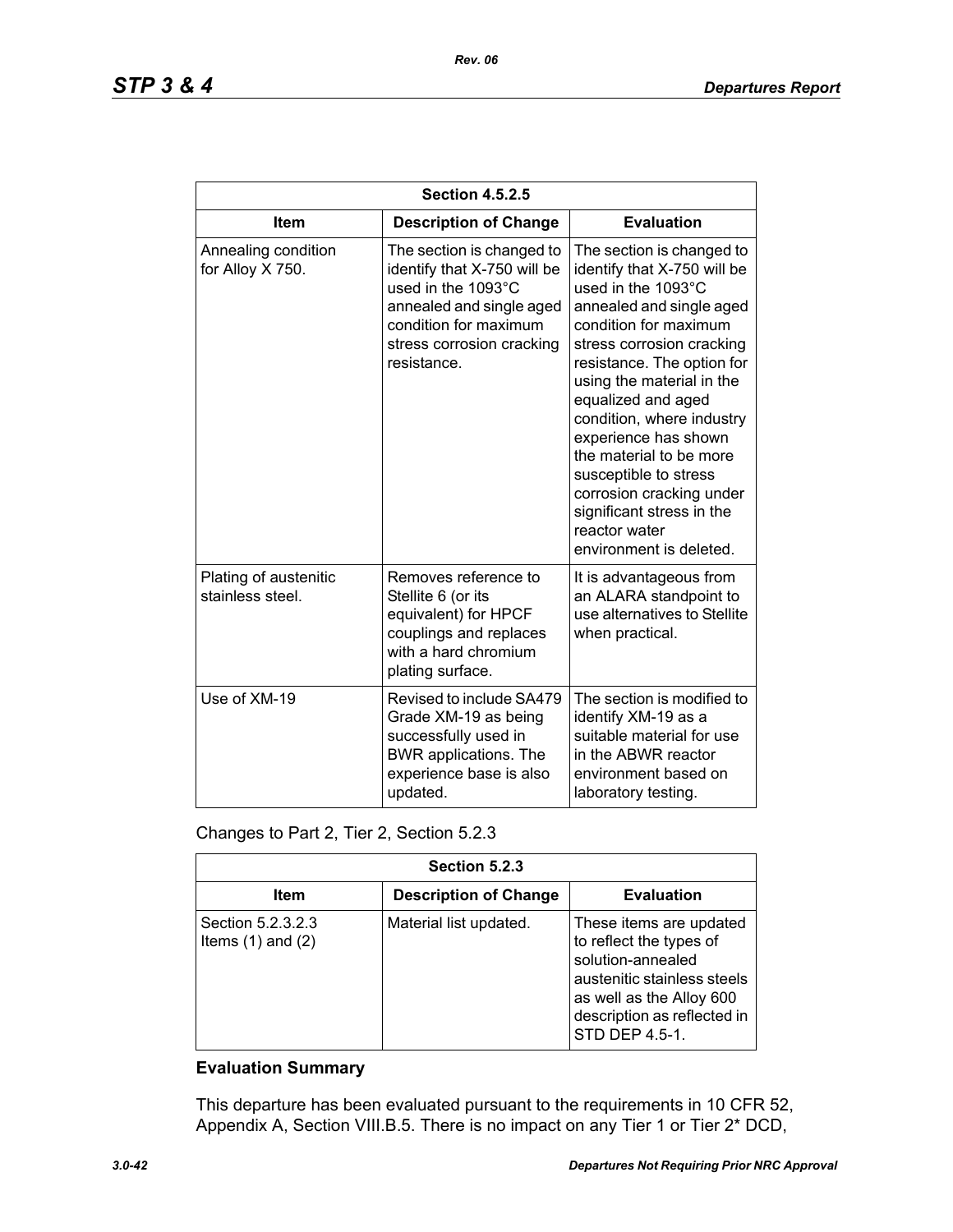| Section 4.5.2.5 | | |
|---|---|---|
| **Item** | **Description of Change** | **Evaluation** |
| Annealing condition for Alloy X 750. | The section is changed to identify that X-750 will be used in the 1093°C annealed and single aged condition for maximum stress corrosion cracking resistance. | The section is changed to identify that X-750 will be used in the 1093°C annealed and single aged condition for maximum stress corrosion cracking resistance. The option for using the material in the equalized and aged condition, where industry experience has shown the material to be more susceptible to stress corrosion cracking under significant stress in the reactor water environment is deleted. |
| Plating of austenitic stainless steel. | Removes reference to Stellite 6 (or its equivalent) for HPCF couplings and replaces with a hard chromium plating surface. | It is advantageous from an ALARA standpoint to use alternatives to Stellite when practical. |
| Use of XM-19 | Revised to include SA479 Grade XM-19 as being successfully used in BWR applications. The experience base is also updated. | The section is modified to identify XM-19 as a suitable material for use in the ABWR reactor environment based on laboratory testing. |

Changes to Part 2, Tier 2, Section 5.2.3

| Section 5.2.3 | | |
|---|---|---|
| **Item** | **Description of Change** | **Evaluation** |
| Section 5.2.3.2.3 Items (1) and (2) | Material list updated. | These items are updated to reflect the types of solution-annealed austenitic stainless steels as well as the Alloy 600 description as reflected in STD DEP 4.5-1. |

### Evaluation Summary

This departure has been evaluated pursuant to the requirements in 10 CFR 52, Appendix A, Section VIII.B.5. There is no impact on any Tier 1 or Tier 2* DCD,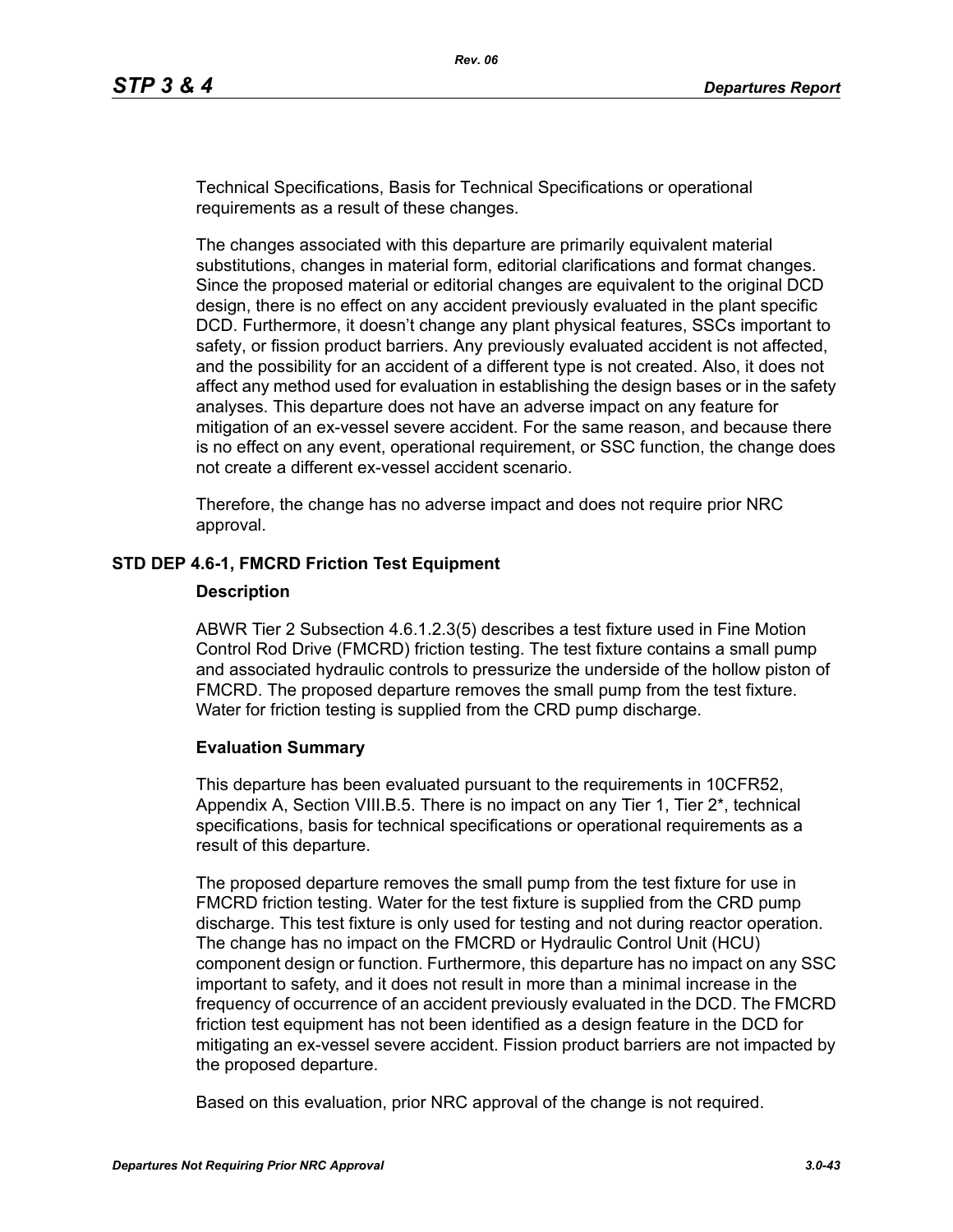Technical Specifications, Basis for Technical Specifications or operational requirements as a result of these changes.

The changes associated with this departure are primarily equivalent material substitutions, changes in material form, editorial clarifications and format changes. Since the proposed material or editorial changes are equivalent to the original DCD design, there is no effect on any accident previously evaluated in the plant specific DCD. Furthermore, it doesn't change any plant physical features, SSCs important to safety, or fission product barriers. Any previously evaluated accident is not affected, and the possibility for an accident of a different type is not created. Also, it does not affect any method used for evaluation in establishing the design bases or in the safety analyses. This departure does not have an adverse impact on any feature for mitigation of an ex-vessel severe accident. For the same reason, and because there is no effect on any event, operational requirement, or SSC function, the change does not create a different ex-vessel accident scenario.

Therefore, the change has no adverse impact and does not require prior NRC approval.

## STD DEP 4.6-1, FMCRD Friction Test Equipment

### Description

ABWR Tier 2 Subsection 4.6.1.2.3(5) describes a test fixture used in Fine Motion Control Rod Drive (FMCRD) friction testing. The test fixture contains a small pump and associated hydraulic controls to pressurize the underside of the hollow piston of FMCRD. The proposed departure removes the small pump from the test fixture. Water for friction testing is supplied from the CRD pump discharge.

### Evaluation Summary

This departure has been evaluated pursuant to the requirements in 10CFR52, Appendix A, Section VIII.B.5. There is no impact on any Tier 1, Tier 2*, technical specifications, basis for technical specifications or operational requirements as a result of this departure.

The proposed departure removes the small pump from the test fixture for use in FMCRD friction testing. Water for the test fixture is supplied from the CRD pump discharge. This test fixture is only used for testing and not during reactor operation. The change has no impact on the FMCRD or Hydraulic Control Unit (HCU) component design or function. Furthermore, this departure has no impact on any SSC important to safety, and it does not result in more than a minimal increase in the frequency of occurrence of an accident previously evaluated in the DCD. The FMCRD friction test equipment has not been identified as a design feature in the DCD for mitigating an ex-vessel severe accident. Fission product barriers are not impacted by the proposed departure.

Based on this evaluation, prior NRC approval of the change is not required.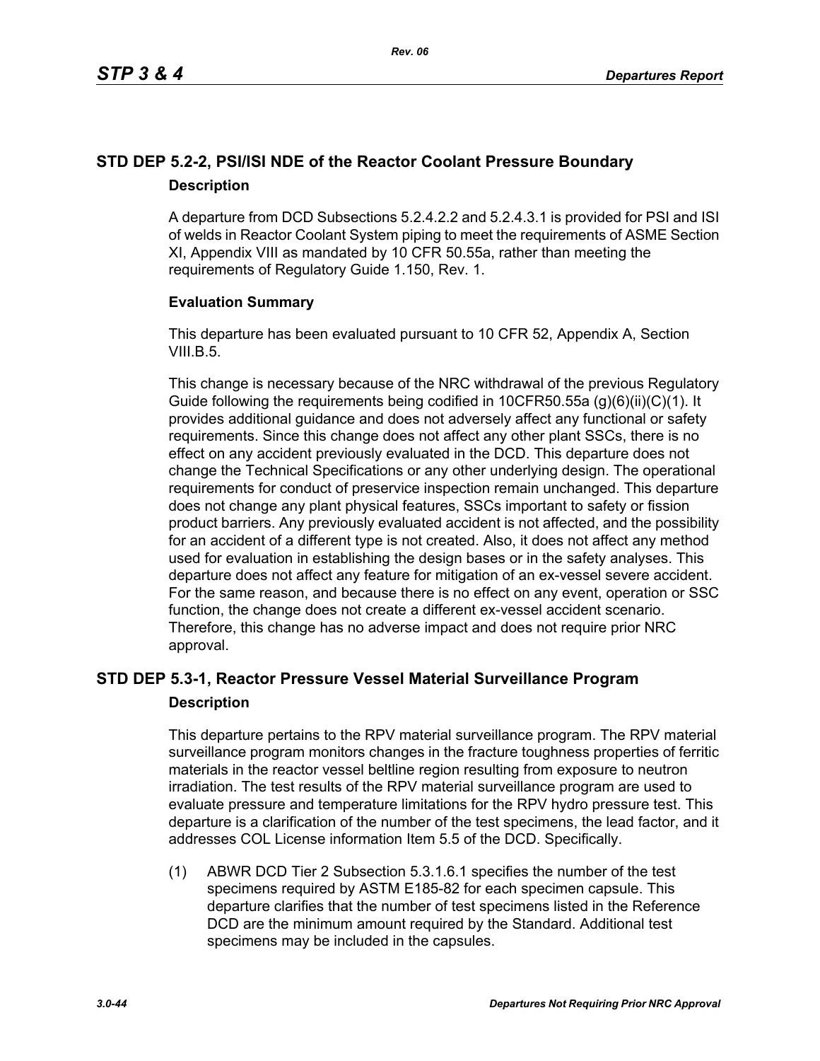## STD DEP 5.2-2, PSI/ISI NDE of the Reactor Coolant Pressure Boundary

### Description

A departure from DCD Subsections 5.2.4.2.2 and 5.2.4.3.1 is provided for PSI and ISI of welds in Reactor Coolant System piping to meet the requirements of ASME Section XI, Appendix VIII as mandated by 10 CFR 50.55a, rather than meeting the requirements of Regulatory Guide 1.150, Rev. 1.

### Evaluation Summary

This departure has been evaluated pursuant to 10 CFR 52, Appendix A, Section VIII.B.5.

This change is necessary because of the NRC withdrawal of the previous Regulatory Guide following the requirements being codified in 10CFR50.55a (g)(6)(ii)(C)(1). It provides additional guidance and does not adversely affect any functional or safety requirements. Since this change does not affect any other plant SSCs, there is no effect on any accident previously evaluated in the DCD. This departure does not change the Technical Specifications or any other underlying design. The operational requirements for conduct of preservice inspection remain unchanged. This departure does not change any plant physical features, SSCs important to safety or fission product barriers. Any previously evaluated accident is not affected, and the possibility for an accident of a different type is not created. Also, it does not affect any method used for evaluation in establishing the design bases or in the safety analyses. This departure does not affect any feature for mitigation of an ex-vessel severe accident. For the same reason, and because there is no effect on any event, operation or SSC function, the change does not create a different ex-vessel accident scenario. Therefore, this change has no adverse impact and does not require prior NRC approval.

## STD DEP 5.3-1, Reactor Pressure Vessel Material Surveillance Program

### Description

This departure pertains to the RPV material surveillance program. The RPV material surveillance program monitors changes in the fracture toughness properties of ferritic materials in the reactor vessel beltline region resulting from exposure to neutron irradiation. The test results of the RPV material surveillance program are used to evaluate pressure and temperature limitations for the RPV hydro pressure test. This departure is a clarification of the number of the test specimens, the lead factor, and it addresses COL License information Item 5.5 of the DCD. Specifically.

(1) ABWR DCD Tier 2 Subsection 5.3.1.6.1 specifies the number of the test specimens required by ASTM E185-82 for each specimen capsule. This departure clarifies that the number of test specimens listed in the Reference DCD are the minimum amount required by the Standard. Additional test specimens may be included in the capsules.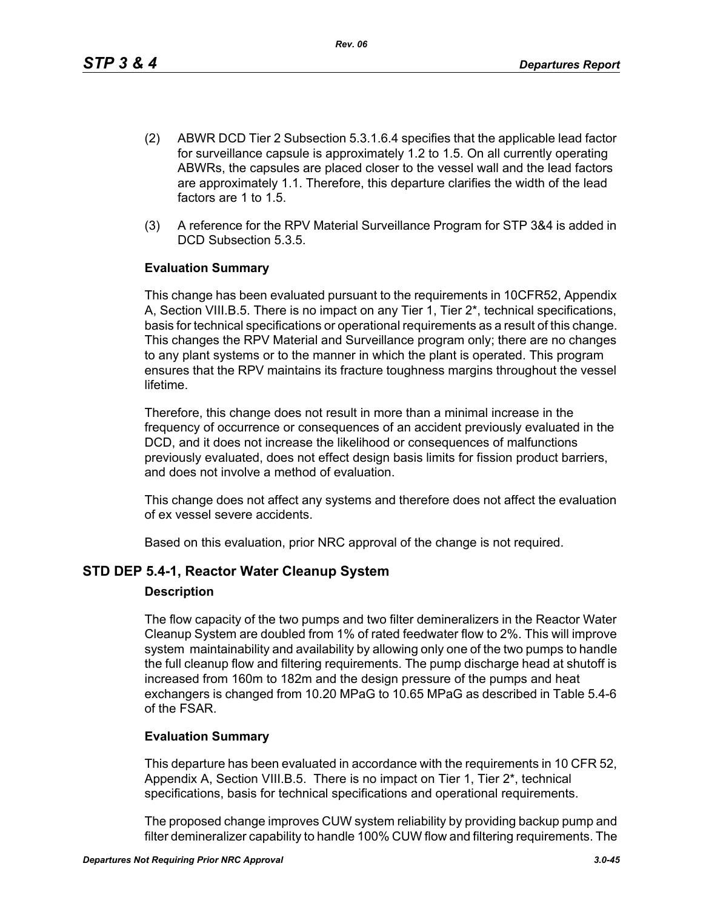(2) ABWR DCD Tier 2 Subsection 5.3.1.6.4 specifies that the applicable lead factor for surveillance capsule is approximately 1.2 to 1.5. On all currently operating ABWRs, the capsules are placed closer to the vessel wall and the lead factors are approximately 1.1. Therefore, this departure clarifies the width of the lead factors are 1 to 1.5.

(3) A reference for the RPV Material Surveillance Program for STP 3&4 is added in DCD Subsection 5.3.5.

**Evaluation Summary**

This change has been evaluated pursuant to the requirements in 10CFR52, Appendix A, Section VIII.B.5. There is no impact on any Tier 1, Tier 2*, technical specifications, basis for technical specifications or operational requirements as a result of this change. This changes the RPV Material and Surveillance program only; there are no changes to any plant systems or to the manner in which the plant is operated. This program ensures that the RPV maintains its fracture toughness margins throughout the vessel lifetime.

Therefore, this change does not result in more than a minimal increase in the frequency of occurrence or consequences of an accident previously evaluated in the DCD, and it does not increase the likelihood or consequences of malfunctions previously evaluated, does not effect design basis limits for fission product barriers, and does not involve a method of evaluation.

This change does not affect any systems and therefore does not affect the evaluation of ex vessel severe accidents.

Based on this evaluation, prior NRC approval of the change is not required.

## STD DEP 5.4-1, Reactor Water Cleanup System

**Description**

The flow capacity of the two pumps and two filter demineralizers in the Reactor Water Cleanup System are doubled from 1% of rated feedwater flow to 2%. This will improve system maintainability and availability by allowing only one of the two pumps to handle the full cleanup flow and filtering requirements. The pump discharge head at shutoff is increased from 160m to 182m and the design pressure of the pumps and heat exchangers is changed from 10.20 MPaG to 10.65 MPaG as described in Table 5.4-6 of the FSAR.

**Evaluation Summary**

This departure has been evaluated in accordance with the requirements in 10 CFR 52, Appendix A, Section VIII.B.5. There is no impact on Tier 1, Tier 2*, technical specifications, basis for technical specifications and operational requirements.

The proposed change improves CUW system reliability by providing backup pump and filter demineralizer capability to handle 100% CUW flow and filtering requirements. The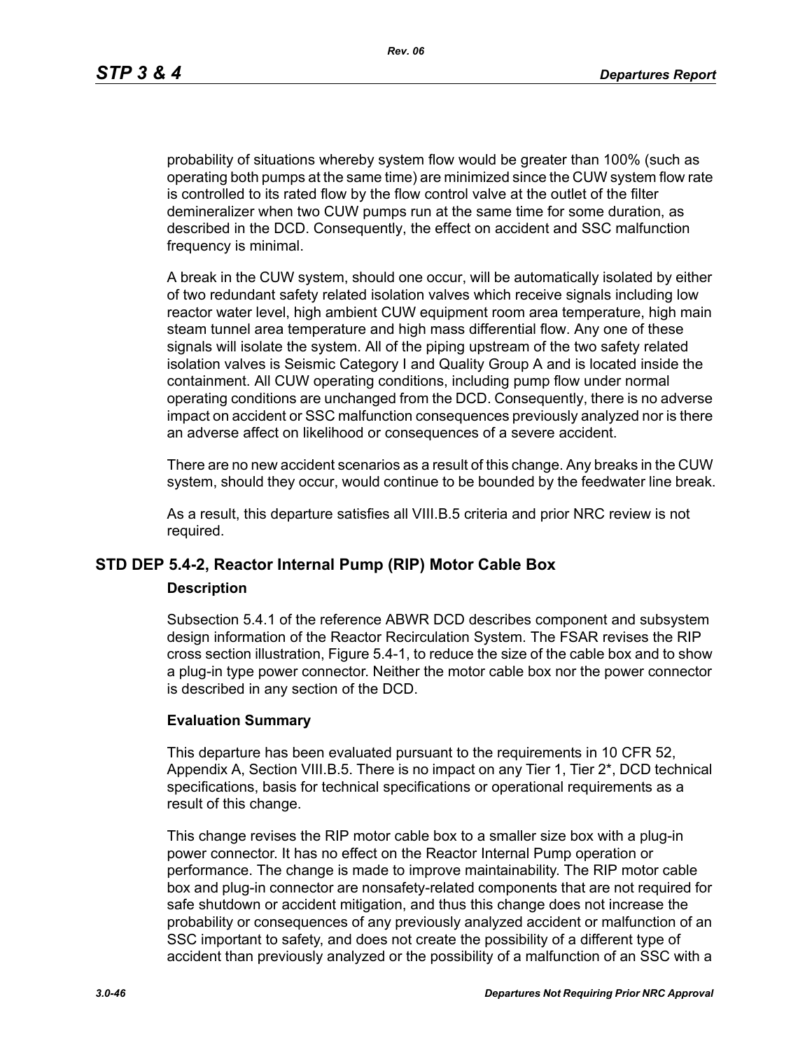probability of situations whereby system flow would be greater than 100% (such as operating both pumps at the same time) are minimized since the CUW system flow rate is controlled to its rated flow by the flow control valve at the outlet of the filter demineralizer when two CUW pumps run at the same time for some duration, as described in the DCD. Consequently, the effect on accident and SSC malfunction frequency is minimal.

A break in the CUW system, should one occur, will be automatically isolated by either of two redundant safety related isolation valves which receive signals including low reactor water level, high ambient CUW equipment room area temperature, high main steam tunnel area temperature and high mass differential flow. Any one of these signals will isolate the system. All of the piping upstream of the two safety related isolation valves is Seismic Category I and Quality Group A and is located inside the containment. All CUW operating conditions, including pump flow under normal operating conditions are unchanged from the DCD. Consequently, there is no adverse impact on accident or SSC malfunction consequences previously analyzed nor is there an adverse affect on likelihood or consequences of a severe accident.

There are no new accident scenarios as a result of this change. Any breaks in the CUW system, should they occur, would continue to be bounded by the feedwater line break.

As a result, this departure satisfies all VIII.B.5 criteria and prior NRC review is not required.

## STD DEP 5.4-2, Reactor Internal Pump (RIP) Motor Cable Box

### Description

Subsection 5.4.1 of the reference ABWR DCD describes component and subsystem design information of the Reactor Recirculation System. The FSAR revises the RIP cross section illustration, Figure 5.4-1, to reduce the size of the cable box and to show a plug-in type power connector. Neither the motor cable box nor the power connector is described in any section of the DCD.

### Evaluation Summary

This departure has been evaluated pursuant to the requirements in 10 CFR 52, Appendix A, Section VIII.B.5. There is no impact on any Tier 1, Tier 2*, DCD technical specifications, basis for technical specifications or operational requirements as a result of this change.

This change revises the RIP motor cable box to a smaller size box with a plug-in power connector. It has no effect on the Reactor Internal Pump operation or performance. The change is made to improve maintainability. The RIP motor cable box and plug-in connector are nonsafety-related components that are not required for safe shutdown or accident mitigation, and thus this change does not increase the probability or consequences of any previously analyzed accident or malfunction of an SSC important to safety, and does not create the possibility of a different type of accident than previously analyzed or the possibility of a malfunction of an SSC with a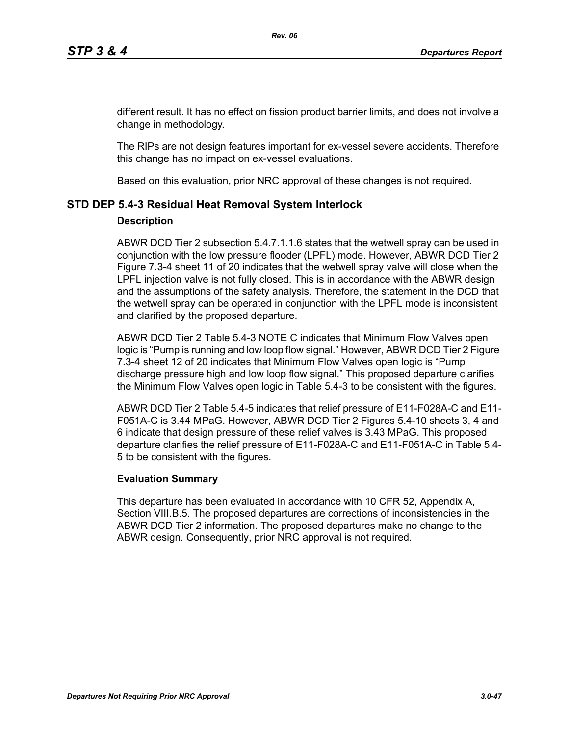different result. It has no effect on fission product barrier limits, and does not involve a change in methodology.

The RIPs are not design features important for ex-vessel severe accidents. Therefore this change has no impact on ex-vessel evaluations.

Based on this evaluation, prior NRC approval of these changes is not required.

## STD DEP 5.4-3 Residual Heat Removal System Interlock

### Description

ABWR DCD Tier 2 subsection 5.4.7.1.1.6 states that the wetwell spray can be used in conjunction with the low pressure flooder (LPFL) mode. However, ABWR DCD Tier 2 Figure 7.3-4 sheet 11 of 20 indicates that the wetwell spray valve will close when the LPFL injection valve is not fully closed. This is in accordance with the ABWR design and the assumptions of the safety analysis. Therefore, the statement in the DCD that the wetwell spray can be operated in conjunction with the LPFL mode is inconsistent and clarified by the proposed departure.

ABWR DCD Tier 2 Table 5.4-3 NOTE C indicates that Minimum Flow Valves open logic is "Pump is running and low loop flow signal." However, ABWR DCD Tier 2 Figure 7.3-4 sheet 12 of 20 indicates that Minimum Flow Valves open logic is "Pump discharge pressure high and low loop flow signal." This proposed departure clarifies the Minimum Flow Valves open logic in Table 5.4-3 to be consistent with the figures.

ABWR DCD Tier 2 Table 5.4-5 indicates that relief pressure of E11-F028A-C and E11-F051A-C is 3.44 MPaG. However, ABWR DCD Tier 2 Figures 5.4-10 sheets 3, 4 and 6 indicate that design pressure of these relief valves is 3.43 MPaG. This proposed departure clarifies the relief pressure of E11-F028A-C and E11-F051A-C in Table 5.4-5 to be consistent with the figures.

### Evaluation Summary

This departure has been evaluated in accordance with 10 CFR 52, Appendix A, Section VIII.B.5. The proposed departures are corrections of inconsistencies in the ABWR DCD Tier 2 information. The proposed departures make no change to the ABWR design. Consequently, prior NRC approval is not required.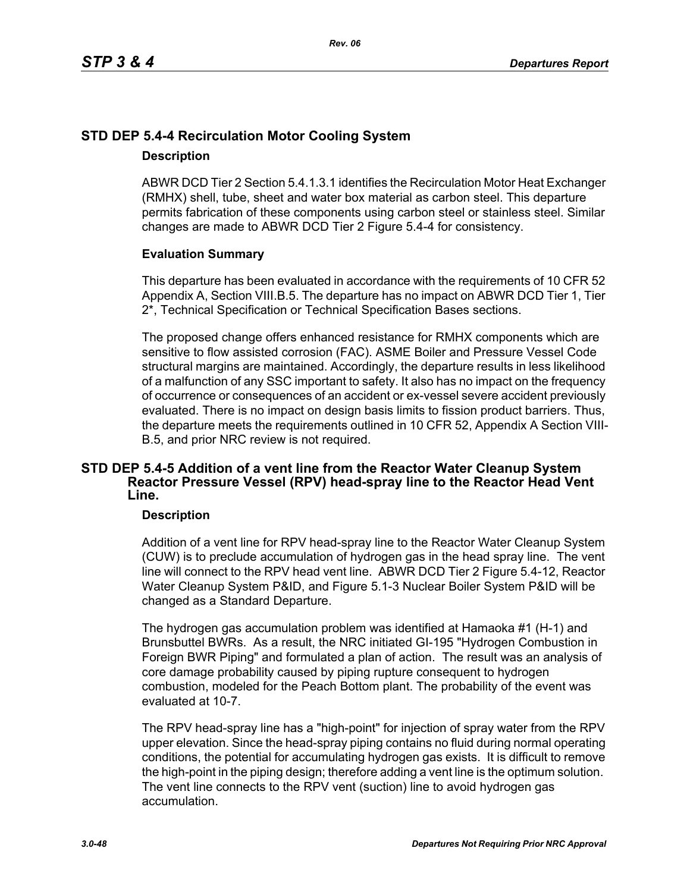## STD DEP 5.4-4 Recirculation Motor Cooling System

### Description

ABWR DCD Tier 2 Section 5.4.1.3.1 identifies the Recirculation Motor Heat Exchanger (RMHX) shell, tube, sheet and water box material as carbon steel. This departure permits fabrication of these components using carbon steel or stainless steel. Similar changes are made to ABWR DCD Tier 2 Figure 5.4-4 for consistency.

### Evaluation Summary

This departure has been evaluated in accordance with the requirements of 10 CFR 52 Appendix A, Section VIII.B.5. The departure has no impact on ABWR DCD Tier 1, Tier 2*, Technical Specification or Technical Specification Bases sections.

The proposed change offers enhanced resistance for RMHX components which are sensitive to flow assisted corrosion (FAC). ASME Boiler and Pressure Vessel Code structural margins are maintained. Accordingly, the departure results in less likelihood of a malfunction of any SSC important to safety. It also has no impact on the frequency of occurrence or consequences of an accident or ex-vessel severe accident previously evaluated. There is no impact on design basis limits to fission product barriers. Thus, the departure meets the requirements outlined in 10 CFR 52, Appendix A Section VIII-B.5, and prior NRC review is not required.

## STD DEP 5.4-5 Addition of a vent line from the Reactor Water Cleanup System Reactor Pressure Vessel (RPV) head-spray line to the Reactor Head Vent Line.

### Description

Addition of a vent line for RPV head-spray line to the Reactor Water Cleanup System (CUW) is to preclude accumulation of hydrogen gas in the head spray line. The vent line will connect to the RPV head vent line. ABWR DCD Tier 2 Figure 5.4-12, Reactor Water Cleanup System P&ID, and Figure 5.1-3 Nuclear Boiler System P&ID will be changed as a Standard Departure.

The hydrogen gas accumulation problem was identified at Hamaoka #1 (H-1) and Brunsbuttel BWRs. As a result, the NRC initiated GI-195 "Hydrogen Combustion in Foreign BWR Piping" and formulated a plan of action. The result was an analysis of core damage probability caused by piping rupture consequent to hydrogen combustion, modeled for the Peach Bottom plant. The probability of the event was evaluated at 10-7.

The RPV head-spray line has a "high-point" for injection of spray water from the RPV upper elevation. Since the head-spray piping contains no fluid during normal operating conditions, the potential for accumulating hydrogen gas exists. It is difficult to remove the high-point in the piping design; therefore adding a vent line is the optimum solution. The vent line connects to the RPV vent (suction) line to avoid hydrogen gas accumulation.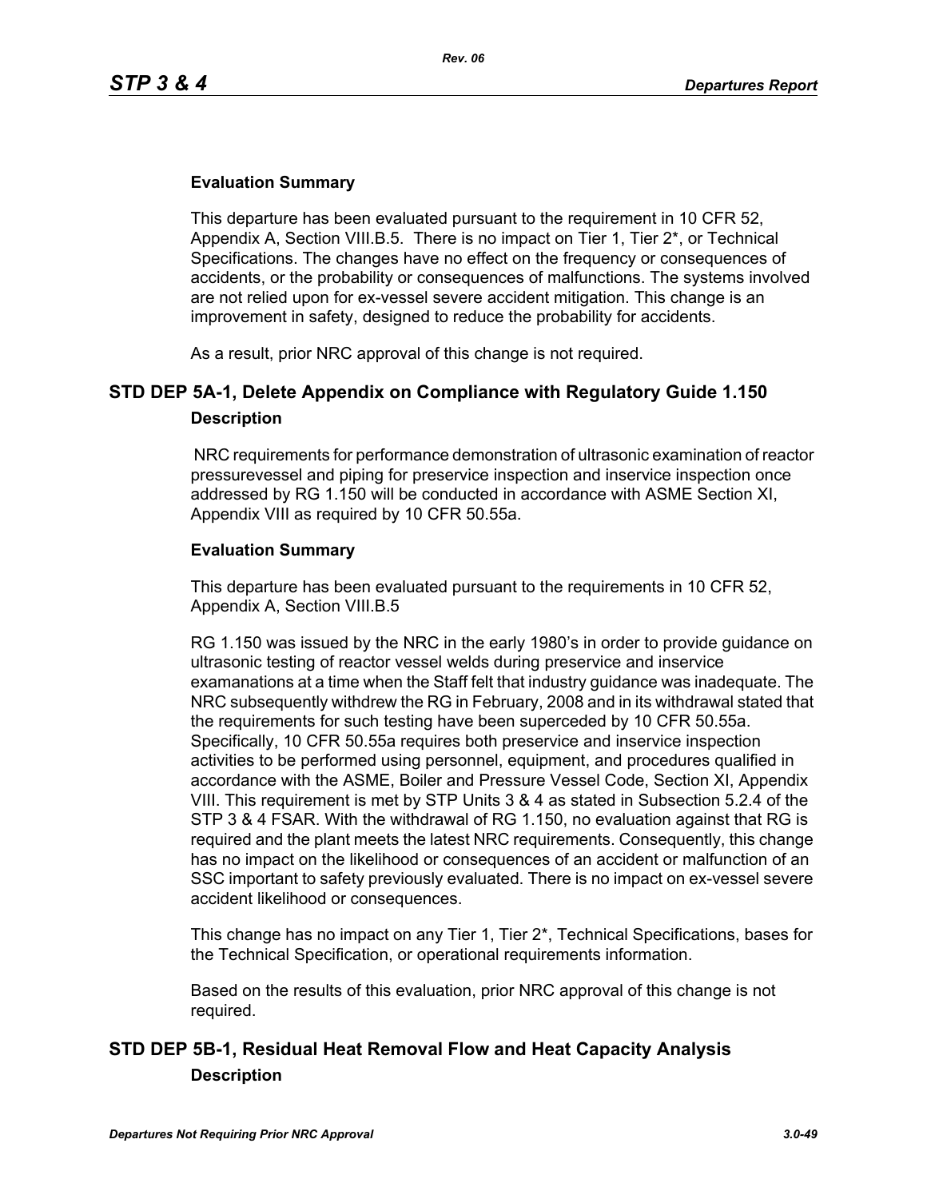### Evaluation Summary

This departure has been evaluated pursuant to the requirement in 10 CFR 52, Appendix A, Section VIII.B.5. There is no impact on Tier 1, Tier 2*, or Technical Specifications. The changes have no effect on the frequency or consequences of accidents, or the probability or consequences of malfunctions. The systems involved are not relied upon for ex-vessel severe accident mitigation. This change is an improvement in safety, designed to reduce the probability for accidents.

As a result, prior NRC approval of this change is not required.

## STD DEP 5A-1, Delete Appendix on Compliance with Regulatory Guide 1.150

### Description

NRC requirements for performance demonstration of ultrasonic examination of reactor pressurevessel and piping for preservice inspection and inservice inspection once addressed by RG 1.150 will be conducted in accordance with ASME Section XI, Appendix VIII as required by 10 CFR 50.55a.

### Evaluation Summary

This departure has been evaluated pursuant to the requirements in 10 CFR 52, Appendix A, Section VIII.B.5

RG 1.150 was issued by the NRC in the early 1980's in order to provide guidance on ultrasonic testing of reactor vessel welds during preservice and inservice examanations at a time when the Staff felt that industry guidance was inadequate. The NRC subsequently withdrew the RG in February, 2008 and in its withdrawal stated that the requirements for such testing have been superceded by 10 CFR 50.55a. Specifically, 10 CFR 50.55a requires both preservice and inservice inspection activities to be performed using personnel, equipment, and procedures qualified in accordance with the ASME, Boiler and Pressure Vessel Code, Section XI, Appendix VIII. This requirement is met by STP Units 3 & 4 as stated in Subsection 5.2.4 of the STP 3 & 4 FSAR. With the withdrawal of RG 1.150, no evaluation against that RG is required and the plant meets the latest NRC requirements. Consequently, this change has no impact on the likelihood or consequences of an accident or malfunction of an SSC important to safety previously evaluated. There is no impact on ex-vessel severe accident likelihood or consequences.

This change has no impact on any Tier 1, Tier 2*, Technical Specifications, bases for the Technical Specification, or operational requirements information.

Based on the results of this evaluation, prior NRC approval of this change is not required.

## STD DEP 5B-1, Residual Heat Removal Flow and Heat Capacity Analysis

### Description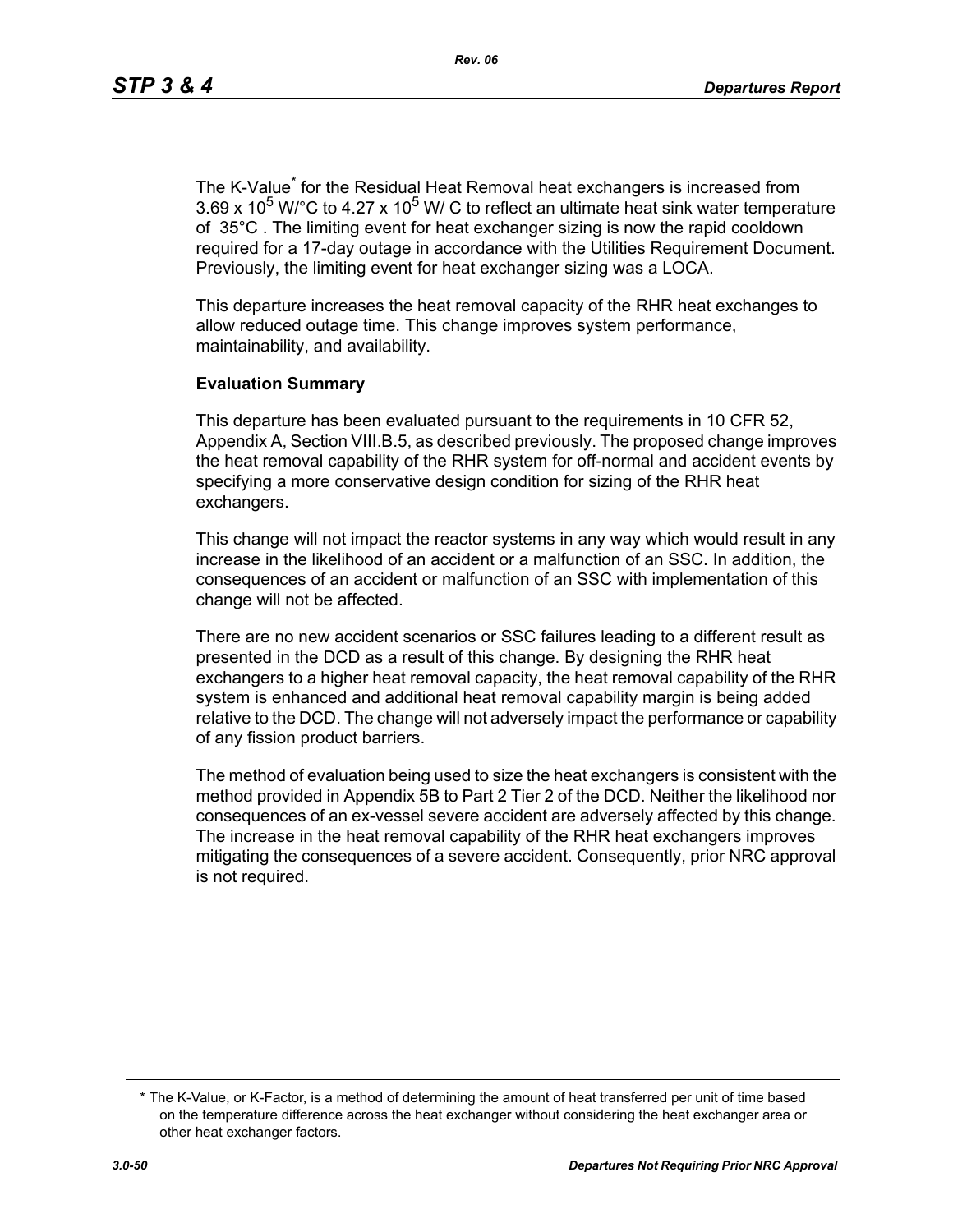The K-Value* for the Residual Heat Removal heat exchangers is increased from $3.69 \times 10^5$ W/°C to $4.27 \times 10^5$ W/ C to reflect an ultimate heat sink water temperature of 35°C . The limiting event for heat exchanger sizing is now the rapid cooldown required for a 17-day outage in accordance with the Utilities Requirement Document. Previously, the limiting event for heat exchanger sizing was a LOCA.

This departure increases the heat removal capacity of the RHR heat exchanges to allow reduced outage time. This change improves system performance, maintainability, and availability.

**Evaluation Summary**

This departure has been evaluated pursuant to the requirements in 10 CFR 52, Appendix A, Section VIII.B.5, as described previously. The proposed change improves the heat removal capability of the RHR system for off-normal and accident events by specifying a more conservative design condition for sizing of the RHR heat exchangers.

This change will not impact the reactor systems in any way which would result in any increase in the likelihood of an accident or a malfunction of an SSC. In addition, the consequences of an accident or malfunction of an SSC with implementation of this change will not be affected.

There are no new accident scenarios or SSC failures leading to a different result as presented in the DCD as a result of this change. By designing the RHR heat exchangers to a higher heat removal capacity, the heat removal capability of the RHR system is enhanced and additional heat removal capability margin is being added relative to the DCD. The change will not adversely impact the performance or capability of any fission product barriers.

The method of evaluation being used to size the heat exchangers is consistent with the method provided in Appendix 5B to Part 2 Tier 2 of the DCD. Neither the likelihood nor consequences of an ex-vessel severe accident are adversely affected by this change. The increase in the heat removal capability of the RHR heat exchangers improves mitigating the consequences of a severe accident. Consequently, prior NRC approval is not required.

---

* The K-Value, or K-Factor, is a method of determining the amount of heat transferred per unit of time based on the temperature difference across the heat exchanger without considering the heat exchanger area or other heat exchanger factors.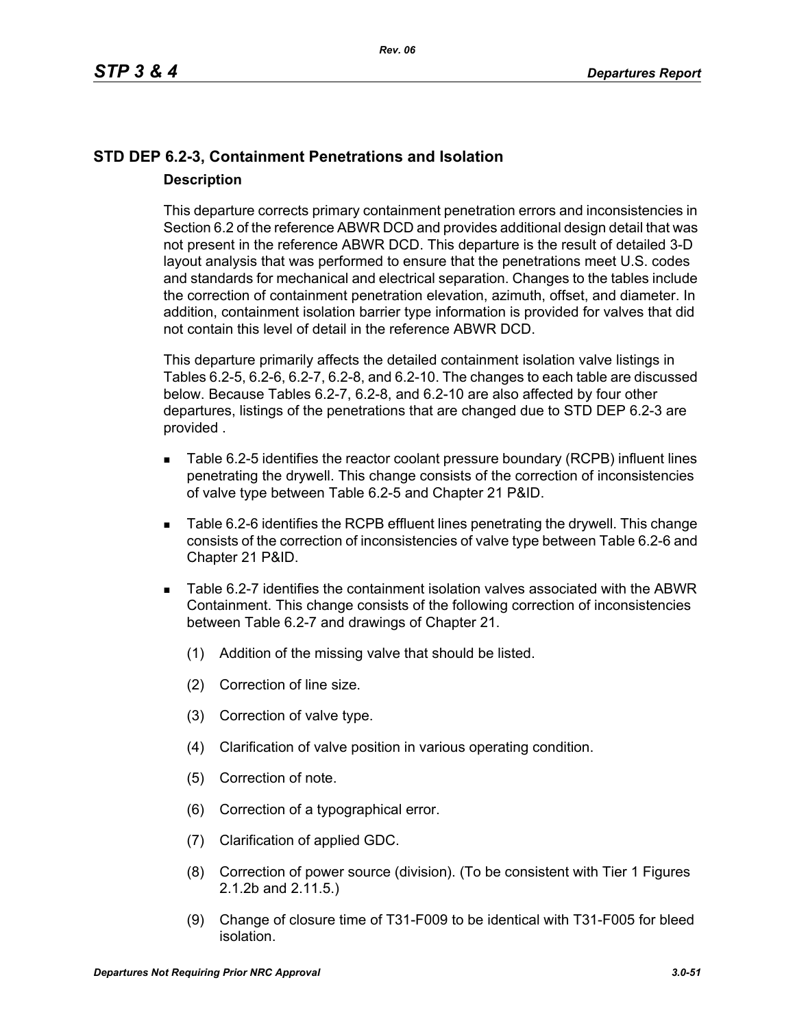## STD DEP 6.2-3, Containment Penetrations and Isolation

### Description

This departure corrects primary containment penetration errors and inconsistencies in Section 6.2 of the reference ABWR DCD and provides additional design detail that was not present in the reference ABWR DCD. This departure is the result of detailed 3-D layout analysis that was performed to ensure that the penetrations meet U.S. codes and standards for mechanical and electrical separation. Changes to the tables include the correction of containment penetration elevation, azimuth, offset, and diameter. In addition, containment isolation barrier type information is provided for valves that did not contain this level of detail in the reference ABWR DCD.

This departure primarily affects the detailed containment isolation valve listings in Tables 6.2-5, 6.2-6, 6.2-7, 6.2-8, and 6.2-10. The changes to each table are discussed below. Because Tables 6.2-7, 6.2-8, and 6.2-10 are also affected by four other departures, listings of the penetrations that are changed due to STD DEP 6.2-3 are provided .

- Table 6.2-5 identifies the reactor coolant pressure boundary (RCPB) influent lines penetrating the drywell. This change consists of the correction of inconsistencies of valve type between Table 6.2-5 and Chapter 21 P&ID.
- Table 6.2-6 identifies the RCPB effluent lines penetrating the drywell. This change consists of the correction of inconsistencies of valve type between Table 6.2-6 and Chapter 21 P&ID.
- Table 6.2-7 identifies the containment isolation valves associated with the ABWR Containment. This change consists of the following correction of inconsistencies between Table 6.2-7 and drawings of Chapter 21.
  1. Addition of the missing valve that should be listed.
  2. Correction of line size.
  3. Correction of valve type.
  4. Clarification of valve position in various operating condition.
  5. Correction of note.
  6. Correction of a typographical error.
  7. Clarification of applied GDC.
  8. Correction of power source (division). (To be consistent with Tier 1 Figures 2.1.2b and 2.11.5.)
  9. Change of closure time of T31-F009 to be identical with T31-F005 for bleed isolation.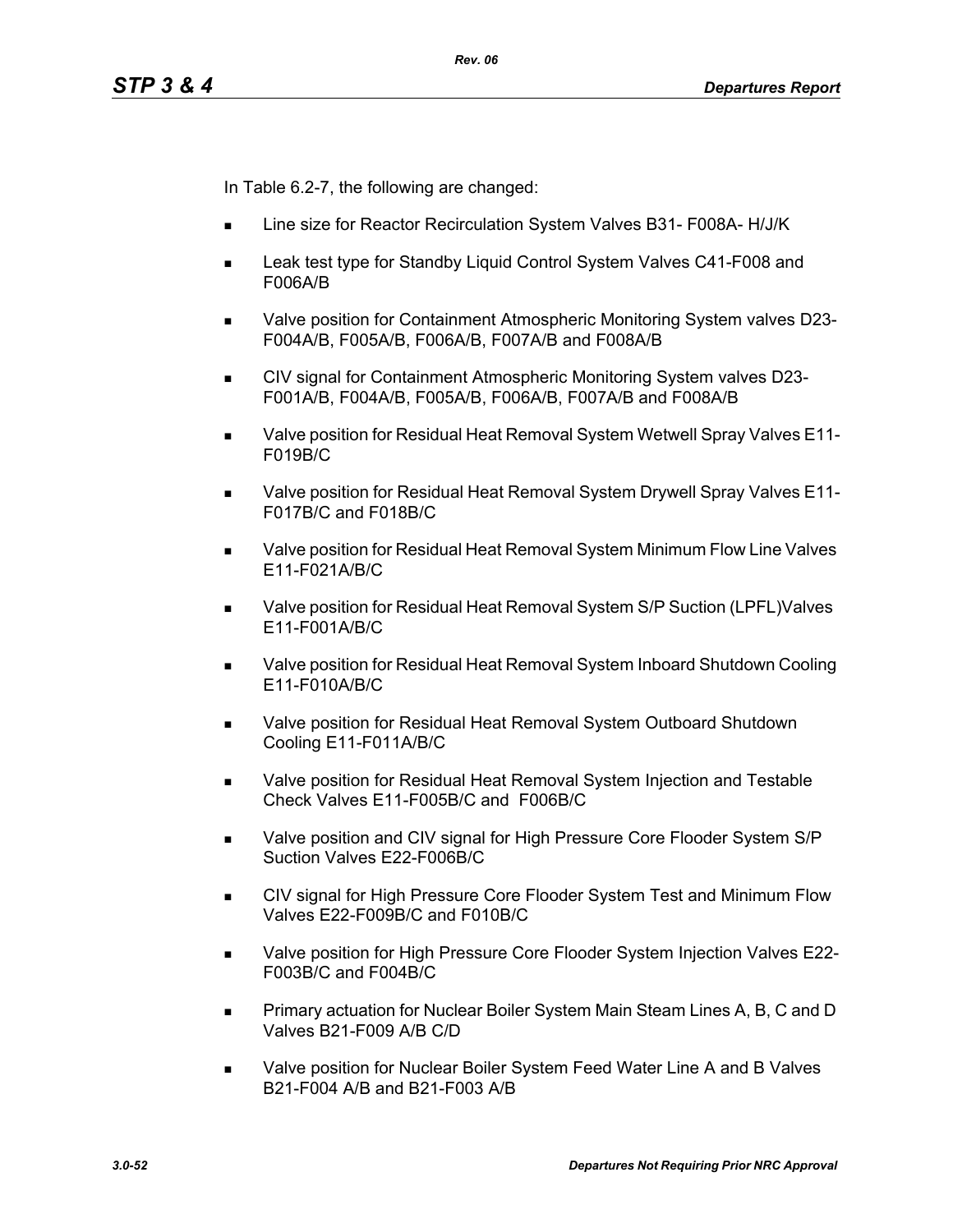In Table 6.2-7, the following are changed:

- Line size for Reactor Recirculation System Valves B31- F008A- H/J/K
- Leak test type for Standby Liquid Control System Valves C41-F008 and F006A/B
- Valve position for Containment Atmospheric Monitoring System valves D23-F004A/B, F005A/B, F006A/B, F007A/B and F008A/B
- CIV signal for Containment Atmospheric Monitoring System valves D23-F001A/B, F004A/B, F005A/B, F006A/B, F007A/B and F008A/B
- Valve position for Residual Heat Removal System Wetwell Spray Valves E11-F019B/C
- Valve position for Residual Heat Removal System Drywell Spray Valves E11-F017B/C and F018B/C
- Valve position for Residual Heat Removal System Minimum Flow Line Valves E11-F021A/B/C
- Valve position for Residual Heat Removal System S/P Suction (LPFL)Valves E11-F001A/B/C
- Valve position for Residual Heat Removal System Inboard Shutdown Cooling E11-F010A/B/C
- Valve position for Residual Heat Removal System Outboard Shutdown Cooling E11-F011A/B/C
- Valve position for Residual Heat Removal System Injection and Testable Check Valves E11-F005B/C and F006B/C
- Valve position and CIV signal for High Pressure Core Flooder System S/P Suction Valves E22-F006B/C
- CIV signal for High Pressure Core Flooder System Test and Minimum Flow Valves E22-F009B/C and F010B/C
- Valve position for High Pressure Core Flooder System Injection Valves E22-F003B/C and F004B/C
- Primary actuation for Nuclear Boiler System Main Steam Lines A, B, C and D Valves B21-F009 A/B C/D
- Valve position for Nuclear Boiler System Feed Water Line A and B Valves B21-F004 A/B and B21-F003 A/B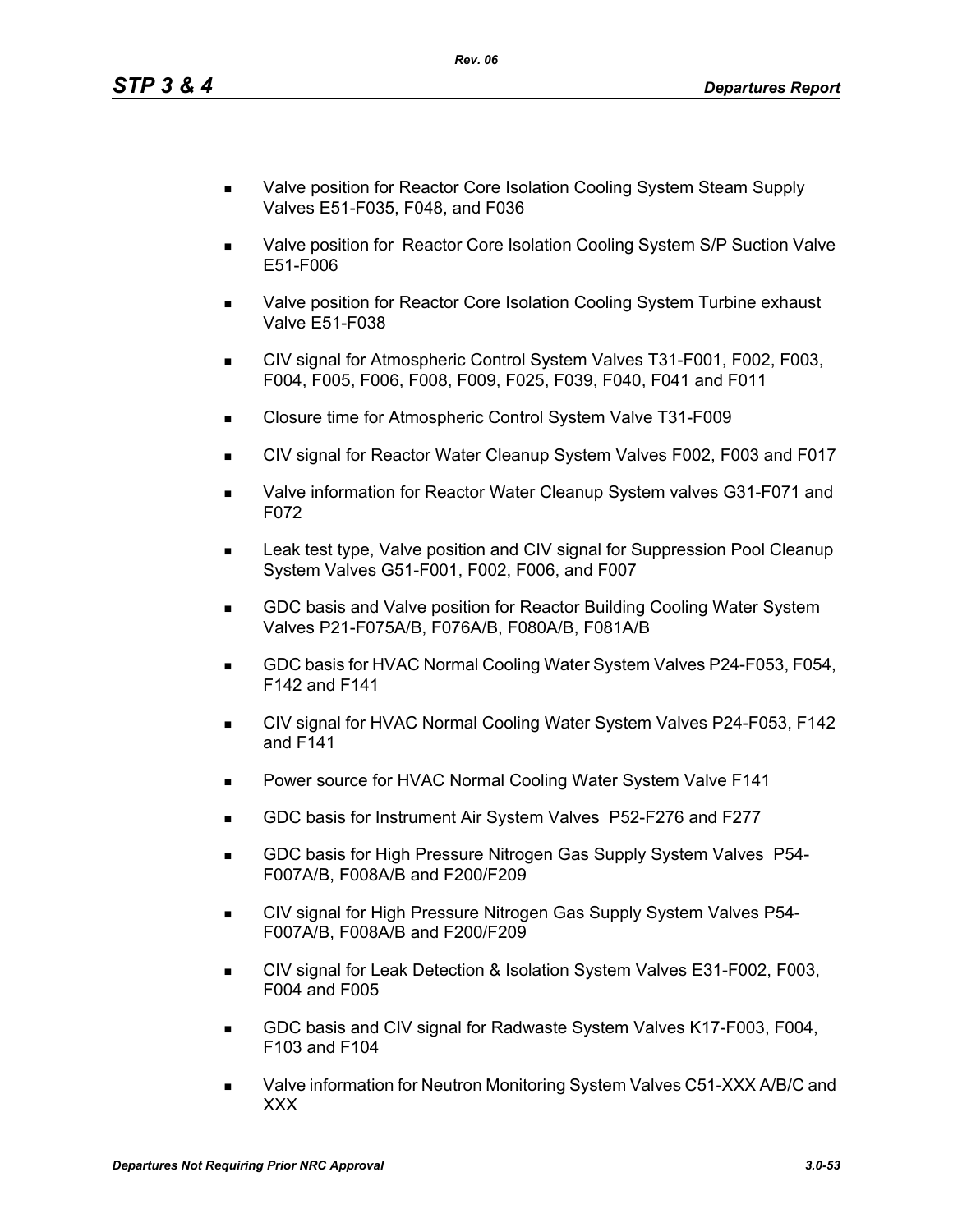- Valve position for Reactor Core Isolation Cooling System Steam Supply Valves E51-F035, F048, and F036
- Valve position for Reactor Core Isolation Cooling System S/P Suction Valve E51-F006
- Valve position for Reactor Core Isolation Cooling System Turbine exhaust Valve E51-F038
- CIV signal for Atmospheric Control System Valves T31-F001, F002, F003, F004, F005, F006, F008, F009, F025, F039, F040, F041 and F011
- Closure time for Atmospheric Control System Valve T31-F009
- CIV signal for Reactor Water Cleanup System Valves F002, F003 and F017
- Valve information for Reactor Water Cleanup System valves G31-F071 and F072
- Leak test type, Valve position and CIV signal for Suppression Pool Cleanup System Valves G51-F001, F002, F006, and F007
- GDC basis and Valve position for Reactor Building Cooling Water System Valves P21-F075A/B, F076A/B, F080A/B, F081A/B
- GDC basis for HVAC Normal Cooling Water System Valves P24-F053, F054, F142 and F141
- CIV signal for HVAC Normal Cooling Water System Valves P24-F053, F142 and F141
- Power source for HVAC Normal Cooling Water System Valve F141
- GDC basis for Instrument Air System Valves P52-F276 and F277
- GDC basis for High Pressure Nitrogen Gas Supply System Valves P54-F007A/B, F008A/B and F200/F209
- CIV signal for High Pressure Nitrogen Gas Supply System Valves P54-F007A/B, F008A/B and F200/F209
- CIV signal for Leak Detection & Isolation System Valves E31-F002, F003, F004 and F005
- GDC basis and CIV signal for Radwaste System Valves K17-F003, F004, F103 and F104
- Valve information for Neutron Monitoring System Valves C51-XXX A/B/C and XXX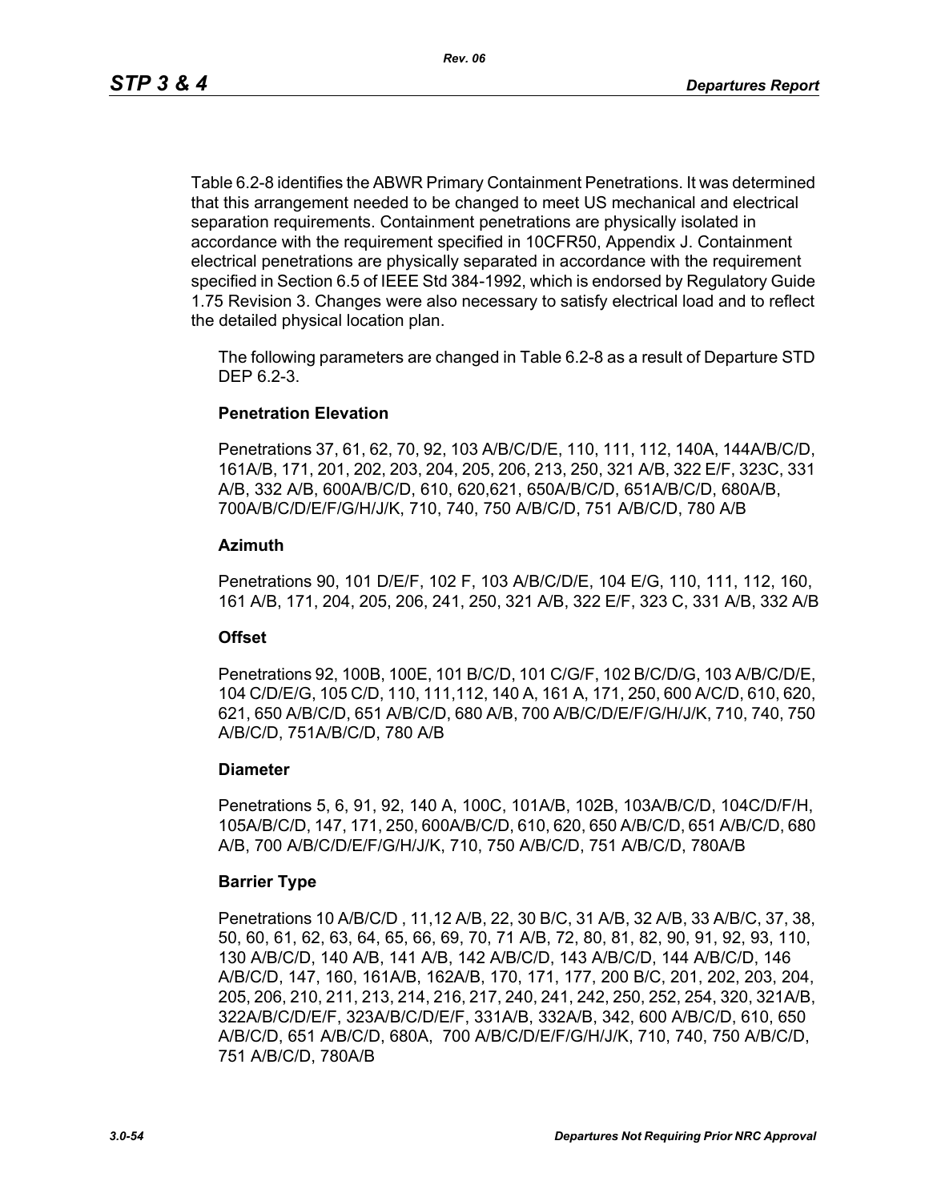Table 6.2-8 identifies the ABWR Primary Containment Penetrations. It was determined that this arrangement needed to be changed to meet US mechanical and electrical separation requirements. Containment penetrations are physically isolated in accordance with the requirement specified in 10CFR50, Appendix J. Containment electrical penetrations are physically separated in accordance with the requirement specified in Section 6.5 of IEEE Std 384-1992, which is endorsed by Regulatory Guide 1.75 Revision 3. Changes were also necessary to satisfy electrical load and to reflect the detailed physical location plan.

The following parameters are changed in Table 6.2-8 as a result of Departure STD DEP 6.2-3.

**Penetration Elevation**

Penetrations 37, 61, 62, 70, 92, 103 A/B/C/D/E, 110, 111, 112, 140A, 144A/B/C/D, 161A/B, 171, 201, 202, 203, 204, 205, 206, 213, 250, 321 A/B, 322 E/F, 323C, 331 A/B, 332 A/B, 600A/B/C/D, 610, 620,621, 650A/B/C/D, 651A/B/C/D, 680A/B, 700A/B/C/D/E/F/G/H/J/K, 710, 740, 750 A/B/C/D, 751 A/B/C/D, 780 A/B

**Azimuth**

Penetrations 90, 101 D/E/F, 102 F, 103 A/B/C/D/E, 104 E/G, 110, 111, 112, 160, 161 A/B, 171, 204, 205, 206, 241, 250, 321 A/B, 322 E/F, 323 C, 331 A/B, 332 A/B

**Offset**

Penetrations 92, 100B, 100E, 101 B/C/D, 101 C/G/F, 102 B/C/D/G, 103 A/B/C/D/E, 104 C/D/E/G, 105 C/D, 110, 111,112, 140 A, 161 A, 171, 250, 600 A/C/D, 610, 620, 621, 650 A/B/C/D, 651 A/B/C/D, 680 A/B, 700 A/B/C/D/E/F/G/H/J/K, 710, 740, 750 A/B/C/D, 751A/B/C/D, 780 A/B

**Diameter**

Penetrations 5, 6, 91, 92, 140 A, 100C, 101A/B, 102B, 103A/B/C/D, 104C/D/F/H, 105A/B/C/D, 147, 171, 250, 600A/B/C/D, 610, 620, 650 A/B/C/D, 651 A/B/C/D, 680 A/B, 700 A/B/C/D/E/F/G/H/J/K, 710, 750 A/B/C/D, 751 A/B/C/D, 780A/B

**Barrier Type**

Penetrations 10 A/B/C/D , 11,12 A/B, 22, 30 B/C, 31 A/B, 32 A/B, 33 A/B/C, 37, 38, 50, 60, 61, 62, 63, 64, 65, 66, 69, 70, 71 A/B, 72, 80, 81, 82, 90, 91, 92, 93, 110, 130 A/B/C/D, 140 A/B, 141 A/B, 142 A/B/C/D, 143 A/B/C/D, 144 A/B/C/D, 146 A/B/C/D, 147, 160, 161A/B, 162A/B, 170, 171, 177, 200 B/C, 201, 202, 203, 204, 205, 206, 210, 211, 213, 214, 216, 217, 240, 241, 242, 250, 252, 254, 320, 321A/B, 322A/B/C/D/E/F, 323A/B/C/D/E/F, 331A/B, 332A/B, 342, 600 A/B/C/D, 610, 650 A/B/C/D, 651 A/B/C/D, 680A, 700 A/B/C/D/E/F/G/H/J/K, 710, 740, 750 A/B/C/D, 751 A/B/C/D, 780A/B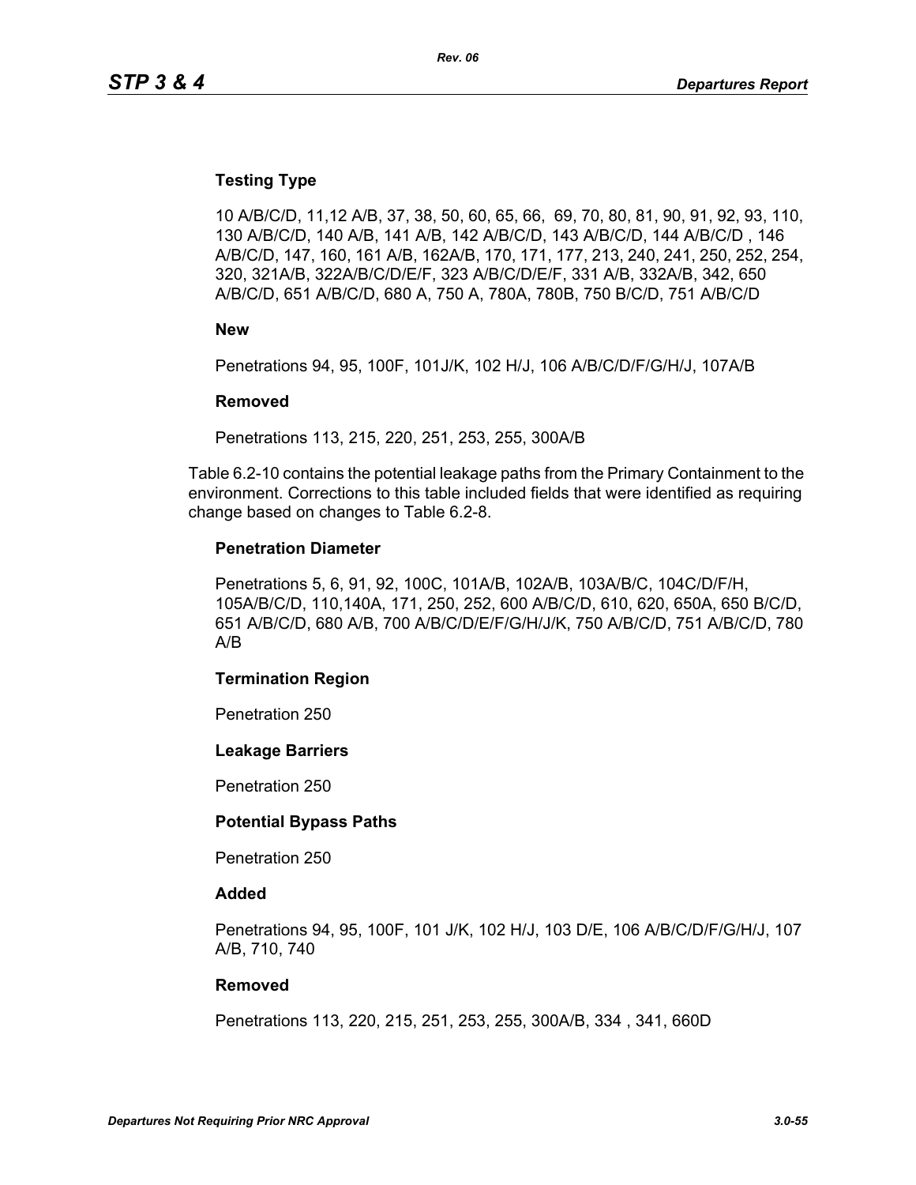**Testing Type**

10 A/B/C/D, 11,12 A/B, 37, 38, 50, 60, 65, 66, 69, 70, 80, 81, 90, 91, 92, 93, 110, 130 A/B/C/D, 140 A/B, 141 A/B, 142 A/B/C/D, 143 A/B/C/D, 144 A/B/C/D , 146 A/B/C/D, 147, 160, 161 A/B, 162A/B, 170, 171, 177, 213, 240, 241, 250, 252, 254, 320, 321A/B, 322A/B/C/D/E/F, 323 A/B/C/D/E/F, 331 A/B, 332A/B, 342, 650 A/B/C/D, 651 A/B/C/D, 680 A, 750 A, 780A, 780B, 750 B/C/D, 751 A/B/C/D

**New**

Penetrations 94, 95, 100F, 101J/K, 102 H/J, 106 A/B/C/D/F/G/H/J, 107A/B

**Removed**

Penetrations 113, 215, 220, 251, 253, 255, 300A/B

Table 6.2-10 contains the potential leakage paths from the Primary Containment to the environment. Corrections to this table included fields that were identified as requiring change based on changes to Table 6.2-8.

**Penetration Diameter**

Penetrations 5, 6, 91, 92, 100C, 101A/B, 102A/B, 103A/B/C, 104C/D/F/H, 105A/B/C/D, 110,140A, 171, 250, 252, 600 A/B/C/D, 610, 620, 650A, 650 B/C/D, 651 A/B/C/D, 680 A/B, 700 A/B/C/D/E/F/G/H/J/K, 750 A/B/C/D, 751 A/B/C/D, 780 A/B

**Termination Region**

Penetration 250

**Leakage Barriers**

Penetration 250

**Potential Bypass Paths**

Penetration 250

**Added**

Penetrations 94, 95, 100F, 101 J/K, 102 H/J, 103 D/E, 106 A/B/C/D/F/G/H/J, 107 A/B, 710, 740

**Removed**

Penetrations 113, 220, 215, 251, 253, 255, 300A/B, 334 , 341, 660D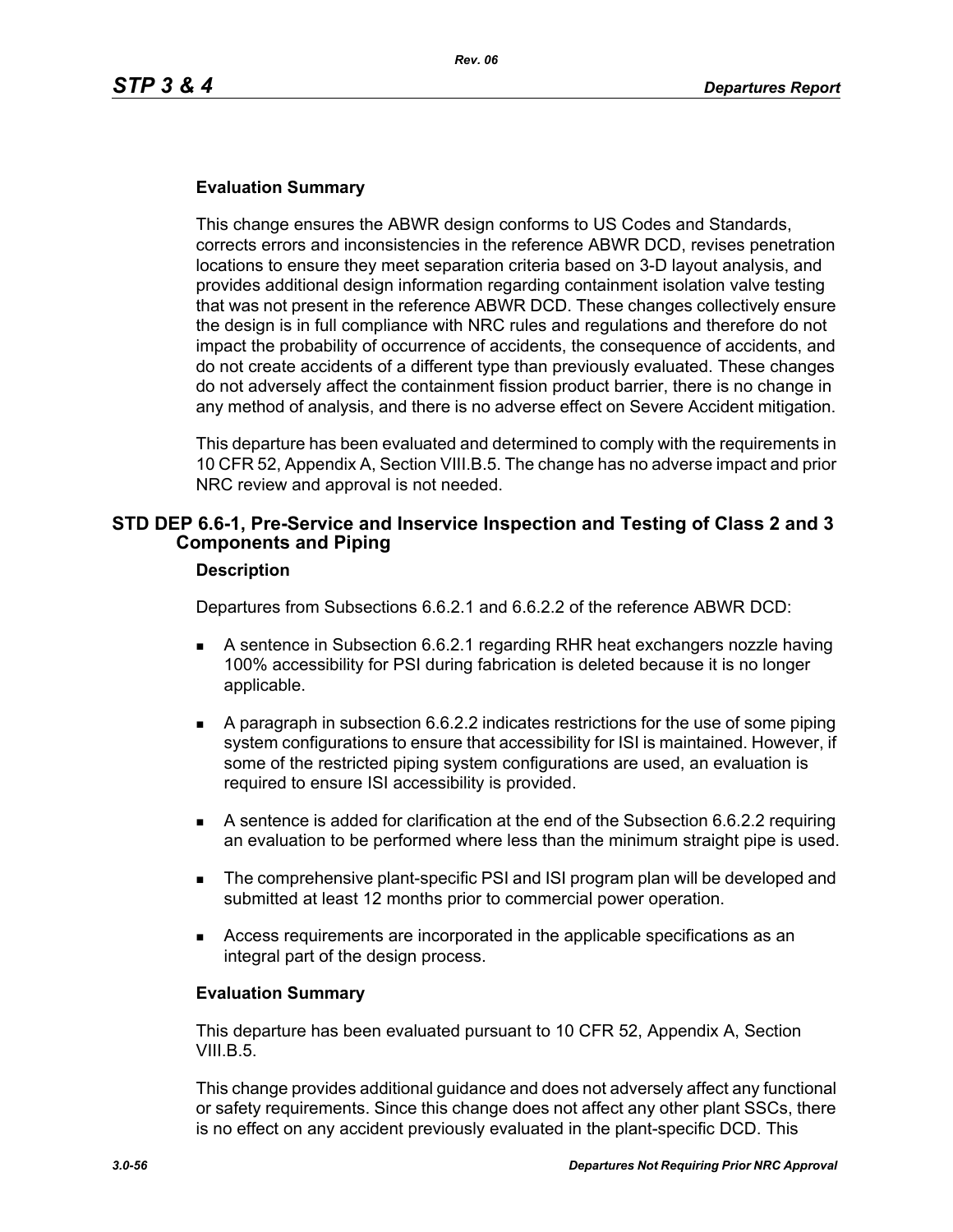**Evaluation Summary**

This change ensures the ABWR design conforms to US Codes and Standards, corrects errors and inconsistencies in the reference ABWR DCD, revises penetration locations to ensure they meet separation criteria based on 3-D layout analysis, and provides additional design information regarding containment isolation valve testing that was not present in the reference ABWR DCD. These changes collectively ensure the design is in full compliance with NRC rules and regulations and therefore do not impact the probability of occurrence of accidents, the consequence of accidents, and do not create accidents of a different type than previously evaluated. These changes do not adversely affect the containment fission product barrier, there is no change in any method of analysis, and there is no adverse effect on Severe Accident mitigation.

This departure has been evaluated and determined to comply with the requirements in 10 CFR 52, Appendix A, Section VIII.B.5. The change has no adverse impact and prior NRC review and approval is not needed.

## STD DEP 6.6-1, Pre-Service and Inservice Inspection and Testing of Class 2 and 3 Components and Piping

**Description**

Departures from Subsections 6.6.2.1 and 6.6.2.2 of the reference ABWR DCD:

- A sentence in Subsection 6.6.2.1 regarding RHR heat exchangers nozzle having 100% accessibility for PSI during fabrication is deleted because it is no longer applicable.
- A paragraph in subsection 6.6.2.2 indicates restrictions for the use of some piping system configurations to ensure that accessibility for ISI is maintained. However, if some of the restricted piping system configurations are used, an evaluation is required to ensure ISI accessibility is provided.
- A sentence is added for clarification at the end of the Subsection 6.6.2.2 requiring an evaluation to be performed where less than the minimum straight pipe is used.
- The comprehensive plant-specific PSI and ISI program plan will be developed and submitted at least 12 months prior to commercial power operation.
- Access requirements are incorporated in the applicable specifications as an integral part of the design process.

**Evaluation Summary**

This departure has been evaluated pursuant to 10 CFR 52, Appendix A, Section VIII.B.5.

This change provides additional guidance and does not adversely affect any functional or safety requirements. Since this change does not affect any other plant SSCs, there is no effect on any accident previously evaluated in the plant-specific DCD. This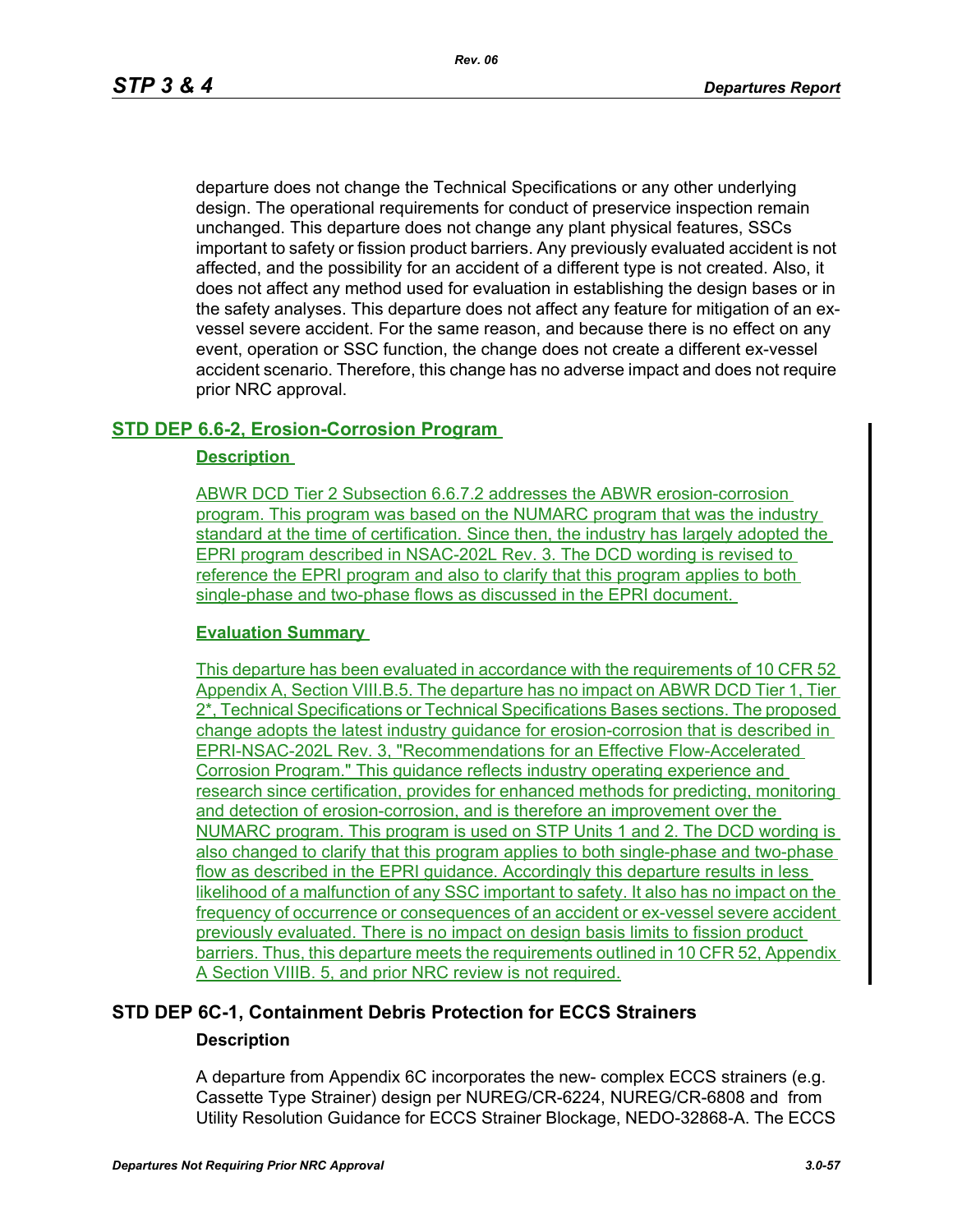departure does not change the Technical Specifications or any other underlying design. The operational requirements for conduct of preservice inspection remain unchanged. This departure does not change any plant physical features, SSCs important to safety or fission product barriers. Any previously evaluated accident is not affected, and the possibility for an accident of a different type is not created. Also, it does not affect any method used for evaluation in establishing the design bases or in the safety analyses. This departure does not affect any feature for mitigation of an ex-vessel severe accident. For the same reason, and because there is no effect on any event, operation or SSC function, the change does not create a different ex-vessel accident scenario. Therefore, this change has no adverse impact and does not require prior NRC approval.

## STD DEP 6.6-2, Erosion-Corrosion Program

### Description

ABWR DCD Tier 2 Subsection 6.6.7.2 addresses the ABWR erosion-corrosion program. This program was based on the NUMARC program that was the industry standard at the time of certification. Since then, the industry has largely adopted the EPRI program described in NSAC-202L Rev. 3. The DCD wording is revised to reference the EPRI program and also to clarify that this program applies to both single-phase and two-phase flows as discussed in the EPRI document.

### Evaluation Summary

This departure has been evaluated in accordance with the requirements of 10 CFR 52 Appendix A, Section VIII.B.5. The departure has no impact on ABWR DCD Tier 1, Tier 2*, Technical Specifications or Technical Specifications Bases sections. The proposed change adopts the latest industry guidance for erosion-corrosion that is described in EPRI-NSAC-202L Rev. 3, "Recommendations for an Effective Flow-Accelerated Corrosion Program." This guidance reflects industry operating experience and research since certification, provides for enhanced methods for predicting, monitoring and detection of erosion-corrosion, and is therefore an improvement over the NUMARC program. This program is used on STP Units 1 and 2. The DCD wording is also changed to clarify that this program applies to both single-phase and two-phase flow as described in the EPRI guidance. Accordingly this departure results in less likelihood of a malfunction of any SSC important to safety. It also has no impact on the frequency of occurrence or consequences of an accident or ex-vessel severe accident previously evaluated. There is no impact on design basis limits to fission product barriers. Thus, this departure meets the requirements outlined in 10 CFR 52, Appendix A Section VIIIB. 5, and prior NRC review is not required.

## STD DEP 6C-1, Containment Debris Protection for ECCS Strainers

### Description

A departure from Appendix 6C incorporates the new- complex ECCS strainers (e.g. Cassette Type Strainer) design per NUREG/CR-6224, NUREG/CR-6808 and from Utility Resolution Guidance for ECCS Strainer Blockage, NEDO-32868-A. The ECCS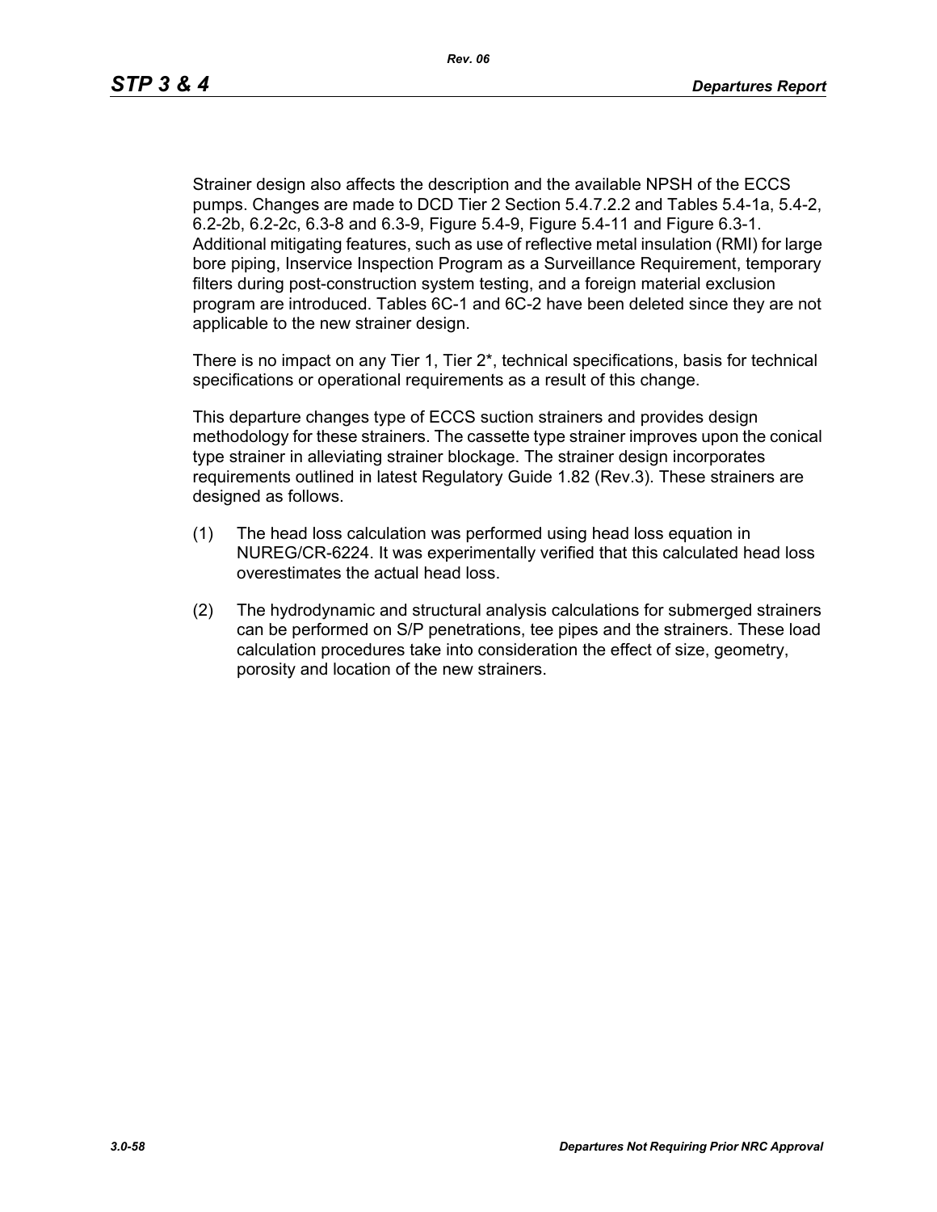Strainer design also affects the description and the available NPSH of the ECCS pumps. Changes are made to DCD Tier 2 Section 5.4.7.2.2 and Tables 5.4-1a, 5.4-2, 6.2-2b, 6.2-2c, 6.3-8 and 6.3-9, Figure 5.4-9, Figure 5.4-11 and Figure 6.3-1. Additional mitigating features, such as use of reflective metal insulation (RMI) for large bore piping, Inservice Inspection Program as a Surveillance Requirement, temporary filters during post-construction system testing, and a foreign material exclusion program are introduced. Tables 6C-1 and 6C-2 have been deleted since they are not applicable to the new strainer design.

There is no impact on any Tier 1, Tier 2*, technical specifications, basis for technical specifications or operational requirements as a result of this change.

This departure changes type of ECCS suction strainers and provides design methodology for these strainers. The cassette type strainer improves upon the conical type strainer in alleviating strainer blockage. The strainer design incorporates requirements outlined in latest Regulatory Guide 1.82 (Rev.3). These strainers are designed as follows.

(1) The head loss calculation was performed using head loss equation in NUREG/CR-6224. It was experimentally verified that this calculated head loss overestimates the actual head loss.

(2) The hydrodynamic and structural analysis calculations for submerged strainers can be performed on S/P penetrations, tee pipes and the strainers. These load calculation procedures take into consideration the effect of size, geometry, porosity and location of the new strainers.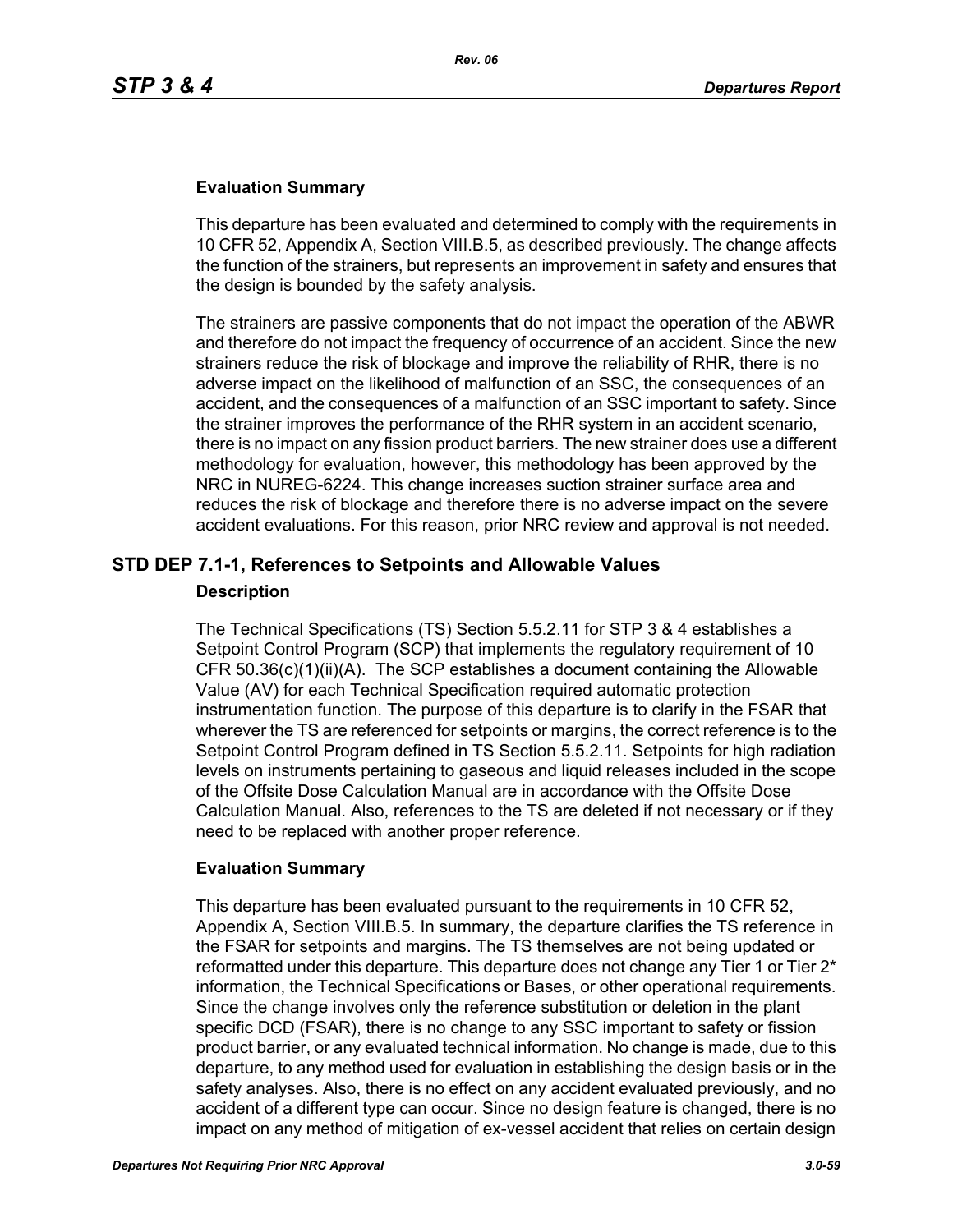### Evaluation Summary

This departure has been evaluated and determined to comply with the requirements in 10 CFR 52, Appendix A, Section VIII.B.5, as described previously. The change affects the function of the strainers, but represents an improvement in safety and ensures that the design is bounded by the safety analysis.

The strainers are passive components that do not impact the operation of the ABWR and therefore do not impact the frequency of occurrence of an accident. Since the new strainers reduce the risk of blockage and improve the reliability of RHR, there is no adverse impact on the likelihood of malfunction of an SSC, the consequences of an accident, and the consequences of a malfunction of an SSC important to safety. Since the strainer improves the performance of the RHR system in an accident scenario, there is no impact on any fission product barriers. The new strainer does use a different methodology for evaluation, however, this methodology has been approved by the NRC in NUREG-6224. This change increases suction strainer surface area and reduces the risk of blockage and therefore there is no adverse impact on the severe accident evaluations. For this reason, prior NRC review and approval is not needed.

## STD DEP 7.1-1, References to Setpoints and Allowable Values

### Description

The Technical Specifications (TS) Section 5.5.2.11 for STP 3 & 4 establishes a Setpoint Control Program (SCP) that implements the regulatory requirement of 10 CFR 50.36(c)(1)(ii)(A). The SCP establishes a document containing the Allowable Value (AV) for each Technical Specification required automatic protection instrumentation function. The purpose of this departure is to clarify in the FSAR that wherever the TS are referenced for setpoints or margins, the correct reference is to the Setpoint Control Program defined in TS Section 5.5.2.11. Setpoints for high radiation levels on instruments pertaining to gaseous and liquid releases included in the scope of the Offsite Dose Calculation Manual are in accordance with the Offsite Dose Calculation Manual. Also, references to the TS are deleted if not necessary or if they need to be replaced with another proper reference.

### Evaluation Summary

This departure has been evaluated pursuant to the requirements in 10 CFR 52, Appendix A, Section VIII.B.5. In summary, the departure clarifies the TS reference in the FSAR for setpoints and margins. The TS themselves are not being updated or reformatted under this departure. This departure does not change any Tier 1 or Tier 2* information, the Technical Specifications or Bases, or other operational requirements. Since the change involves only the reference substitution or deletion in the plant specific DCD (FSAR), there is no change to any SSC important to safety or fission product barrier, or any evaluated technical information. No change is made, due to this departure, to any method used for evaluation in establishing the design basis or in the safety analyses. Also, there is no effect on any accident evaluated previously, and no accident of a different type can occur. Since no design feature is changed, there is no impact on any method of mitigation of ex-vessel accident that relies on certain design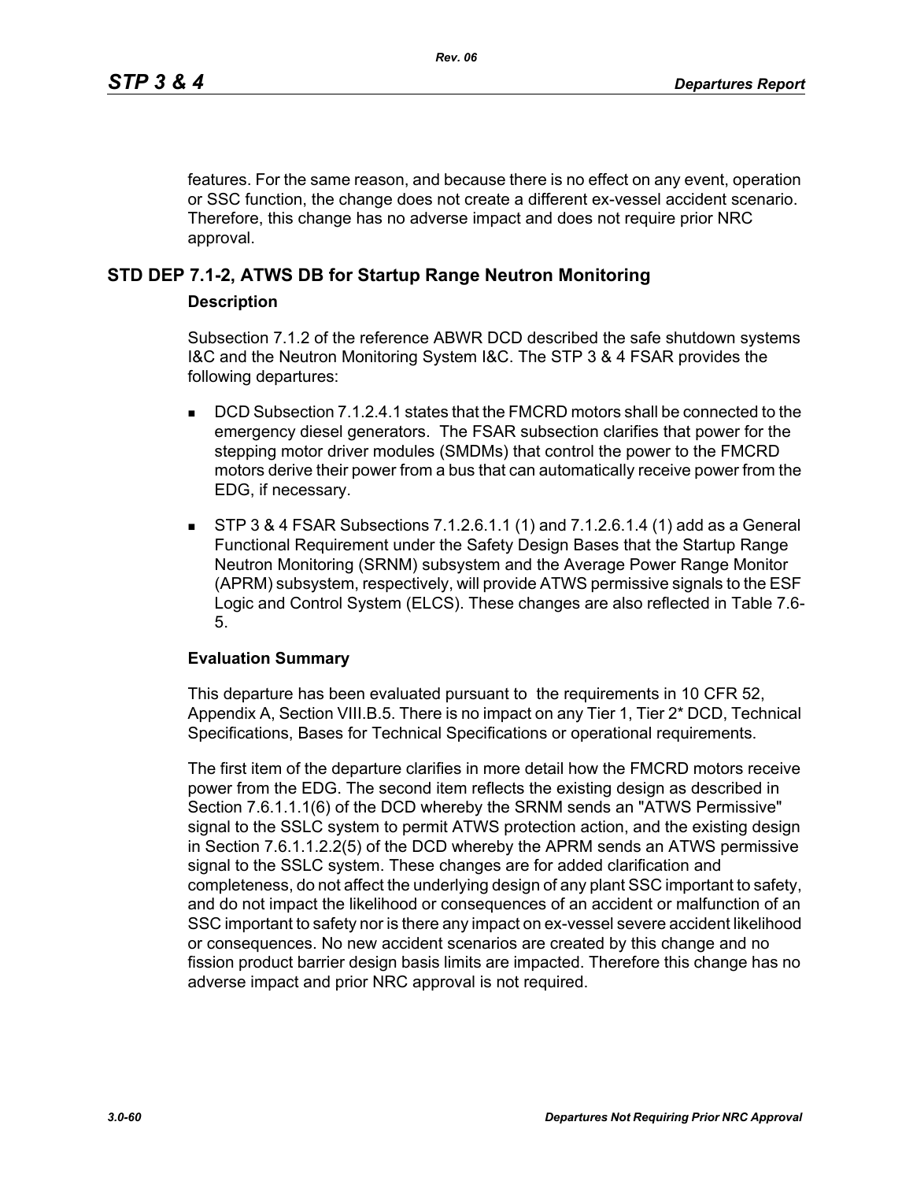features. For the same reason, and because there is no effect on any event, operation or SSC function, the change does not create a different ex-vessel accident scenario. Therefore, this change has no adverse impact and does not require prior NRC approval.

## STD DEP 7.1-2, ATWS DB for Startup Range Neutron Monitoring

### Description

Subsection 7.1.2 of the reference ABWR DCD described the safe shutdown systems I&C and the Neutron Monitoring System I&C. The STP 3 & 4 FSAR provides the following departures:

- DCD Subsection 7.1.2.4.1 states that the FMCRD motors shall be connected to the emergency diesel generators. The FSAR subsection clarifies that power for the stepping motor driver modules (SMDMs) that control the power to the FMCRD motors derive their power from a bus that can automatically receive power from the EDG, if necessary.
- STP 3 & 4 FSAR Subsections 7.1.2.6.1.1 (1) and 7.1.2.6.1.4 (1) add as a General Functional Requirement under the Safety Design Bases that the Startup Range Neutron Monitoring (SRNM) subsystem and the Average Power Range Monitor (APRM) subsystem, respectively, will provide ATWS permissive signals to the ESF Logic and Control System (ELCS). These changes are also reflected in Table 7.6-5.

### Evaluation Summary

This departure has been evaluated pursuant to the requirements in 10 CFR 52, Appendix A, Section VIII.B.5. There is no impact on any Tier 1, Tier 2* DCD, Technical Specifications, Bases for Technical Specifications or operational requirements.

The first item of the departure clarifies in more detail how the FMCRD motors receive power from the EDG. The second item reflects the existing design as described in Section 7.6.1.1.1(6) of the DCD whereby the SRNM sends an "ATWS Permissive" signal to the SSLC system to permit ATWS protection action, and the existing design in Section 7.6.1.1.2.2(5) of the DCD whereby the APRM sends an ATWS permissive signal to the SSLC system. These changes are for added clarification and completeness, do not affect the underlying design of any plant SSC important to safety, and do not impact the likelihood or consequences of an accident or malfunction of an SSC important to safety nor is there any impact on ex-vessel severe accident likelihood or consequences. No new accident scenarios are created by this change and no fission product barrier design basis limits are impacted. Therefore this change has no adverse impact and prior NRC approval is not required.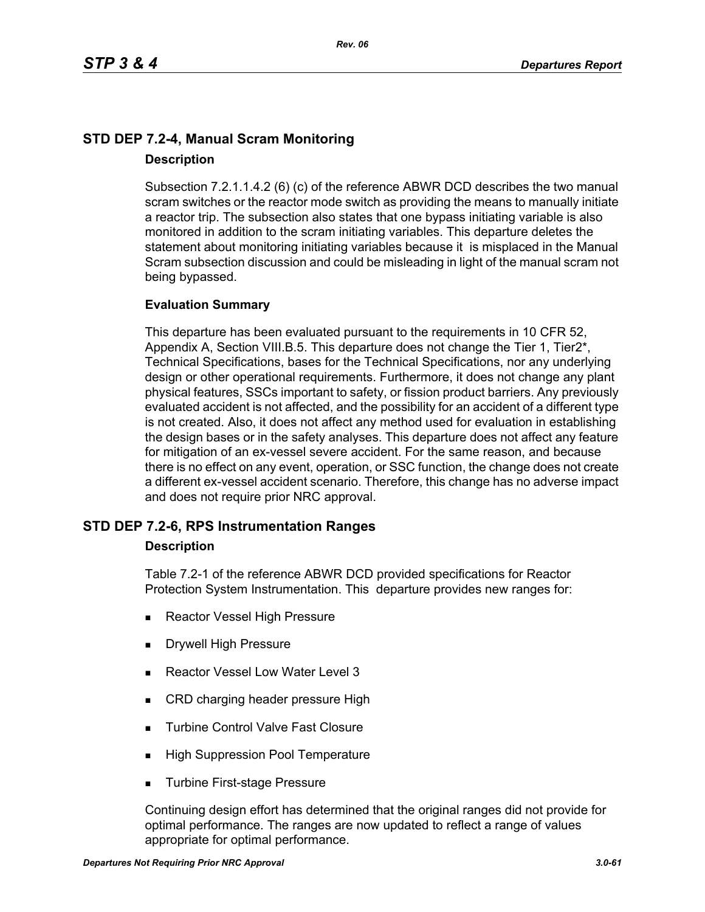## STD DEP 7.2-4, Manual Scram Monitoring

### Description

Subsection 7.2.1.1.4.2 (6) (c) of the reference ABWR DCD describes the two manual scram switches or the reactor mode switch as providing the means to manually initiate a reactor trip. The subsection also states that one bypass initiating variable is also monitored in addition to the scram initiating variables. This departure deletes the statement about monitoring initiating variables because it is misplaced in the Manual Scram subsection discussion and could be misleading in light of the manual scram not being bypassed.

### Evaluation Summary

This departure has been evaluated pursuant to the requirements in 10 CFR 52, Appendix A, Section VIII.B.5. This departure does not change the Tier 1, Tier2*, Technical Specifications, bases for the Technical Specifications, nor any underlying design or other operational requirements. Furthermore, it does not change any plant physical features, SSCs important to safety, or fission product barriers. Any previously evaluated accident is not affected, and the possibility for an accident of a different type is not created. Also, it does not affect any method used for evaluation in establishing the design bases or in the safety analyses. This departure does not affect any feature for mitigation of an ex-vessel severe accident. For the same reason, and because there is no effect on any event, operation, or SSC function, the change does not create a different ex-vessel accident scenario. Therefore, this change has no adverse impact and does not require prior NRC approval.

## STD DEP 7.2-6, RPS Instrumentation Ranges

### Description

Table 7.2-1 of the reference ABWR DCD provided specifications for Reactor Protection System Instrumentation. This departure provides new ranges for:

- Reactor Vessel High Pressure
- Drywell High Pressure
- Reactor Vessel Low Water Level 3
- CRD charging header pressure High
- Turbine Control Valve Fast Closure
- High Suppression Pool Temperature
- Turbine First-stage Pressure

Continuing design effort has determined that the original ranges did not provide for optimal performance. The ranges are now updated to reflect a range of values appropriate for optimal performance.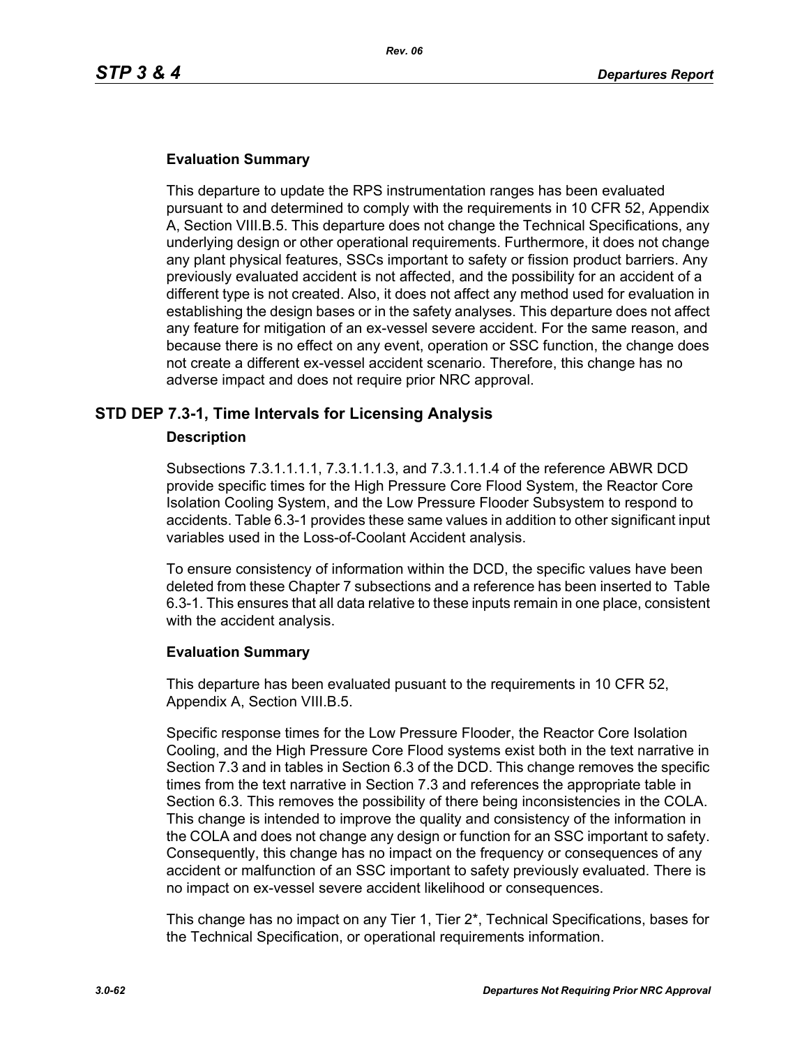### Evaluation Summary

This departure to update the RPS instrumentation ranges has been evaluated pursuant to and determined to comply with the requirements in 10 CFR 52, Appendix A, Section VIII.B.5. This departure does not change the Technical Specifications, any underlying design or other operational requirements. Furthermore, it does not change any plant physical features, SSCs important to safety or fission product barriers. Any previously evaluated accident is not affected, and the possibility for an accident of a different type is not created. Also, it does not affect any method used for evaluation in establishing the design bases or in the safety analyses. This departure does not affect any feature for mitigation of an ex-vessel severe accident. For the same reason, and because there is no effect on any event, operation or SSC function, the change does not create a different ex-vessel accident scenario. Therefore, this change has no adverse impact and does not require prior NRC approval.

## STD DEP 7.3-1, Time Intervals for Licensing Analysis

### Description

Subsections 7.3.1.1.1.1, 7.3.1.1.1.3, and 7.3.1.1.1.4 of the reference ABWR DCD provide specific times for the High Pressure Core Flood System, the Reactor Core Isolation Cooling System, and the Low Pressure Flooder Subsystem to respond to accidents. Table 6.3-1 provides these same values in addition to other significant input variables used in the Loss-of-Coolant Accident analysis.

To ensure consistency of information within the DCD, the specific values have been deleted from these Chapter 7 subsections and a reference has been inserted to Table 6.3-1. This ensures that all data relative to these inputs remain in one place, consistent with the accident analysis.

### Evaluation Summary

This departure has been evaluated pusuant to the requirements in 10 CFR 52, Appendix A, Section VIII.B.5.

Specific response times for the Low Pressure Flooder, the Reactor Core Isolation Cooling, and the High Pressure Core Flood systems exist both in the text narrative in Section 7.3 and in tables in Section 6.3 of the DCD. This change removes the specific times from the text narrative in Section 7.3 and references the appropriate table in Section 6.3. This removes the possibility of there being inconsistencies in the COLA. This change is intended to improve the quality and consistency of the information in the COLA and does not change any design or function for an SSC important to safety. Consequently, this change has no impact on the frequency or consequences of any accident or malfunction of an SSC important to safety previously evaluated. There is no impact on ex-vessel severe accident likelihood or consequences.

This change has no impact on any Tier 1, Tier 2*, Technical Specifications, bases for the Technical Specification, or operational requirements information.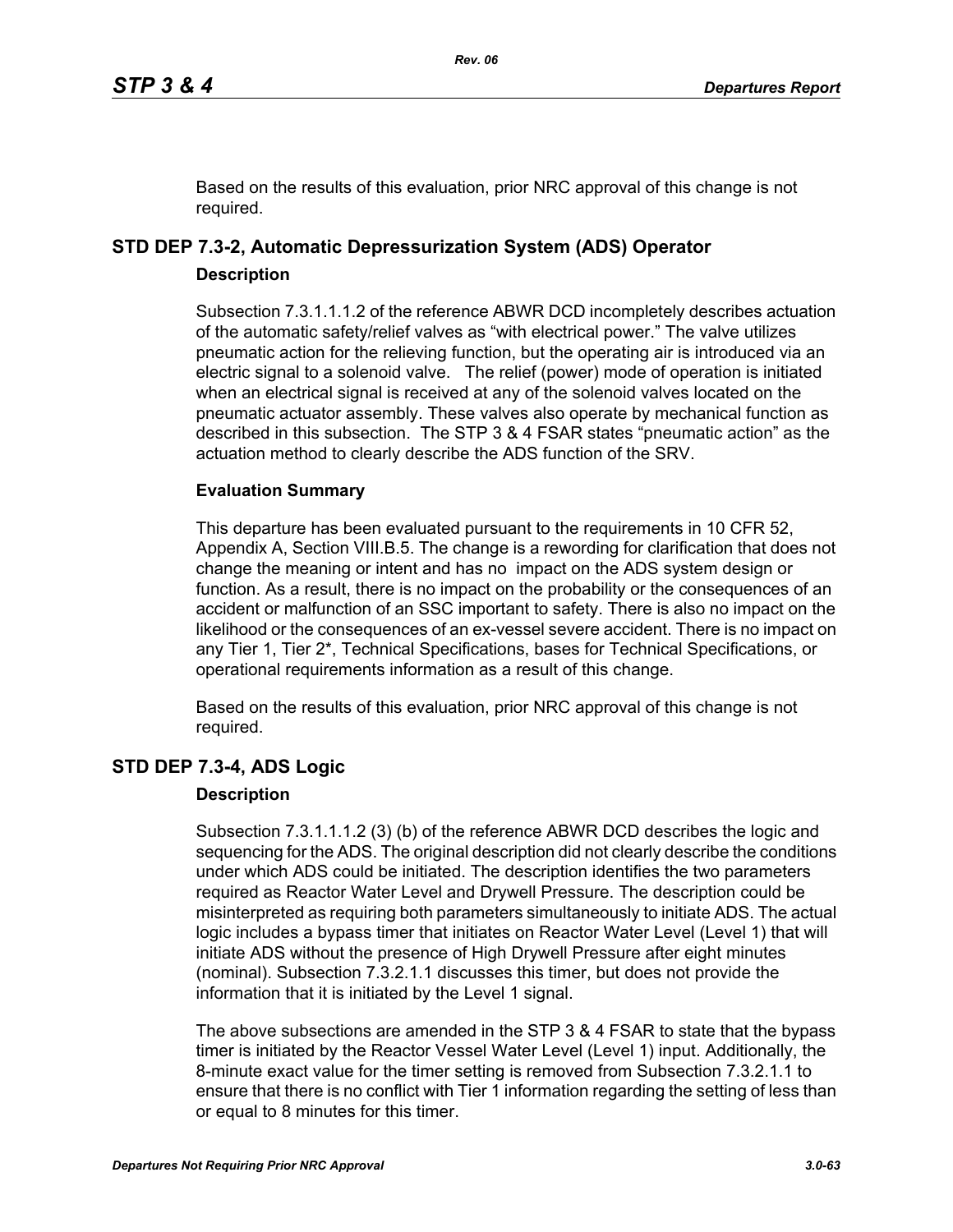Based on the results of this evaluation, prior NRC approval of this change is not required.

## STD DEP 7.3-2, Automatic Depressurization System (ADS) Operator

### Description

Subsection 7.3.1.1.1.2 of the reference ABWR DCD incompletely describes actuation of the automatic safety/relief valves as "with electrical power." The valve utilizes pneumatic action for the relieving function, but the operating air is introduced via an electric signal to a solenoid valve. The relief (power) mode of operation is initiated when an electrical signal is received at any of the solenoid valves located on the pneumatic actuator assembly. These valves also operate by mechanical function as described in this subsection. The STP 3 & 4 FSAR states "pneumatic action" as the actuation method to clearly describe the ADS function of the SRV.

### Evaluation Summary

This departure has been evaluated pursuant to the requirements in 10 CFR 52, Appendix A, Section VIII.B.5. The change is a rewording for clarification that does not change the meaning or intent and has no impact on the ADS system design or function. As a result, there is no impact on the probability or the consequences of an accident or malfunction of an SSC important to safety. There is also no impact on the likelihood or the consequences of an ex-vessel severe accident. There is no impact on any Tier 1, Tier 2*, Technical Specifications, bases for Technical Specifications, or operational requirements information as a result of this change.

Based on the results of this evaluation, prior NRC approval of this change is not required.

## STD DEP 7.3-4, ADS Logic

### Description

Subsection 7.3.1.1.1.2 (3) (b) of the reference ABWR DCD describes the logic and sequencing for the ADS. The original description did not clearly describe the conditions under which ADS could be initiated. The description identifies the two parameters required as Reactor Water Level and Drywell Pressure. The description could be misinterpreted as requiring both parameters simultaneously to initiate ADS. The actual logic includes a bypass timer that initiates on Reactor Water Level (Level 1) that will initiate ADS without the presence of High Drywell Pressure after eight minutes (nominal). Subsection 7.3.2.1.1 discusses this timer, but does not provide the information that it is initiated by the Level 1 signal.

The above subsections are amended in the STP 3 & 4 FSAR to state that the bypass timer is initiated by the Reactor Vessel Water Level (Level 1) input. Additionally, the 8-minute exact value for the timer setting is removed from Subsection 7.3.2.1.1 to ensure that there is no conflict with Tier 1 information regarding the setting of less than or equal to 8 minutes for this timer.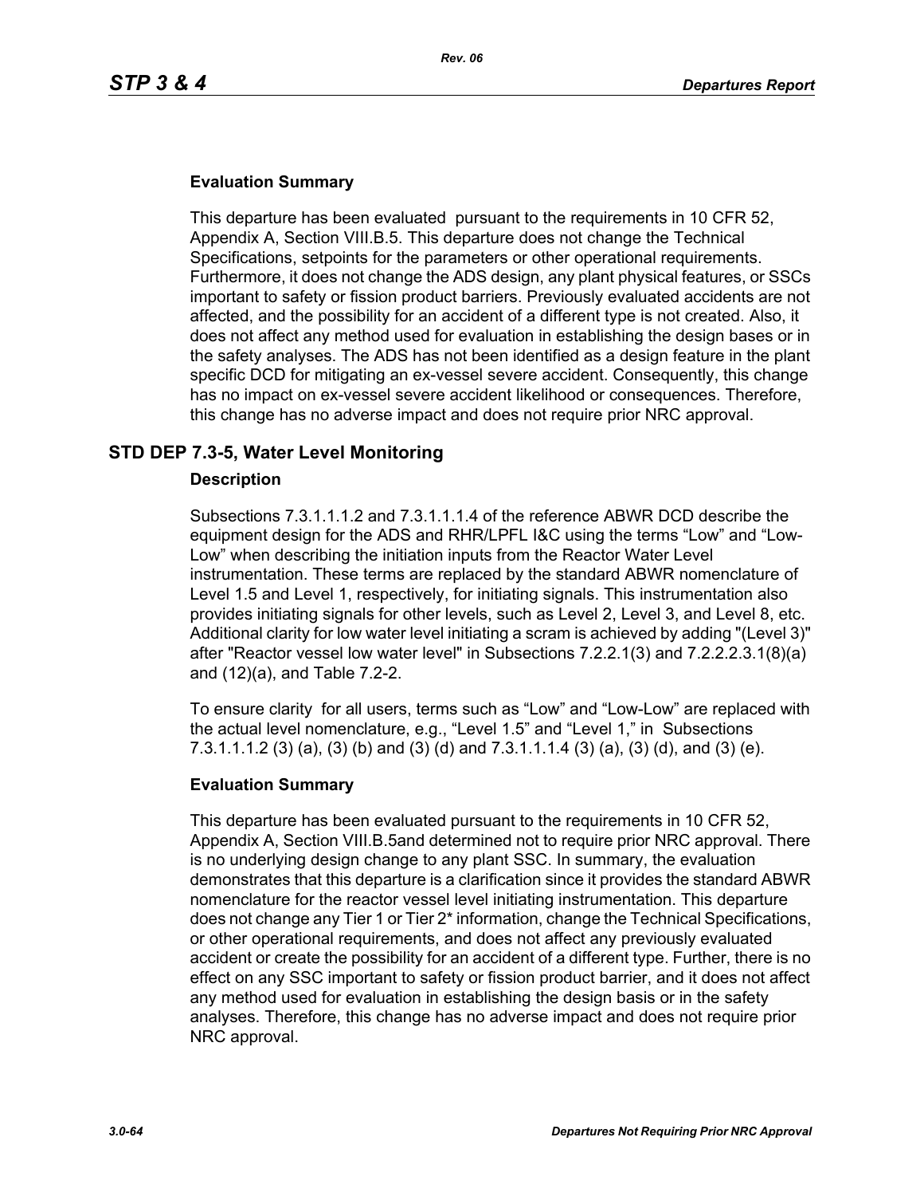### Evaluation Summary

This departure has been evaluated  pursuant to the requirements in 10 CFR 52, Appendix A, Section VIII.B.5. This departure does not change the Technical Specifications, setpoints for the parameters or other operational requirements. Furthermore, it does not change the ADS design, any plant physical features, or SSCs important to safety or fission product barriers. Previously evaluated accidents are not affected, and the possibility for an accident of a different type is not created. Also, it does not affect any method used for evaluation in establishing the design bases or in the safety analyses. The ADS has not been identified as a design feature in the plant specific DCD for mitigating an ex-vessel severe accident. Consequently, this change has no impact on ex-vessel severe accident likelihood or consequences. Therefore, this change has no adverse impact and does not require prior NRC approval.

## STD DEP 7.3-5, Water Level Monitoring

### Description

Subsections 7.3.1.1.1.2 and 7.3.1.1.1.4 of the reference ABWR DCD describe the equipment design for the ADS and RHR/LPFL I&C using the terms “Low” and “Low-Low” when describing the initiation inputs from the Reactor Water Level instrumentation. These terms are replaced by the standard ABWR nomenclature of Level 1.5 and Level 1, respectively, for initiating signals. This instrumentation also provides initiating signals for other levels, such as Level 2, Level 3, and Level 8, etc. Additional clarity for low water level initiating a scram is achieved by adding "(Level 3)" after "Reactor vessel low water level" in Subsections 7.2.2.1(3) and 7.2.2.2.3.1(8)(a) and (12)(a), and Table 7.2-2.

To ensure clarity  for all users, terms such as “Low” and “Low-Low” are replaced with the actual level nomenclature, e.g., “Level 1.5” and “Level 1,” in  Subsections 7.3.1.1.1.2 (3) (a), (3) (b) and (3) (d) and 7.3.1.1.1.4 (3) (a), (3) (d), and (3) (e).

### Evaluation Summary

This departure has been evaluated pursuant to the requirements in 10 CFR 52, Appendix A, Section VIII.B.5and determined not to require prior NRC approval. There is no underlying design change to any plant SSC. In summary, the evaluation demonstrates that this departure is a clarification since it provides the standard ABWR nomenclature for the reactor vessel level initiating instrumentation. This departure does not change any Tier 1 or Tier 2* information, change the Technical Specifications, or other operational requirements, and does not affect any previously evaluated accident or create the possibility for an accident of a different type. Further, there is no effect on any SSC important to safety or fission product barrier, and it does not affect any method used for evaluation in establishing the design basis or in the safety analyses. Therefore, this change has no adverse impact and does not require prior NRC approval.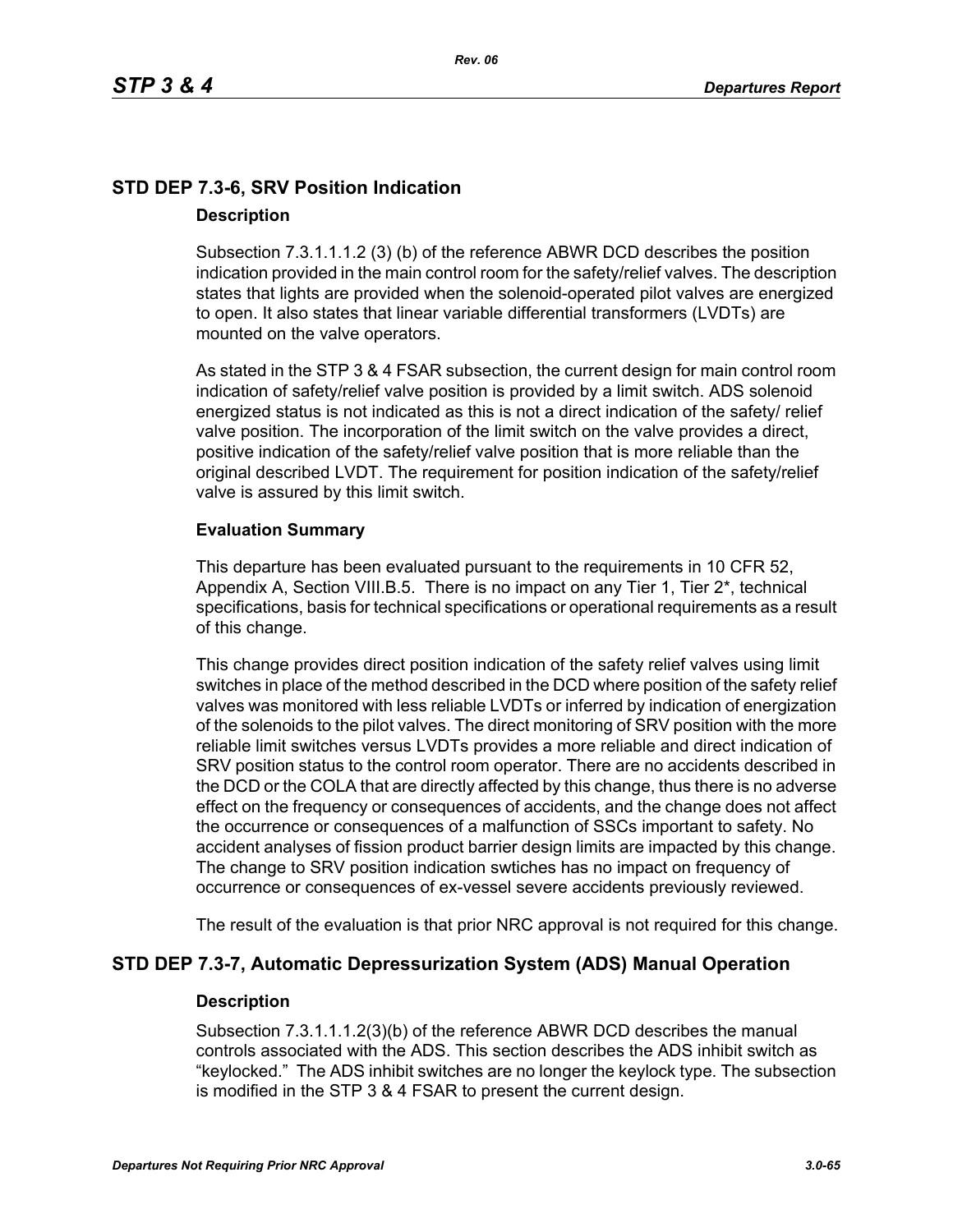## STD DEP 7.3-6, SRV Position Indication

### Description

Subsection 7.3.1.1.1.2 (3) (b) of the reference ABWR DCD describes the position indication provided in the main control room for the safety/relief valves. The description states that lights are provided when the solenoid-operated pilot valves are energized to open. It also states that linear variable differential transformers (LVDTs) are mounted on the valve operators.

As stated in the STP 3 & 4 FSAR subsection, the current design for main control room indication of safety/relief valve position is provided by a limit switch. ADS solenoid energized status is not indicated as this is not a direct indication of the safety/ relief valve position. The incorporation of the limit switch on the valve provides a direct, positive indication of the safety/relief valve position that is more reliable than the original described LVDT. The requirement for position indication of the safety/relief valve is assured by this limit switch.

### Evaluation Summary

This departure has been evaluated pursuant to the requirements in 10 CFR 52, Appendix A, Section VIII.B.5. There is no impact on any Tier 1, Tier 2*, technical specifications, basis for technical specifications or operational requirements as a result of this change.

This change provides direct position indication of the safety relief valves using limit switches in place of the method described in the DCD where position of the safety relief valves was monitored with less reliable LVDTs or inferred by indication of energization of the solenoids to the pilot valves. The direct monitoring of SRV position with the more reliable limit switches versus LVDTs provides a more reliable and direct indication of SRV position status to the control room operator. There are no accidents described in the DCD or the COLA that are directly affected by this change, thus there is no adverse effect on the frequency or consequences of accidents, and the change does not affect the occurrence or consequences of a malfunction of SSCs important to safety. No accident analyses of fission product barrier design limits are impacted by this change. The change to SRV position indication swtiches has no impact on frequency of occurrence or consequences of ex-vessel severe accidents previously reviewed.

The result of the evaluation is that prior NRC approval is not required for this change.

## STD DEP 7.3-7, Automatic Depressurization System (ADS) Manual Operation

### Description

Subsection 7.3.1.1.1.2(3)(b) of the reference ABWR DCD describes the manual controls associated with the ADS. This section describes the ADS inhibit switch as “keylocked.” The ADS inhibit switches are no longer the keylock type. The subsection is modified in the STP 3 & 4 FSAR to present the current design.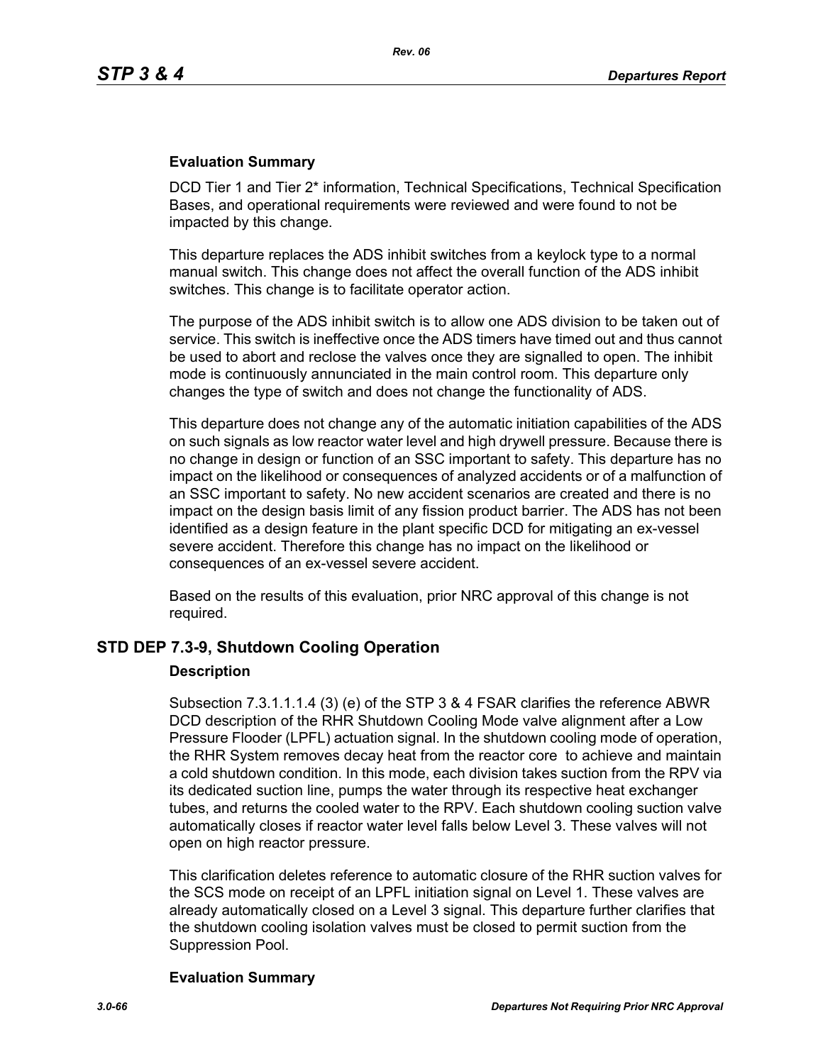### Evaluation Summary

DCD Tier 1 and Tier 2* information, Technical Specifications, Technical Specification Bases, and operational requirements were reviewed and were found to not be impacted by this change.

This departure replaces the ADS inhibit switches from a keylock type to a normal manual switch. This change does not affect the overall function of the ADS inhibit switches. This change is to facilitate operator action.

The purpose of the ADS inhibit switch is to allow one ADS division to be taken out of service. This switch is ineffective once the ADS timers have timed out and thus cannot be used to abort and reclose the valves once they are signalled to open. The inhibit mode is continuously annunciated in the main control room. This departure only changes the type of switch and does not change the functionality of ADS.

This departure does not change any of the automatic initiation capabilities of the ADS on such signals as low reactor water level and high drywell pressure. Because there is no change in design or function of an SSC important to safety. This departure has no impact on the likelihood or consequences of analyzed accidents or of a malfunction of an SSC important to safety. No new accident scenarios are created and there is no impact on the design basis limit of any fission product barrier. The ADS has not been identified as a design feature in the plant specific DCD for mitigating an ex-vessel severe accident. Therefore this change has no impact on the likelihood or consequences of an ex-vessel severe accident.

Based on the results of this evaluation, prior NRC approval of this change is not required.

## STD DEP 7.3-9, Shutdown Cooling Operation

### Description

Subsection 7.3.1.1.1.4 (3) (e) of the STP 3 & 4 FSAR clarifies the reference ABWR DCD description of the RHR Shutdown Cooling Mode valve alignment after a Low Pressure Flooder (LPFL) actuation signal. In the shutdown cooling mode of operation, the RHR System removes decay heat from the reactor core to achieve and maintain a cold shutdown condition. In this mode, each division takes suction from the RPV via its dedicated suction line, pumps the water through its respective heat exchanger tubes, and returns the cooled water to the RPV. Each shutdown cooling suction valve automatically closes if reactor water level falls below Level 3. These valves will not open on high reactor pressure.

This clarification deletes reference to automatic closure of the RHR suction valves for the SCS mode on receipt of an LPFL initiation signal on Level 1. These valves are already automatically closed on a Level 3 signal. This departure further clarifies that the shutdown cooling isolation valves must be closed to permit suction from the Suppression Pool.

### Evaluation Summary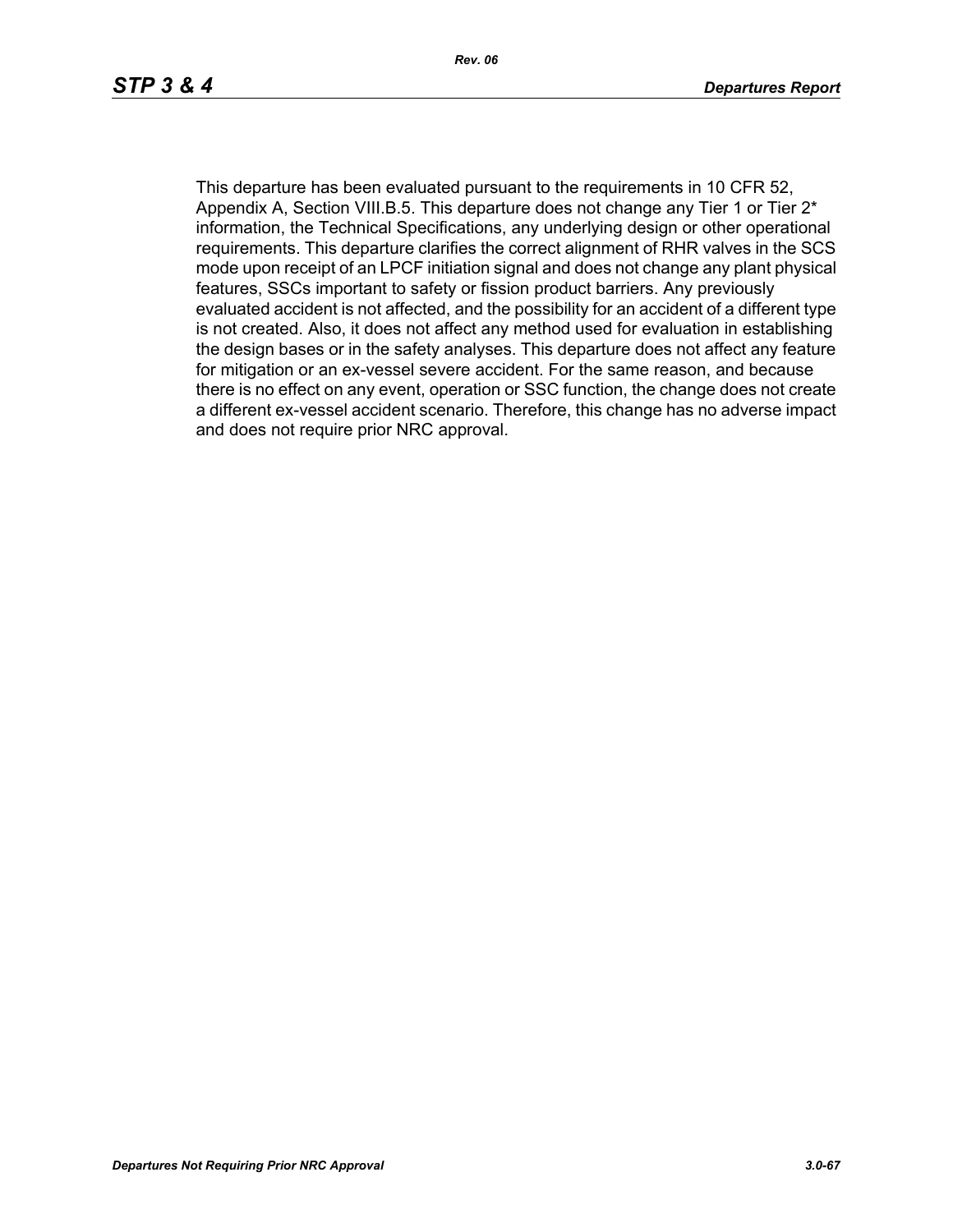This departure has been evaluated pursuant to the requirements in 10 CFR 52, Appendix A, Section VIII.B.5. This departure does not change any Tier 1 or Tier 2* information, the Technical Specifications, any underlying design or other operational requirements. This departure clarifies the correct alignment of RHR valves in the SCS mode upon receipt of an LPCF initiation signal and does not change any plant physical features, SSCs important to safety or fission product barriers. Any previously evaluated accident is not affected, and the possibility for an accident of a different type is not created. Also, it does not affect any method used for evaluation in establishing the design bases or in the safety analyses. This departure does not affect any feature for mitigation or an ex-vessel severe accident. For the same reason, and because there is no effect on any event, operation or SSC function, the change does not create a different ex-vessel accident scenario. Therefore, this change has no adverse impact and does not require prior NRC approval.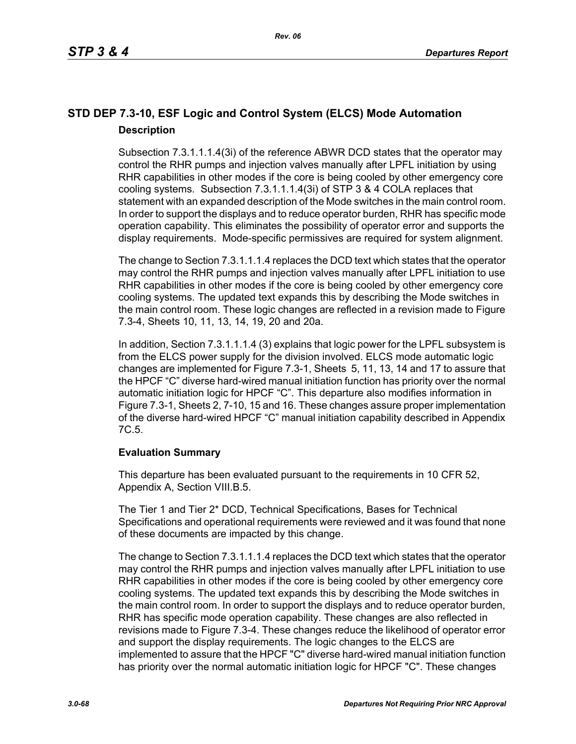## STD DEP 7.3-10, ESF Logic and Control System (ELCS) Mode Automation

### Description

Subsection 7.3.1.1.1.4(3i) of the reference ABWR DCD states that the operator may control the RHR pumps and injection valves manually after LPFL initiation by using RHR capabilities in other modes if the core is being cooled by other emergency core cooling systems. Subsection 7.3.1.1.1.4(3i) of STP 3 & 4 COLA replaces that statement with an expanded description of the Mode switches in the main control room. In order to support the displays and to reduce operator burden, RHR has specific mode operation capability. This eliminates the possibility of operator error and supports the display requirements. Mode-specific permissives are required for system alignment.

The change to Section 7.3.1.1.1.4 replaces the DCD text which states that the operator may control the RHR pumps and injection valves manually after LPFL initiation to use RHR capabilities in other modes if the core is being cooled by other emergency core cooling systems. The updated text expands this by describing the Mode switches in the main control room. These logic changes are reflected in a revision made to Figure 7.3-4, Sheets 10, 11, 13, 14, 19, 20 and 20a.

In addition, Section 7.3.1.1.1.4 (3) explains that logic power for the LPFL subsystem is from the ELCS power supply for the division involved. ELCS mode automatic logic changes are implemented for Figure 7.3-1, Sheets 5, 11, 13, 14 and 17 to assure that the HPCF "C" diverse hard-wired manual initiation function has priority over the normal automatic initiation logic for HPCF "C". This departure also modifies information in Figure 7.3-1, Sheets 2, 7-10, 15 and 16. These changes assure proper implementation of the diverse hard-wired HPCF "C" manual initiation capability described in Appendix 7C.5.

### Evaluation Summary

This departure has been evaluated pursuant to the requirements in 10 CFR 52, Appendix A, Section VIII.B.5.

The Tier 1 and Tier 2* DCD, Technical Specifications, Bases for Technical Specifications and operational requirements were reviewed and it was found that none of these documents are impacted by this change.

The change to Section 7.3.1.1.1.4 replaces the DCD text which states that the operator may control the RHR pumps and injection valves manually after LPFL initiation to use RHR capabilities in other modes if the core is being cooled by other emergency core cooling systems. The updated text expands this by describing the Mode switches in the main control room. In order to support the displays and to reduce operator burden, RHR has specific mode operation capability. These changes are also reflected in revisions made to Figure 7.3-4. These changes reduce the likelihood of operator error and support the display requirements. The logic changes to the ELCS are implemented to assure that the HPCF "C" diverse hard-wired manual initiation function has priority over the normal automatic initiation logic for HPCF "C". These changes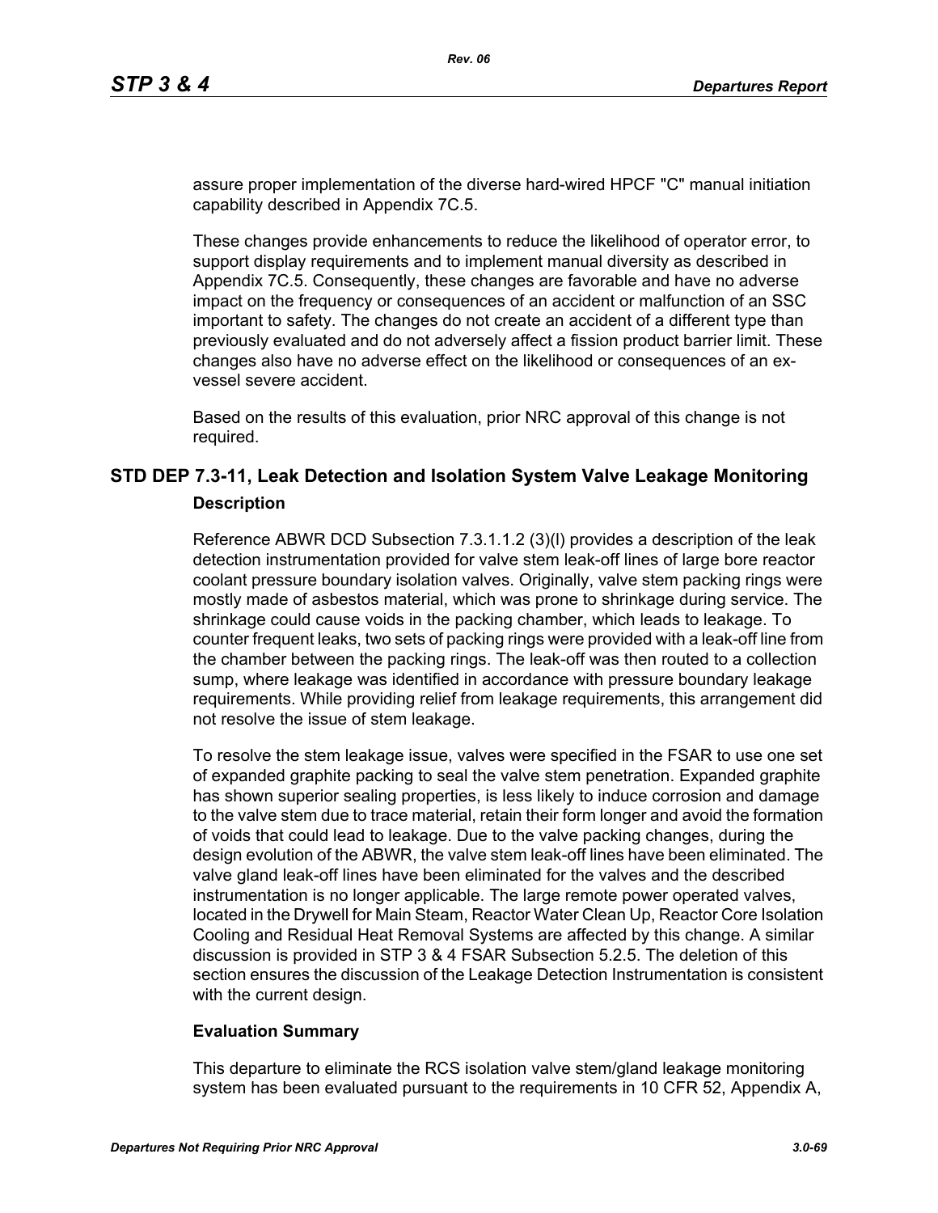assure proper implementation of the diverse hard-wired HPCF "C" manual initiation capability described in Appendix 7C.5.

These changes provide enhancements to reduce the likelihood of operator error, to support display requirements and to implement manual diversity as described in Appendix 7C.5. Consequently, these changes are favorable and have no adverse impact on the frequency or consequences of an accident or malfunction of an SSC important to safety. The changes do not create an accident of a different type than previously evaluated and do not adversely affect a fission product barrier limit. These changes also have no adverse effect on the likelihood or consequences of an ex-vessel severe accident.

Based on the results of this evaluation, prior NRC approval of this change is not required.

## STD DEP 7.3-11, Leak Detection and Isolation System Valve Leakage Monitoring

### Description

Reference ABWR DCD Subsection 7.3.1.1.2 (3)(l) provides a description of the leak detection instrumentation provided for valve stem leak-off lines of large bore reactor coolant pressure boundary isolation valves. Originally, valve stem packing rings were mostly made of asbestos material, which was prone to shrinkage during service. The shrinkage could cause voids in the packing chamber, which leads to leakage. To counter frequent leaks, two sets of packing rings were provided with a leak-off line from the chamber between the packing rings. The leak-off was then routed to a collection sump, where leakage was identified in accordance with pressure boundary leakage requirements. While providing relief from leakage requirements, this arrangement did not resolve the issue of stem leakage.

To resolve the stem leakage issue, valves were specified in the FSAR to use one set of expanded graphite packing to seal the valve stem penetration. Expanded graphite has shown superior sealing properties, is less likely to induce corrosion and damage to the valve stem due to trace material, retain their form longer and avoid the formation of voids that could lead to leakage. Due to the valve packing changes, during the design evolution of the ABWR, the valve stem leak-off lines have been eliminated. The valve gland leak-off lines have been eliminated for the valves and the described instrumentation is no longer applicable. The large remote power operated valves, located in the Drywell for Main Steam, Reactor Water Clean Up, Reactor Core Isolation Cooling and Residual Heat Removal Systems are affected by this change. A similar discussion is provided in STP 3 & 4 FSAR Subsection 5.2.5. The deletion of this section ensures the discussion of the Leakage Detection Instrumentation is consistent with the current design.

### Evaluation Summary

This departure to eliminate the RCS isolation valve stem/gland leakage monitoring system has been evaluated pursuant to the requirements in 10 CFR 52, Appendix A,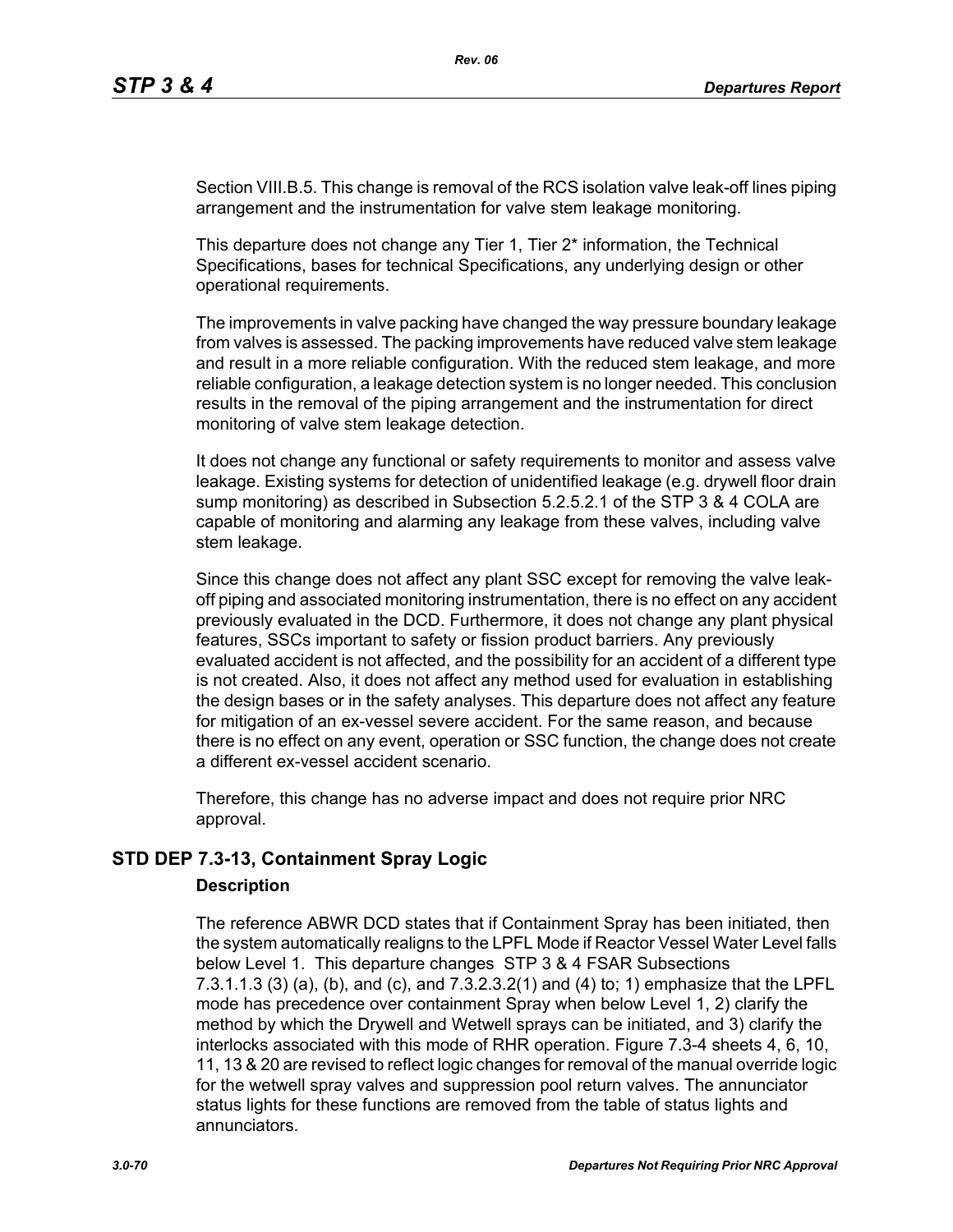Section VIII.B.5. This change is removal of the RCS isolation valve leak-off lines piping arrangement and the instrumentation for valve stem leakage monitoring.

This departure does not change any Tier 1, Tier 2* information, the Technical Specifications, bases for technical Specifications, any underlying design or other operational requirements.

The improvements in valve packing have changed the way pressure boundary leakage from valves is assessed. The packing improvements have reduced valve stem leakage and result in a more reliable configuration. With the reduced stem leakage, and more reliable configuration, a leakage detection system is no longer needed. This conclusion results in the removal of the piping arrangement and the instrumentation for direct monitoring of valve stem leakage detection.

It does not change any functional or safety requirements to monitor and assess valve leakage. Existing systems for detection of unidentified leakage (e.g. drywell floor drain sump monitoring) as described in Subsection 5.2.5.2.1 of the STP 3 & 4 COLA are capable of monitoring and alarming any leakage from these valves, including valve stem leakage.

Since this change does not affect any plant SSC except for removing the valve leak-off piping and associated monitoring instrumentation, there is no effect on any accident previously evaluated in the DCD. Furthermore, it does not change any plant physical features, SSCs important to safety or fission product barriers. Any previously evaluated accident is not affected, and the possibility for an accident of a different type is not created. Also, it does not affect any method used for evaluation in establishing the design bases or in the safety analyses. This departure does not affect any feature for mitigation of an ex-vessel severe accident. For the same reason, and because there is no effect on any event, operation or SSC function, the change does not create a different ex-vessel accident scenario.

Therefore, this change has no adverse impact and does not require prior NRC approval.

## STD DEP 7.3-13, Containment Spray Logic

### Description

The reference ABWR DCD states that if Containment Spray has been initiated, then the system automatically realigns to the LPFL Mode if Reactor Vessel Water Level falls below Level 1. This departure changes STP 3 & 4 FSAR Subsections 7.3.1.1.3 (3) (a), (b), and (c), and 7.3.2.3.2(1) and (4) to; 1) emphasize that the LPFL mode has precedence over containment Spray when below Level 1, 2) clarify the method by which the Drywell and Wetwell sprays can be initiated, and 3) clarify the interlocks associated with this mode of RHR operation. Figure 7.3-4 sheets 4, 6, 10, 11, 13 & 20 are revised to reflect logic changes for removal of the manual override logic for the wetwell spray valves and suppression pool return valves. The annunciator status lights for these functions are removed from the table of status lights and annunciators.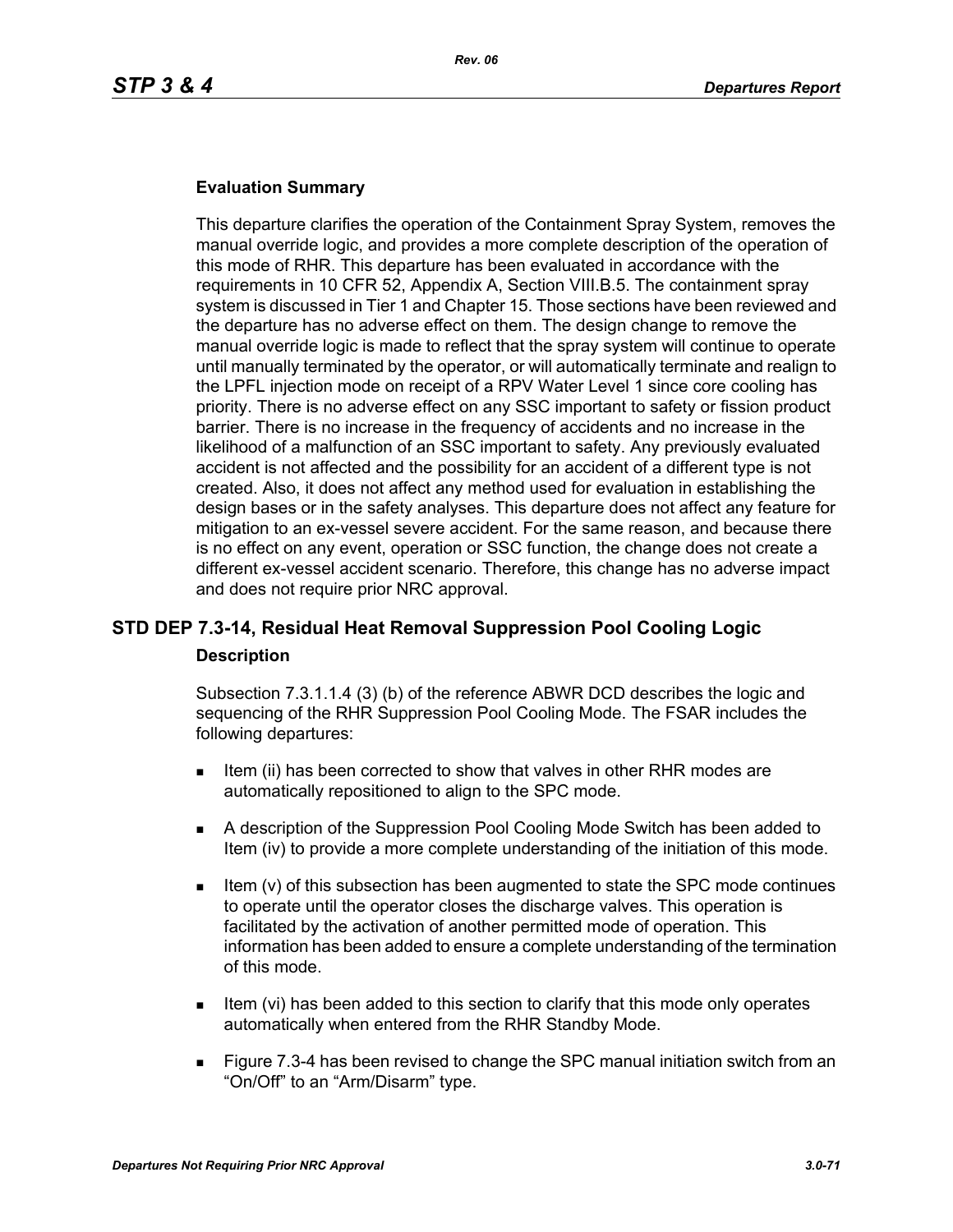### Evaluation Summary

This departure clarifies the operation of the Containment Spray System, removes the manual override logic, and provides a more complete description of the operation of this mode of RHR. This departure has been evaluated in accordance with the requirements in 10 CFR 52, Appendix A, Section VIII.B.5. The containment spray system is discussed in Tier 1 and Chapter 15. Those sections have been reviewed and the departure has no adverse effect on them. The design change to remove the manual override logic is made to reflect that the spray system will continue to operate until manually terminated by the operator, or will automatically terminate and realign to the LPFL injection mode on receipt of a RPV Water Level 1 since core cooling has priority. There is no adverse effect on any SSC important to safety or fission product barrier. There is no increase in the frequency of accidents and no increase in the likelihood of a malfunction of an SSC important to safety. Any previously evaluated accident is not affected and the possibility for an accident of a different type is not created. Also, it does not affect any method used for evaluation in establishing the design bases or in the safety analyses. This departure does not affect any feature for mitigation to an ex-vessel severe accident. For the same reason, and because there is no effect on any event, operation or SSC function, the change does not create a different ex-vessel accident scenario. Therefore, this change has no adverse impact and does not require prior NRC approval.

## STD DEP 7.3-14, Residual Heat Removal Suppression Pool Cooling Logic

### Description

Subsection 7.3.1.1.4 (3) (b) of the reference ABWR DCD describes the logic and sequencing of the RHR Suppression Pool Cooling Mode. The FSAR includes the following departures:

- Item (ii) has been corrected to show that valves in other RHR modes are automatically repositioned to align to the SPC mode.
- A description of the Suppression Pool Cooling Mode Switch has been added to Item (iv) to provide a more complete understanding of the initiation of this mode.
- Item (v) of this subsection has been augmented to state the SPC mode continues to operate until the operator closes the discharge valves. This operation is facilitated by the activation of another permitted mode of operation. This information has been added to ensure a complete understanding of the termination of this mode.
- Item (vi) has been added to this section to clarify that this mode only operates automatically when entered from the RHR Standby Mode.
- Figure 7.3-4 has been revised to change the SPC manual initiation switch from an “On/Off” to an “Arm/Disarm” type.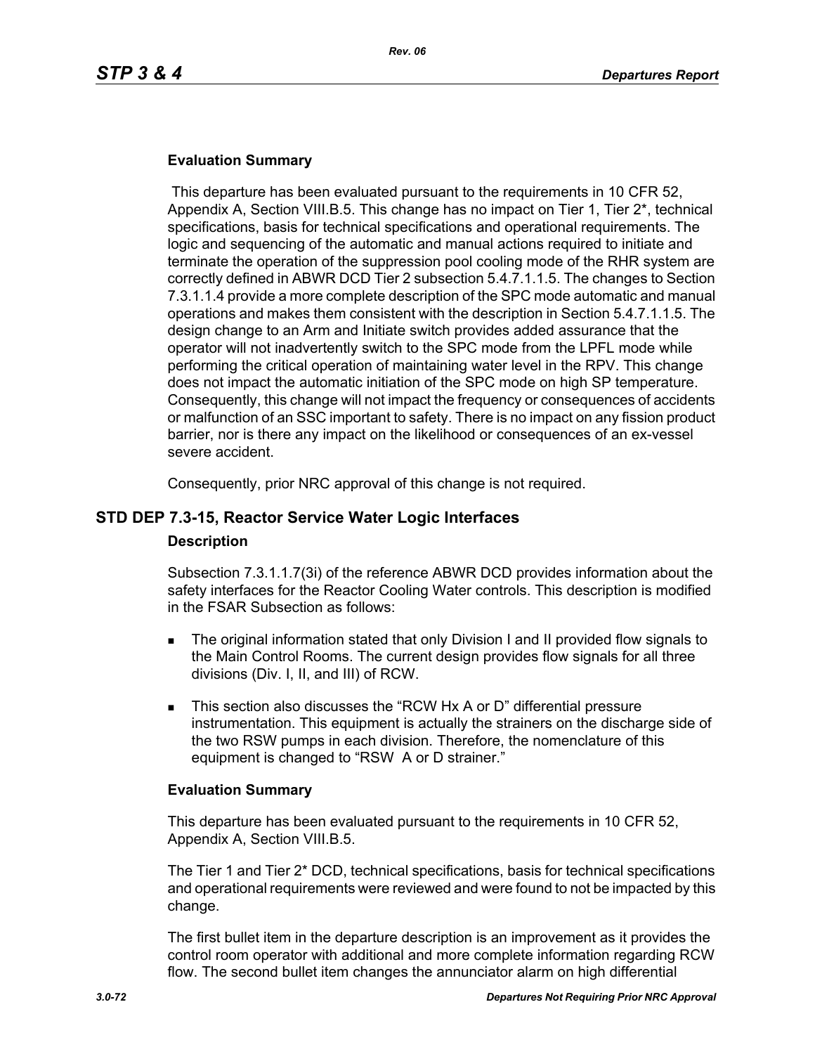### Evaluation Summary

This departure has been evaluated pursuant to the requirements in 10 CFR 52, Appendix A, Section VIII.B.5. This change has no impact on Tier 1, Tier 2*, technical specifications, basis for technical specifications and operational requirements. The logic and sequencing of the automatic and manual actions required to initiate and terminate the operation of the suppression pool cooling mode of the RHR system are correctly defined in ABWR DCD Tier 2 subsection 5.4.7.1.1.5. The changes to Section 7.3.1.1.4 provide a more complete description of the SPC mode automatic and manual operations and makes them consistent with the description in Section 5.4.7.1.1.5. The design change to an Arm and Initiate switch provides added assurance that the operator will not inadvertently switch to the SPC mode from the LPFL mode while performing the critical operation of maintaining water level in the RPV. This change does not impact the automatic initiation of the SPC mode on high SP temperature. Consequently, this change will not impact the frequency or consequences of accidents or malfunction of an SSC important to safety. There is no impact on any fission product barrier, nor is there any impact on the likelihood or consequences of an ex-vessel severe accident.

Consequently, prior NRC approval of this change is not required.

## STD DEP 7.3-15, Reactor Service Water Logic Interfaces

### Description

Subsection 7.3.1.1.7(3i) of the reference ABWR DCD provides information about the safety interfaces for the Reactor Cooling Water controls. This description is modified in the FSAR Subsection as follows:

- The original information stated that only Division I and II provided flow signals to the Main Control Rooms. The current design provides flow signals for all three divisions (Div. I, II, and III) of RCW.
- This section also discusses the "RCW Hx A or D" differential pressure instrumentation. This equipment is actually the strainers on the discharge side of the two RSW pumps in each division. Therefore, the nomenclature of this equipment is changed to "RSW A or D strainer."

### Evaluation Summary

This departure has been evaluated pursuant to the requirements in 10 CFR 52, Appendix A, Section VIII.B.5.

The Tier 1 and Tier 2* DCD, technical specifications, basis for technical specifications and operational requirements were reviewed and were found to not be impacted by this change.

The first bullet item in the departure description is an improvement as it provides the control room operator with additional and more complete information regarding RCW flow. The second bullet item changes the annunciator alarm on high differential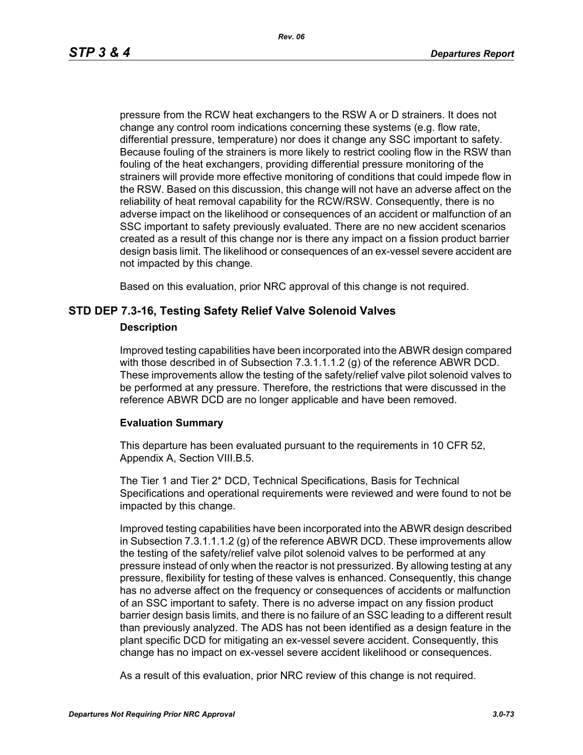pressure from the RCW heat exchangers to the RSW A or D strainers. It does not change any control room indications concerning these systems (e.g. flow rate, differential pressure, temperature) nor does it change any SSC important to safety. Because fouling of the strainers is more likely to restrict cooling flow in the RSW than fouling of the heat exchangers, providing differential pressure monitoring of the strainers will provide more effective monitoring of conditions that could impede flow in the RSW. Based on this discussion, this change will not have an adverse affect on the reliability of heat removal capability for the RCW/RSW. Consequently, there is no adverse impact on the likelihood or consequences of an accident or malfunction of an SSC important to safety previously evaluated. There are no new accident scenarios created as a result of this change nor is there any impact on a fission product barrier design basis limit. The likelihood or consequences of an ex-vessel severe accident are not impacted by this change.

Based on this evaluation, prior NRC approval of this change is not required.

## STD DEP 7.3-16, Testing Safety Relief Valve Solenoid Valves

### Description

Improved testing capabilities have been incorporated into the ABWR design compared with those described in of Subsection 7.3.1.1.1.2 (g) of the reference ABWR DCD. These improvements allow the testing of the safety/relief valve pilot solenoid valves to be performed at any pressure. Therefore, the restrictions that were discussed in the reference ABWR DCD are no longer applicable and have been removed.

### Evaluation Summary

This departure has been evaluated pursuant to the requirements in 10 CFR 52, Appendix A, Section VIII.B.5.

The Tier 1 and Tier 2* DCD, Technical Specifications, Basis for Technical Specifications and operational requirements were reviewed and were found to not be impacted by this change.

Improved testing capabilities have been incorporated into the ABWR design described in Subsection 7.3.1.1.1.2 (g) of the reference ABWR DCD. These improvements allow the testing of the safety/relief valve pilot solenoid valves to be performed at any pressure instead of only when the reactor is not pressurized. By allowing testing at any pressure, flexibility for testing of these valves is enhanced. Consequently, this change has no adverse affect on the frequency or consequences of accidents or malfunction of an SSC important to safety. There is no adverse impact on any fission product barrier design basis limits, and there is no failure of an SSC leading to a different result than previously analyzed. The ADS has not been identified as a design feature in the plant specific DCD for mitigating an ex-vessel severe accident. Consequently, this change has no impact on ex-vessel severe accident likelihood or consequences.

As a result of this evaluation, prior NRC review of this change is not required.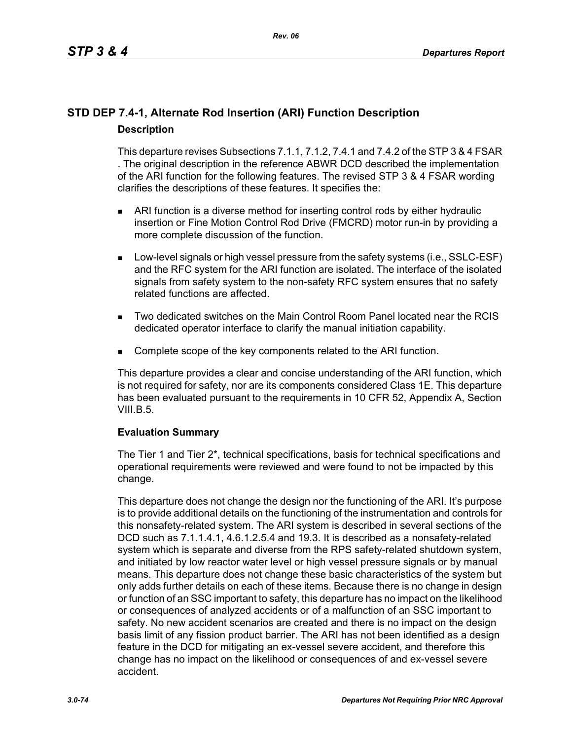## STD DEP 7.4-1, Alternate Rod Insertion (ARI) Function Description

### Description

This departure revises Subsections 7.1.1, 7.1.2, 7.4.1 and 7.4.2 of the STP 3 & 4 FSAR . The original description in the reference ABWR DCD described the implementation of the ARI function for the following features. The revised STP 3 & 4 FSAR wording clarifies the descriptions of these features. It specifies the:

- ARI function is a diverse method for inserting control rods by either hydraulic insertion or Fine Motion Control Rod Drive (FMCRD) motor run-in by providing a more complete discussion of the function.
- Low-level signals or high vessel pressure from the safety systems (i.e., SSLC-ESF) and the RFC system for the ARI function are isolated. The interface of the isolated signals from safety system to the non-safety RFC system ensures that no safety related functions are affected.
- Two dedicated switches on the Main Control Room Panel located near the RCIS dedicated operator interface to clarify the manual initiation capability.
- Complete scope of the key components related to the ARI function.

This departure provides a clear and concise understanding of the ARI function, which is not required for safety, nor are its components considered Class 1E. This departure has been evaluated pursuant to the requirements in 10 CFR 52, Appendix A, Section VIII.B.5.

### Evaluation Summary

The Tier 1 and Tier 2*, technical specifications, basis for technical specifications and operational requirements were reviewed and were found to not be impacted by this change.

This departure does not change the design nor the functioning of the ARI. It's purpose is to provide additional details on the functioning of the instrumentation and controls for this nonsafety-related system. The ARI system is described in several sections of the DCD such as 7.1.1.4.1, 4.6.1.2.5.4 and 19.3. It is described as a nonsafety-related system which is separate and diverse from the RPS safety-related shutdown system, and initiated by low reactor water level or high vessel pressure signals or by manual means. This departure does not change these basic characteristics of the system but only adds further details on each of these items. Because there is no change in design or function of an SSC important to safety, this departure has no impact on the likelihood or consequences of analyzed accidents or of a malfunction of an SSC important to safety. No new accident scenarios are created and there is no impact on the design basis limit of any fission product barrier. The ARI has not been identified as a design feature in the DCD for mitigating an ex-vessel severe accident, and therefore this change has no impact on the likelihood or consequences of and ex-vessel severe accident.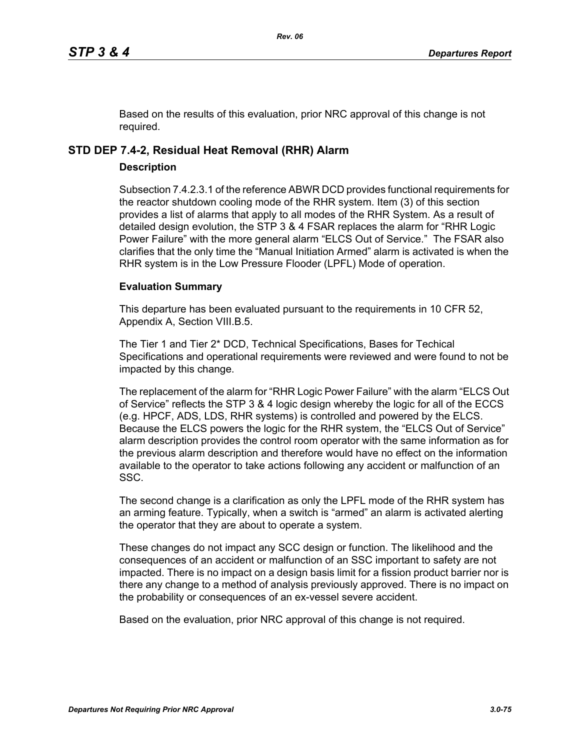Based on the results of this evaluation, prior NRC approval of this change is not required.

## STD DEP 7.4-2, Residual Heat Removal (RHR) Alarm

### Description

Subsection 7.4.2.3.1 of the reference ABWR DCD provides functional requirements for the reactor shutdown cooling mode of the RHR system. Item (3) of this section provides a list of alarms that apply to all modes of the RHR System. As a result of detailed design evolution, the STP 3 & 4 FSAR replaces the alarm for "RHR Logic Power Failure" with the more general alarm "ELCS Out of Service." The FSAR also clarifies that the only time the "Manual Initiation Armed" alarm is activated is when the RHR system is in the Low Pressure Flooder (LPFL) Mode of operation.

### Evaluation Summary

This departure has been evaluated pursuant to the requirements in 10 CFR 52, Appendix A, Section VIII.B.5.

The Tier 1 and Tier 2* DCD, Technical Specifications, Bases for Techical Specifications and operational requirements were reviewed and were found to not be impacted by this change.

The replacement of the alarm for "RHR Logic Power Failure" with the alarm "ELCS Out of Service" reflects the STP 3 & 4 logic design whereby the logic for all of the ECCS (e.g. HPCF, ADS, LDS, RHR systems) is controlled and powered by the ELCS. Because the ELCS powers the logic for the RHR system, the "ELCS Out of Service" alarm description provides the control room operator with the same information as for the previous alarm description and therefore would have no effect on the information available to the operator to take actions following any accident or malfunction of an SSC.

The second change is a clarification as only the LPFL mode of the RHR system has an arming feature. Typically, when a switch is "armed" an alarm is activated alerting the operator that they are about to operate a system.

These changes do not impact any SCC design or function. The likelihood and the consequences of an accident or malfunction of an SSC important to safety are not impacted. There is no impact on a design basis limit for a fission product barrier nor is there any change to a method of analysis previously approved. There is no impact on the probability or consequences of an ex-vessel severe accident.

Based on the evaluation, prior NRC approval of this change is not required.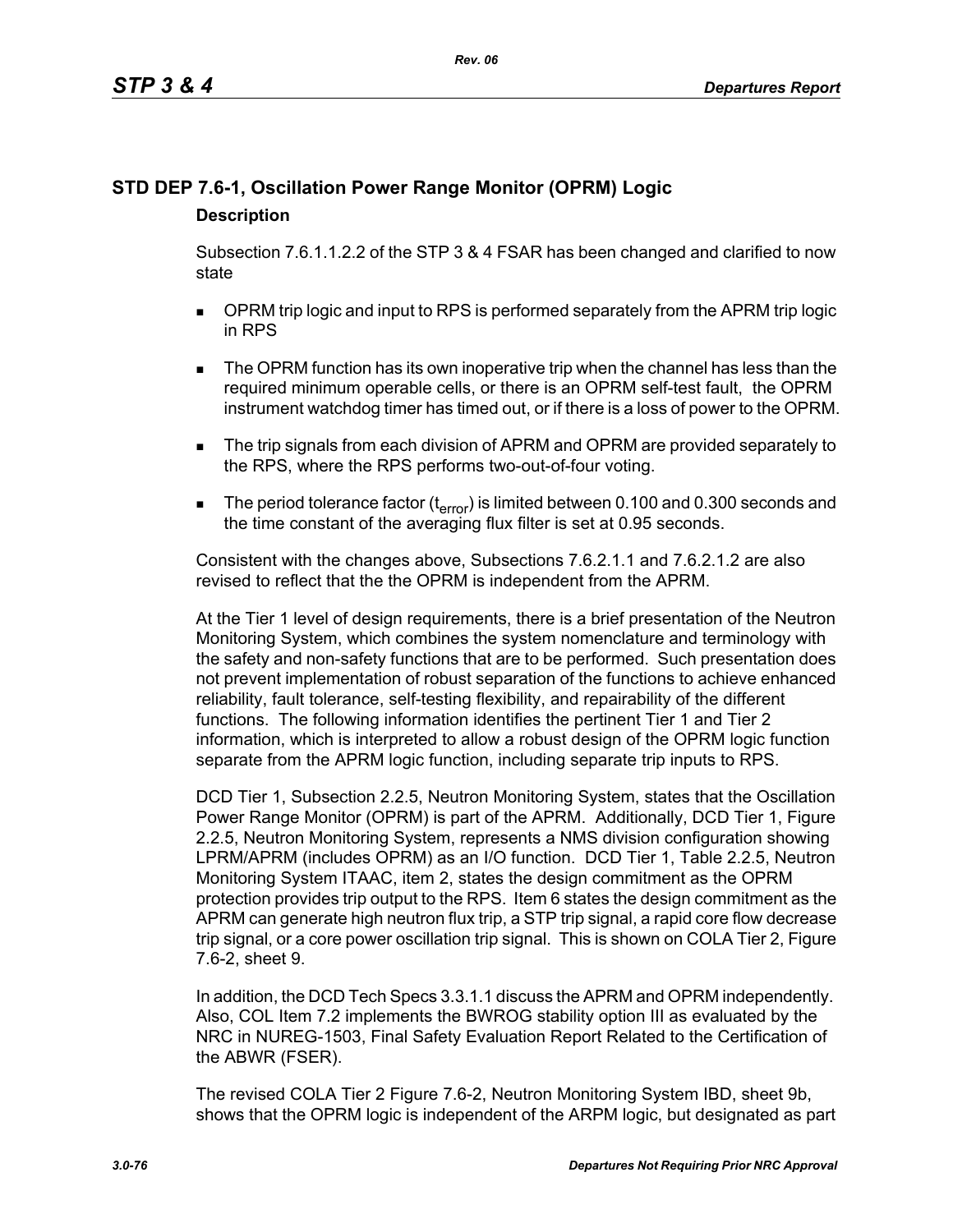## STD DEP 7.6-1, Oscillation Power Range Monitor (OPRM) Logic

### Description

Subsection 7.6.1.1.2.2 of the STP 3 & 4 FSAR has been changed and clarified to now state

- OPRM trip logic and input to RPS is performed separately from the APRM trip logic in RPS
- The OPRM function has its own inoperative trip when the channel has less than the required minimum operable cells, or there is an OPRM self-test fault, the OPRM instrument watchdog timer has timed out, or if there is a loss of power to the OPRM.
- The trip signals from each division of APRM and OPRM are provided separately to the RPS, where the RPS performs two-out-of-four voting.
- The period tolerance factor ($t_{error}$) is limited between 0.100 and 0.300 seconds and the time constant of the averaging flux filter is set at 0.95 seconds.

Consistent with the changes above, Subsections 7.6.2.1.1 and 7.6.2.1.2 are also revised to reflect that the the OPRM is independent from the APRM.

At the Tier 1 level of design requirements, there is a brief presentation of the Neutron Monitoring System, which combines the system nomenclature and terminology with the safety and non-safety functions that are to be performed. Such presentation does not prevent implementation of robust separation of the functions to achieve enhanced reliability, fault tolerance, self-testing flexibility, and repairability of the different functions. The following information identifies the pertinent Tier 1 and Tier 2 information, which is interpreted to allow a robust design of the OPRM logic function separate from the APRM logic function, including separate trip inputs to RPS.

DCD Tier 1, Subsection 2.2.5, Neutron Monitoring System, states that the Oscillation Power Range Monitor (OPRM) is part of the APRM. Additionally, DCD Tier 1, Figure 2.2.5, Neutron Monitoring System, represents a NMS division configuration showing LPRM/APRM (includes OPRM) as an I/O function. DCD Tier 1, Table 2.2.5, Neutron Monitoring System ITAAC, item 2, states the design commitment as the OPRM protection provides trip output to the RPS. Item 6 states the design commitment as the APRM can generate high neutron flux trip, a STP trip signal, a rapid core flow decrease trip signal, or a core power oscillation trip signal. This is shown on COLA Tier 2, Figure 7.6-2, sheet 9.

In addition, the DCD Tech Specs 3.3.1.1 discuss the APRM and OPRM independently. Also, COL Item 7.2 implements the BWROG stability option III as evaluated by the NRC in NUREG-1503, Final Safety Evaluation Report Related to the Certification of the ABWR (FSER).

The revised COLA Tier 2 Figure 7.6-2, Neutron Monitoring System IBD, sheet 9b, shows that the OPRM logic is independent of the ARPM logic, but designated as part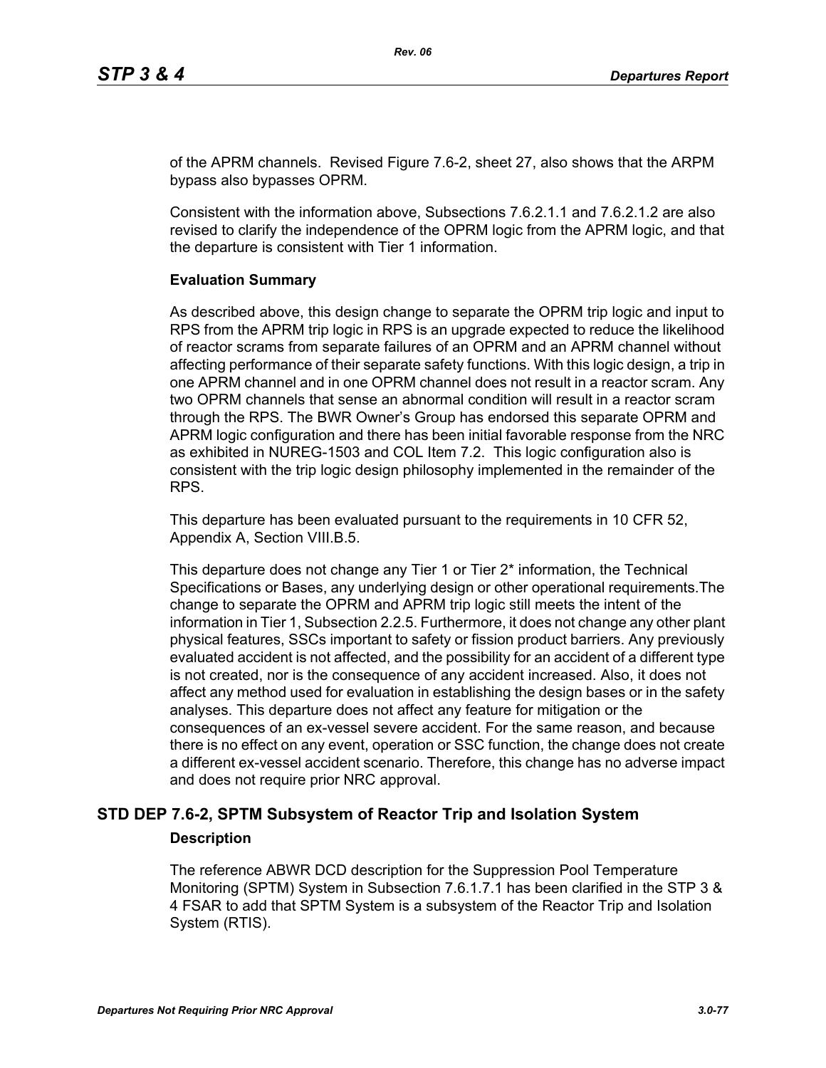of the APRM channels. Revised Figure 7.6-2, sheet 27, also shows that the ARPM bypass also bypasses OPRM.

Consistent with the information above, Subsections 7.6.2.1.1 and 7.6.2.1.2 are also revised to clarify the independence of the OPRM logic from the APRM logic, and that the departure is consistent with Tier 1 information.

**Evaluation Summary**

As described above, this design change to separate the OPRM trip logic and input to RPS from the APRM trip logic in RPS is an upgrade expected to reduce the likelihood of reactor scrams from separate failures of an OPRM and an APRM channel without affecting performance of their separate safety functions. With this logic design, a trip in one APRM channel and in one OPRM channel does not result in a reactor scram. Any two OPRM channels that sense an abnormal condition will result in a reactor scram through the RPS. The BWR Owner's Group has endorsed this separate OPRM and APRM logic configuration and there has been initial favorable response from the NRC as exhibited in NUREG-1503 and COL Item 7.2. This logic configuration also is consistent with the trip logic design philosophy implemented in the remainder of the RPS.

This departure has been evaluated pursuant to the requirements in 10 CFR 52, Appendix A, Section VIII.B.5.

This departure does not change any Tier 1 or Tier 2* information, the Technical Specifications or Bases, any underlying design or other operational requirements.The change to separate the OPRM and APRM trip logic still meets the intent of the information in Tier 1, Subsection 2.2.5. Furthermore, it does not change any other plant physical features, SSCs important to safety or fission product barriers. Any previously evaluated accident is not affected, and the possibility for an accident of a different type is not created, nor is the consequence of any accident increased. Also, it does not affect any method used for evaluation in establishing the design bases or in the safety analyses. This departure does not affect any feature for mitigation or the consequences of an ex-vessel severe accident. For the same reason, and because there is no effect on any event, operation or SSC function, the change does not create a different ex-vessel accident scenario. Therefore, this change has no adverse impact and does not require prior NRC approval.

## STD DEP 7.6-2, SPTM Subsystem of Reactor Trip and Isolation System

**Description**

The reference ABWR DCD description for the Suppression Pool Temperature Monitoring (SPTM) System in Subsection 7.6.1.7.1 has been clarified in the STP 3 & 4 FSAR to add that SPTM System is a subsystem of the Reactor Trip and Isolation System (RTIS).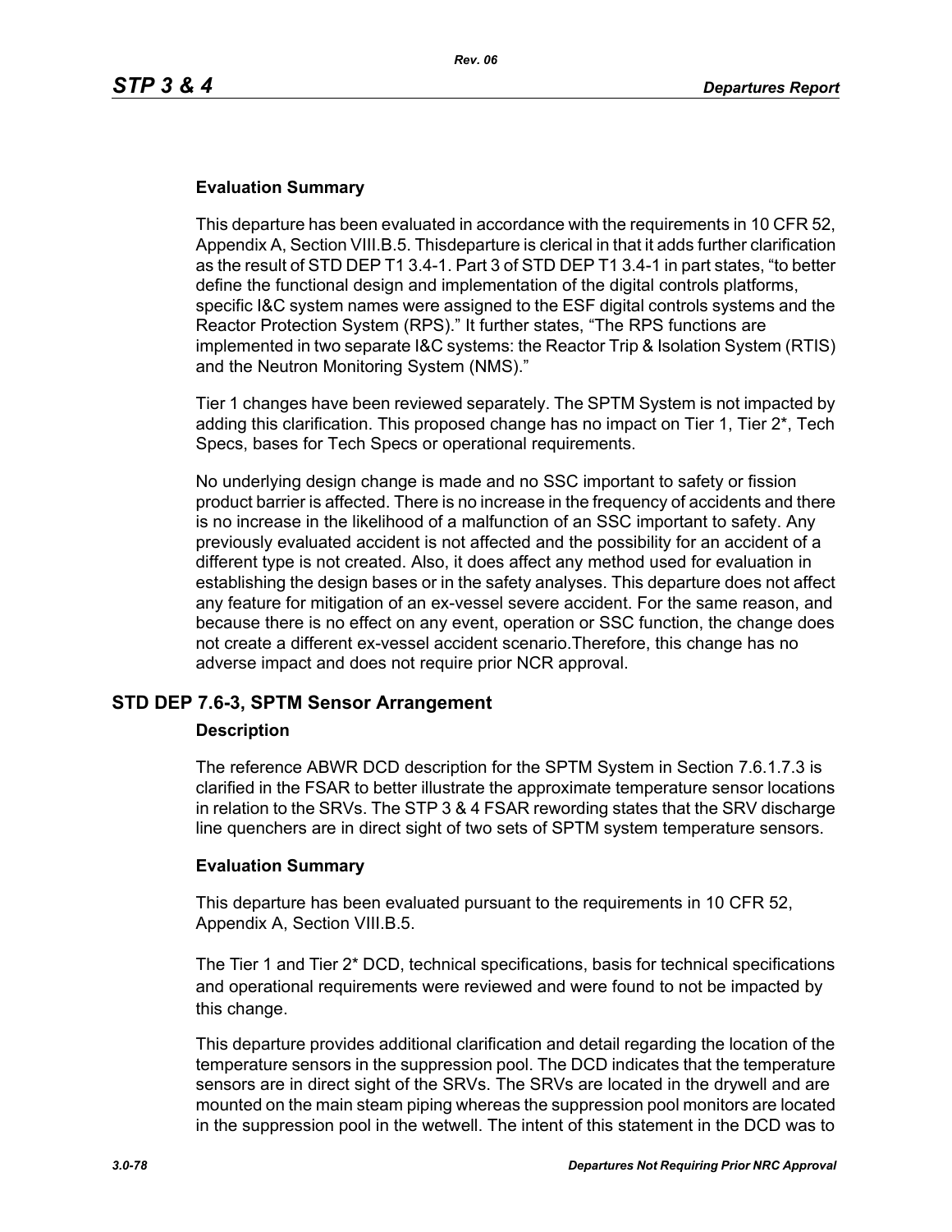### Evaluation Summary

This departure has been evaluated in accordance with the requirements in 10 CFR 52, Appendix A, Section VIII.B.5. Thisdeparture is clerical in that it adds further clarification as the result of STD DEP T1 3.4-1. Part 3 of STD DEP T1 3.4-1 in part states, “to better define the functional design and implementation of the digital controls platforms, specific I&C system names were assigned to the ESF digital controls systems and the Reactor Protection System (RPS).” It further states, “The RPS functions are implemented in two separate I&C systems: the Reactor Trip & Isolation System (RTIS) and the Neutron Monitoring System (NMS).”

Tier 1 changes have been reviewed separately. The SPTM System is not impacted by adding this clarification. This proposed change has no impact on Tier 1, Tier 2*, Tech Specs, bases for Tech Specs or operational requirements.

No underlying design change is made and no SSC important to safety or fission product barrier is affected. There is no increase in the frequency of accidents and there is no increase in the likelihood of a malfunction of an SSC important to safety. Any previously evaluated accident is not affected and the possibility for an accident of a different type is not created. Also, it does affect any method used for evaluation in establishing the design bases or in the safety analyses. This departure does not affect any feature for mitigation of an ex-vessel severe accident. For the same reason, and because there is no effect on any event, operation or SSC function, the change does not create a different ex-vessel accident scenario.Therefore, this change has no adverse impact and does not require prior NCR approval.

## STD DEP 7.6-3, SPTM Sensor Arrangement

### Description

The reference ABWR DCD description for the SPTM System in Section 7.6.1.7.3 is clarified in the FSAR to better illustrate the approximate temperature sensor locations in relation to the SRVs. The STP 3 & 4 FSAR rewording states that the SRV discharge line quenchers are in direct sight of two sets of SPTM system temperature sensors.

### Evaluation Summary

This departure has been evaluated pursuant to the requirements in 10 CFR 52, Appendix A, Section VIII.B.5.

The Tier 1 and Tier 2* DCD, technical specifications, basis for technical specifications and operational requirements were reviewed and were found to not be impacted by this change.

This departure provides additional clarification and detail regarding the location of the temperature sensors in the suppression pool. The DCD indicates that the temperature sensors are in direct sight of the SRVs. The SRVs are located in the drywell and are mounted on the main steam piping whereas the suppression pool monitors are located in the suppression pool in the wetwell. The intent of this statement in the DCD was to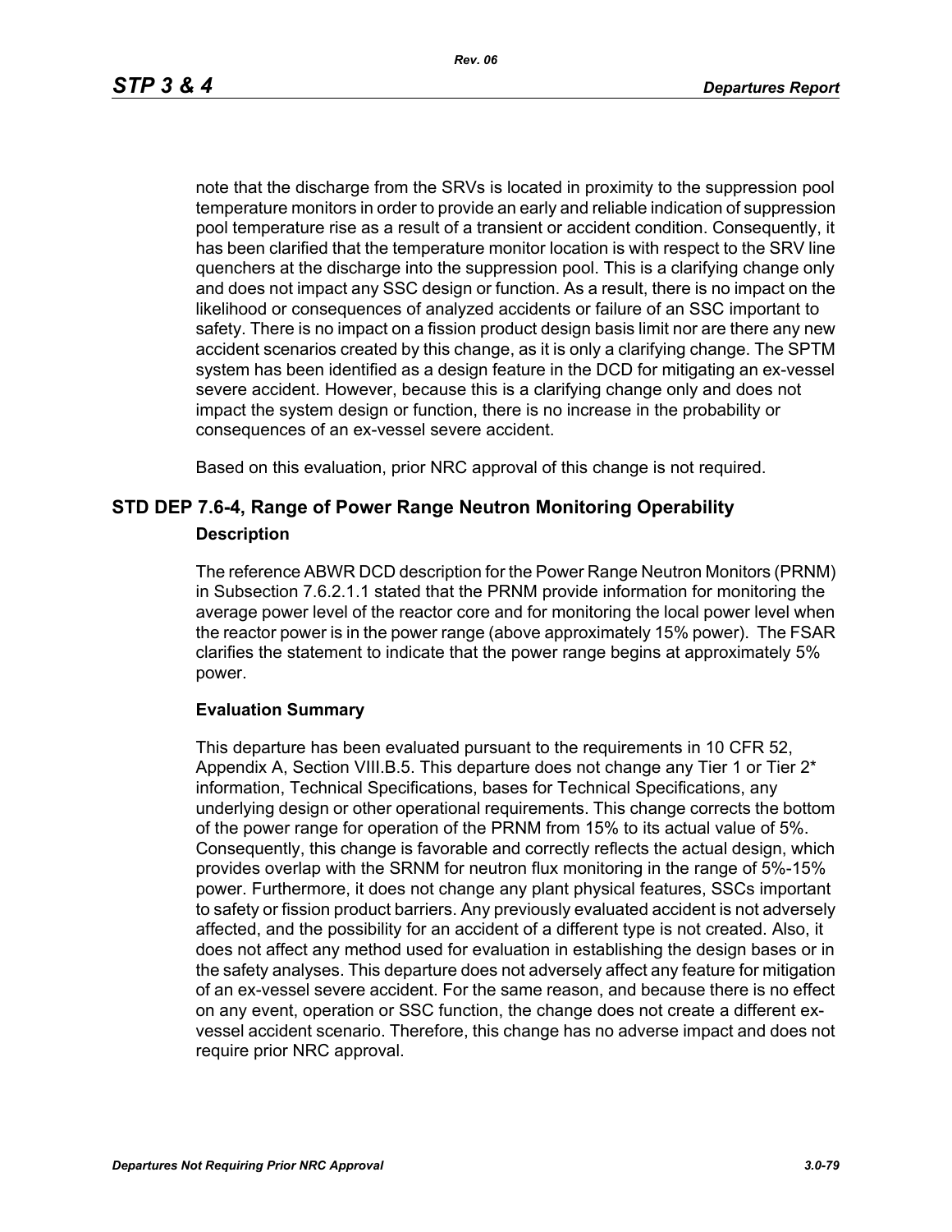note that the discharge from the SRVs is located in proximity to the suppression pool temperature monitors in order to provide an early and reliable indication of suppression pool temperature rise as a result of a transient or accident condition. Consequently, it has been clarified that the temperature monitor location is with respect to the SRV line quenchers at the discharge into the suppression pool. This is a clarifying change only and does not impact any SSC design or function. As a result, there is no impact on the likelihood or consequences of analyzed accidents or failure of an SSC important to safety. There is no impact on a fission product design basis limit nor are there any new accident scenarios created by this change, as it is only a clarifying change. The SPTM system has been identified as a design feature in the DCD for mitigating an ex-vessel severe accident. However, because this is a clarifying change only and does not impact the system design or function, there is no increase in the probability or consequences of an ex-vessel severe accident.

Based on this evaluation, prior NRC approval of this change is not required.

## STD DEP 7.6-4, Range of Power Range Neutron Monitoring Operability

### Description

The reference ABWR DCD description for the Power Range Neutron Monitors (PRNM) in Subsection 7.6.2.1.1 stated that the PRNM provide information for monitoring the average power level of the reactor core and for monitoring the local power level when the reactor power is in the power range (above approximately 15% power). The FSAR clarifies the statement to indicate that the power range begins at approximately 5% power.

### Evaluation Summary

This departure has been evaluated pursuant to the requirements in 10 CFR 52, Appendix A, Section VIII.B.5. This departure does not change any Tier 1 or Tier 2* information, Technical Specifications, bases for Technical Specifications, any underlying design or other operational requirements. This change corrects the bottom of the power range for operation of the PRNM from 15% to its actual value of 5%. Consequently, this change is favorable and correctly reflects the actual design, which provides overlap with the SRNM for neutron flux monitoring in the range of 5%-15% power. Furthermore, it does not change any plant physical features, SSCs important to safety or fission product barriers. Any previously evaluated accident is not adversely affected, and the possibility for an accident of a different type is not created. Also, it does not affect any method used for evaluation in establishing the design bases or in the safety analyses. This departure does not adversely affect any feature for mitigation of an ex-vessel severe accident. For the same reason, and because there is no effect on any event, operation or SSC function, the change does not create a different ex-vessel accident scenario. Therefore, this change has no adverse impact and does not require prior NRC approval.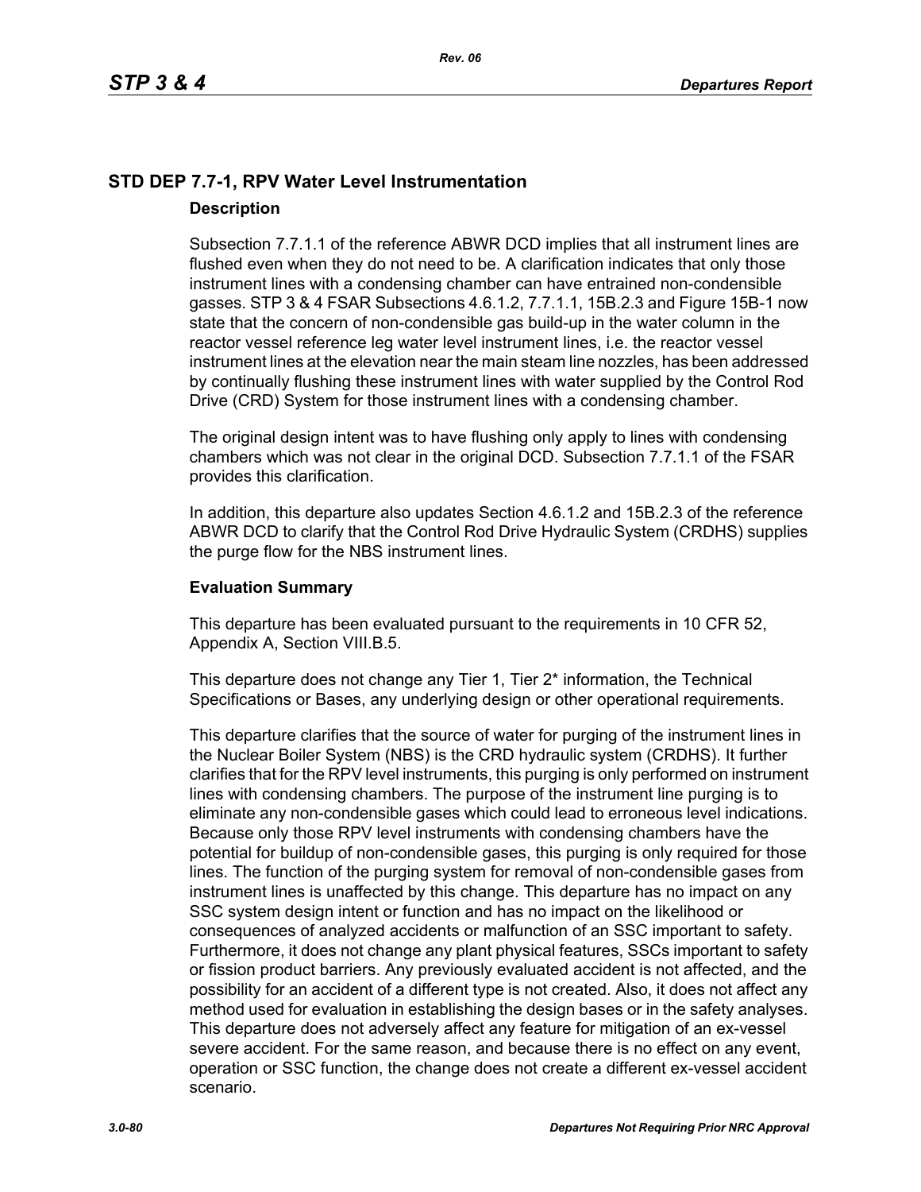## STD DEP 7.7-1, RPV Water Level Instrumentation

### Description

Subsection 7.7.1.1 of the reference ABWR DCD implies that all instrument lines are flushed even when they do not need to be. A clarification indicates that only those instrument lines with a condensing chamber can have entrained non-condensible gasses. STP 3 & 4 FSAR Subsections 4.6.1.2, 7.7.1.1, 15B.2.3 and Figure 15B-1 now state that the concern of non-condensible gas build-up in the water column in the reactor vessel reference leg water level instrument lines, i.e. the reactor vessel instrument lines at the elevation near the main steam line nozzles, has been addressed by continually flushing these instrument lines with water supplied by the Control Rod Drive (CRD) System for those instrument lines with a condensing chamber.

The original design intent was to have flushing only apply to lines with condensing chambers which was not clear in the original DCD. Subsection 7.7.1.1 of the FSAR provides this clarification.

In addition, this departure also updates Section 4.6.1.2 and 15B.2.3 of the reference ABWR DCD to clarify that the Control Rod Drive Hydraulic System (CRDHS) supplies the purge flow for the NBS instrument lines.

### Evaluation Summary

This departure has been evaluated pursuant to the requirements in 10 CFR 52, Appendix A, Section VIII.B.5.

This departure does not change any Tier 1, Tier 2* information, the Technical Specifications or Bases, any underlying design or other operational requirements.

This departure clarifies that the source of water for purging of the instrument lines in the Nuclear Boiler System (NBS) is the CRD hydraulic system (CRDHS). It further clarifies that for the RPV level instruments, this purging is only performed on instrument lines with condensing chambers. The purpose of the instrument line purging is to eliminate any non-condensible gases which could lead to erroneous level indications. Because only those RPV level instruments with condensing chambers have the potential for buildup of non-condensible gases, this purging is only required for those lines. The function of the purging system for removal of non-condensible gases from instrument lines is unaffected by this change. This departure has no impact on any SSC system design intent or function and has no impact on the likelihood or consequences of analyzed accidents or malfunction of an SSC important to safety. Furthermore, it does not change any plant physical features, SSCs important to safety or fission product barriers. Any previously evaluated accident is not affected, and the possibility for an accident of a different type is not created. Also, it does not affect any method used for evaluation in establishing the design bases or in the safety analyses. This departure does not adversely affect any feature for mitigation of an ex-vessel severe accident. For the same reason, and because there is no effect on any event, operation or SSC function, the change does not create a different ex-vessel accident scenario.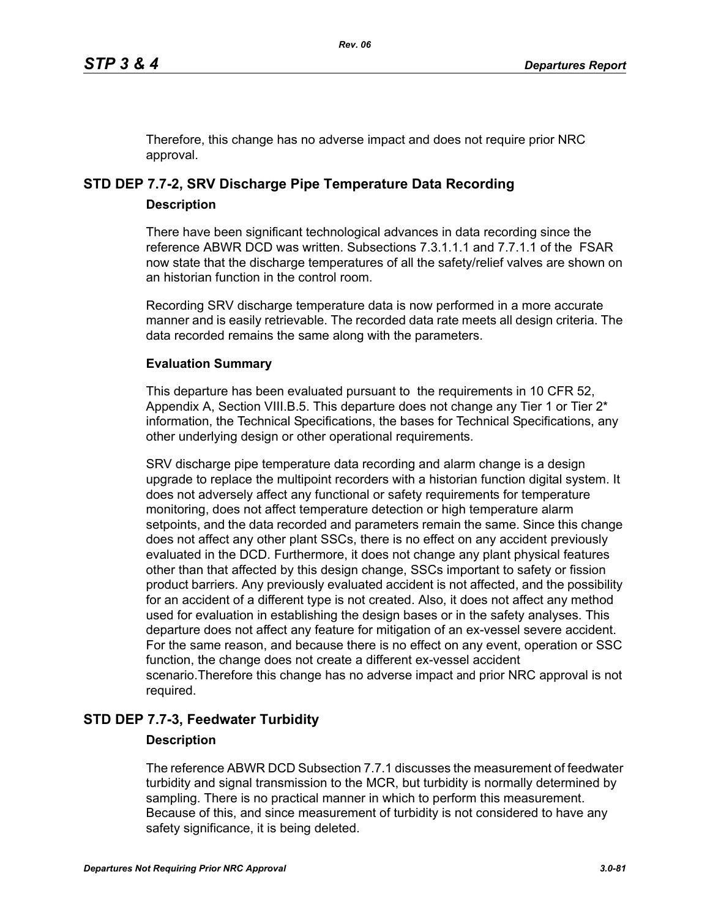Therefore, this change has no adverse impact and does not require prior NRC approval.

## STD DEP 7.7-2, SRV Discharge Pipe Temperature Data Recording

### Description

There have been significant technological advances in data recording since the reference ABWR DCD was written. Subsections 7.3.1.1.1 and 7.7.1.1 of the FSAR now state that the discharge temperatures of all the safety/relief valves are shown on an historian function in the control room.

Recording SRV discharge temperature data is now performed in a more accurate manner and is easily retrievable. The recorded data rate meets all design criteria. The data recorded remains the same along with the parameters.

### Evaluation Summary

This departure has been evaluated pursuant to the requirements in 10 CFR 52, Appendix A, Section VIII.B.5. This departure does not change any Tier 1 or Tier 2* information, the Technical Specifications, the bases for Technical Specifications, any other underlying design or other operational requirements.

SRV discharge pipe temperature data recording and alarm change is a design upgrade to replace the multipoint recorders with a historian function digital system. It does not adversely affect any functional or safety requirements for temperature monitoring, does not affect temperature detection or high temperature alarm setpoints, and the data recorded and parameters remain the same. Since this change does not affect any other plant SSCs, there is no effect on any accident previously evaluated in the DCD. Furthermore, it does not change any plant physical features other than that affected by this design change, SSCs important to safety or fission product barriers. Any previously evaluated accident is not affected, and the possibility for an accident of a different type is not created. Also, it does not affect any method used for evaluation in establishing the design bases or in the safety analyses. This departure does not affect any feature for mitigation of an ex-vessel severe accident. For the same reason, and because there is no effect on any event, operation or SSC function, the change does not create a different ex-vessel accident scenario.Therefore this change has no adverse impact and prior NRC approval is not required.

## STD DEP 7.7-3, Feedwater Turbidity

### Description

The reference ABWR DCD Subsection 7.7.1 discusses the measurement of feedwater turbidity and signal transmission to the MCR, but turbidity is normally determined by sampling. There is no practical manner in which to perform this measurement. Because of this, and since measurement of turbidity is not considered to have any safety significance, it is being deleted.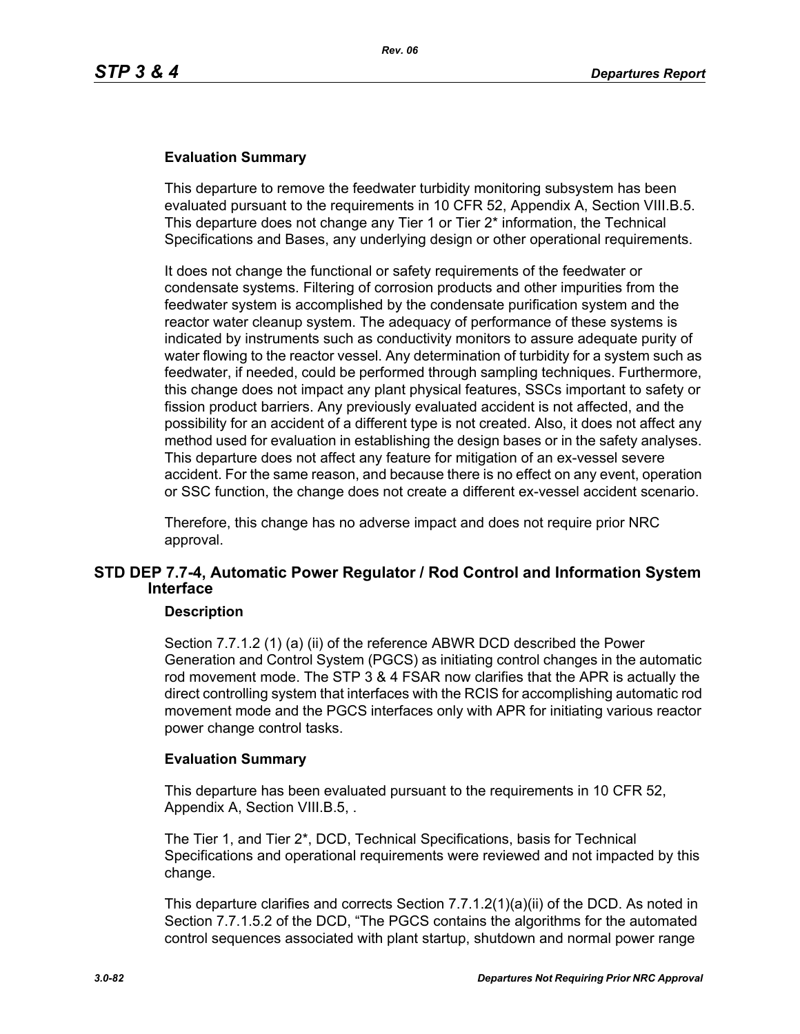### Evaluation Summary

This departure to remove the feedwater turbidity monitoring subsystem has been evaluated pursuant to the requirements in 10 CFR 52, Appendix A, Section VIII.B.5. This departure does not change any Tier 1 or Tier 2* information, the Technical Specifications and Bases, any underlying design or other operational requirements.

It does not change the functional or safety requirements of the feedwater or condensate systems. Filtering of corrosion products and other impurities from the feedwater system is accomplished by the condensate purification system and the reactor water cleanup system. The adequacy of performance of these systems is indicated by instruments such as conductivity monitors to assure adequate purity of water flowing to the reactor vessel. Any determination of turbidity for a system such as feedwater, if needed, could be performed through sampling techniques. Furthermore, this change does not impact any plant physical features, SSCs important to safety or fission product barriers. Any previously evaluated accident is not affected, and the possibility for an accident of a different type is not created. Also, it does not affect any method used for evaluation in establishing the design bases or in the safety analyses. This departure does not affect any feature for mitigation of an ex-vessel severe accident. For the same reason, and because there is no effect on any event, operation or SSC function, the change does not create a different ex-vessel accident scenario.

Therefore, this change has no adverse impact and does not require prior NRC approval.

## STD DEP 7.7-4, Automatic Power Regulator / Rod Control and Information System Interface

### Description

Section 7.7.1.2 (1) (a) (ii) of the reference ABWR DCD described the Power Generation and Control System (PGCS) as initiating control changes in the automatic rod movement mode. The STP 3 & 4 FSAR now clarifies that the APR is actually the direct controlling system that interfaces with the RCIS for accomplishing automatic rod movement mode and the PGCS interfaces only with APR for initiating various reactor power change control tasks.

### Evaluation Summary

This departure has been evaluated pursuant to the requirements in 10 CFR 52, Appendix A, Section VIII.B.5, .

The Tier 1, and Tier 2*, DCD, Technical Specifications, basis for Technical Specifications and operational requirements were reviewed and not impacted by this change.

This departure clarifies and corrects Section 7.7.1.2(1)(a)(ii) of the DCD. As noted in Section 7.7.1.5.2 of the DCD, "The PGCS contains the algorithms for the automated control sequences associated with plant startup, shutdown and normal power range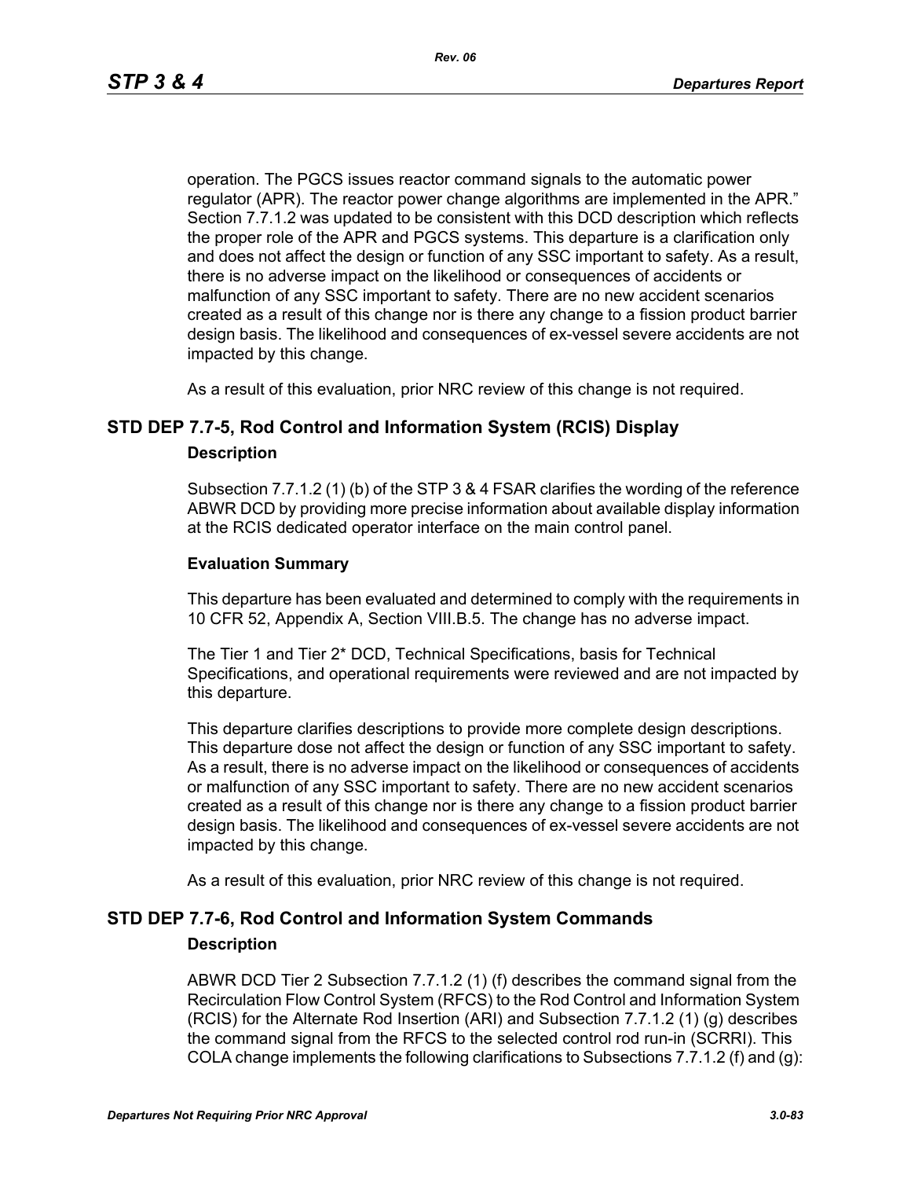operation. The PGCS issues reactor command signals to the automatic power regulator (APR). The reactor power change algorithms are implemented in the APR." Section 7.7.1.2 was updated to be consistent with this DCD description which reflects the proper role of the APR and PGCS systems. This departure is a clarification only and does not affect the design or function of any SSC important to safety. As a result, there is no adverse impact on the likelihood or consequences of accidents or malfunction of any SSC important to safety. There are no new accident scenarios created as a result of this change nor is there any change to a fission product barrier design basis. The likelihood and consequences of ex-vessel severe accidents are not impacted by this change.

As a result of this evaluation, prior NRC review of this change is not required.

## STD DEP 7.7-5, Rod Control and Information System (RCIS) Display

### Description

Subsection 7.7.1.2 (1) (b) of the STP 3 & 4 FSAR clarifies the wording of the reference ABWR DCD by providing more precise information about available display information at the RCIS dedicated operator interface on the main control panel.

### Evaluation Summary

This departure has been evaluated and determined to comply with the requirements in 10 CFR 52, Appendix A, Section VIII.B.5. The change has no adverse impact.

The Tier 1 and Tier 2* DCD, Technical Specifications, basis for Technical Specifications, and operational requirements were reviewed and are not impacted by this departure.

This departure clarifies descriptions to provide more complete design descriptions. This departure dose not affect the design or function of any SSC important to safety. As a result, there is no adverse impact on the likelihood or consequences of accidents or malfunction of any SSC important to safety. There are no new accident scenarios created as a result of this change nor is there any change to a fission product barrier design basis. The likelihood and consequences of ex-vessel severe accidents are not impacted by this change.

As a result of this evaluation, prior NRC review of this change is not required.

## STD DEP 7.7-6, Rod Control and Information System Commands

### Description

ABWR DCD Tier 2 Subsection 7.7.1.2 (1) (f) describes the command signal from the Recirculation Flow Control System (RFCS) to the Rod Control and Information System (RCIS) for the Alternate Rod Insertion (ARI) and Subsection 7.7.1.2 (1) (g) describes the command signal from the RFCS to the selected control rod run-in (SCRRI). This COLA change implements the following clarifications to Subsections 7.7.1.2 (f) and (g):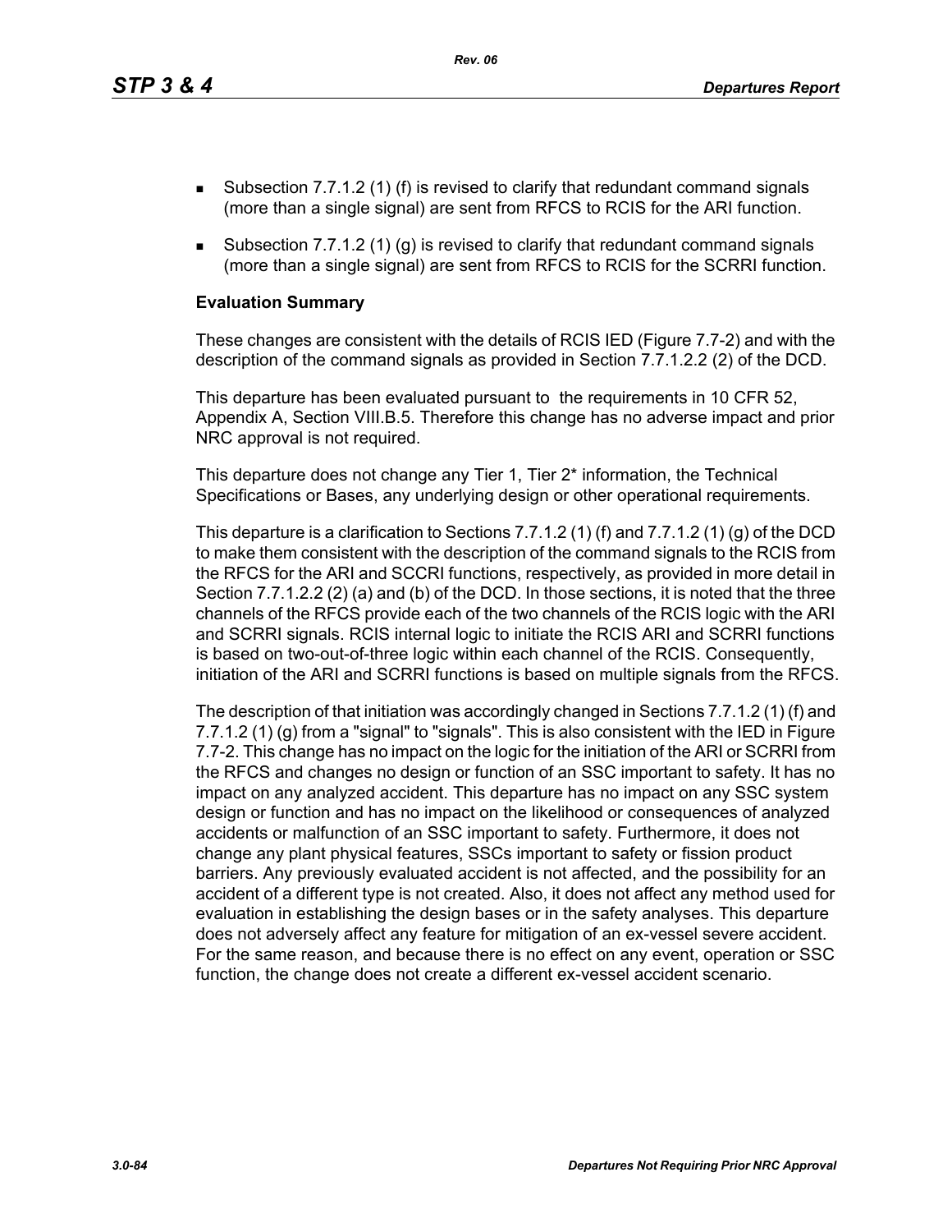- Subsection 7.7.1.2 (1) (f) is revised to clarify that redundant command signals (more than a single signal) are sent from RFCS to RCIS for the ARI function.
- Subsection 7.7.1.2 (1) (g) is revised to clarify that redundant command signals (more than a single signal) are sent from RFCS to RCIS for the SCRRI function.

**Evaluation Summary**

These changes are consistent with the details of RCIS IED (Figure 7.7-2) and with the description of the command signals as provided in Section 7.7.1.2.2 (2) of the DCD.

This departure has been evaluated pursuant to the requirements in 10 CFR 52, Appendix A, Section VIII.B.5. Therefore this change has no adverse impact and prior NRC approval is not required.

This departure does not change any Tier 1, Tier 2* information, the Technical Specifications or Bases, any underlying design or other operational requirements.

This departure is a clarification to Sections 7.7.1.2 (1) (f) and 7.7.1.2 (1) (g) of the DCD to make them consistent with the description of the command signals to the RCIS from the RFCS for the ARI and SCCRI functions, respectively, as provided in more detail in Section 7.7.1.2.2 (2) (a) and (b) of the DCD. In those sections, it is noted that the three channels of the RFCS provide each of the two channels of the RCIS logic with the ARI and SCRRI signals. RCIS internal logic to initiate the RCIS ARI and SCRRI functions is based on two-out-of-three logic within each channel of the RCIS. Consequently, initiation of the ARI and SCRRI functions is based on multiple signals from the RFCS.

The description of that initiation was accordingly changed in Sections 7.7.1.2 (1) (f) and 7.7.1.2 (1) (g) from a "signal" to "signals". This is also consistent with the IED in Figure 7.7-2. This change has no impact on the logic for the initiation of the ARI or SCRRI from the RFCS and changes no design or function of an SSC important to safety. It has no impact on any analyzed accident. This departure has no impact on any SSC system design or function and has no impact on the likelihood or consequences of analyzed accidents or malfunction of an SSC important to safety. Furthermore, it does not change any plant physical features, SSCs important to safety or fission product barriers. Any previously evaluated accident is not affected, and the possibility for an accident of a different type is not created. Also, it does not affect any method used for evaluation in establishing the design bases or in the safety analyses. This departure does not adversely affect any feature for mitigation of an ex-vessel severe accident. For the same reason, and because there is no effect on any event, operation or SSC function, the change does not create a different ex-vessel accident scenario.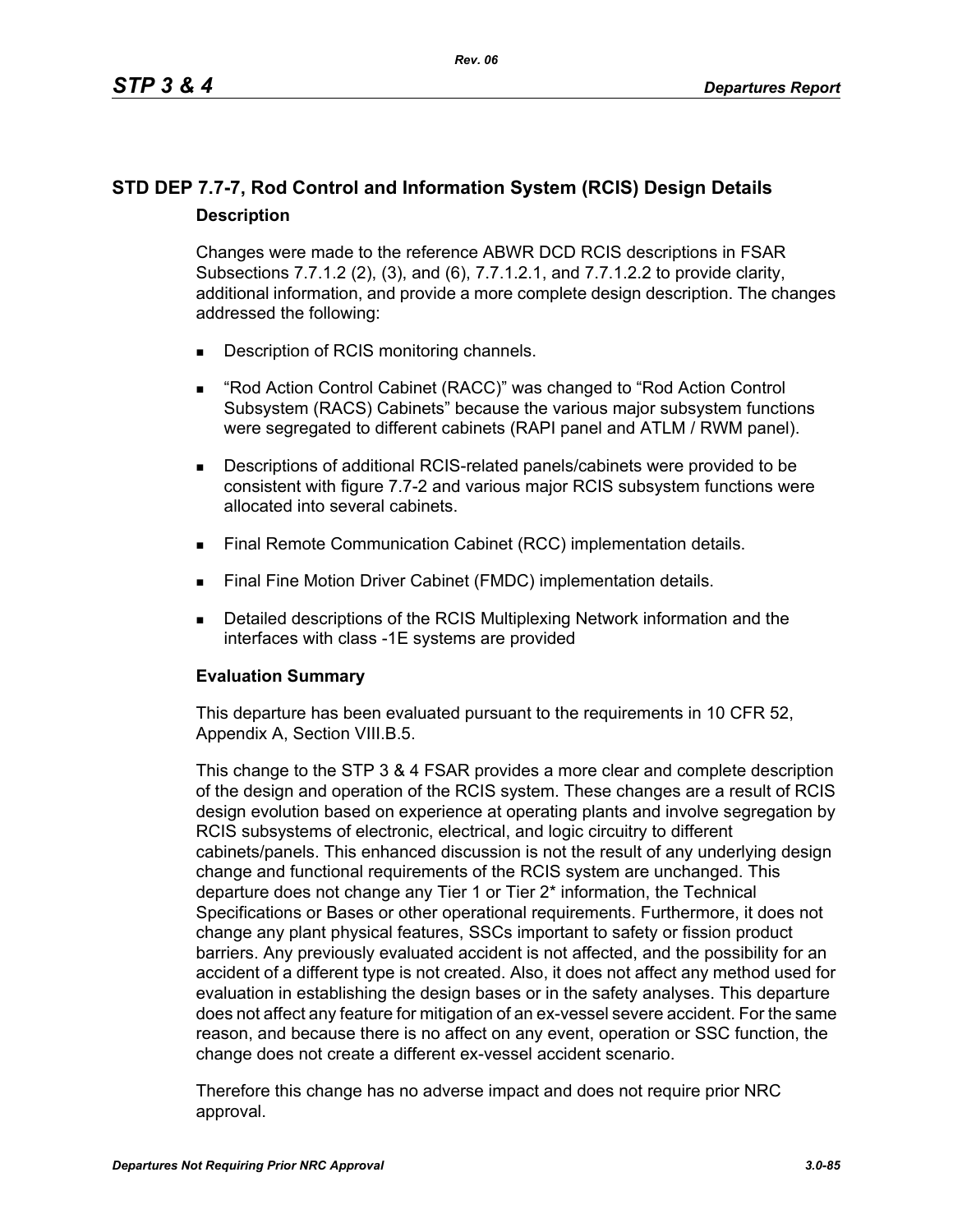## STD DEP 7.7-7, Rod Control and Information System (RCIS) Design Details

### Description

Changes were made to the reference ABWR DCD RCIS descriptions in FSAR Subsections 7.7.1.2 (2), (3), and (6), 7.7.1.2.1, and 7.7.1.2.2 to provide clarity, additional information, and provide a more complete design description. The changes addressed the following:

- Description of RCIS monitoring channels.
- "Rod Action Control Cabinet (RACC)" was changed to "Rod Action Control Subsystem (RACS) Cabinets" because the various major subsystem functions were segregated to different cabinets (RAPI panel and ATLM / RWM panel).
- Descriptions of additional RCIS-related panels/cabinets were provided to be consistent with figure 7.7-2 and various major RCIS subsystem functions were allocated into several cabinets.
- Final Remote Communication Cabinet (RCC) implementation details.
- Final Fine Motion Driver Cabinet (FMDC) implementation details.
- Detailed descriptions of the RCIS Multiplexing Network information and the interfaces with class -1E systems are provided

### Evaluation Summary

This departure has been evaluated pursuant to the requirements in 10 CFR 52, Appendix A, Section VIII.B.5.

This change to the STP 3 & 4 FSAR provides a more clear and complete description of the design and operation of the RCIS system. These changes are a result of RCIS design evolution based on experience at operating plants and involve segregation by RCIS subsystems of electronic, electrical, and logic circuitry to different cabinets/panels. This enhanced discussion is not the result of any underlying design change and functional requirements of the RCIS system are unchanged. This departure does not change any Tier 1 or Tier 2* information, the Technical Specifications or Bases or other operational requirements. Furthermore, it does not change any plant physical features, SSCs important to safety or fission product barriers. Any previously evaluated accident is not affected, and the possibility for an accident of a different type is not created. Also, it does not affect any method used for evaluation in establishing the design bases or in the safety analyses. This departure does not affect any feature for mitigation of an ex-vessel severe accident. For the same reason, and because there is no affect on any event, operation or SSC function, the change does not create a different ex-vessel accident scenario.

Therefore this change has no adverse impact and does not require prior NRC approval.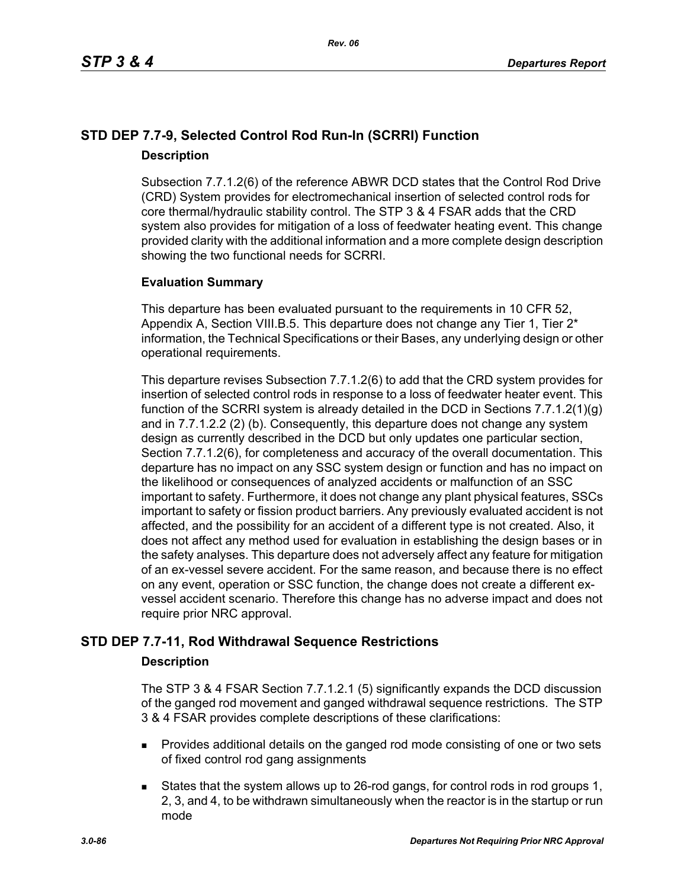## STD DEP 7.7-9, Selected Control Rod Run-In (SCRRI) Function

### Description

Subsection 7.7.1.2(6) of the reference ABWR DCD states that the Control Rod Drive (CRD) System provides for electromechanical insertion of selected control rods for core thermal/hydraulic stability control. The STP 3 & 4 FSAR adds that the CRD system also provides for mitigation of a loss of feedwater heating event. This change provided clarity with the additional information and a more complete design description showing the two functional needs for SCRRI.

### Evaluation Summary

This departure has been evaluated pursuant to the requirements in 10 CFR 52, Appendix A, Section VIII.B.5. This departure does not change any Tier 1, Tier 2* information, the Technical Specifications or their Bases, any underlying design or other operational requirements.

This departure revises Subsection 7.7.1.2(6) to add that the CRD system provides for insertion of selected control rods in response to a loss of feedwater heater event. This function of the SCRRI system is already detailed in the DCD in Sections 7.7.1.2(1)(g) and in 7.7.1.2.2 (2) (b). Consequently, this departure does not change any system design as currently described in the DCD but only updates one particular section, Section 7.7.1.2(6), for completeness and accuracy of the overall documentation. This departure has no impact on any SSC system design or function and has no impact on the likelihood or consequences of analyzed accidents or malfunction of an SSC important to safety. Furthermore, it does not change any plant physical features, SSCs important to safety or fission product barriers. Any previously evaluated accident is not affected, and the possibility for an accident of a different type is not created. Also, it does not affect any method used for evaluation in establishing the design bases or in the safety analyses. This departure does not adversely affect any feature for mitigation of an ex-vessel severe accident. For the same reason, and because there is no effect on any event, operation or SSC function, the change does not create a different ex-vessel accident scenario. Therefore this change has no adverse impact and does not require prior NRC approval.

## STD DEP 7.7-11, Rod Withdrawal Sequence Restrictions

### Description

The STP 3 & 4 FSAR Section 7.7.1.2.1 (5) significantly expands the DCD discussion of the ganged rod movement and ganged withdrawal sequence restrictions. The STP 3 & 4 FSAR provides complete descriptions of these clarifications:

- Provides additional details on the ganged rod mode consisting of one or two sets of fixed control rod gang assignments
- States that the system allows up to 26-rod gangs, for control rods in rod groups 1, 2, 3, and 4, to be withdrawn simultaneously when the reactor is in the startup or run mode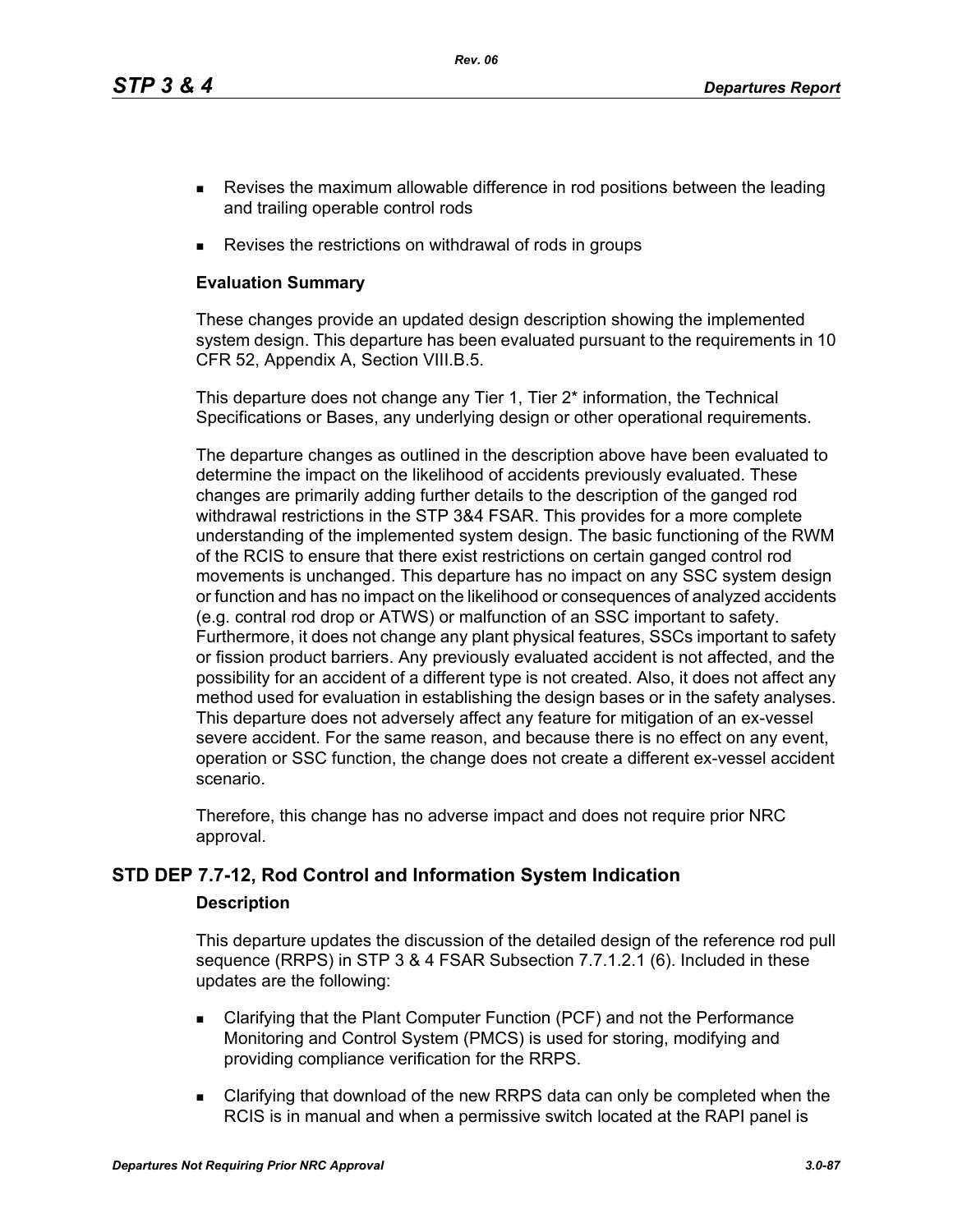- Revises the maximum allowable difference in rod positions between the leading and trailing operable control rods
- Revises the restrictions on withdrawal of rods in groups

**Evaluation Summary**

These changes provide an updated design description showing the implemented system design. This departure has been evaluated pursuant to the requirements in 10 CFR 52, Appendix A, Section VIII.B.5.

This departure does not change any Tier 1, Tier 2* information, the Technical Specifications or Bases, any underlying design or other operational requirements.

The departure changes as outlined in the description above have been evaluated to determine the impact on the likelihood of accidents previously evaluated. These changes are primarily adding further details to the description of the ganged rod withdrawal restrictions in the STP 3&4 FSAR. This provides for a more complete understanding of the implemented system design. The basic functioning of the RWM of the RCIS to ensure that there exist restrictions on certain ganged control rod movements is unchanged. This departure has no impact on any SSC system design or function and has no impact on the likelihood or consequences of analyzed accidents (e.g. contral rod drop or ATWS) or malfunction of an SSC important to safety. Furthermore, it does not change any plant physical features, SSCs important to safety or fission product barriers. Any previously evaluated accident is not affected, and the possibility for an accident of a different type is not created. Also, it does not affect any method used for evaluation in establishing the design bases or in the safety analyses. This departure does not adversely affect any feature for mitigation of an ex-vessel severe accident. For the same reason, and because there is no effect on any event, operation or SSC function, the change does not create a different ex-vessel accident scenario.

Therefore, this change has no adverse impact and does not require prior NRC approval.

## STD DEP 7.7-12, Rod Control and Information System Indication

**Description**

This departure updates the discussion of the detailed design of the reference rod pull sequence (RRPS) in STP 3 & 4 FSAR Subsection 7.7.1.2.1 (6). Included in these updates are the following:

- Clarifying that the Plant Computer Function (PCF) and not the Performance Monitoring and Control System (PMCS) is used for storing, modifying and providing compliance verification for the RRPS.
- Clarifying that download of the new RRPS data can only be completed when the RCIS is in manual and when a permissive switch located at the RAPI panel is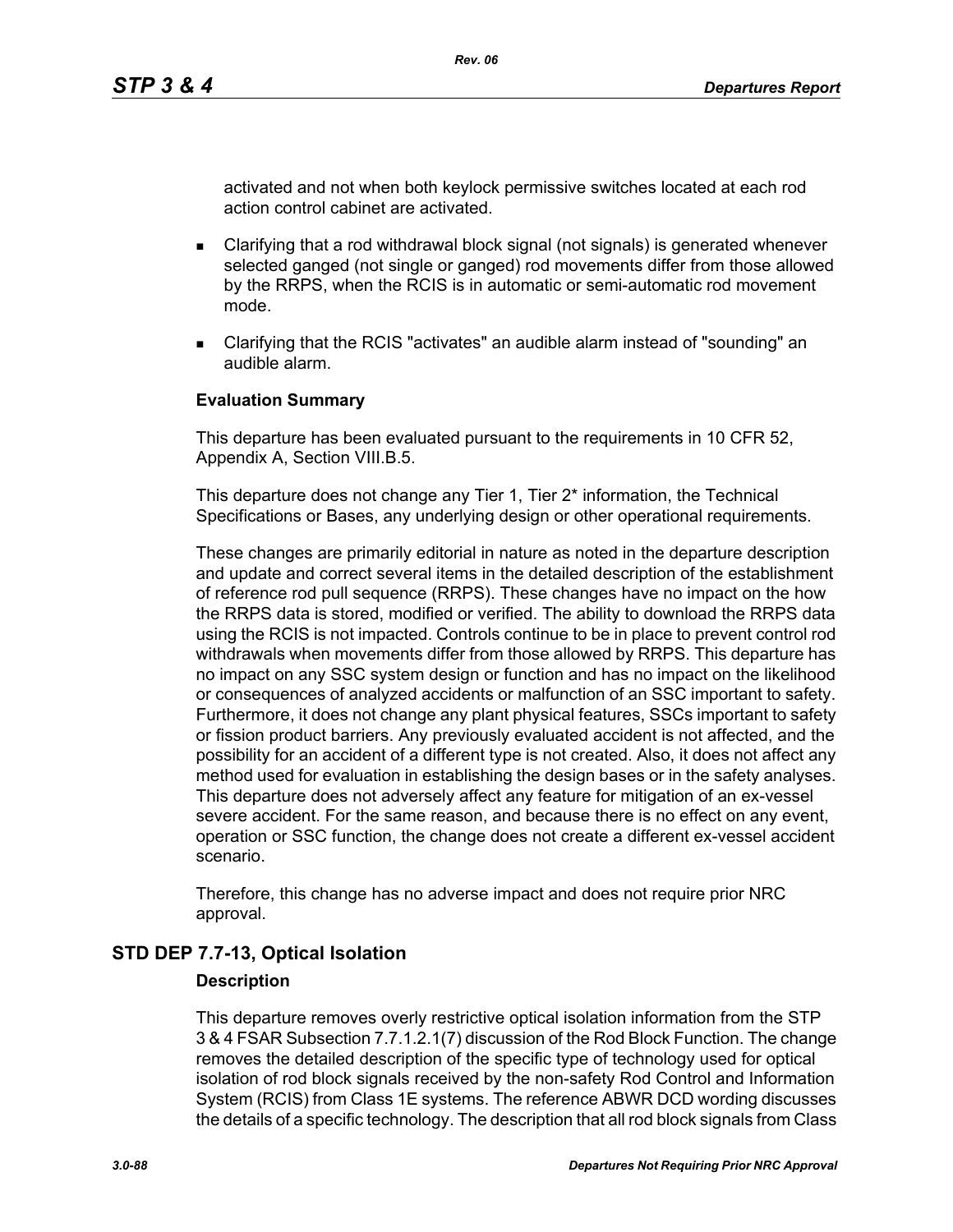activated and not when both keylock permissive switches located at each rod action control cabinet are activated.

- Clarifying that a rod withdrawal block signal (not signals) is generated whenever selected ganged (not single or ganged) rod movements differ from those allowed by the RRPS, when the RCIS is in automatic or semi-automatic rod movement mode.
- Clarifying that the RCIS "activates" an audible alarm instead of "sounding" an audible alarm.

**Evaluation Summary**

This departure has been evaluated pursuant to the requirements in 10 CFR 52, Appendix A, Section VIII.B.5.

This departure does not change any Tier 1, Tier 2* information, the Technical Specifications or Bases, any underlying design or other operational requirements.

These changes are primarily editorial in nature as noted in the departure description and update and correct several items in the detailed description of the establishment of reference rod pull sequence (RRPS). These changes have no impact on the how the RRPS data is stored, modified or verified. The ability to download the RRPS data using the RCIS is not impacted. Controls continue to be in place to prevent control rod withdrawals when movements differ from those allowed by RRPS. This departure has no impact on any SSC system design or function and has no impact on the likelihood or consequences of analyzed accidents or malfunction of an SSC important to safety. Furthermore, it does not change any plant physical features, SSCs important to safety or fission product barriers. Any previously evaluated accident is not affected, and the possibility for an accident of a different type is not created. Also, it does not affect any method used for evaluation in establishing the design bases or in the safety analyses. This departure does not adversely affect any feature for mitigation of an ex-vessel severe accident. For the same reason, and because there is no effect on any event, operation or SSC function, the change does not create a different ex-vessel accident scenario.

Therefore, this change has no adverse impact and does not require prior NRC approval.

## STD DEP 7.7-13, Optical Isolation

**Description**

This departure removes overly restrictive optical isolation information from the STP 3 & 4 FSAR Subsection 7.7.1.2.1(7) discussion of the Rod Block Function. The change removes the detailed description of the specific type of technology used for optical isolation of rod block signals received by the non-safety Rod Control and Information System (RCIS) from Class 1E systems. The reference ABWR DCD wording discusses the details of a specific technology. The description that all rod block signals from Class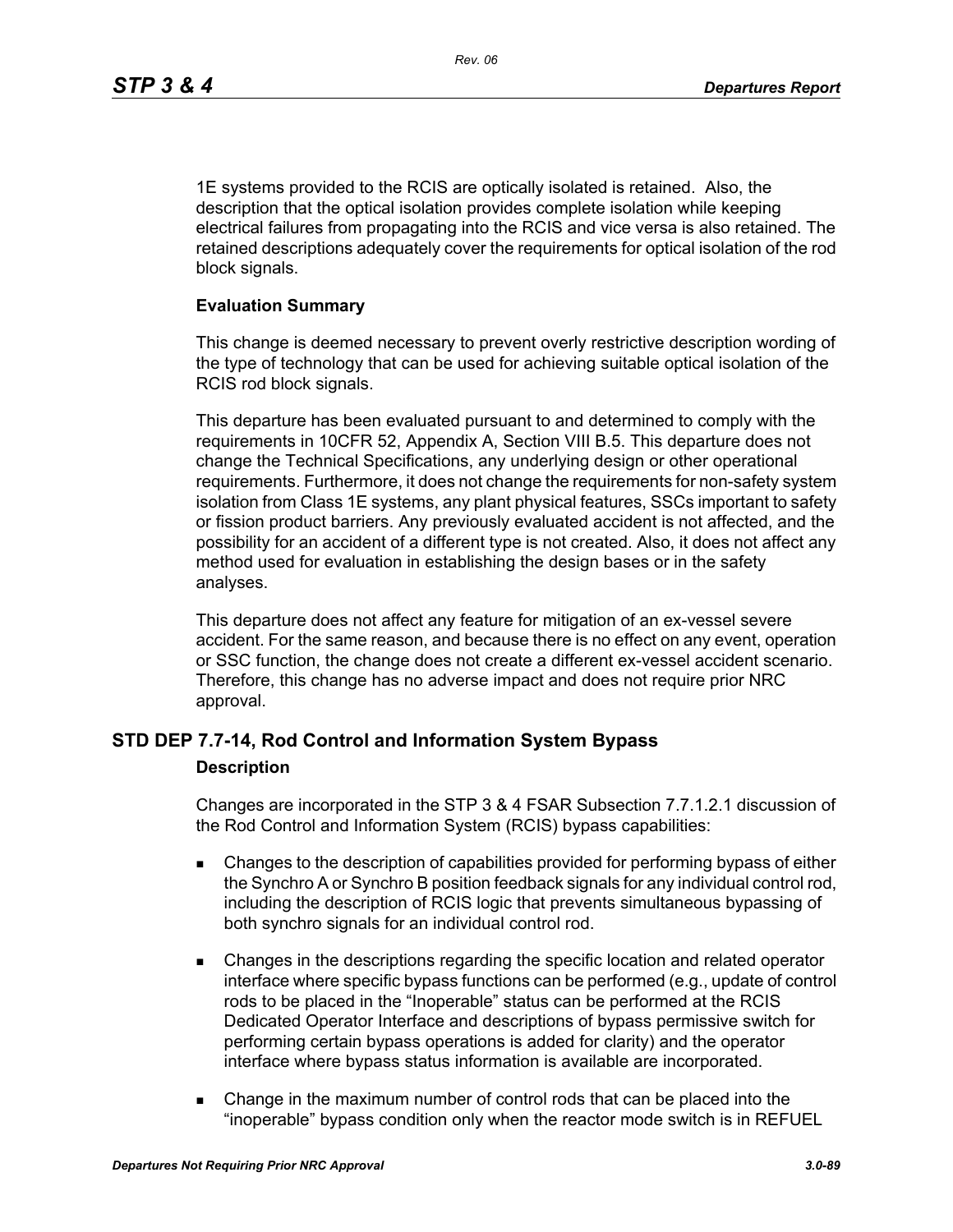1E systems provided to the RCIS are optically isolated is retained. Also, the description that the optical isolation provides complete isolation while keeping electrical failures from propagating into the RCIS and vice versa is also retained. The retained descriptions adequately cover the requirements for optical isolation of the rod block signals.

**Evaluation Summary**

This change is deemed necessary to prevent overly restrictive description wording of the type of technology that can be used for achieving suitable optical isolation of the RCIS rod block signals.

This departure has been evaluated pursuant to and determined to comply with the requirements in 10CFR 52, Appendix A, Section VIII B.5. This departure does not change the Technical Specifications, any underlying design or other operational requirements. Furthermore, it does not change the requirements for non-safety system isolation from Class 1E systems, any plant physical features, SSCs important to safety or fission product barriers. Any previously evaluated accident is not affected, and the possibility for an accident of a different type is not created. Also, it does not affect any method used for evaluation in establishing the design bases or in the safety analyses.

This departure does not affect any feature for mitigation of an ex-vessel severe accident. For the same reason, and because there is no effect on any event, operation or SSC function, the change does not create a different ex-vessel accident scenario. Therefore, this change has no adverse impact and does not require prior NRC approval.

## STD DEP 7.7-14, Rod Control and Information System Bypass

**Description**

Changes are incorporated in the STP 3 & 4 FSAR Subsection 7.7.1.2.1 discussion of the Rod Control and Information System (RCIS) bypass capabilities:

- Changes to the description of capabilities provided for performing bypass of either the Synchro A or Synchro B position feedback signals for any individual control rod, including the description of RCIS logic that prevents simultaneous bypassing of both synchro signals for an individual control rod.
- Changes in the descriptions regarding the specific location and related operator interface where specific bypass functions can be performed (e.g., update of control rods to be placed in the “Inoperable” status can be performed at the RCIS Dedicated Operator Interface and descriptions of bypass permissive switch for performing certain bypass operations is added for clarity) and the operator interface where bypass status information is available are incorporated.
- Change in the maximum number of control rods that can be placed into the “inoperable” bypass condition only when the reactor mode switch is in REFUEL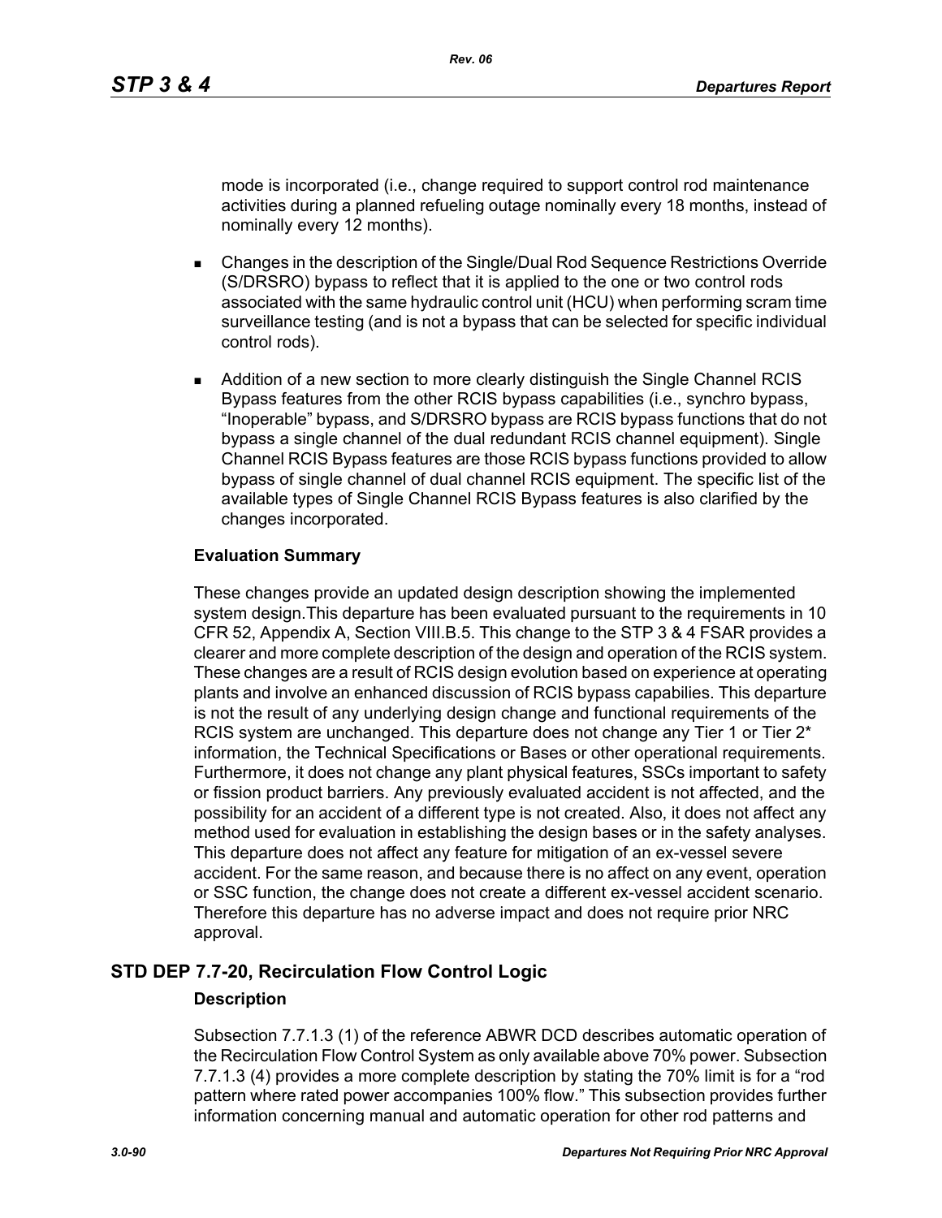mode is incorporated (i.e., change required to support control rod maintenance activities during a planned refueling outage nominally every 18 months, instead of nominally every 12 months).

- Changes in the description of the Single/Dual Rod Sequence Restrictions Override (S/DRSRO) bypass to reflect that it is applied to the one or two control rods associated with the same hydraulic control unit (HCU) when performing scram time surveillance testing (and is not a bypass that can be selected for specific individual control rods).
- Addition of a new section to more clearly distinguish the Single Channel RCIS Bypass features from the other RCIS bypass capabilities (i.e., synchro bypass, "Inoperable" bypass, and S/DRSRO bypass are RCIS bypass functions that do not bypass a single channel of the dual redundant RCIS channel equipment). Single Channel RCIS Bypass features are those RCIS bypass functions provided to allow bypass of single channel of dual channel RCIS equipment. The specific list of the available types of Single Channel RCIS Bypass features is also clarified by the changes incorporated.

**Evaluation Summary**

These changes provide an updated design description showing the implemented system design.This departure has been evaluated pursuant to the requirements in 10 CFR 52, Appendix A, Section VIII.B.5. This change to the STP 3 & 4 FSAR provides a clearer and more complete description of the design and operation of the RCIS system. These changes are a result of RCIS design evolution based on experience at operating plants and involve an enhanced discussion of RCIS bypass capabilities. This departure is not the result of any underlying design change and functional requirements of the RCIS system are unchanged. This departure does not change any Tier 1 or Tier 2* information, the Technical Specifications or Bases or other operational requirements. Furthermore, it does not change any plant physical features, SSCs important to safety or fission product barriers. Any previously evaluated accident is not affected, and the possibility for an accident of a different type is not created. Also, it does not affect any method used for evaluation in establishing the design bases or in the safety analyses. This departure does not affect any feature for mitigation of an ex-vessel severe accident. For the same reason, and because there is no affect on any event, operation or SSC function, the change does not create a different ex-vessel accident scenario. Therefore this departure has no adverse impact and does not require prior NRC approval.

## STD DEP 7.7-20, Recirculation Flow Control Logic

**Description**

Subsection 7.7.1.3 (1) of the reference ABWR DCD describes automatic operation of the Recirculation Flow Control System as only available above 70% power. Subsection 7.7.1.3 (4) provides a more complete description by stating the 70% limit is for a "rod pattern where rated power accompanies 100% flow." This subsection provides further information concerning manual and automatic operation for other rod patterns and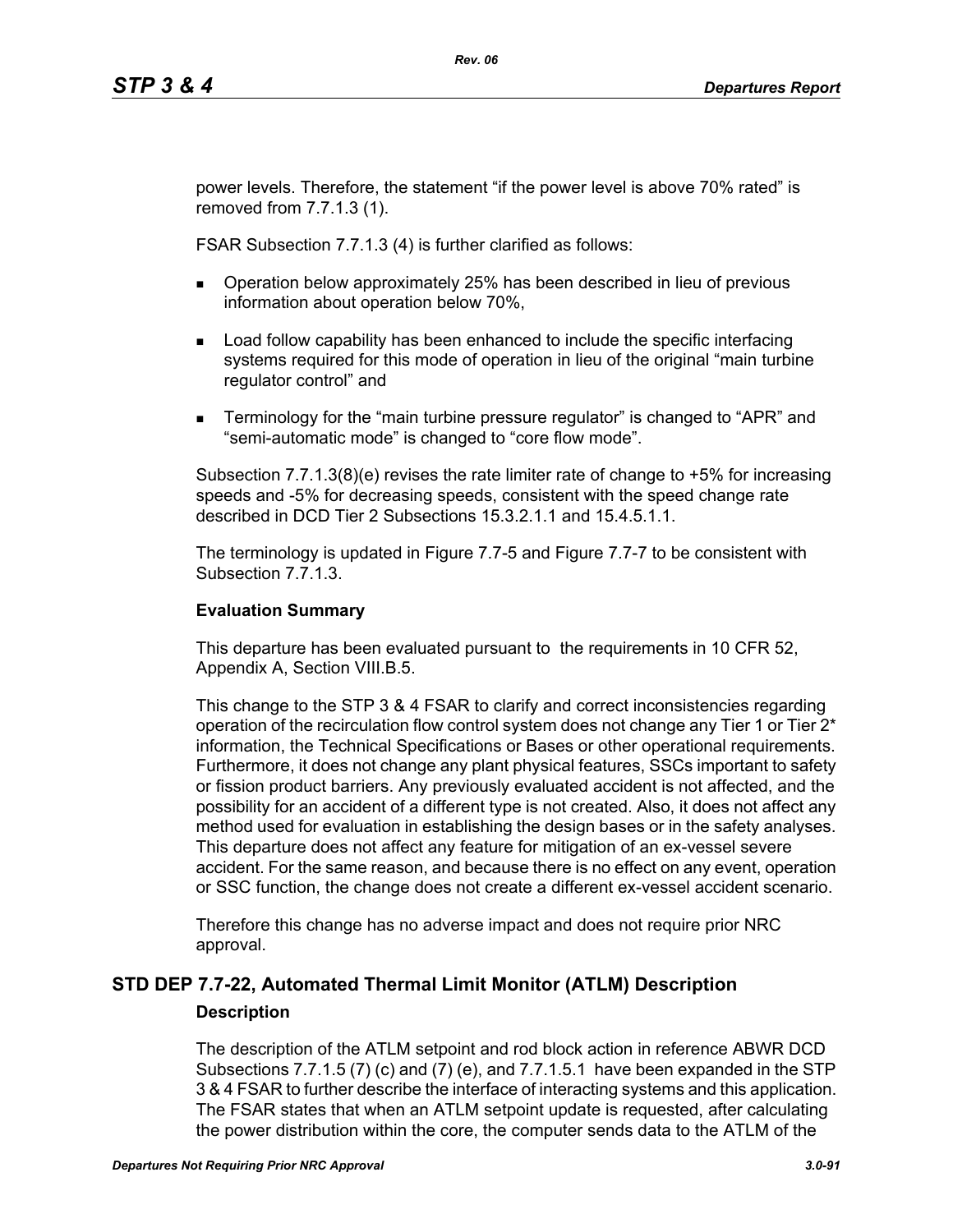power levels. Therefore, the statement “if the power level is above 70% rated” is removed from 7.7.1.3 (1).

FSAR Subsection 7.7.1.3 (4) is further clarified as follows:

- Operation below approximately 25% has been described in lieu of previous information about operation below 70%,
- Load follow capability has been enhanced to include the specific interfacing systems required for this mode of operation in lieu of the original “main turbine regulator control” and
- Terminology for the “main turbine pressure regulator” is changed to “APR” and “semi-automatic mode” is changed to “core flow mode”.

Subsection 7.7.1.3(8)(e) revises the rate limiter rate of change to +5% for increasing speeds and -5% for decreasing speeds, consistent with the speed change rate described in DCD Tier 2 Subsections 15.3.2.1.1 and 15.4.5.1.1.

The terminology is updated in Figure 7.7-5 and Figure 7.7-7 to be consistent with Subsection 7.7.1.3.

**Evaluation Summary**

This departure has been evaluated pursuant to the requirements in 10 CFR 52, Appendix A, Section VIII.B.5.

This change to the STP 3 & 4 FSAR to clarify and correct inconsistencies regarding operation of the recirculation flow control system does not change any Tier 1 or Tier 2* information, the Technical Specifications or Bases or other operational requirements. Furthermore, it does not change any plant physical features, SSCs important to safety or fission product barriers. Any previously evaluated accident is not affected, and the possibility for an accident of a different type is not created. Also, it does not affect any method used for evaluation in establishing the design bases or in the safety analyses. This departure does not affect any feature for mitigation of an ex-vessel severe accident. For the same reason, and because there is no effect on any event, operation or SSC function, the change does not create a different ex-vessel accident scenario.

Therefore this change has no adverse impact and does not require prior NRC approval.

## STD DEP 7.7-22, Automated Thermal Limit Monitor (ATLM) Description

**Description**

The description of the ATLM setpoint and rod block action in reference ABWR DCD Subsections 7.7.1.5 (7) (c) and (7) (e), and 7.7.1.5.1 have been expanded in the STP 3 & 4 FSAR to further describe the interface of interacting systems and this application. The FSAR states that when an ATLM setpoint update is requested, after calculating the power distribution within the core, the computer sends data to the ATLM of the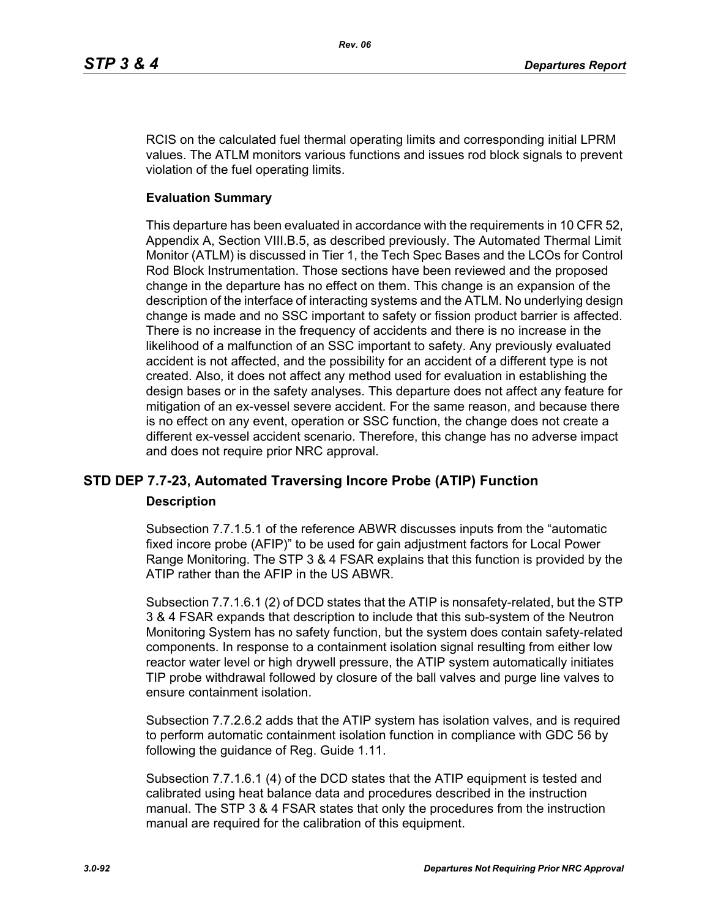RCIS on the calculated fuel thermal operating limits and corresponding initial LPRM values. The ATLM monitors various functions and issues rod block signals to prevent violation of the fuel operating limits.

**Evaluation Summary**

This departure has been evaluated in accordance with the requirements in 10 CFR 52, Appendix A, Section VIII.B.5, as described previously. The Automated Thermal Limit Monitor (ATLM) is discussed in Tier 1, the Tech Spec Bases and the LCOs for Control Rod Block Instrumentation. Those sections have been reviewed and the proposed change in the departure has no effect on them. This change is an expansion of the description of the interface of interacting systems and the ATLM. No underlying design change is made and no SSC important to safety or fission product barrier is affected. There is no increase in the frequency of accidents and there is no increase in the likelihood of a malfunction of an SSC important to safety. Any previously evaluated accident is not affected, and the possibility for an accident of a different type is not created. Also, it does not affect any method used for evaluation in establishing the design bases or in the safety analyses. This departure does not affect any feature for mitigation of an ex-vessel severe accident. For the same reason, and because there is no effect on any event, operation or SSC function, the change does not create a different ex-vessel accident scenario. Therefore, this change has no adverse impact and does not require prior NRC approval.

## STD DEP 7.7-23, Automated Traversing Incore Probe (ATIP) Function

**Description**

Subsection 7.7.1.5.1 of the reference ABWR discusses inputs from the “automatic fixed incore probe (AFIP)” to be used for gain adjustment factors for Local Power Range Monitoring. The STP 3 & 4 FSAR explains that this function is provided by the ATIP rather than the AFIP in the US ABWR.

Subsection 7.7.1.6.1 (2) of DCD states that the ATIP is nonsafety-related, but the STP 3 & 4 FSAR expands that description to include that this sub-system of the Neutron Monitoring System has no safety function, but the system does contain safety-related components. In response to a containment isolation signal resulting from either low reactor water level or high drywell pressure, the ATIP system automatically initiates TIP probe withdrawal followed by closure of the ball valves and purge line valves to ensure containment isolation.

Subsection 7.7.2.6.2 adds that the ATIP system has isolation valves, and is required to perform automatic containment isolation function in compliance with GDC 56 by following the guidance of Reg. Guide 1.11.

Subsection 7.7.1.6.1 (4) of the DCD states that the ATIP equipment is tested and calibrated using heat balance data and procedures described in the instruction manual. The STP 3 & 4 FSAR states that only the procedures from the instruction manual are required for the calibration of this equipment.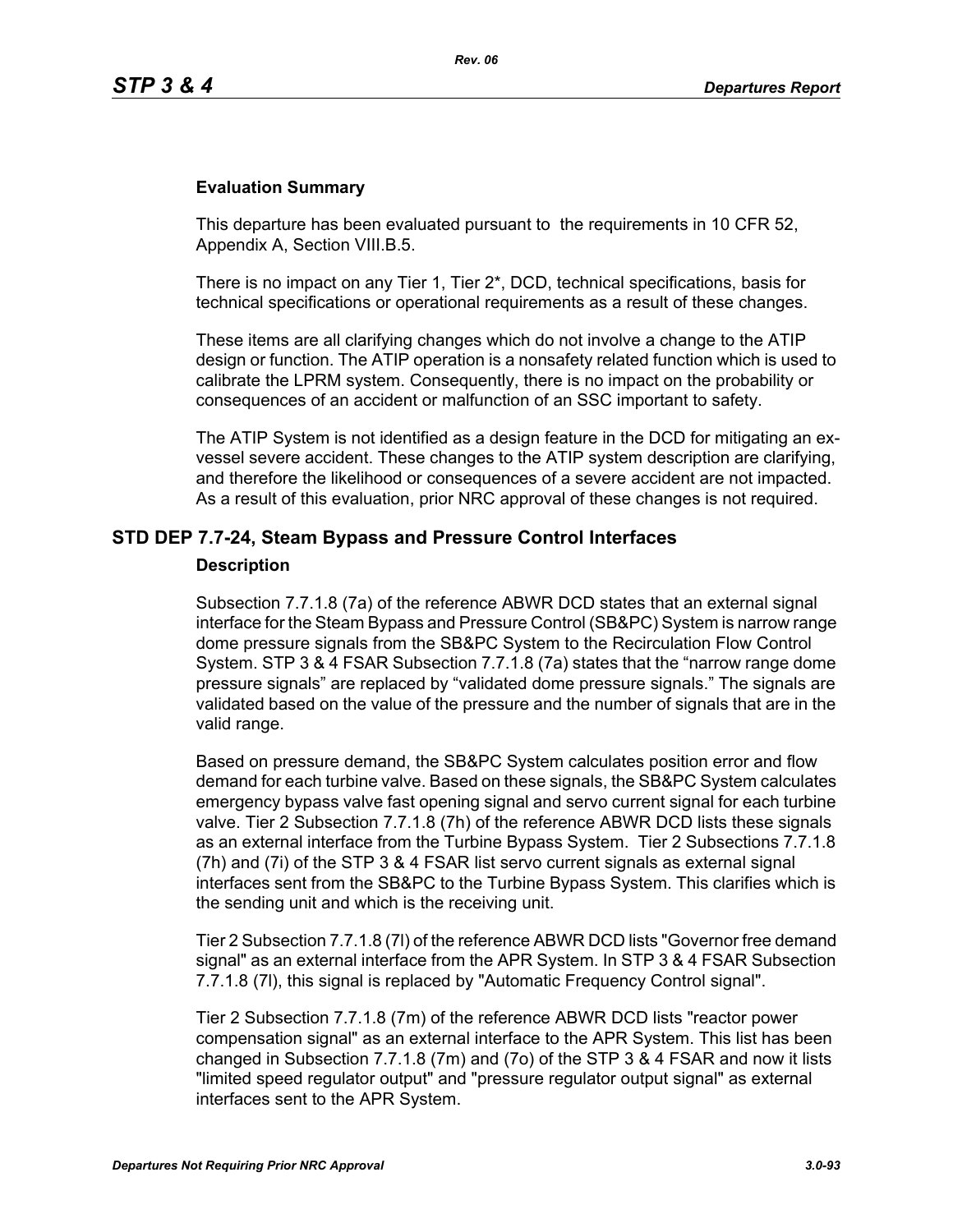### Evaluation Summary

This departure has been evaluated pursuant to the requirements in 10 CFR 52, Appendix A, Section VIII.B.5.

There is no impact on any Tier 1, Tier 2*, DCD, technical specifications, basis for technical specifications or operational requirements as a result of these changes.

These items are all clarifying changes which do not involve a change to the ATIP design or function. The ATIP operation is a nonsafety related function which is used to calibrate the LPRM system. Consequently, there is no impact on the probability or consequences of an accident or malfunction of an SSC important to safety.

The ATIP System is not identified as a design feature in the DCD for mitigating an ex-vessel severe accident. These changes to the ATIP system description are clarifying, and therefore the likelihood or consequences of a severe accident are not impacted. As a result of this evaluation, prior NRC approval of these changes is not required.

## STD DEP 7.7-24, Steam Bypass and Pressure Control Interfaces

### Description

Subsection 7.7.1.8 (7a) of the reference ABWR DCD states that an external signal interface for the Steam Bypass and Pressure Control (SB&PC) System is narrow range dome pressure signals from the SB&PC System to the Recirculation Flow Control System. STP 3 & 4 FSAR Subsection 7.7.1.8 (7a) states that the “narrow range dome pressure signals” are replaced by “validated dome pressure signals.” The signals are validated based on the value of the pressure and the number of signals that are in the valid range.

Based on pressure demand, the SB&PC System calculates position error and flow demand for each turbine valve. Based on these signals, the SB&PC System calculates emergency bypass valve fast opening signal and servo current signal for each turbine valve. Tier 2 Subsection 7.7.1.8 (7h) of the reference ABWR DCD lists these signals as an external interface from the Turbine Bypass System. Tier 2 Subsections 7.7.1.8 (7h) and (7i) of the STP 3 & 4 FSAR list servo current signals as external signal interfaces sent from the SB&PC to the Turbine Bypass System. This clarifies which is the sending unit and which is the receiving unit.

Tier 2 Subsection 7.7.1.8 (7l) of the reference ABWR DCD lists "Governor free demand signal" as an external interface from the APR System. In STP 3 & 4 FSAR Subsection 7.7.1.8 (7l), this signal is replaced by "Automatic Frequency Control signal".

Tier 2 Subsection 7.7.1.8 (7m) of the reference ABWR DCD lists "reactor power compensation signal" as an external interface to the APR System. This list has been changed in Subsection 7.7.1.8 (7m) and (7o) of the STP 3 & 4 FSAR and now it lists "limited speed regulator output" and "pressure regulator output signal" as external interfaces sent to the APR System.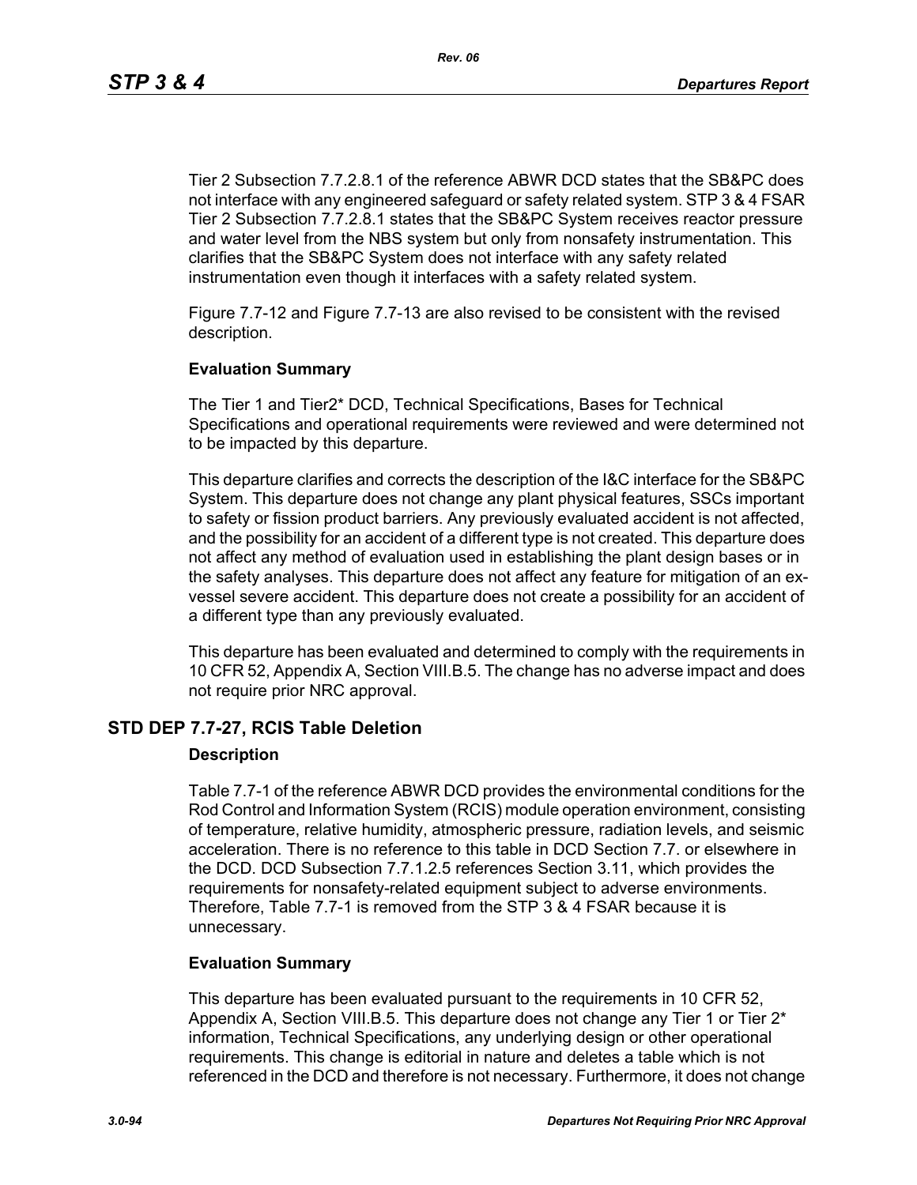Tier 2 Subsection 7.7.2.8.1 of the reference ABWR DCD states that the SB&PC does not interface with any engineered safeguard or safety related system. STP 3 & 4 FSAR Tier 2 Subsection 7.7.2.8.1 states that the SB&PC System receives reactor pressure and water level from the NBS system but only from nonsafety instrumentation. This clarifies that the SB&PC System does not interface with any safety related instrumentation even though it interfaces with a safety related system.

Figure 7.7-12 and Figure 7.7-13 are also revised to be consistent with the revised description.

**Evaluation Summary**

The Tier 1 and Tier2* DCD, Technical Specifications, Bases for Technical Specifications and operational requirements were reviewed and were determined not to be impacted by this departure.

This departure clarifies and corrects the description of the I&C interface for the SB&PC System. This departure does not change any plant physical features, SSCs important to safety or fission product barriers. Any previously evaluated accident is not affected, and the possibility for an accident of a different type is not created. This departure does not affect any method of evaluation used in establishing the plant design bases or in the safety analyses. This departure does not affect any feature for mitigation of an ex-vessel severe accident. This departure does not create a possibility for an accident of a different type than any previously evaluated.

This departure has been evaluated and determined to comply with the requirements in 10 CFR 52, Appendix A, Section VIII.B.5. The change has no adverse impact and does not require prior NRC approval.

## STD DEP 7.7-27, RCIS Table Deletion

**Description**

Table 7.7-1 of the reference ABWR DCD provides the environmental conditions for the Rod Control and Information System (RCIS) module operation environment, consisting of temperature, relative humidity, atmospheric pressure, radiation levels, and seismic acceleration. There is no reference to this table in DCD Section 7.7. or elsewhere in the DCD. DCD Subsection 7.7.1.2.5 references Section 3.11, which provides the requirements for nonsafety-related equipment subject to adverse environments. Therefore, Table 7.7-1 is removed from the STP 3 & 4 FSAR because it is unnecessary.

**Evaluation Summary**

This departure has been evaluated pursuant to the requirements in 10 CFR 52, Appendix A, Section VIII.B.5. This departure does not change any Tier 1 or Tier 2* information, Technical Specifications, any underlying design or other operational requirements. This change is editorial in nature and deletes a table which is not referenced in the DCD and therefore is not necessary. Furthermore, it does not change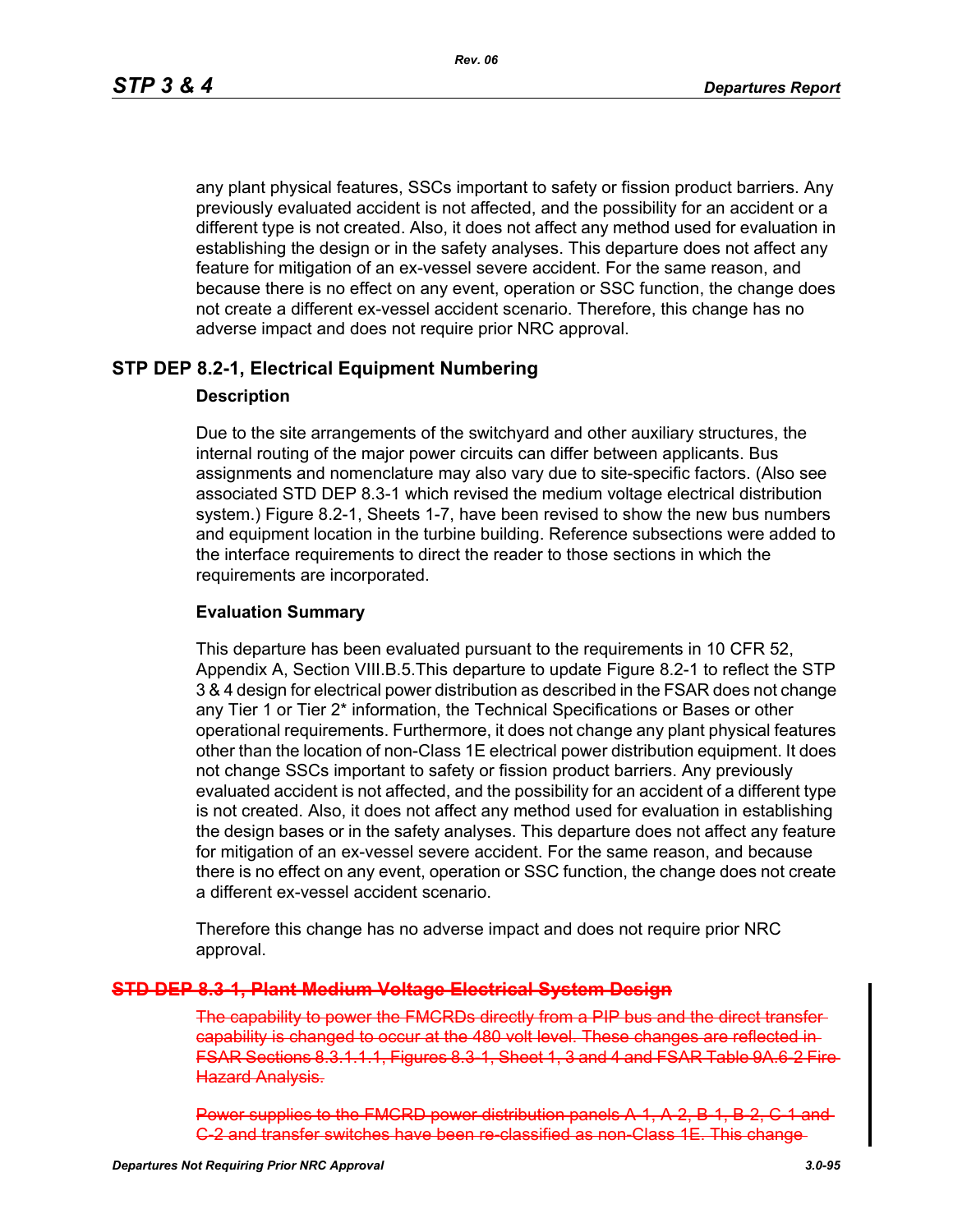any plant physical features, SSCs important to safety or fission product barriers. Any previously evaluated accident is not affected, and the possibility for an accident or a different type is not created. Also, it does not affect any method used for evaluation in establishing the design or in the safety analyses. This departure does not affect any feature for mitigation of an ex-vessel severe accident. For the same reason, and because there is no effect on any event, operation or SSC function, the change does not create a different ex-vessel accident scenario. Therefore, this change has no adverse impact and does not require prior NRC approval.

## STP DEP 8.2-1, Electrical Equipment Numbering

### Description

Due to the site arrangements of the switchyard and other auxiliary structures, the internal routing of the major power circuits can differ between applicants. Bus assignments and nomenclature may also vary due to site-specific factors. (Also see associated STD DEP 8.3-1 which revised the medium voltage electrical distribution system.) Figure 8.2-1, Sheets 1-7, have been revised to show the new bus numbers and equipment location in the turbine building. Reference subsections were added to the interface requirements to direct the reader to those sections in which the requirements are incorporated.

### Evaluation Summary

This departure has been evaluated pursuant to the requirements in 10 CFR 52, Appendix A, Section VIII.B.5.This departure to update Figure 8.2-1 to reflect the STP 3 & 4 design for electrical power distribution as described in the FSAR does not change any Tier 1 or Tier 2* information, the Technical Specifications or Bases or other operational requirements. Furthermore, it does not change any plant physical features other than the location of non-Class 1E electrical power distribution equipment. It does not change SSCs important to safety or fission product barriers. Any previously evaluated accident is not affected, and the possibility for an accident of a different type is not created. Also, it does not affect any method used for evaluation in establishing the design bases or in the safety analyses. This departure does not affect any feature for mitigation of an ex-vessel severe accident. For the same reason, and because there is no effect on any event, operation or SSC function, the change does not create a different ex-vessel accident scenario.

Therefore this change has no adverse impact and does not require prior NRC approval.

## ~~STD DEP 8.3-1, Plant Medium Voltage Electrical System Design~~

~~The capability to power the FMCRDs directly from a PIP bus and the direct transfer capability is changed to occur at the 480 volt level. These changes are reflected in FSAR Sections 8.3.1.1.1, Figures 8.3-1, Sheet 1, 3 and 4 and FSAR Table 9A.6-2 Fire Hazard Analysis.~~

~~Power supplies to the FMCRD power distribution panels A-1, A-2, B-1, B-2, C-1 and C-2 and transfer switches have been re-classified as non-Class 1E. This change~~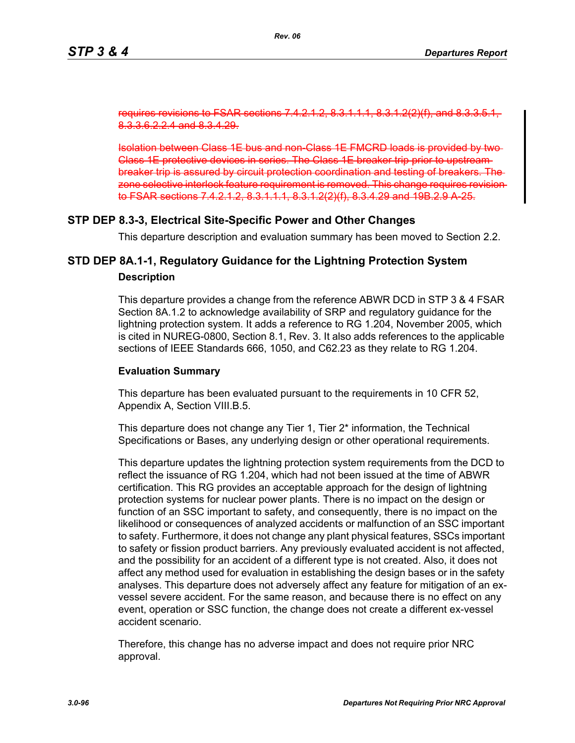~~requires revisions to FSAR sections 7.4.2.1.2, 8.3.1.1.1, 8.3.1.2(2)(f), and 8.3.3.5.1, 8.3.3.6.2.2.4 and 8.3.4.29.~~

~~Isolation between Class 1E bus and non-Class 1E FMCRD loads is provided by two Class 1E protective devices in series. The Class 1E breaker trip prior to upstream breaker trip is assured by circuit protection coordination and testing of breakers. The zone selective interlock feature requirement is removed. This change requires revision to FSAR sections 7.4.2.1.2, 8.3.1.1.1, 8.3.1.2(2)(f), 8.3.4.29 and 19B.2.9 A-25.~~

## STP DEP 8.3-3, Electrical Site-Specific Power and Other Changes

This departure description and evaluation summary has been moved to Section 2.2.

## STD DEP 8A.1-1, Regulatory Guidance for the Lightning Protection System

### Description

This departure provides a change from the reference ABWR DCD in STP 3 & 4 FSAR Section 8A.1.2 to acknowledge availability of SRP and regulatory guidance for the lightning protection system. It adds a reference to RG 1.204, November 2005, which is cited in NUREG-0800, Section 8.1, Rev. 3. It also adds references to the applicable sections of IEEE Standards 666, 1050, and C62.23 as they relate to RG 1.204.

### Evaluation Summary

This departure has been evaluated pursuant to the requirements in 10 CFR 52, Appendix A, Section VIII.B.5.

This departure does not change any Tier 1, Tier 2* information, the Technical Specifications or Bases, any underlying design or other operational requirements.

This departure updates the lightning protection system requirements from the DCD to reflect the issuance of RG 1.204, which had not been issued at the time of ABWR certification. This RG provides an acceptable approach for the design of lightning protection systems for nuclear power plants. There is no impact on the design or function of an SSC important to safety, and consequently, there is no impact on the likelihood or consequences of analyzed accidents or malfunction of an SSC important to safety. Furthermore, it does not change any plant physical features, SSCs important to safety or fission product barriers. Any previously evaluated accident is not affected, and the possibility for an accident of a different type is not created. Also, it does not affect any method used for evaluation in establishing the design bases or in the safety analyses. This departure does not adversely affect any feature for mitigation of an ex-vessel severe accident. For the same reason, and because there is no effect on any event, operation or SSC function, the change does not create a different ex-vessel accident scenario.

Therefore, this change has no adverse impact and does not require prior NRC approval.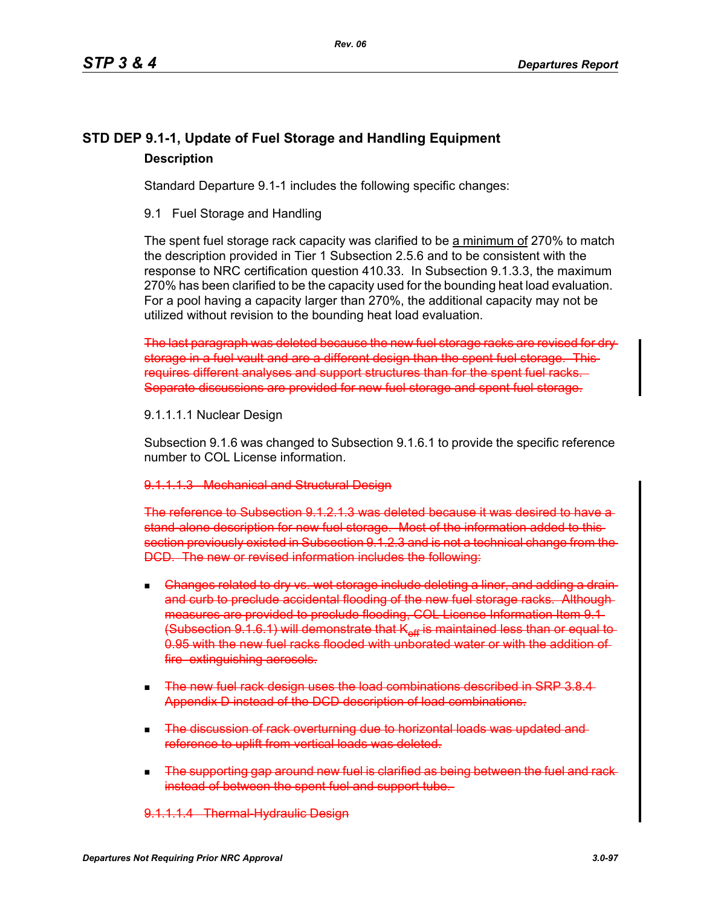## STD DEP 9.1-1, Update of Fuel Storage and Handling Equipment

### Description

Standard Departure 9.1-1 includes the following specific changes:

9.1 Fuel Storage and Handling

The spent fuel storage rack capacity was clarified to be <u>a minimum of</u> 270% to match the description provided in Tier 1 Subsection 2.5.6 and to be consistent with the response to NRC certification question 410.33. In Subsection 9.1.3.3, the maximum 270% has been clarified to be the capacity used for the bounding heat load evaluation. For a pool having a capacity larger than 270%, the additional capacity may not be utilized without revision to the bounding heat load evaluation.

~~The last paragraph was deleted because the new fuel storage racks are revised for dry storage in a fuel vault and are a different design than the spent fuel storage. This requires different analyses and support structures than for the spent fuel racks. Separate discussions are provided for new fuel storage and spent fuel storage.~~

9.1.1.1.1 Nuclear Design

Subsection 9.1.6 was changed to Subsection 9.1.6.1 to provide the specific reference number to COL License information.

~~9.1.1.1.3 Mechanical and Structural Design~~

~~The reference to Subsection 9.1.2.1.3 was deleted because it was desired to have a stand-alone description for new fuel storage. Most of the information added to this section previously existed in Subsection 9.1.2.3 and is not a technical change from the DCD. The new or revised information includes the following:~~

- ~~Changes related to dry vs. wet storage include deleting a liner, and adding a drain and curb to preclude accidental flooding of the new fuel storage racks. Although measures are provided to preclude flooding, COL License Information Item 9.1 (Subsection 9.1.6.1) will demonstrate that $K_{eff}$ is maintained less than or equal to 0.95 with the new fuel racks flooded with unborated water or with the addition of fire extinguishing aerosols.~~

- ~~The new fuel rack design uses the load combinations described in SRP 3.8.4 Appendix D instead of the DCD description of load combinations.~~

- ~~The discussion of rack overturning due to horizontal loads was updated and reference to uplift from vertical loads was deleted.~~

- ~~The supporting gap around new fuel is clarified as being between the fuel and rack instead of between the spent fuel and support tube.~~

~~9.1.1.1.4 Thermal-Hydraulic Design~~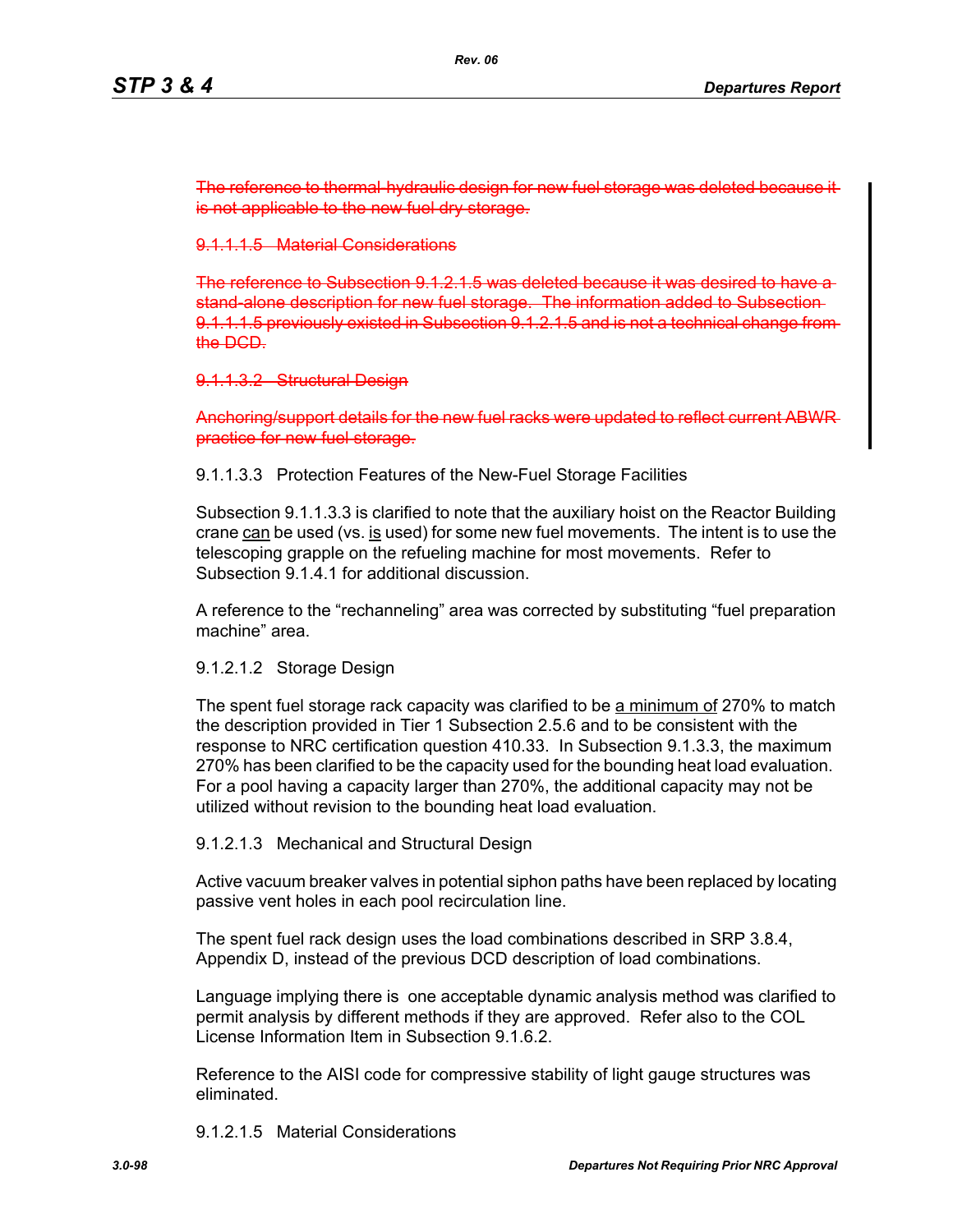~~The reference to thermal-hydraulic design for new fuel storage was deleted because it is not applicable to the new fuel dry storage.~~

~~9.1.1.1.5 Material Considerations~~

~~The reference to Subsection 9.1.2.1.5 was deleted because it was desired to have a stand-alone description for new fuel storage. The information added to Subsection 9.1.1.1.5 previously existed in Subsection 9.1.2.1.5 and is not a technical change from the DCD.~~

~~9.1.1.3.2 Structural Design~~

~~Anchoring/support details for the new fuel racks were updated to reflect current ABWR practice for new fuel storage.~~

9.1.1.3.3 Protection Features of the New-Fuel Storage Facilities

Subsection 9.1.1.3.3 is clarified to note that the auxiliary hoist on the Reactor Building crane <u>can</u> be used (vs. <u>is</u> used) for some new fuel movements. The intent is to use the telescoping grapple on the refueling machine for most movements. Refer to Subsection 9.1.4.1 for additional discussion.

A reference to the "rechanneling" area was corrected by substituting "fuel preparation machine" area.

9.1.2.1.2 Storage Design

The spent fuel storage rack capacity was clarified to be <u>a minimum of</u> 270% to match the description provided in Tier 1 Subsection 2.5.6 and to be consistent with the response to NRC certification question 410.33. In Subsection 9.1.3.3, the maximum 270% has been clarified to be the capacity used for the bounding heat load evaluation. For a pool having a capacity larger than 270%, the additional capacity may not be utilized without revision to the bounding heat load evaluation.

9.1.2.1.3 Mechanical and Structural Design

Active vacuum breaker valves in potential siphon paths have been replaced by locating passive vent holes in each pool recirculation line.

The spent fuel rack design uses the load combinations described in SRP 3.8.4, Appendix D, instead of the previous DCD description of load combinations.

Language implying there is one acceptable dynamic analysis method was clarified to permit analysis by different methods if they are approved. Refer also to the COL License Information Item in Subsection 9.1.6.2.

Reference to the AISI code for compressive stability of light gauge structures was eliminated.

9.1.2.1.5 Material Considerations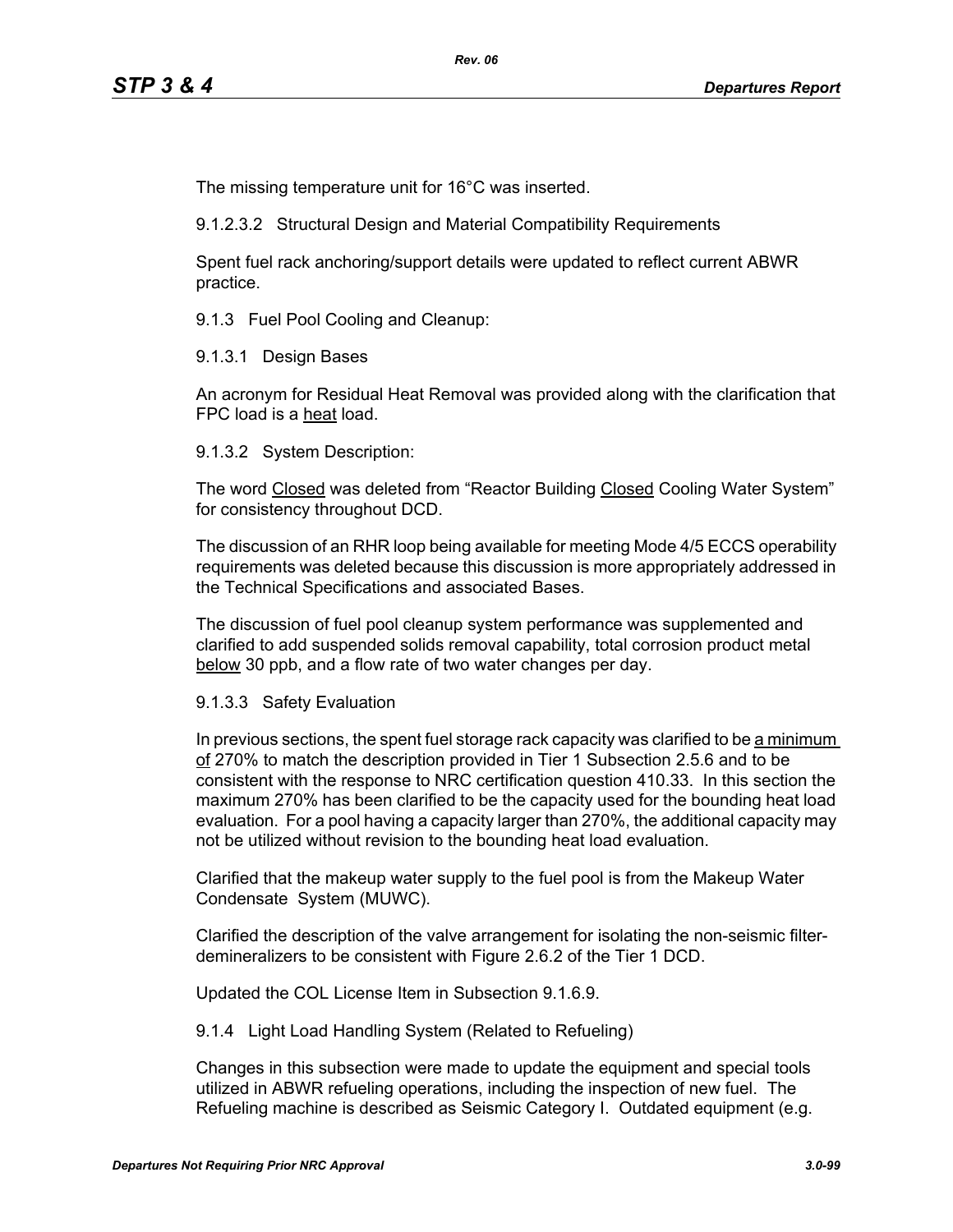The missing temperature unit for 16°C was inserted.

9.1.2.3.2 Structural Design and Material Compatibility Requirements

Spent fuel rack anchoring/support details were updated to reflect current ABWR practice.

9.1.3 Fuel Pool Cooling and Cleanup:

9.1.3.1 Design Bases

An acronym for Residual Heat Removal was provided along with the clarification that FPC load is a <u>heat</u> load.

9.1.3.2 System Description:

The word <u>Closed</u> was deleted from “Reactor Building <u>Closed</u> Cooling Water System” for consistency throughout DCD.

The discussion of an RHR loop being available for meeting Mode 4/5 ECCS operability requirements was deleted because this discussion is more appropriately addressed in the Technical Specifications and associated Bases.

The discussion of fuel pool cleanup system performance was supplemented and clarified to add suspended solids removal capability, total corrosion product metal <u>below</u> 30 ppb, and a flow rate of two water changes per day.

9.1.3.3 Safety Evaluation

In previous sections, the spent fuel storage rack capacity was clarified to be <u>a minimum of</u> 270% to match the description provided in Tier 1 Subsection 2.5.6 and to be consistent with the response to NRC certification question 410.33. In this section the maximum 270% has been clarified to be the capacity used for the bounding heat load evaluation. For a pool having a capacity larger than 270%, the additional capacity may not be utilized without revision to the bounding heat load evaluation.

Clarified that the makeup water supply to the fuel pool is from the Makeup Water Condensate System (MUWC).

Clarified the description of the valve arrangement for isolating the non-seismic filter-demineralizers to be consistent with Figure 2.6.2 of the Tier 1 DCD.

Updated the COL License Item in Subsection 9.1.6.9.

9.1.4 Light Load Handling System (Related to Refueling)

Changes in this subsection were made to update the equipment and special tools utilized in ABWR refueling operations, including the inspection of new fuel. The Refueling machine is described as Seismic Category I. Outdated equipment (e.g.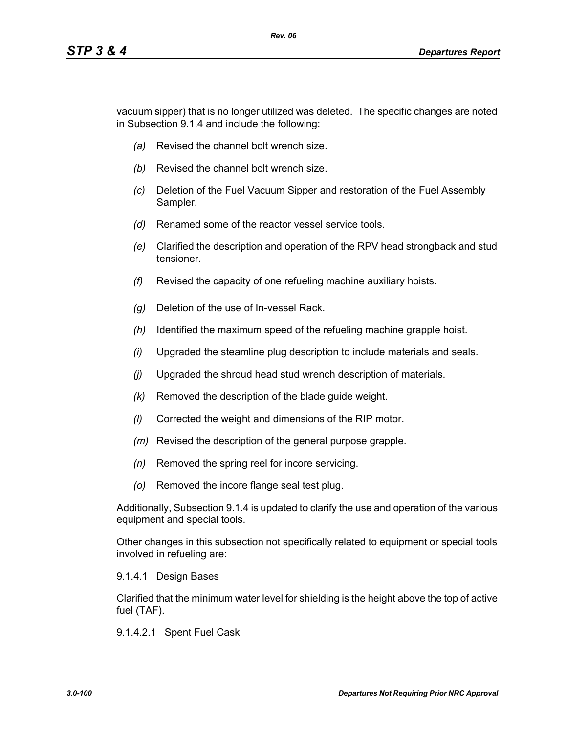vacuum sipper) that is no longer utilized was deleted. The specific changes are noted in Subsection 9.1.4 and include the following:

*(a)* Revised the channel bolt wrench size.

*(b)* Revised the channel bolt wrench size.

*(c)* Deletion of the Fuel Vacuum Sipper and restoration of the Fuel Assembly Sampler.

*(d)* Renamed some of the reactor vessel service tools.

*(e)* Clarified the description and operation of the RPV head strongback and stud tensioner.

*(f)* Revised the capacity of one refueling machine auxiliary hoists.

*(g)* Deletion of the use of In-vessel Rack.

*(h)* Identified the maximum speed of the refueling machine grapple hoist.

*(i)* Upgraded the steamline plug description to include materials and seals.

*(j)* Upgraded the shroud head stud wrench description of materials.

*(k)* Removed the description of the blade guide weight.

*(l)* Corrected the weight and dimensions of the RIP motor.

*(m)* Revised the description of the general purpose grapple.

*(n)* Removed the spring reel for incore servicing.

*(o)* Removed the incore flange seal test plug.

Additionally, Subsection 9.1.4 is updated to clarify the use and operation of the various equipment and special tools.

Other changes in this subsection not specifically related to equipment or special tools involved in refueling are:

9.1.4.1 Design Bases

Clarified that the minimum water level for shielding is the height above the top of active fuel (TAF).

9.1.4.2.1 Spent Fuel Cask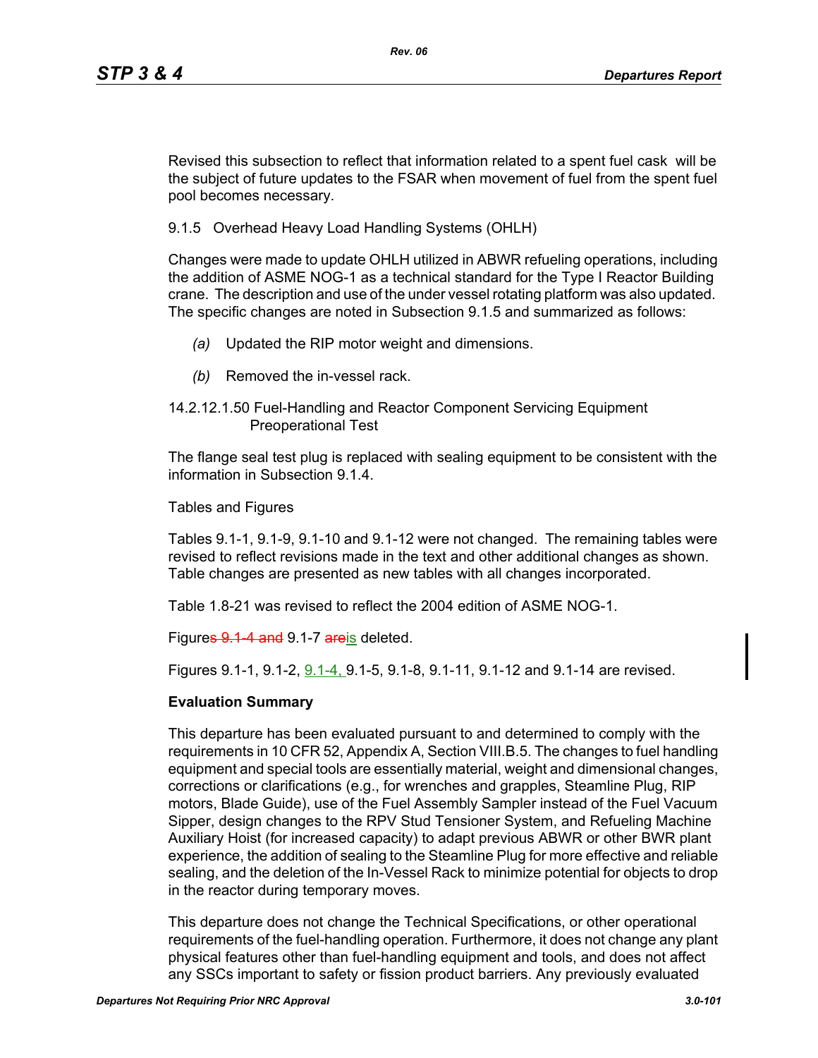Revised this subsection to reflect that information related to a spent fuel cask will be the subject of future updates to the FSAR when movement of fuel from the spent fuel pool becomes necessary.

9.1.5 Overhead Heavy Load Handling Systems (OHLH)

Changes were made to update OHLH utilized in ABWR refueling operations, including the addition of ASME NOG-1 as a technical standard for the Type I Reactor Building crane. The description and use of the under vessel rotating platform was also updated. The specific changes are noted in Subsection 9.1.5 and summarized as follows:

*(a)* Updated the RIP motor weight and dimensions.

*(b)* Removed the in-vessel rack.

14.2.12.1.50 Fuel-Handling and Reactor Component Servicing Equipment Preoperational Test

The flange seal test plug is replaced with sealing equipment to be consistent with the information in Subsection 9.1.4.

Tables and Figures

Tables 9.1-1, 9.1-9, 9.1-10 and 9.1-12 were not changed. The remaining tables were revised to reflect revisions made in the text and other additional changes as shown. Table changes are presented as new tables with all changes incorporated.

Table 1.8-21 was revised to reflect the 2004 edition of ASME NOG-1.

Figure~~s 9.1-4 and~~ 9.1-7 ~~are~~is deleted.

Figures 9.1-1, 9.1-2, 9.1-4, 9.1-5, 9.1-8, 9.1-11, 9.1-12 and 9.1-14 are revised.

**Evaluation Summary**

This departure has been evaluated pursuant to and determined to comply with the requirements in 10 CFR 52, Appendix A, Section VIII.B.5. The changes to fuel handling equipment and special tools are essentially material, weight and dimensional changes, corrections or clarifications (e.g., for wrenches and grapples, Steamline Plug, RIP motors, Blade Guide), use of the Fuel Assembly Sampler instead of the Fuel Vacuum Sipper, design changes to the RPV Stud Tensioner System, and Refueling Machine Auxiliary Hoist (for increased capacity) to adapt previous ABWR or other BWR plant experience, the addition of sealing to the Steamline Plug for more effective and reliable sealing, and the deletion of the In-Vessel Rack to minimize potential for objects to drop in the reactor during temporary moves.

This departure does not change the Technical Specifications, or other operational requirements of the fuel-handling operation. Furthermore, it does not change any plant physical features other than fuel-handling equipment and tools, and does not affect any SSCs important to safety or fission product barriers. Any previously evaluated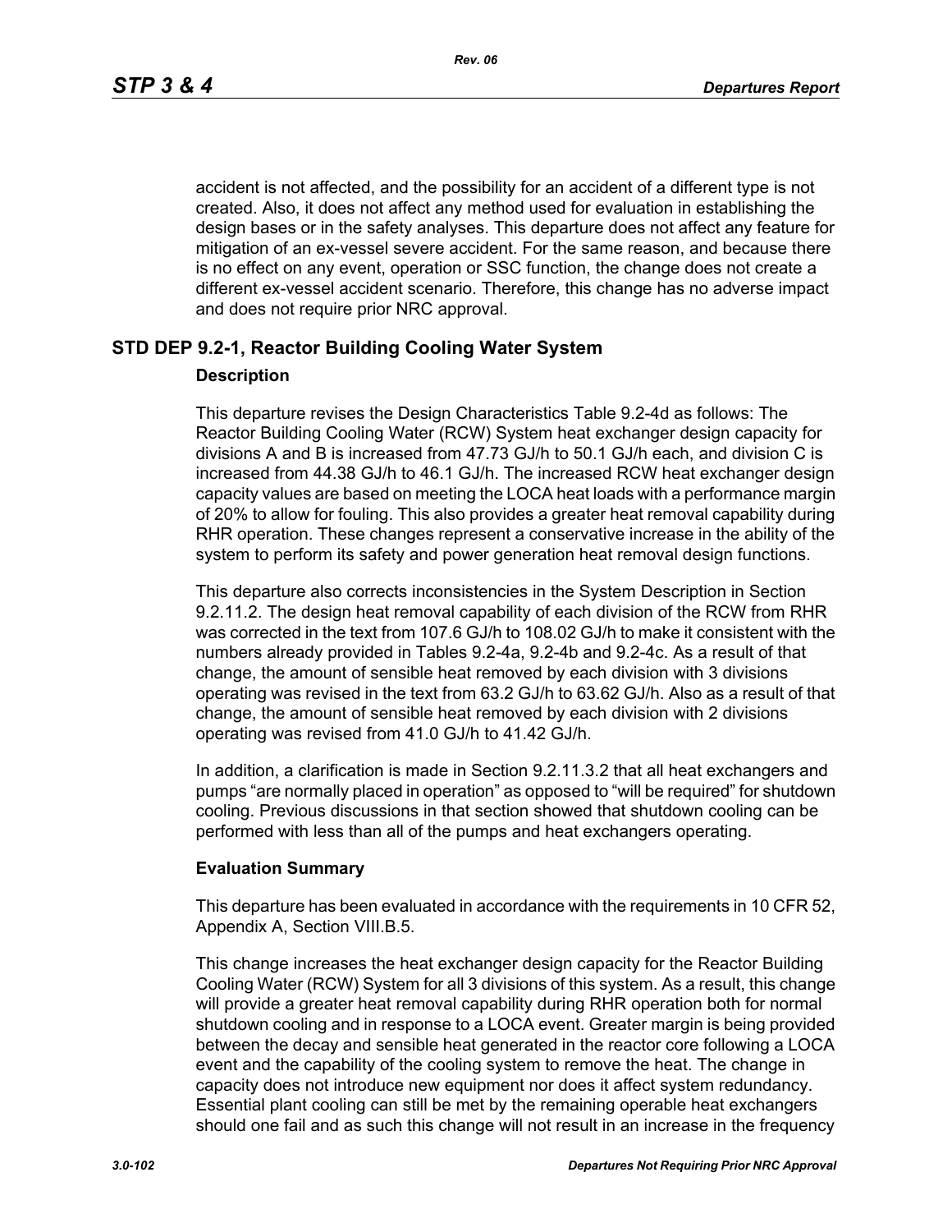accident is not affected, and the possibility for an accident of a different type is not created. Also, it does not affect any method used for evaluation in establishing the design bases or in the safety analyses. This departure does not affect any feature for mitigation of an ex-vessel severe accident. For the same reason, and because there is no effect on any event, operation or SSC function, the change does not create a different ex-vessel accident scenario. Therefore, this change has no adverse impact and does not require prior NRC approval.

## STD DEP 9.2-1, Reactor Building Cooling Water System

### Description

This departure revises the Design Characteristics Table 9.2-4d as follows: The Reactor Building Cooling Water (RCW) System heat exchanger design capacity for divisions A and B is increased from 47.73 GJ/h to 50.1 GJ/h each, and division C is increased from 44.38 GJ/h to 46.1 GJ/h. The increased RCW heat exchanger design capacity values are based on meeting the LOCA heat loads with a performance margin of 20% to allow for fouling. This also provides a greater heat removal capability during RHR operation. These changes represent a conservative increase in the ability of the system to perform its safety and power generation heat removal design functions.

This departure also corrects inconsistencies in the System Description in Section 9.2.11.2. The design heat removal capability of each division of the RCW from RHR was corrected in the text from 107.6 GJ/h to 108.02 GJ/h to make it consistent with the numbers already provided in Tables 9.2-4a, 9.2-4b and 9.2-4c. As a result of that change, the amount of sensible heat removed by each division with 3 divisions operating was revised in the text from 63.2 GJ/h to 63.62 GJ/h. Also as a result of that change, the amount of sensible heat removed by each division with 2 divisions operating was revised from 41.0 GJ/h to 41.42 GJ/h.

In addition, a clarification is made in Section 9.2.11.3.2 that all heat exchangers and pumps "are normally placed in operation" as opposed to "will be required" for shutdown cooling. Previous discussions in that section showed that shutdown cooling can be performed with less than all of the pumps and heat exchangers operating.

### Evaluation Summary

This departure has been evaluated in accordance with the requirements in 10 CFR 52, Appendix A, Section VIII.B.5.

This change increases the heat exchanger design capacity for the Reactor Building Cooling Water (RCW) System for all 3 divisions of this system. As a result, this change will provide a greater heat removal capability during RHR operation both for normal shutdown cooling and in response to a LOCA event. Greater margin is being provided between the decay and sensible heat generated in the reactor core following a LOCA event and the capability of the cooling system to remove the heat. The change in capacity does not introduce new equipment nor does it affect system redundancy. Essential plant cooling can still be met by the remaining operable heat exchangers should one fail and as such this change will not result in an increase in the frequency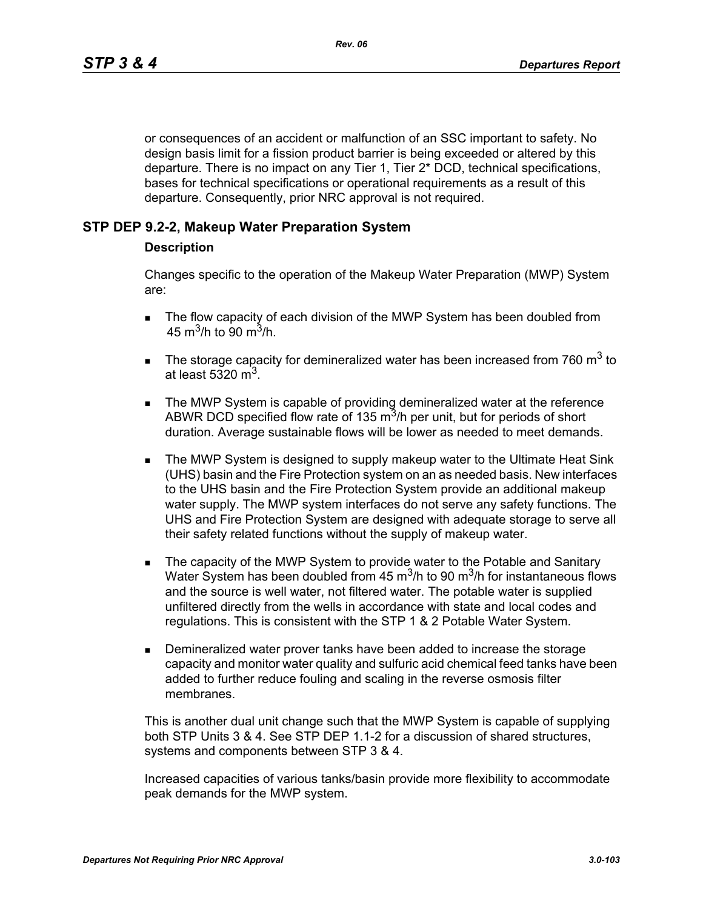or consequences of an accident or malfunction of an SSC important to safety. No design basis limit for a fission product barrier is being exceeded or altered by this departure. There is no impact on any Tier 1, Tier 2* DCD, technical specifications, bases for technical specifications or operational requirements as a result of this departure. Consequently, prior NRC approval is not required.

## STP DEP 9.2-2, Makeup Water Preparation System

### Description

Changes specific to the operation of the Makeup Water Preparation (MWP) System are:

- The flow capacity of each division of the MWP System has been doubled from 45 $m^3/h$ to 90 $m^3/h$.
- The storage capacity for demineralized water has been increased from 760 $m^3$ to at least 5320 $m^3$.
- The MWP System is capable of providing demineralized water at the reference ABWR DCD specified flow rate of 135 $m^3/h$ per unit, but for periods of short duration. Average sustainable flows will be lower as needed to meet demands.
- The MWP System is designed to supply makeup water to the Ultimate Heat Sink (UHS) basin and the Fire Protection system on an as needed basis. New interfaces to the UHS basin and the Fire Protection System provide an additional makeup water supply. The MWP system interfaces do not serve any safety functions. The UHS and Fire Protection System are designed with adequate storage to serve all their safety related functions without the supply of makeup water.
- The capacity of the MWP System to provide water to the Potable and Sanitary Water System has been doubled from 45 $m^3/h$ to 90 $m^3/h$ for instantaneous flows and the source is well water, not filtered water. The potable water is supplied unfiltered directly from the wells in accordance with state and local codes and regulations. This is consistent with the STP 1 & 2 Potable Water System.
- Demineralized water prover tanks have been added to increase the storage capacity and monitor water quality and sulfuric acid chemical feed tanks have been added to further reduce fouling and scaling in the reverse osmosis filter membranes.

This is another dual unit change such that the MWP System is capable of supplying both STP Units 3 & 4. See STP DEP 1.1-2 for a discussion of shared structures, systems and components between STP 3 & 4.

Increased capacities of various tanks/basin provide more flexibility to accommodate peak demands for the MWP system.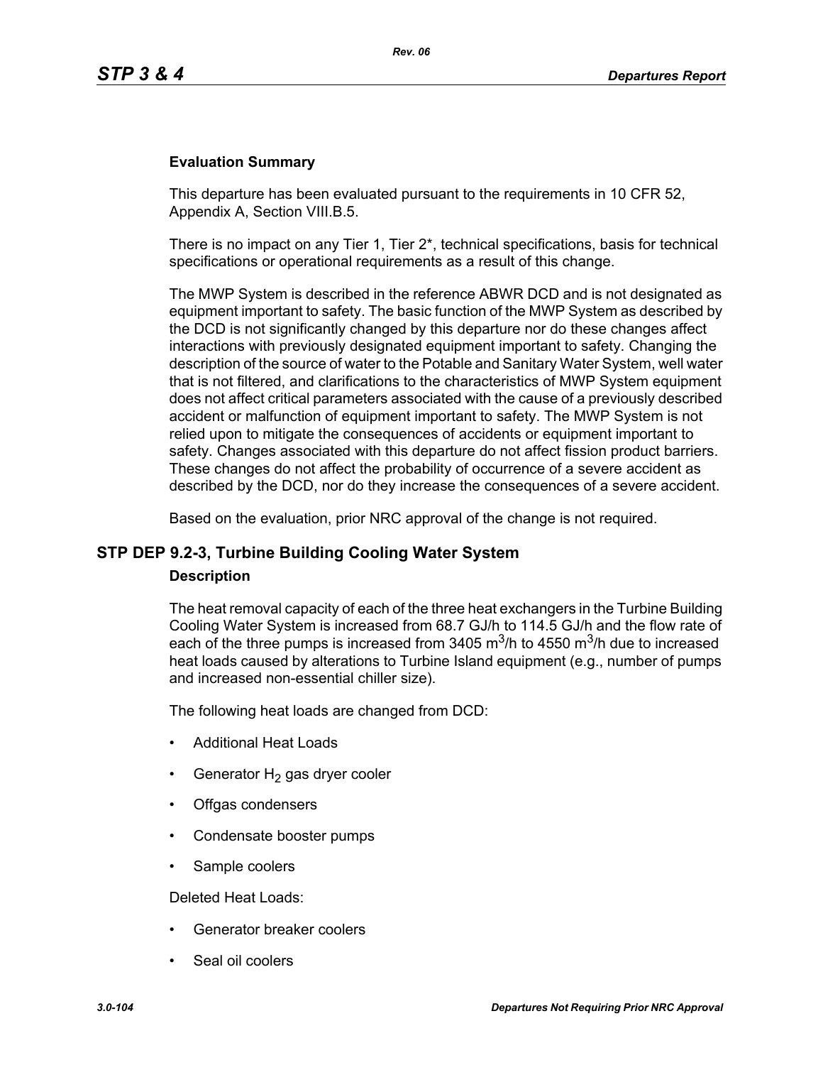### Evaluation Summary

This departure has been evaluated pursuant to the requirements in 10 CFR 52, Appendix A, Section VIII.B.5.

There is no impact on any Tier 1, Tier 2*, technical specifications, basis for technical specifications or operational requirements as a result of this change.

The MWP System is described in the reference ABWR DCD and is not designated as equipment important to safety. The basic function of the MWP System as described by the DCD is not significantly changed by this departure nor do these changes affect interactions with previously designated equipment important to safety. Changing the description of the source of water to the Potable and Sanitary Water System, well water that is not filtered, and clarifications to the characteristics of MWP System equipment does not affect critical parameters associated with the cause of a previously described accident or malfunction of equipment important to safety. The MWP System is not relied upon to mitigate the consequences of accidents or equipment important to safety. Changes associated with this departure do not affect fission product barriers. These changes do not affect the probability of occurrence of a severe accident as described by the DCD, nor do they increase the consequences of a severe accident.

Based on the evaluation, prior NRC approval of the change is not required.

## STP DEP 9.2-3, Turbine Building Cooling Water System

### Description

The heat removal capacity of each of the three heat exchangers in the Turbine Building Cooling Water System is increased from 68.7 GJ/h to 114.5 GJ/h and the flow rate of each of the three pumps is increased from 3405 $m^3$/h to 4550 $m^3$/h due to increased heat loads caused by alterations to Turbine Island equipment (e.g., number of pumps and increased non-essential chiller size).

The following heat loads are changed from DCD:

- Additional Heat Loads
- Generator $H_2$ gas dryer cooler
- Offgas condensers
- Condensate booster pumps
- Sample coolers

Deleted Heat Loads:

- Generator breaker coolers
- Seal oil coolers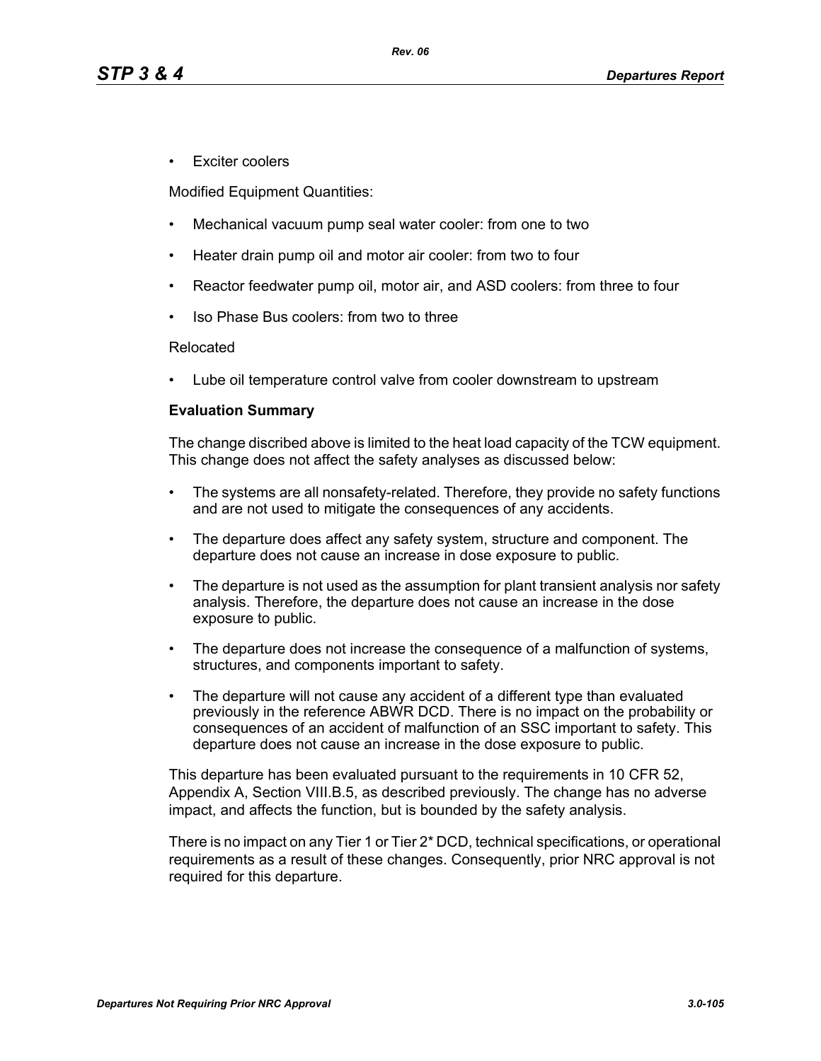- Exciter coolers

Modified Equipment Quantities:

- Mechanical vacuum pump seal water cooler: from one to two
- Heater drain pump oil and motor air cooler: from two to four
- Reactor feedwater pump oil, motor air, and ASD coolers: from three to four
- Iso Phase Bus coolers: from two to three

Relocated

- Lube oil temperature control valve from cooler downstream to upstream

**Evaluation Summary**

The change discribed above is limited to the heat load capacity of the TCW equipment. This change does not affect the safety analyses as discussed below:

- The systems are all nonsafety-related. Therefore, they provide no safety functions and are not used to mitigate the consequences of any accidents.
- The departure does affect any safety system, structure and component. The departure does not cause an increase in dose exposure to public.
- The departure is not used as the assumption for plant transient analysis nor safety analysis. Therefore, the departure does not cause an increase in the dose exposure to public.
- The departure does not increase the consequence of a malfunction of systems, structures, and components important to safety.
- The departure will not cause any accident of a different type than evaluated previously in the reference ABWR DCD. There is no impact on the probability or consequences of an accident of malfunction of an SSC important to safety. This departure does not cause an increase in the dose exposure to public.

This departure has been evaluated pursuant to the requirements in 10 CFR 52, Appendix A, Section VIII.B.5, as described previously. The change has no adverse impact, and affects the function, but is bounded by the safety analysis.

There is no impact on any Tier 1 or Tier 2* DCD, technical specifications, or operational requirements as a result of these changes. Consequently, prior NRC approval is not required for this departure.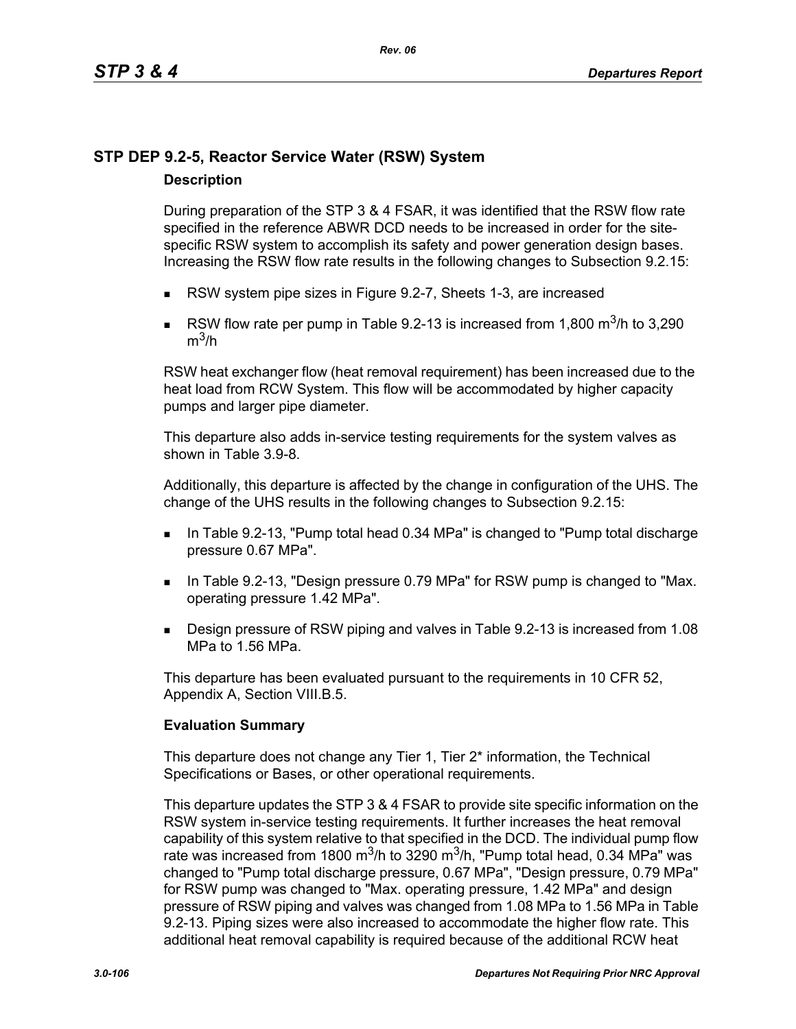## STP DEP 9.2-5, Reactor Service Water (RSW) System

### Description

During preparation of the STP 3 & 4 FSAR, it was identified that the RSW flow rate specified in the reference ABWR DCD needs to be increased in order for the site-specific RSW system to accomplish its safety and power generation design bases. Increasing the RSW flow rate results in the following changes to Subsection 9.2.15:

- RSW system pipe sizes in Figure 9.2-7, Sheets 1-3, are increased
- RSW flow rate per pump in Table 9.2-13 is increased from 1,800 $m^3$/h to 3,290 $m^3$/h

RSW heat exchanger flow (heat removal requirement) has been increased due to the heat load from RCW System. This flow will be accommodated by higher capacity pumps and larger pipe diameter.

This departure also adds in-service testing requirements for the system valves as shown in Table 3.9-8.

Additionally, this departure is affected by the change in configuration of the UHS. The change of the UHS results in the following changes to Subsection 9.2.15:

- In Table 9.2-13, "Pump total head 0.34 MPa" is changed to "Pump total discharge pressure 0.67 MPa".
- In Table 9.2-13, "Design pressure 0.79 MPa" for RSW pump is changed to "Max. operating pressure 1.42 MPa".
- Design pressure of RSW piping and valves in Table 9.2-13 is increased from 1.08 MPa to 1.56 MPa.

This departure has been evaluated pursuant to the requirements in 10 CFR 52, Appendix A, Section VIII.B.5.

### Evaluation Summary

This departure does not change any Tier 1, Tier 2* information, the Technical Specifications or Bases, or other operational requirements.

This departure updates the STP 3 & 4 FSAR to provide site specific information on the RSW system in-service testing requirements. It further increases the heat removal capability of this system relative to that specified in the DCD. The individual pump flow rate was increased from 1800 $m^3$/h to 3290 $m^3$/h, "Pump total head, 0.34 MPa" was changed to "Pump total discharge pressure, 0.67 MPa", "Design pressure, 0.79 MPa" for RSW pump was changed to "Max. operating pressure, 1.42 MPa" and design pressure of RSW piping and valves was changed from 1.08 MPa to 1.56 MPa in Table 9.2-13. Piping sizes were also increased to accommodate the higher flow rate. This additional heat removal capability is required because of the additional RCW heat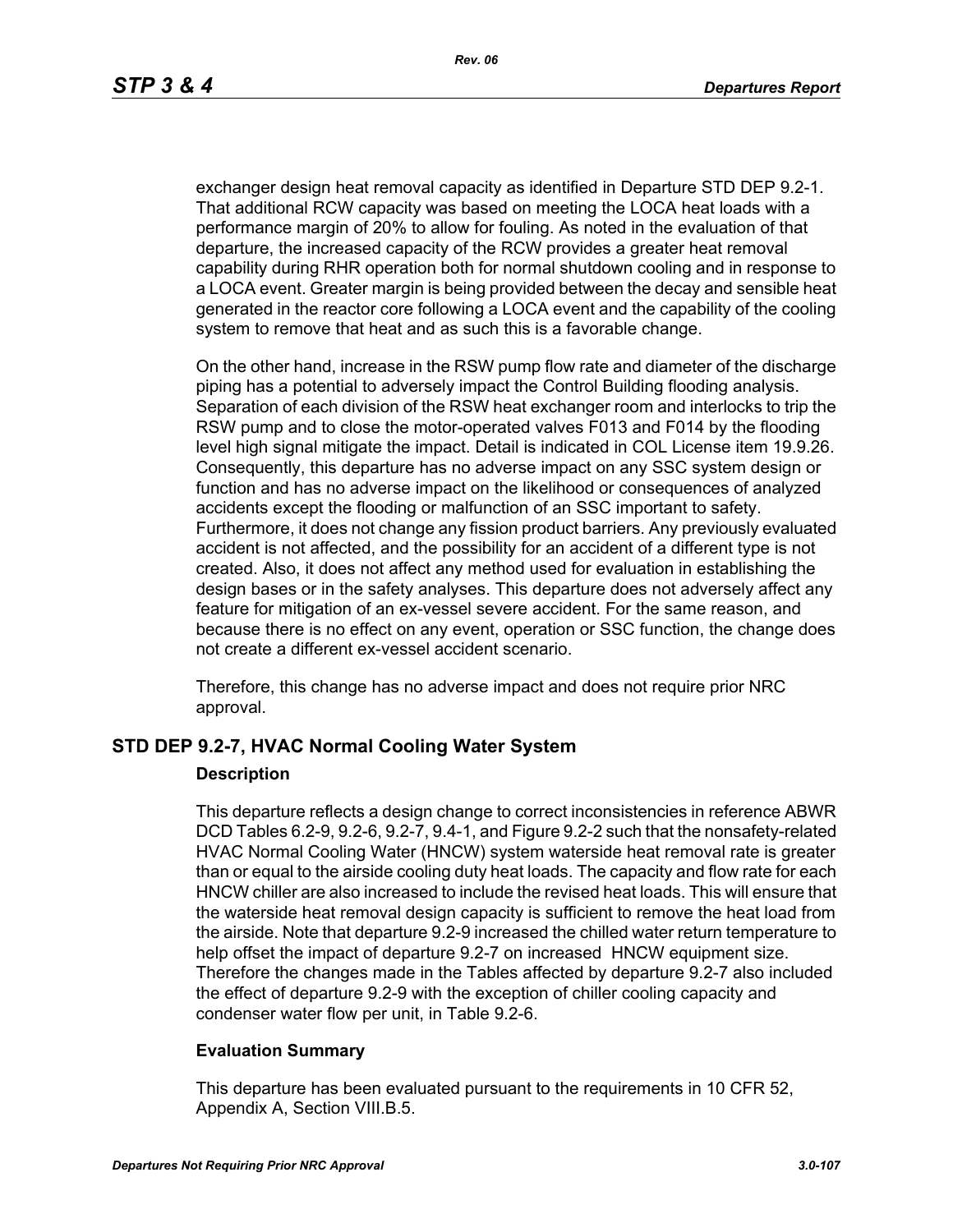exchanger design heat removal capacity as identified in Departure STD DEP 9.2-1. That additional RCW capacity was based on meeting the LOCA heat loads with a performance margin of 20% to allow for fouling. As noted in the evaluation of that departure, the increased capacity of the RCW provides a greater heat removal capability during RHR operation both for normal shutdown cooling and in response to a LOCA event. Greater margin is being provided between the decay and sensible heat generated in the reactor core following a LOCA event and the capability of the cooling system to remove that heat and as such this is a favorable change.

On the other hand, increase in the RSW pump flow rate and diameter of the discharge piping has a potential to adversely impact the Control Building flooding analysis. Separation of each division of the RSW heat exchanger room and interlocks to trip the RSW pump and to close the motor-operated valves F013 and F014 by the flooding level high signal mitigate the impact. Detail is indicated in COL License item 19.9.26. Consequently, this departure has no adverse impact on any SSC system design or function and has no adverse impact on the likelihood or consequences of analyzed accidents except the flooding or malfunction of an SSC important to safety. Furthermore, it does not change any fission product barriers. Any previously evaluated accident is not affected, and the possibility for an accident of a different type is not created. Also, it does not affect any method used for evaluation in establishing the design bases or in the safety analyses. This departure does not adversely affect any feature for mitigation of an ex-vessel severe accident. For the same reason, and because there is no effect on any event, operation or SSC function, the change does not create a different ex-vessel accident scenario.

Therefore, this change has no adverse impact and does not require prior NRC approval.

## STD DEP 9.2-7, HVAC Normal Cooling Water System

### Description

This departure reflects a design change to correct inconsistencies in reference ABWR DCD Tables 6.2-9, 9.2-6, 9.2-7, 9.4-1, and Figure 9.2-2 such that the nonsafety-related HVAC Normal Cooling Water (HNCW) system waterside heat removal rate is greater than or equal to the airside cooling duty heat loads. The capacity and flow rate for each HNCW chiller are also increased to include the revised heat loads. This will ensure that the waterside heat removal design capacity is sufficient to remove the heat load from the airside. Note that departure 9.2-9 increased the chilled water return temperature to help offset the impact of departure 9.2-7 on increased HNCW equipment size. Therefore the changes made in the Tables affected by departure 9.2-7 also included the effect of departure 9.2-9 with the exception of chiller cooling capacity and condenser water flow per unit, in Table 9.2-6.

### Evaluation Summary

This departure has been evaluated pursuant to the requirements in 10 CFR 52, Appendix A, Section VIII.B.5.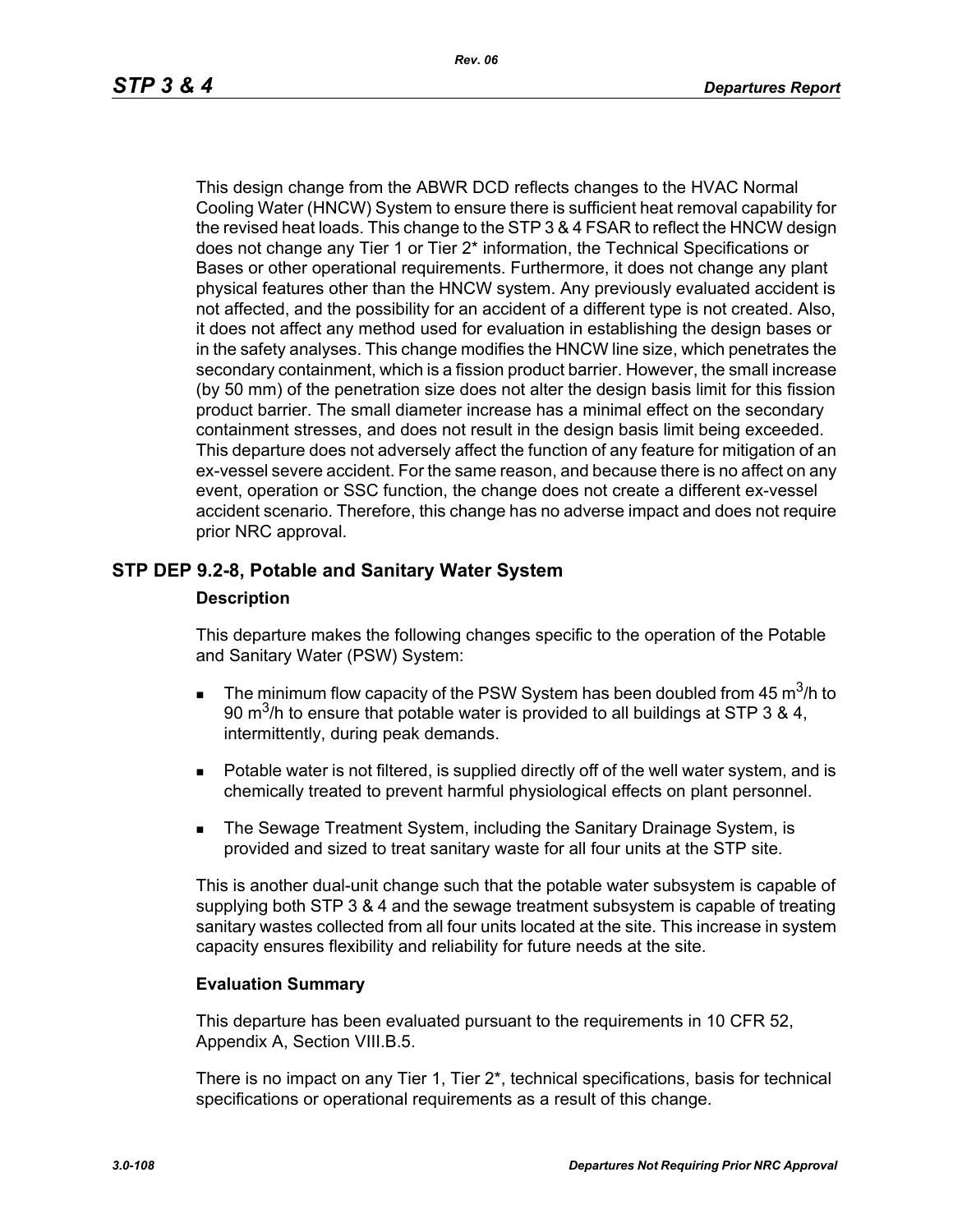This design change from the ABWR DCD reflects changes to the HVAC Normal Cooling Water (HNCW) System to ensure there is sufficient heat removal capability for the revised heat loads. This change to the STP 3 & 4 FSAR to reflect the HNCW design does not change any Tier 1 or Tier 2* information, the Technical Specifications or Bases or other operational requirements. Furthermore, it does not change any plant physical features other than the HNCW system. Any previously evaluated accident is not affected, and the possibility for an accident of a different type is not created. Also, it does not affect any method used for evaluation in establishing the design bases or in the safety analyses. This change modifies the HNCW line size, which penetrates the secondary containment, which is a fission product barrier. However, the small increase (by 50 mm) of the penetration size does not alter the design basis limit for this fission product barrier. The small diameter increase has a minimal effect on the secondary containment stresses, and does not result in the design basis limit being exceeded. This departure does not adversely affect the function of any feature for mitigation of an ex-vessel severe accident. For the same reason, and because there is no affect on any event, operation or SSC function, the change does not create a different ex-vessel accident scenario. Therefore, this change has no adverse impact and does not require prior NRC approval.

## STP DEP 9.2-8, Potable and Sanitary Water System

### Description

This departure makes the following changes specific to the operation of the Potable and Sanitary Water (PSW) System:

- The minimum flow capacity of the PSW System has been doubled from 45 $m^3$/h to 90 $m^3$/h to ensure that potable water is provided to all buildings at STP 3 & 4, intermittently, during peak demands.
- Potable water is not filtered, is supplied directly off of the well water system, and is chemically treated to prevent harmful physiological effects on plant personnel.
- The Sewage Treatment System, including the Sanitary Drainage System, is provided and sized to treat sanitary waste for all four units at the STP site.

This is another dual-unit change such that the potable water subsystem is capable of supplying both STP 3 & 4 and the sewage treatment subsystem is capable of treating sanitary wastes collected from all four units located at the site. This increase in system capacity ensures flexibility and reliability for future needs at the site.

### Evaluation Summary

This departure has been evaluated pursuant to the requirements in 10 CFR 52, Appendix A, Section VIII.B.5.

There is no impact on any Tier 1, Tier 2*, technical specifications, basis for technical specifications or operational requirements as a result of this change.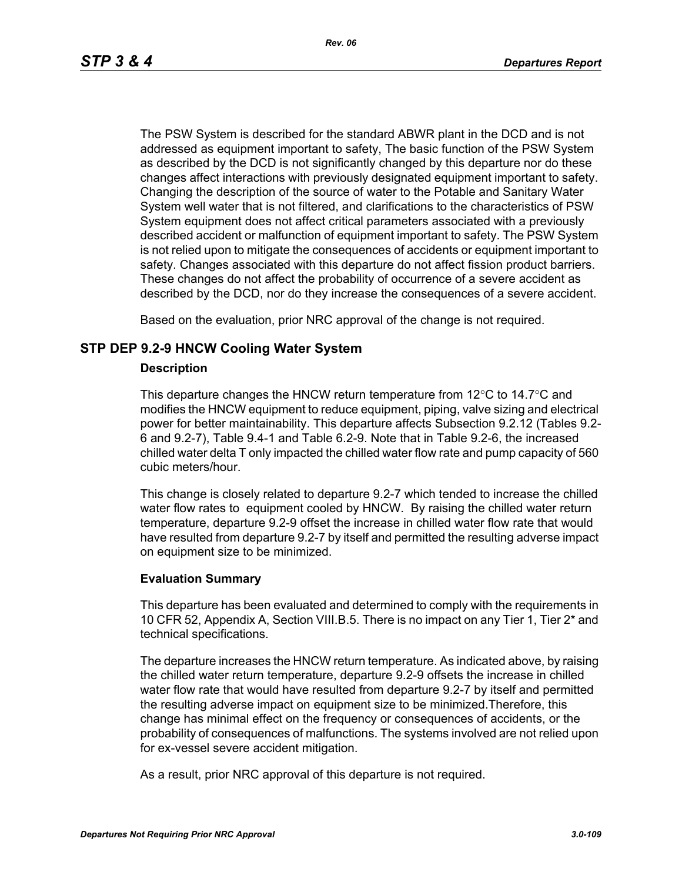The PSW System is described for the standard ABWR plant in the DCD and is not addressed as equipment important to safety, The basic function of the PSW System as described by the DCD is not significantly changed by this departure nor do these changes affect interactions with previously designated equipment important to safety. Changing the description of the source of water to the Potable and Sanitary Water System well water that is not filtered, and clarifications to the characteristics of PSW System equipment does not affect critical parameters associated with a previously described accident or malfunction of equipment important to safety. The PSW System is not relied upon to mitigate the consequences of accidents or equipment important to safety. Changes associated with this departure do not affect fission product barriers. These changes do not affect the probability of occurrence of a severe accident as described by the DCD, nor do they increase the consequences of a severe accident.

Based on the evaluation, prior NRC approval of the change is not required.

## STP DEP 9.2-9 HNCW Cooling Water System

### Description

This departure changes the HNCW return temperature from 12°C to 14.7°C and modifies the HNCW equipment to reduce equipment, piping, valve sizing and electrical power for better maintainability. This departure affects Subsection 9.2.12 (Tables 9.2-6 and 9.2-7), Table 9.4-1 and Table 6.2-9. Note that in Table 9.2-6, the increased chilled water delta T only impacted the chilled water flow rate and pump capacity of 560 cubic meters/hour.

This change is closely related to departure 9.2-7 which tended to increase the chilled water flow rates to equipment cooled by HNCW. By raising the chilled water return temperature, departure 9.2-9 offset the increase in chilled water flow rate that would have resulted from departure 9.2-7 by itself and permitted the resulting adverse impact on equipment size to be minimized.

### Evaluation Summary

This departure has been evaluated and determined to comply with the requirements in 10 CFR 52, Appendix A, Section VIII.B.5. There is no impact on any Tier 1, Tier 2* and technical specifications.

The departure increases the HNCW return temperature. As indicated above, by raising the chilled water return temperature, departure 9.2-9 offsets the increase in chilled water flow rate that would have resulted from departure 9.2-7 by itself and permitted the resulting adverse impact on equipment size to be minimized.Therefore, this change has minimal effect on the frequency or consequences of accidents, or the probability of consequences of malfunctions. The systems involved are not relied upon for ex-vessel severe accident mitigation.

As a result, prior NRC approval of this departure is not required.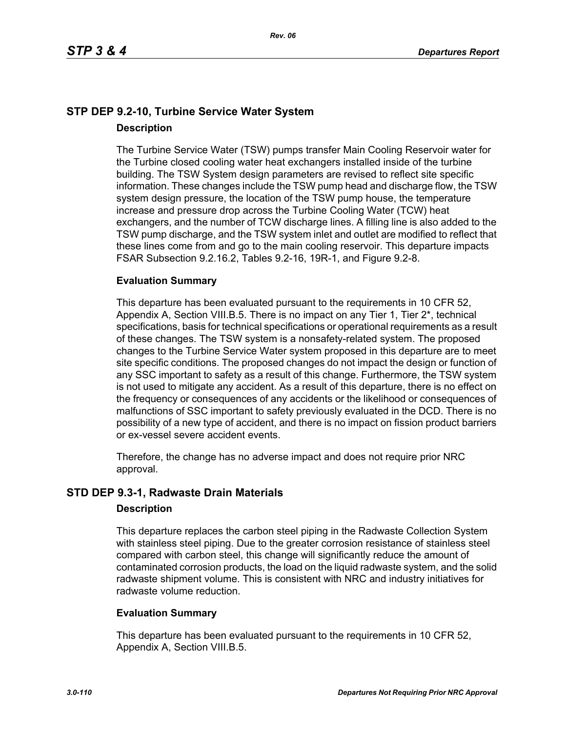## STP DEP 9.2-10, Turbine Service Water System

### Description

The Turbine Service Water (TSW) pumps transfer Main Cooling Reservoir water for the Turbine closed cooling water heat exchangers installed inside of the turbine building. The TSW System design parameters are revised to reflect site specific information. These changes include the TSW pump head and discharge flow, the TSW system design pressure, the location of the TSW pump house, the temperature increase and pressure drop across the Turbine Cooling Water (TCW) heat exchangers, and the number of TCW discharge lines. A filling line is also added to the TSW pump discharge, and the TSW system inlet and outlet are modified to reflect that these lines come from and go to the main cooling reservoir. This departure impacts FSAR Subsection 9.2.16.2, Tables 9.2-16, 19R-1, and Figure 9.2-8.

### Evaluation Summary

This departure has been evaluated pursuant to the requirements in 10 CFR 52, Appendix A, Section VIII.B.5. There is no impact on any Tier 1, Tier 2*, technical specifications, basis for technical specifications or operational requirements as a result of these changes. The TSW system is a nonsafety-related system. The proposed changes to the Turbine Service Water system proposed in this departure are to meet site specific conditions. The proposed changes do not impact the design or function of any SSC important to safety as a result of this change. Furthermore, the TSW system is not used to mitigate any accident. As a result of this departure, there is no effect on the frequency or consequences of any accidents or the likelihood or consequences of malfunctions of SSC important to safety previously evaluated in the DCD. There is no possibility of a new type of accident, and there is no impact on fission product barriers or ex-vessel severe accident events.

Therefore, the change has no adverse impact and does not require prior NRC approval.

## STD DEP 9.3-1, Radwaste Drain Materials

### Description

This departure replaces the carbon steel piping in the Radwaste Collection System with stainless steel piping. Due to the greater corrosion resistance of stainless steel compared with carbon steel, this change will significantly reduce the amount of contaminated corrosion products, the load on the liquid radwaste system, and the solid radwaste shipment volume. This is consistent with NRC and industry initiatives for radwaste volume reduction.

### Evaluation Summary

This departure has been evaluated pursuant to the requirements in 10 CFR 52, Appendix A, Section VIII.B.5.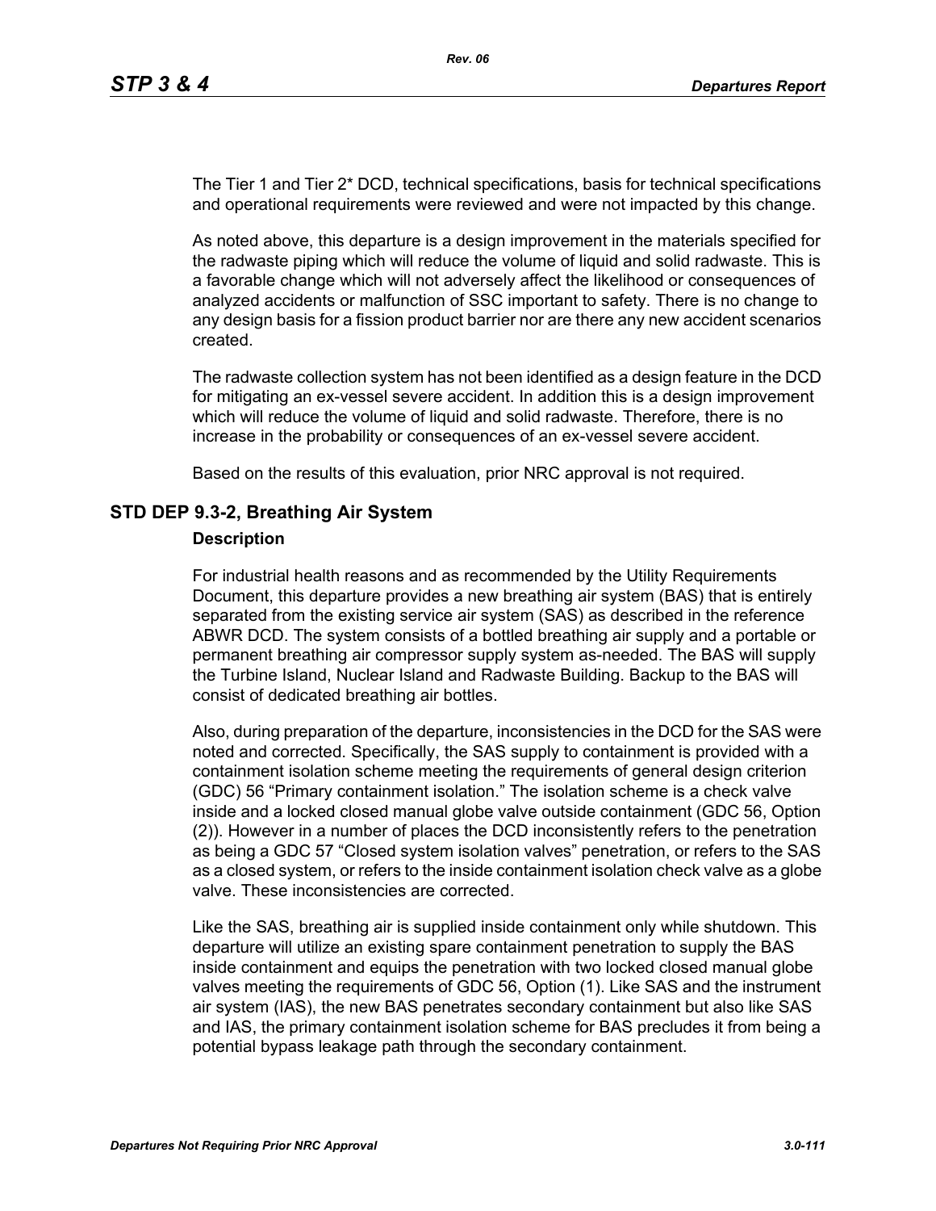The Tier 1 and Tier 2* DCD, technical specifications, basis for technical specifications and operational requirements were reviewed and were not impacted by this change.

As noted above, this departure is a design improvement in the materials specified for the radwaste piping which will reduce the volume of liquid and solid radwaste. This is a favorable change which will not adversely affect the likelihood or consequences of analyzed accidents or malfunction of SSC important to safety. There is no change to any design basis for a fission product barrier nor are there any new accident scenarios created.

The radwaste collection system has not been identified as a design feature in the DCD for mitigating an ex-vessel severe accident. In addition this is a design improvement which will reduce the volume of liquid and solid radwaste. Therefore, there is no increase in the probability or consequences of an ex-vessel severe accident.

Based on the results of this evaluation, prior NRC approval is not required.

## STD DEP 9.3-2, Breathing Air System

### Description

For industrial health reasons and as recommended by the Utility Requirements Document, this departure provides a new breathing air system (BAS) that is entirely separated from the existing service air system (SAS) as described in the reference ABWR DCD. The system consists of a bottled breathing air supply and a portable or permanent breathing air compressor supply system as-needed. The BAS will supply the Turbine Island, Nuclear Island and Radwaste Building. Backup to the BAS will consist of dedicated breathing air bottles.

Also, during preparation of the departure, inconsistencies in the DCD for the SAS were noted and corrected. Specifically, the SAS supply to containment is provided with a containment isolation scheme meeting the requirements of general design criterion (GDC) 56 "Primary containment isolation." The isolation scheme is a check valve inside and a locked closed manual globe valve outside containment (GDC 56, Option (2)). However in a number of places the DCD inconsistently refers to the penetration as being a GDC 57 "Closed system isolation valves" penetration, or refers to the SAS as a closed system, or refers to the inside containment isolation check valve as a globe valve. These inconsistencies are corrected.

Like the SAS, breathing air is supplied inside containment only while shutdown. This departure will utilize an existing spare containment penetration to supply the BAS inside containment and equips the penetration with two locked closed manual globe valves meeting the requirements of GDC 56, Option (1). Like SAS and the instrument air system (IAS), the new BAS penetrates secondary containment but also like SAS and IAS, the primary containment isolation scheme for BAS precludes it from being a potential bypass leakage path through the secondary containment.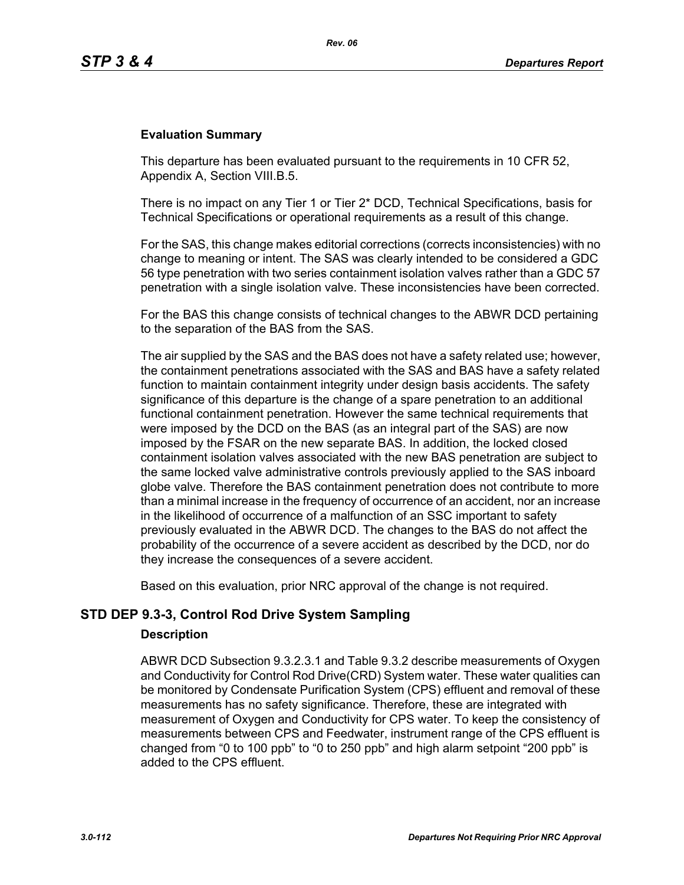#### Evaluation Summary

This departure has been evaluated pursuant to the requirements in 10 CFR 52, Appendix A, Section VIII.B.5.

There is no impact on any Tier 1 or Tier 2* DCD, Technical Specifications, basis for Technical Specifications or operational requirements as a result of this change.

For the SAS, this change makes editorial corrections (corrects inconsistencies) with no change to meaning or intent. The SAS was clearly intended to be considered a GDC 56 type penetration with two series containment isolation valves rather than a GDC 57 penetration with a single isolation valve. These inconsistencies have been corrected.

For the BAS this change consists of technical changes to the ABWR DCD pertaining to the separation of the BAS from the SAS.

The air supplied by the SAS and the BAS does not have a safety related use; however, the containment penetrations associated with the SAS and BAS have a safety related function to maintain containment integrity under design basis accidents. The safety significance of this departure is the change of a spare penetration to an additional functional containment penetration. However the same technical requirements that were imposed by the DCD on the BAS (as an integral part of the SAS) are now imposed by the FSAR on the new separate BAS. In addition, the locked closed containment isolation valves associated with the new BAS penetration are subject to the same locked valve administrative controls previously applied to the SAS inboard globe valve. Therefore the BAS containment penetration does not contribute to more than a minimal increase in the frequency of occurrence of an accident, nor an increase in the likelihood of occurrence of a malfunction of an SSC important to safety previously evaluated in the ABWR DCD. The changes to the BAS do not affect the probability of the occurrence of a severe accident as described by the DCD, nor do they increase the consequences of a severe accident.

Based on this evaluation, prior NRC approval of the change is not required.

## STD DEP 9.3-3, Control Rod Drive System Sampling

#### Description

ABWR DCD Subsection 9.3.2.3.1 and Table 9.3.2 describe measurements of Oxygen and Conductivity for Control Rod Drive(CRD) System water. These water qualities can be monitored by Condensate Purification System (CPS) effluent and removal of these measurements has no safety significance. Therefore, these are integrated with measurement of Oxygen and Conductivity for CPS water. To keep the consistency of measurements between CPS and Feedwater, instrument range of the CPS effluent is changed from “0 to 100 ppb” to “0 to 250 ppb” and high alarm setpoint “200 ppb” is added to the CPS effluent.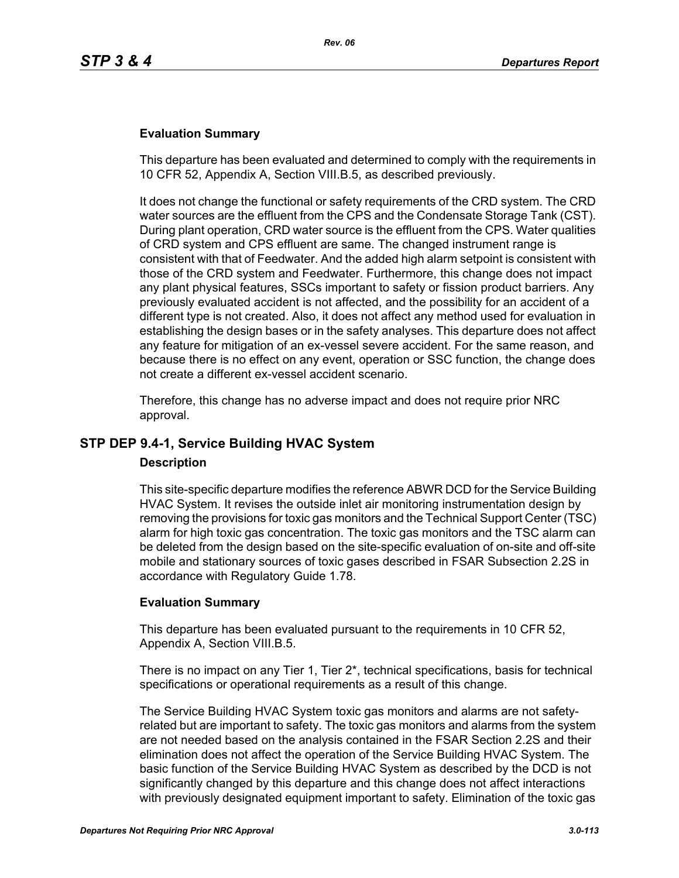### Evaluation Summary

This departure has been evaluated and determined to comply with the requirements in 10 CFR 52, Appendix A, Section VIII.B.5, as described previously.

It does not change the functional or safety requirements of the CRD system. The CRD water sources are the effluent from the CPS and the Condensate Storage Tank (CST). During plant operation, CRD water source is the effluent from the CPS. Water qualities of CRD system and CPS effluent are same. The changed instrument range is consistent with that of Feedwater. And the added high alarm setpoint is consistent with those of the CRD system and Feedwater. Furthermore, this change does not impact any plant physical features, SSCs important to safety or fission product barriers. Any previously evaluated accident is not affected, and the possibility for an accident of a different type is not created. Also, it does not affect any method used for evaluation in establishing the design bases or in the safety analyses. This departure does not affect any feature for mitigation of an ex-vessel severe accident. For the same reason, and because there is no effect on any event, operation or SSC function, the change does not create a different ex-vessel accident scenario.

Therefore, this change has no adverse impact and does not require prior NRC approval.

## STP DEP 9.4-1, Service Building HVAC System

### Description

This site-specific departure modifies the reference ABWR DCD for the Service Building HVAC System. It revises the outside inlet air monitoring instrumentation design by removing the provisions for toxic gas monitors and the Technical Support Center (TSC) alarm for high toxic gas concentration. The toxic gas monitors and the TSC alarm can be deleted from the design based on the site-specific evaluation of on-site and off-site mobile and stationary sources of toxic gases described in FSAR Subsection 2.2S in accordance with Regulatory Guide 1.78.

### Evaluation Summary

This departure has been evaluated pursuant to the requirements in 10 CFR 52, Appendix A, Section VIII.B.5.

There is no impact on any Tier 1, Tier 2*, technical specifications, basis for technical specifications or operational requirements as a result of this change.

The Service Building HVAC System toxic gas monitors and alarms are not safety-related but are important to safety. The toxic gas monitors and alarms from the system are not needed based on the analysis contained in the FSAR Section 2.2S and their elimination does not affect the operation of the Service Building HVAC System. The basic function of the Service Building HVAC System as described by the DCD is not significantly changed by this departure and this change does not affect interactions with previously designated equipment important to safety. Elimination of the toxic gas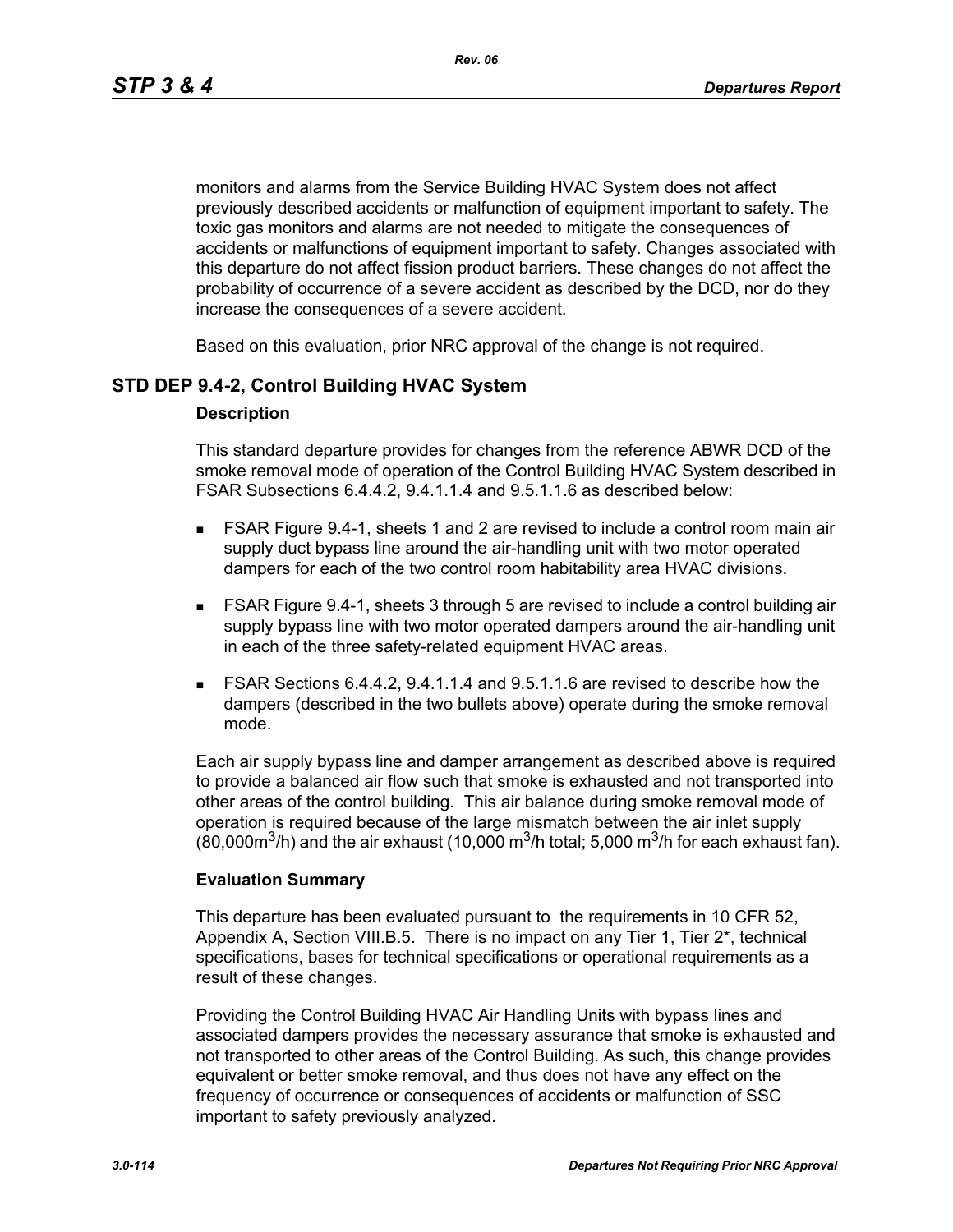monitors and alarms from the Service Building HVAC System does not affect previously described accidents or malfunction of equipment important to safety. The toxic gas monitors and alarms are not needed to mitigate the consequences of accidents or malfunctions of equipment important to safety. Changes associated with this departure do not affect fission product barriers. These changes do not affect the probability of occurrence of a severe accident as described by the DCD, nor do they increase the consequences of a severe accident.

Based on this evaluation, prior NRC approval of the change is not required.

## STD DEP 9.4-2, Control Building HVAC System

### Description

This standard departure provides for changes from the reference ABWR DCD of the smoke removal mode of operation of the Control Building HVAC System described in FSAR Subsections 6.4.4.2, 9.4.1.1.4 and 9.5.1.1.6 as described below:

- FSAR Figure 9.4-1, sheets 1 and 2 are revised to include a control room main air supply duct bypass line around the air-handling unit with two motor operated dampers for each of the two control room habitability area HVAC divisions.
- FSAR Figure 9.4-1, sheets 3 through 5 are revised to include a control building air supply bypass line with two motor operated dampers around the air-handling unit in each of the three safety-related equipment HVAC areas.
- FSAR Sections 6.4.4.2, 9.4.1.1.4 and 9.5.1.1.6 are revised to describe how the dampers (described in the two bullets above) operate during the smoke removal mode.

Each air supply bypass line and damper arrangement as described above is required to provide a balanced air flow such that smoke is exhausted and not transported into other areas of the control building. This air balance during smoke removal mode of operation is required because of the large mismatch between the air inlet supply (80,000$m^3$/h) and the air exhaust (10,000 $m^3$/h total; 5,000 $m^3$/h for each exhaust fan).

### Evaluation Summary

This departure has been evaluated pursuant to the requirements in 10 CFR 52, Appendix A, Section VIII.B.5. There is no impact on any Tier 1, Tier 2*, technical specifications, bases for technical specifications or operational requirements as a result of these changes.

Providing the Control Building HVAC Air Handling Units with bypass lines and associated dampers provides the necessary assurance that smoke is exhausted and not transported to other areas of the Control Building. As such, this change provides equivalent or better smoke removal, and thus does not have any effect on the frequency of occurrence or consequences of accidents or malfunction of SSC important to safety previously analyzed.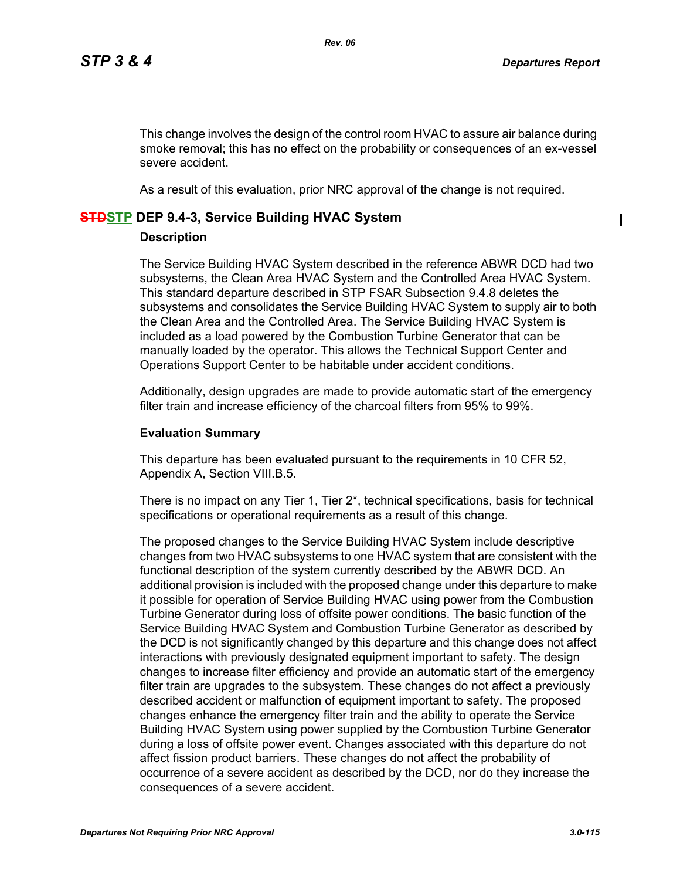This change involves the design of the control room HVAC to assure air balance during smoke removal; this has no effect on the probability or consequences of an ex-vessel severe accident.

As a result of this evaluation, prior NRC approval of the change is not required.

## ~~STD~~STP DEP 9.4-3, Service Building HVAC System

### Description

The Service Building HVAC System described in the reference ABWR DCD had two subsystems, the Clean Area HVAC System and the Controlled Area HVAC System. This standard departure described in STP FSAR Subsection 9.4.8 deletes the subsystems and consolidates the Service Building HVAC System to supply air to both the Clean Area and the Controlled Area. The Service Building HVAC System is included as a load powered by the Combustion Turbine Generator that can be manually loaded by the operator. This allows the Technical Support Center and Operations Support Center to be habitable under accident conditions.

Additionally, design upgrades are made to provide automatic start of the emergency filter train and increase efficiency of the charcoal filters from 95% to 99%.

### Evaluation Summary

This departure has been evaluated pursuant to the requirements in 10 CFR 52, Appendix A, Section VIII.B.5.

There is no impact on any Tier 1, Tier 2*, technical specifications, basis for technical specifications or operational requirements as a result of this change.

The proposed changes to the Service Building HVAC System include descriptive changes from two HVAC subsystems to one HVAC system that are consistent with the functional description of the system currently described by the ABWR DCD. An additional provision is included with the proposed change under this departure to make it possible for operation of Service Building HVAC using power from the Combustion Turbine Generator during loss of offsite power conditions. The basic function of the Service Building HVAC System and Combustion Turbine Generator as described by the DCD is not significantly changed by this departure and this change does not affect interactions with previously designated equipment important to safety. The design changes to increase filter efficiency and provide an automatic start of the emergency filter train are upgrades to the subsystem. These changes do not affect a previously described accident or malfunction of equipment important to safety. The proposed changes enhance the emergency filter train and the ability to operate the Service Building HVAC System using power supplied by the Combustion Turbine Generator during a loss of offsite power event. Changes associated with this departure do not affect fission product barriers. These changes do not affect the probability of occurrence of a severe accident as described by the DCD, nor do they increase the consequences of a severe accident.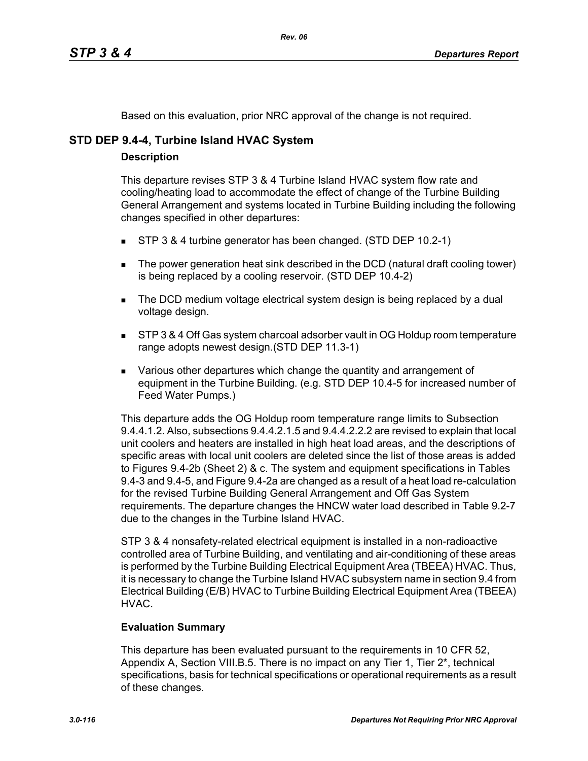Based on this evaluation, prior NRC approval of the change is not required.

## STD DEP 9.4-4, Turbine Island HVAC System

### Description

This departure revises STP 3 & 4 Turbine Island HVAC system flow rate and cooling/heating load to accommodate the effect of change of the Turbine Building General Arrangement and systems located in Turbine Building including the following changes specified in other departures:

- STP 3 & 4 turbine generator has been changed. (STD DEP 10.2-1)
- The power generation heat sink described in the DCD (natural draft cooling tower) is being replaced by a cooling reservoir. (STD DEP 10.4-2)
- The DCD medium voltage electrical system design is being replaced by a dual voltage design.
- STP 3 & 4 Off Gas system charcoal adsorber vault in OG Holdup room temperature range adopts newest design.(STD DEP 11.3-1)
- Various other departures which change the quantity and arrangement of equipment in the Turbine Building. (e.g. STD DEP 10.4-5 for increased number of Feed Water Pumps.)

This departure adds the OG Holdup room temperature range limits to Subsection 9.4.4.1.2. Also, subsections 9.4.4.2.1.5 and 9.4.4.2.2.2 are revised to explain that local unit coolers and heaters are installed in high heat load areas, and the descriptions of specific areas with local unit coolers are deleted since the list of those areas is added to Figures 9.4-2b (Sheet 2) & c. The system and equipment specifications in Tables 9.4-3 and 9.4-5, and Figure 9.4-2a are changed as a result of a heat load re-calculation for the revised Turbine Building General Arrangement and Off Gas System requirements. The departure changes the HNCW water load described in Table 9.2-7 due to the changes in the Turbine Island HVAC.

STP 3 & 4 nonsafety-related electrical equipment is installed in a non-radioactive controlled area of Turbine Building, and ventilating and air-conditioning of these areas is performed by the Turbine Building Electrical Equipment Area (TBEEA) HVAC. Thus, it is necessary to change the Turbine Island HVAC subsystem name in section 9.4 from Electrical Building (E/B) HVAC to Turbine Building Electrical Equipment Area (TBEEA) HVAC.

### Evaluation Summary

This departure has been evaluated pursuant to the requirements in 10 CFR 52, Appendix A, Section VIII.B.5. There is no impact on any Tier 1, Tier 2*, technical specifications, basis for technical specifications or operational requirements as a result of these changes.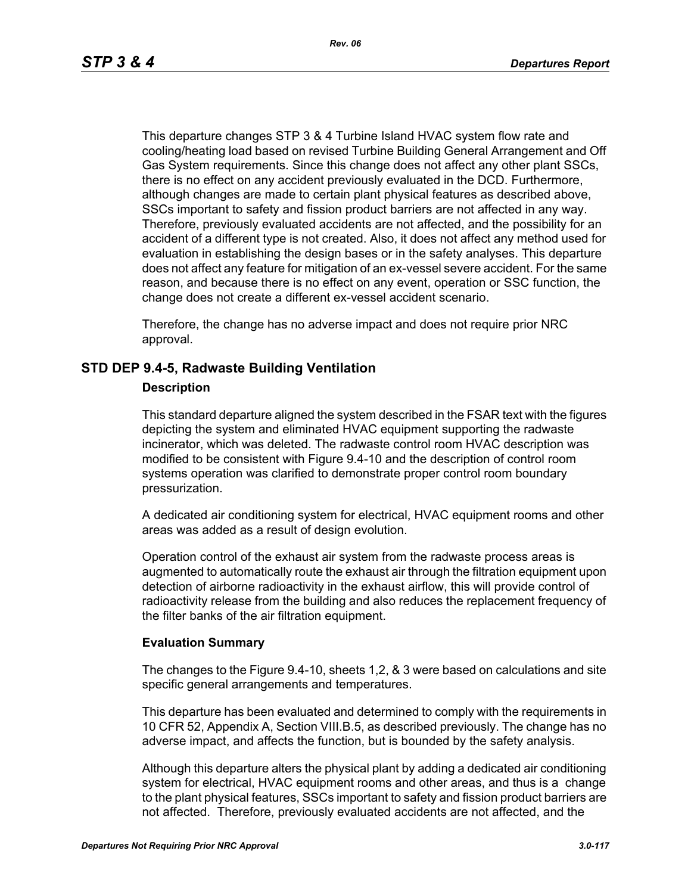This departure changes STP 3 & 4 Turbine Island HVAC system flow rate and cooling/heating load based on revised Turbine Building General Arrangement and Off Gas System requirements. Since this change does not affect any other plant SSCs, there is no effect on any accident previously evaluated in the DCD. Furthermore, although changes are made to certain plant physical features as described above, SSCs important to safety and fission product barriers are not affected in any way. Therefore, previously evaluated accidents are not affected, and the possibility for an accident of a different type is not created. Also, it does not affect any method used for evaluation in establishing the design bases or in the safety analyses. This departure does not affect any feature for mitigation of an ex-vessel severe accident. For the same reason, and because there is no effect on any event, operation or SSC function, the change does not create a different ex-vessel accident scenario.

Therefore, the change has no adverse impact and does not require prior NRC approval.

## STD DEP 9.4-5, Radwaste Building Ventilation

### Description

This standard departure aligned the system described in the FSAR text with the figures depicting the system and eliminated HVAC equipment supporting the radwaste incinerator, which was deleted. The radwaste control room HVAC description was modified to be consistent with Figure 9.4-10 and the description of control room systems operation was clarified to demonstrate proper control room boundary pressurization.

A dedicated air conditioning system for electrical, HVAC equipment rooms and other areas was added as a result of design evolution.

Operation control of the exhaust air system from the radwaste process areas is augmented to automatically route the exhaust air through the filtration equipment upon detection of airborne radioactivity in the exhaust airflow, this will provide control of radioactivity release from the building and also reduces the replacement frequency of the filter banks of the air filtration equipment.

### Evaluation Summary

The changes to the Figure 9.4-10, sheets 1,2, & 3 were based on calculations and site specific general arrangements and temperatures.

This departure has been evaluated and determined to comply with the requirements in 10 CFR 52, Appendix A, Section VIII.B.5, as described previously. The change has no adverse impact, and affects the function, but is bounded by the safety analysis.

Although this departure alters the physical plant by adding a dedicated air conditioning system for electrical, HVAC equipment rooms and other areas, and thus is a change to the plant physical features, SSCs important to safety and fission product barriers are not affected. Therefore, previously evaluated accidents are not affected, and the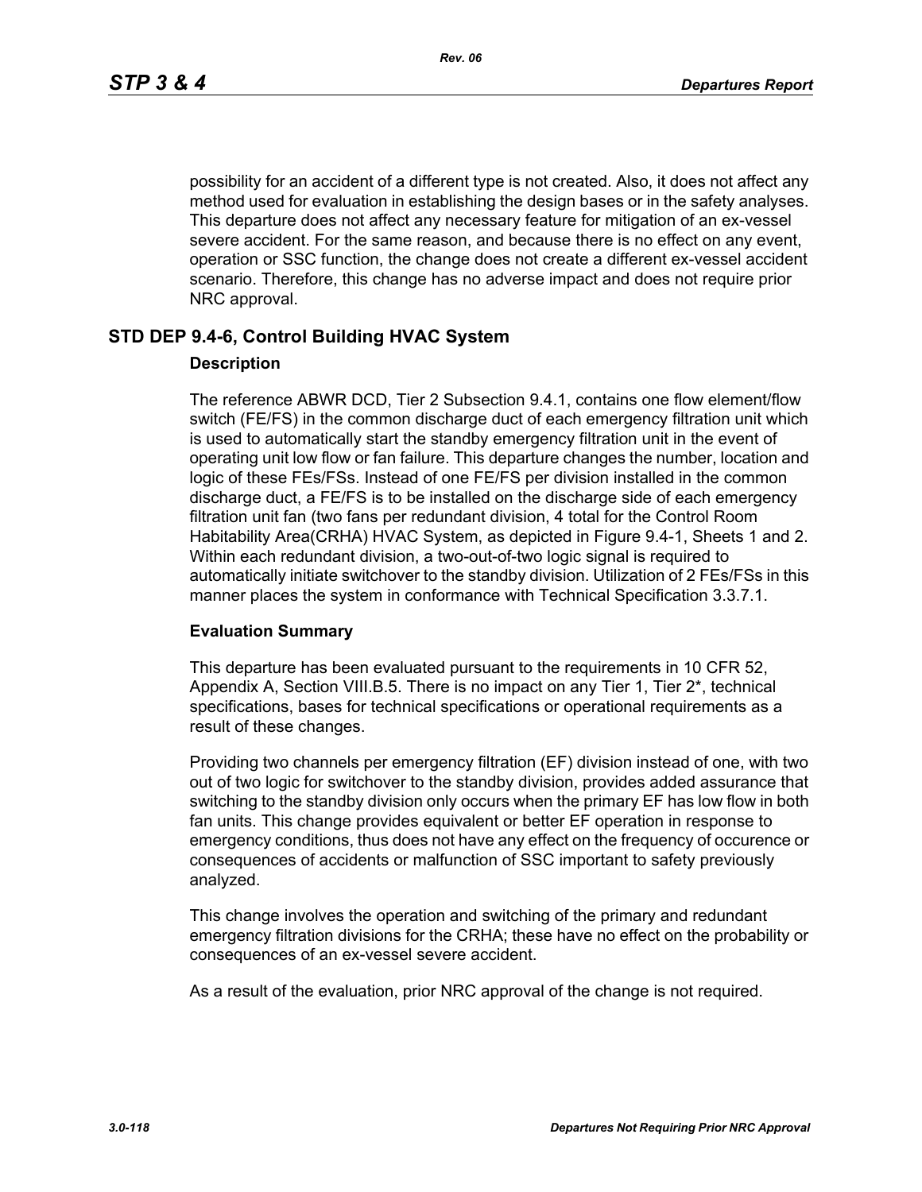possibility for an accident of a different type is not created. Also, it does not affect any method used for evaluation in establishing the design bases or in the safety analyses. This departure does not affect any necessary feature for mitigation of an ex-vessel severe accident. For the same reason, and because there is no effect on any event, operation or SSC function, the change does not create a different ex-vessel accident scenario. Therefore, this change has no adverse impact and does not require prior NRC approval.

## STD DEP 9.4-6, Control Building HVAC System

### Description

The reference ABWR DCD, Tier 2 Subsection 9.4.1, contains one flow element/flow switch (FE/FS) in the common discharge duct of each emergency filtration unit which is used to automatically start the standby emergency filtration unit in the event of operating unit low flow or fan failure. This departure changes the number, location and logic of these FEs/FSs. Instead of one FE/FS per division installed in the common discharge duct, a FE/FS is to be installed on the discharge side of each emergency filtration unit fan (two fans per redundant division, 4 total for the Control Room Habitability Area(CRHA) HVAC System, as depicted in Figure 9.4-1, Sheets 1 and 2. Within each redundant division, a two-out-of-two logic signal is required to automatically initiate switchover to the standby division. Utilization of 2 FEs/FSs in this manner places the system in conformance with Technical Specification 3.3.7.1.

### Evaluation Summary

This departure has been evaluated pursuant to the requirements in 10 CFR 52, Appendix A, Section VIII.B.5. There is no impact on any Tier 1, Tier 2*, technical specifications, bases for technical specifications or operational requirements as a result of these changes.

Providing two channels per emergency filtration (EF) division instead of one, with two out of two logic for switchover to the standby division, provides added assurance that switching to the standby division only occurs when the primary EF has low flow in both fan units. This change provides equivalent or better EF operation in response to emergency conditions, thus does not have any effect on the frequency of occurence or consequences of accidents or malfunction of SSC important to safety previously analyzed.

This change involves the operation and switching of the primary and redundant emergency filtration divisions for the CRHA; these have no effect on the probability or consequences of an ex-vessel severe accident.

As a result of the evaluation, prior NRC approval of the change is not required.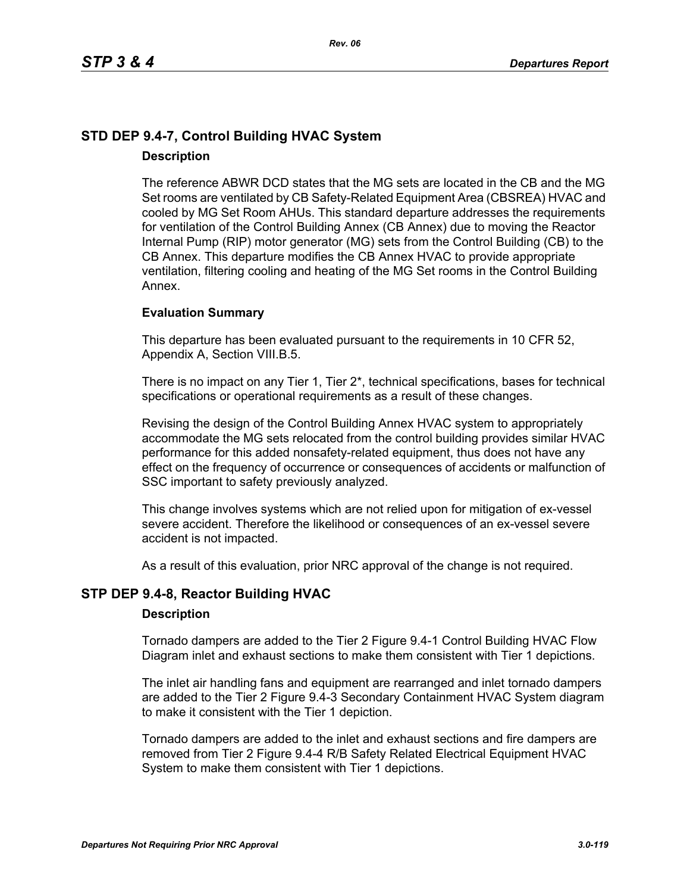## STD DEP 9.4-7, Control Building HVAC System

### Description

The reference ABWR DCD states that the MG sets are located in the CB and the MG Set rooms are ventilated by CB Safety-Related Equipment Area (CBSREA) HVAC and cooled by MG Set Room AHUs. This standard departure addresses the requirements for ventilation of the Control Building Annex (CB Annex) due to moving the Reactor Internal Pump (RIP) motor generator (MG) sets from the Control Building (CB) to the CB Annex. This departure modifies the CB Annex HVAC to provide appropriate ventilation, filtering cooling and heating of the MG Set rooms in the Control Building Annex.

### Evaluation Summary

This departure has been evaluated pursuant to the requirements in 10 CFR 52, Appendix A, Section VIII.B.5.

There is no impact on any Tier 1, Tier 2*, technical specifications, bases for technical specifications or operational requirements as a result of these changes.

Revising the design of the Control Building Annex HVAC system to appropriately accommodate the MG sets relocated from the control building provides similar HVAC performance for this added nonsafety-related equipment, thus does not have any effect on the frequency of occurrence or consequences of accidents or malfunction of SSC important to safety previously analyzed.

This change involves systems which are not relied upon for mitigation of ex-vessel severe accident. Therefore the likelihood or consequences of an ex-vessel severe accident is not impacted.

As a result of this evaluation, prior NRC approval of the change is not required.

## STP DEP 9.4-8, Reactor Building HVAC

### Description

Tornado dampers are added to the Tier 2 Figure 9.4-1 Control Building HVAC Flow Diagram inlet and exhaust sections to make them consistent with Tier 1 depictions.

The inlet air handling fans and equipment are rearranged and inlet tornado dampers are added to the Tier 2 Figure 9.4-3 Secondary Containment HVAC System diagram to make it consistent with the Tier 1 depiction.

Tornado dampers are added to the inlet and exhaust sections and fire dampers are removed from Tier 2 Figure 9.4-4 R/B Safety Related Electrical Equipment HVAC System to make them consistent with Tier 1 depictions.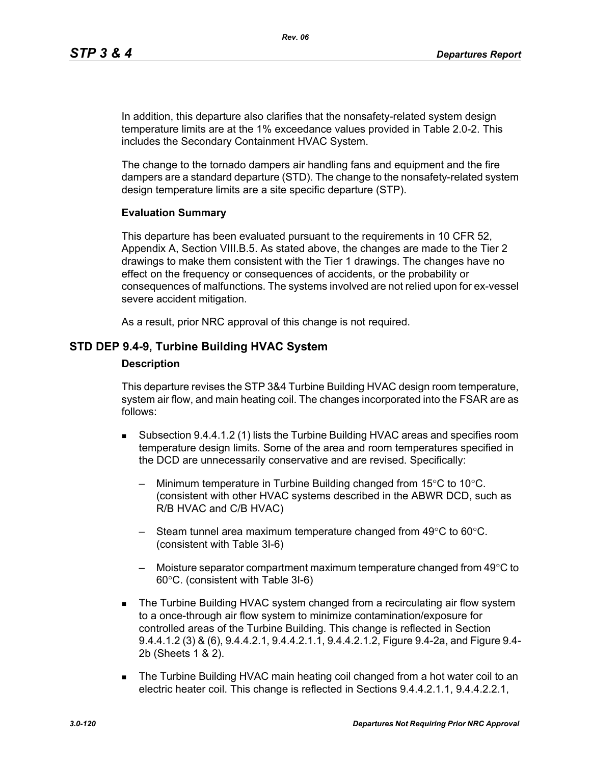In addition, this departure also clarifies that the nonsafety-related system design temperature limits are at the 1% exceedance values provided in Table 2.0-2. This includes the Secondary Containment HVAC System.

The change to the tornado dampers air handling fans and equipment and the fire dampers are a standard departure (STD). The change to the nonsafety-related system design temperature limits are a site specific departure (STP).

**Evaluation Summary**

This departure has been evaluated pursuant to the requirements in 10 CFR 52, Appendix A, Section VIII.B.5. As stated above, the changes are made to the Tier 2 drawings to make them consistent with the Tier 1 drawings. The changes have no effect on the frequency or consequences of accidents, or the probability or consequences of malfunctions. The systems involved are not relied upon for ex-vessel severe accident mitigation.

As a result, prior NRC approval of this change is not required.

## STD DEP 9.4-9, Turbine Building HVAC System

**Description**

This departure revises the STP 3&4 Turbine Building HVAC design room temperature, system air flow, and main heating coil. The changes incorporated into the FSAR are as follows:

- Subsection 9.4.4.1.2 (1) lists the Turbine Building HVAC areas and specifies room temperature design limits. Some of the area and room temperatures specified in the DCD are unnecessarily conservative and are revised. Specifically:
  - Minimum temperature in Turbine Building changed from 15°C to 10°C. (consistent with other HVAC systems described in the ABWR DCD, such as R/B HVAC and C/B HVAC)
  - Steam tunnel area maximum temperature changed from 49°C to 60°C. (consistent with Table 3I-6)
  - Moisture separator compartment maximum temperature changed from 49°C to 60°C. (consistent with Table 3I-6)
- The Turbine Building HVAC system changed from a recirculating air flow system to a once-through air flow system to minimize contamination/exposure for controlled areas of the Turbine Building. This change is reflected in Section 9.4.4.1.2 (3) & (6), 9.4.4.2.1, 9.4.4.2.1.1, 9.4.4.2.1.2, Figure 9.4-2a, and Figure 9.4-2b (Sheets 1 & 2).
- The Turbine Building HVAC main heating coil changed from a hot water coil to an electric heater coil. This change is reflected in Sections 9.4.4.2.1.1, 9.4.4.2.2.1,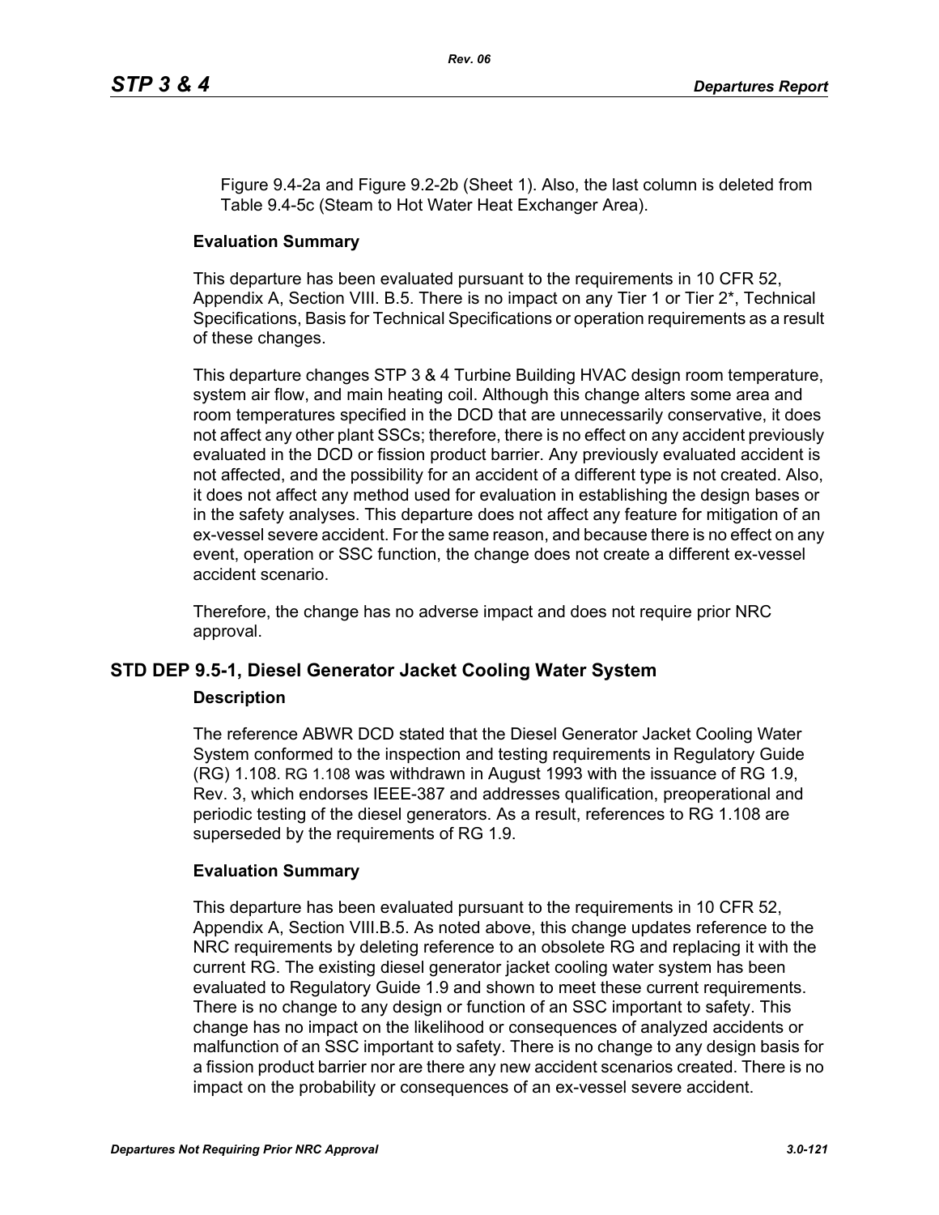Figure 9.4-2a and Figure 9.2-2b (Sheet 1). Also, the last column is deleted from Table 9.4-5c (Steam to Hot Water Heat Exchanger Area).

**Evaluation Summary**

This departure has been evaluated pursuant to the requirements in 10 CFR 52, Appendix A, Section VIII. B.5. There is no impact on any Tier 1 or Tier 2*, Technical Specifications, Basis for Technical Specifications or operation requirements as a result of these changes.

This departure changes STP 3 & 4 Turbine Building HVAC design room temperature, system air flow, and main heating coil. Although this change alters some area and room temperatures specified in the DCD that are unnecessarily conservative, it does not affect any other plant SSCs; therefore, there is no effect on any accident previously evaluated in the DCD or fission product barrier. Any previously evaluated accident is not affected, and the possibility for an accident of a different type is not created. Also, it does not affect any method used for evaluation in establishing the design bases or in the safety analyses. This departure does not affect any feature for mitigation of an ex-vessel severe accident. For the same reason, and because there is no effect on any event, operation or SSC function, the change does not create a different ex-vessel accident scenario.

Therefore, the change has no adverse impact and does not require prior NRC approval.

## STD DEP 9.5-1, Diesel Generator Jacket Cooling Water System

**Description**

The reference ABWR DCD stated that the Diesel Generator Jacket Cooling Water System conformed to the inspection and testing requirements in Regulatory Guide (RG) 1.108. RG 1.108 was withdrawn in August 1993 with the issuance of RG 1.9, Rev. 3, which endorses IEEE-387 and addresses qualification, preoperational and periodic testing of the diesel generators. As a result, references to RG 1.108 are superseded by the requirements of RG 1.9.

**Evaluation Summary**

This departure has been evaluated pursuant to the requirements in 10 CFR 52, Appendix A, Section VIII.B.5. As noted above, this change updates reference to the NRC requirements by deleting reference to an obsolete RG and replacing it with the current RG. The existing diesel generator jacket cooling water system has been evaluated to Regulatory Guide 1.9 and shown to meet these current requirements. There is no change to any design or function of an SSC important to safety. This change has no impact on the likelihood or consequences of analyzed accidents or malfunction of an SSC important to safety. There is no change to any design basis for a fission product barrier nor are there any new accident scenarios created. There is no impact on the probability or consequences of an ex-vessel severe accident.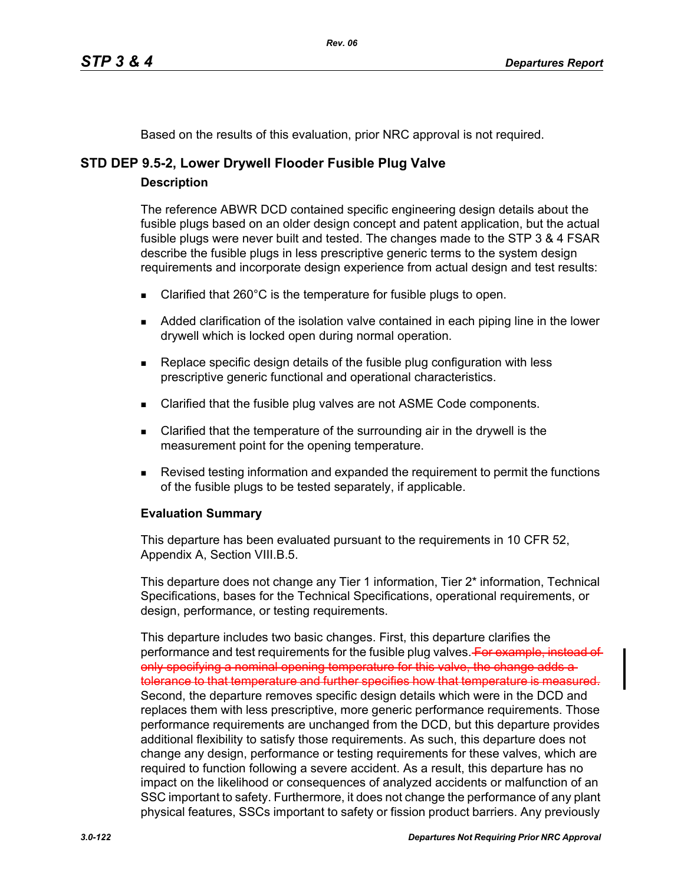Based on the results of this evaluation, prior NRC approval is not required.

## STD DEP 9.5-2, Lower Drywell Flooder Fusible Plug Valve

### Description

The reference ABWR DCD contained specific engineering design details about the fusible plugs based on an older design concept and patent application, but the actual fusible plugs were never built and tested. The changes made to the STP 3 & 4 FSAR describe the fusible plugs in less prescriptive generic terms to the system design requirements and incorporate design experience from actual design and test results:

- Clarified that 260°C is the temperature for fusible plugs to open.
- Added clarification of the isolation valve contained in each piping line in the lower drywell which is locked open during normal operation.
- Replace specific design details of the fusible plug configuration with less prescriptive generic functional and operational characteristics.
- Clarified that the fusible plug valves are not ASME Code components.
- Clarified that the temperature of the surrounding air in the drywell is the measurement point for the opening temperature.
- Revised testing information and expanded the requirement to permit the functions of the fusible plugs to be tested separately, if applicable.

### Evaluation Summary

This departure has been evaluated pursuant to the requirements in 10 CFR 52, Appendix A, Section VIII.B.5.

This departure does not change any Tier 1 information, Tier 2* information, Technical Specifications, bases for the Technical Specifications, operational requirements, or design, performance, or testing requirements.

This departure includes two basic changes. First, this departure clarifies the performance and test requirements for the fusible plug valves. ~~For example, instead of only specifying a nominal opening temperature for this valve, the change adds a tolerance to that temperature and further specifies how that temperature is measured.~~ Second, the departure removes specific design details which were in the DCD and replaces them with less prescriptive, more generic performance requirements. Those performance requirements are unchanged from the DCD, but this departure provides additional flexibility to satisfy those requirements. As such, this departure does not change any design, performance or testing requirements for these valves, which are required to function following a severe accident. As a result, this departure has no impact on the likelihood or consequences of analyzed accidents or malfunction of an SSC important to safety. Furthermore, it does not change the performance of any plant physical features, SSCs important to safety or fission product barriers. Any previously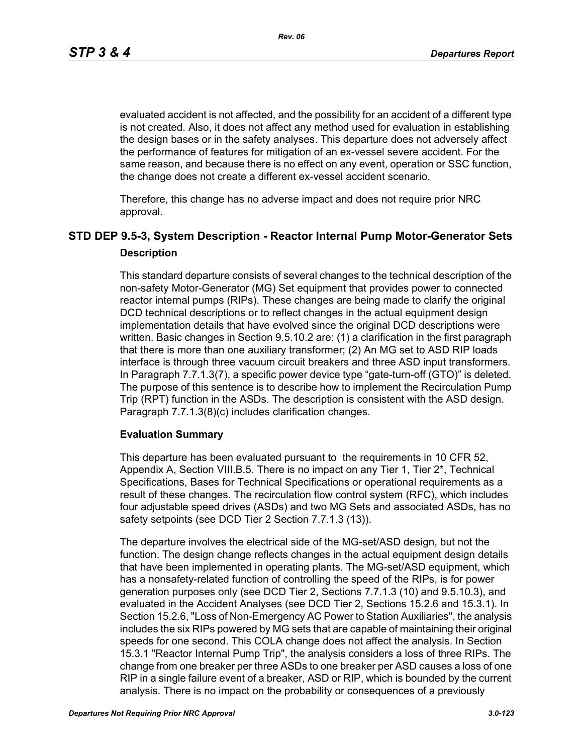evaluated accident is not affected, and the possibility for an accident of a different type is not created. Also, it does not affect any method used for evaluation in establishing the design bases or in the safety analyses. This departure does not adversely affect the performance of features for mitigation of an ex-vessel severe accident. For the same reason, and because there is no effect on any event, operation or SSC function, the change does not create a different ex-vessel accident scenario.

Therefore, this change has no adverse impact and does not require prior NRC approval.

## STD DEP 9.5-3, System Description - Reactor Internal Pump Motor-Generator Sets

### Description

This standard departure consists of several changes to the technical description of the non-safety Motor-Generator (MG) Set equipment that provides power to connected reactor internal pumps (RIPs). These changes are being made to clarify the original DCD technical descriptions or to reflect changes in the actual equipment design implementation details that have evolved since the original DCD descriptions were written. Basic changes in Section 9.5.10.2 are: (1) a clarification in the first paragraph that there is more than one auxiliary transformer; (2) An MG set to ASD RIP loads interface is through three vacuum circuit breakers and three ASD input transformers. In Paragraph 7.7.1.3(7), a specific power device type "gate-turn-off (GTO)" is deleted. The purpose of this sentence is to describe how to implement the Recirculation Pump Trip (RPT) function in the ASDs. The description is consistent with the ASD design. Paragraph 7.7.1.3(8)(c) includes clarification changes.

### Evaluation Summary

This departure has been evaluated pursuant to the requirements in 10 CFR 52, Appendix A, Section VIII.B.5. There is no impact on any Tier 1, Tier 2*, Technical Specifications, Bases for Technical Specifications or operational requirements as a result of these changes. The recirculation flow control system (RFC), which includes four adjustable speed drives (ASDs) and two MG Sets and associated ASDs, has no safety setpoints (see DCD Tier 2 Section 7.7.1.3 (13)).

The departure involves the electrical side of the MG-set/ASD design, but not the function. The design change reflects changes in the actual equipment design details that have been implemented in operating plants. The MG-set/ASD equipment, which has a nonsafety-related function of controlling the speed of the RIPs, is for power generation purposes only (see DCD Tier 2, Sections 7.7.1.3 (10) and 9.5.10.3), and evaluated in the Accident Analyses (see DCD Tier 2, Sections 15.2.6 and 15.3.1). In Section 15.2.6, "Loss of Non-Emergency AC Power to Station Auxiliaries", the analysis includes the six RIPs powered by MG sets that are capable of maintaining their original speeds for one second. This COLA change does not affect the analysis. In Section 15.3.1 "Reactor Internal Pump Trip", the analysis considers a loss of three RIPs. The change from one breaker per three ASDs to one breaker per ASD causes a loss of one RIP in a single failure event of a breaker, ASD or RIP, which is bounded by the current analysis. There is no impact on the probability or consequences of a previously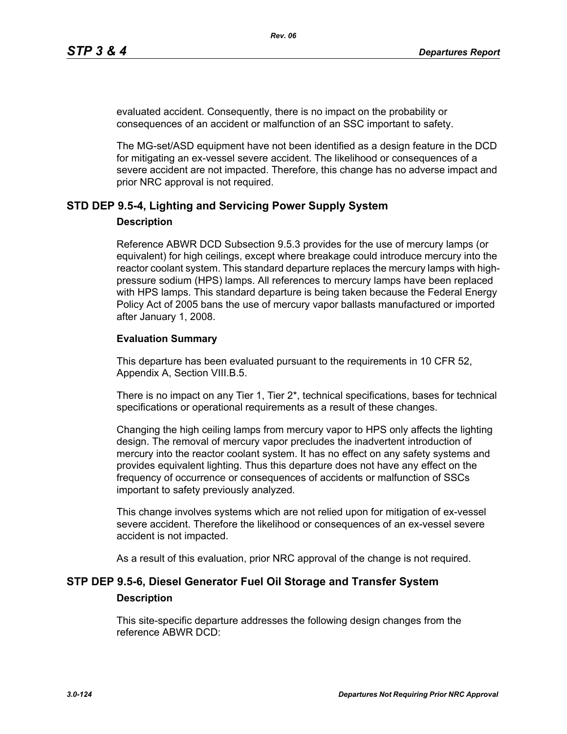evaluated accident. Consequently, there is no impact on the probability or consequences of an accident or malfunction of an SSC important to safety.

The MG-set/ASD equipment have not been identified as a design feature in the DCD for mitigating an ex-vessel severe accident. The likelihood or consequences of a severe accident are not impacted. Therefore, this change has no adverse impact and prior NRC approval is not required.

## STD DEP 9.5-4, Lighting and Servicing Power Supply System

### Description

Reference ABWR DCD Subsection 9.5.3 provides for the use of mercury lamps (or equivalent) for high ceilings, except where breakage could introduce mercury into the reactor coolant system. This standard departure replaces the mercury lamps with high-pressure sodium (HPS) lamps. All references to mercury lamps have been replaced with HPS lamps. This standard departure is being taken because the Federal Energy Policy Act of 2005 bans the use of mercury vapor ballasts manufactured or imported after January 1, 2008.

### Evaluation Summary

This departure has been evaluated pursuant to the requirements in 10 CFR 52, Appendix A, Section VIII.B.5.

There is no impact on any Tier 1, Tier 2*, technical specifications, bases for technical specifications or operational requirements as a result of these changes.

Changing the high ceiling lamps from mercury vapor to HPS only affects the lighting design. The removal of mercury vapor precludes the inadvertent introduction of mercury into the reactor coolant system. It has no effect on any safety systems and provides equivalent lighting. Thus this departure does not have any effect on the frequency of occurrence or consequences of accidents or malfunction of SSCs important to safety previously analyzed.

This change involves systems which are not relied upon for mitigation of ex-vessel severe accident. Therefore the likelihood or consequences of an ex-vessel severe accident is not impacted.

As a result of this evaluation, prior NRC approval of the change is not required.

## STP DEP 9.5-6, Diesel Generator Fuel Oil Storage and Transfer System

### Description

This site-specific departure addresses the following design changes from the reference ABWR DCD: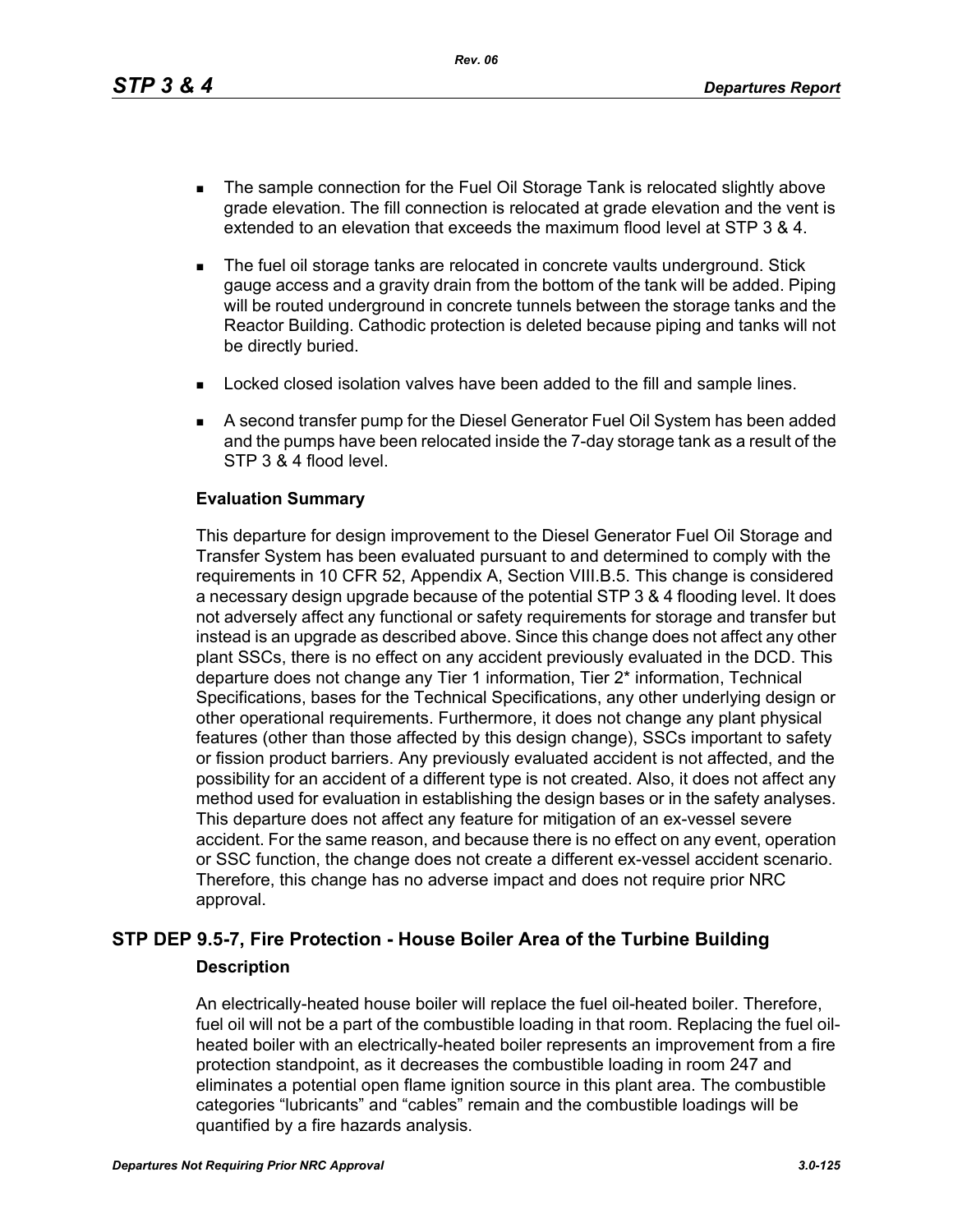- The sample connection for the Fuel Oil Storage Tank is relocated slightly above grade elevation. The fill connection is relocated at grade elevation and the vent is extended to an elevation that exceeds the maximum flood level at STP 3 & 4.
- The fuel oil storage tanks are relocated in concrete vaults underground. Stick gauge access and a gravity drain from the bottom of the tank will be added. Piping will be routed underground in concrete tunnels between the storage tanks and the Reactor Building. Cathodic protection is deleted because piping and tanks will not be directly buried.
- Locked closed isolation valves have been added to the fill and sample lines.
- A second transfer pump for the Diesel Generator Fuel Oil System has been added and the pumps have been relocated inside the 7-day storage tank as a result of the STP 3 & 4 flood level.

**Evaluation Summary**

This departure for design improvement to the Diesel Generator Fuel Oil Storage and Transfer System has been evaluated pursuant to and determined to comply with the requirements in 10 CFR 52, Appendix A, Section VIII.B.5. This change is considered a necessary design upgrade because of the potential STP 3 & 4 flooding level. It does not adversely affect any functional or safety requirements for storage and transfer but instead is an upgrade as described above. Since this change does not affect any other plant SSCs, there is no effect on any accident previously evaluated in the DCD. This departure does not change any Tier 1 information, Tier 2* information, Technical Specifications, bases for the Technical Specifications, any other underlying design or other operational requirements. Furthermore, it does not change any plant physical features (other than those affected by this design change), SSCs important to safety or fission product barriers. Any previously evaluated accident is not affected, and the possibility for an accident of a different type is not created. Also, it does not affect any method used for evaluation in establishing the design bases or in the safety analyses. This departure does not affect any feature for mitigation of an ex-vessel severe accident. For the same reason, and because there is no effect on any event, operation or SSC function, the change does not create a different ex-vessel accident scenario. Therefore, this change has no adverse impact and does not require prior NRC approval.

## STP DEP 9.5-7, Fire Protection - House Boiler Area of the Turbine Building

**Description**

An electrically-heated house boiler will replace the fuel oil-heated boiler. Therefore, fuel oil will not be a part of the combustible loading in that room. Replacing the fuel oil-heated boiler with an electrically-heated boiler represents an improvement from a fire protection standpoint, as it decreases the combustible loading in room 247 and eliminates a potential open flame ignition source in this plant area. The combustible categories “lubricants” and “cables” remain and the combustible loadings will be quantified by a fire hazards analysis.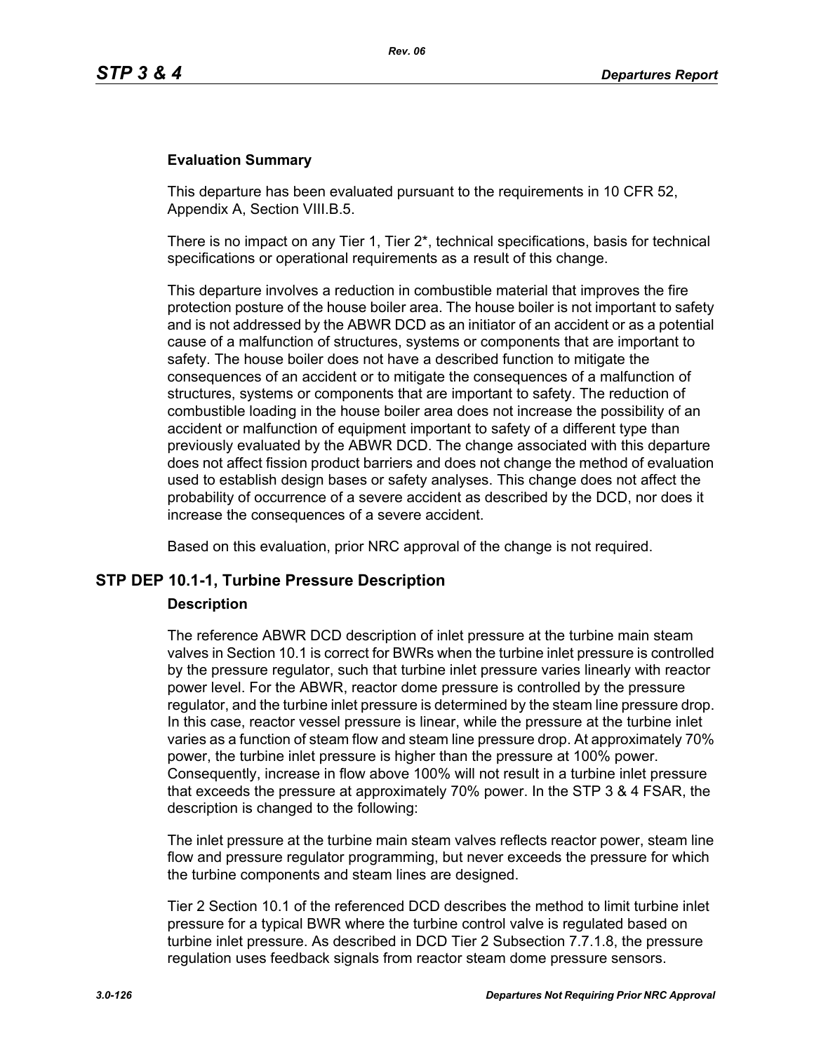### Evaluation Summary

This departure has been evaluated pursuant to the requirements in 10 CFR 52, Appendix A, Section VIII.B.5.

There is no impact on any Tier 1, Tier 2*, technical specifications, basis for technical specifications or operational requirements as a result of this change.

This departure involves a reduction in combustible material that improves the fire protection posture of the house boiler area. The house boiler is not important to safety and is not addressed by the ABWR DCD as an initiator of an accident or as a potential cause of a malfunction of structures, systems or components that are important to safety. The house boiler does not have a described function to mitigate the consequences of an accident or to mitigate the consequences of a malfunction of structures, systems or components that are important to safety. The reduction of combustible loading in the house boiler area does not increase the possibility of an accident or malfunction of equipment important to safety of a different type than previously evaluated by the ABWR DCD. The change associated with this departure does not affect fission product barriers and does not change the method of evaluation used to establish design bases or safety analyses. This change does not affect the probability of occurrence of a severe accident as described by the DCD, nor does it increase the consequences of a severe accident.

Based on this evaluation, prior NRC approval of the change is not required.

## STP DEP 10.1-1, Turbine Pressure Description

### Description

The reference ABWR DCD description of inlet pressure at the turbine main steam valves in Section 10.1 is correct for BWRs when the turbine inlet pressure is controlled by the pressure regulator, such that turbine inlet pressure varies linearly with reactor power level. For the ABWR, reactor dome pressure is controlled by the pressure regulator, and the turbine inlet pressure is determined by the steam line pressure drop. In this case, reactor vessel pressure is linear, while the pressure at the turbine inlet varies as a function of steam flow and steam line pressure drop. At approximately 70% power, the turbine inlet pressure is higher than the pressure at 100% power. Consequently, increase in flow above 100% will not result in a turbine inlet pressure that exceeds the pressure at approximately 70% power. In the STP 3 & 4 FSAR, the description is changed to the following:

The inlet pressure at the turbine main steam valves reflects reactor power, steam line flow and pressure regulator programming, but never exceeds the pressure for which the turbine components and steam lines are designed.

Tier 2 Section 10.1 of the referenced DCD describes the method to limit turbine inlet pressure for a typical BWR where the turbine control valve is regulated based on turbine inlet pressure. As described in DCD Tier 2 Subsection 7.7.1.8, the pressure regulation uses feedback signals from reactor steam dome pressure sensors.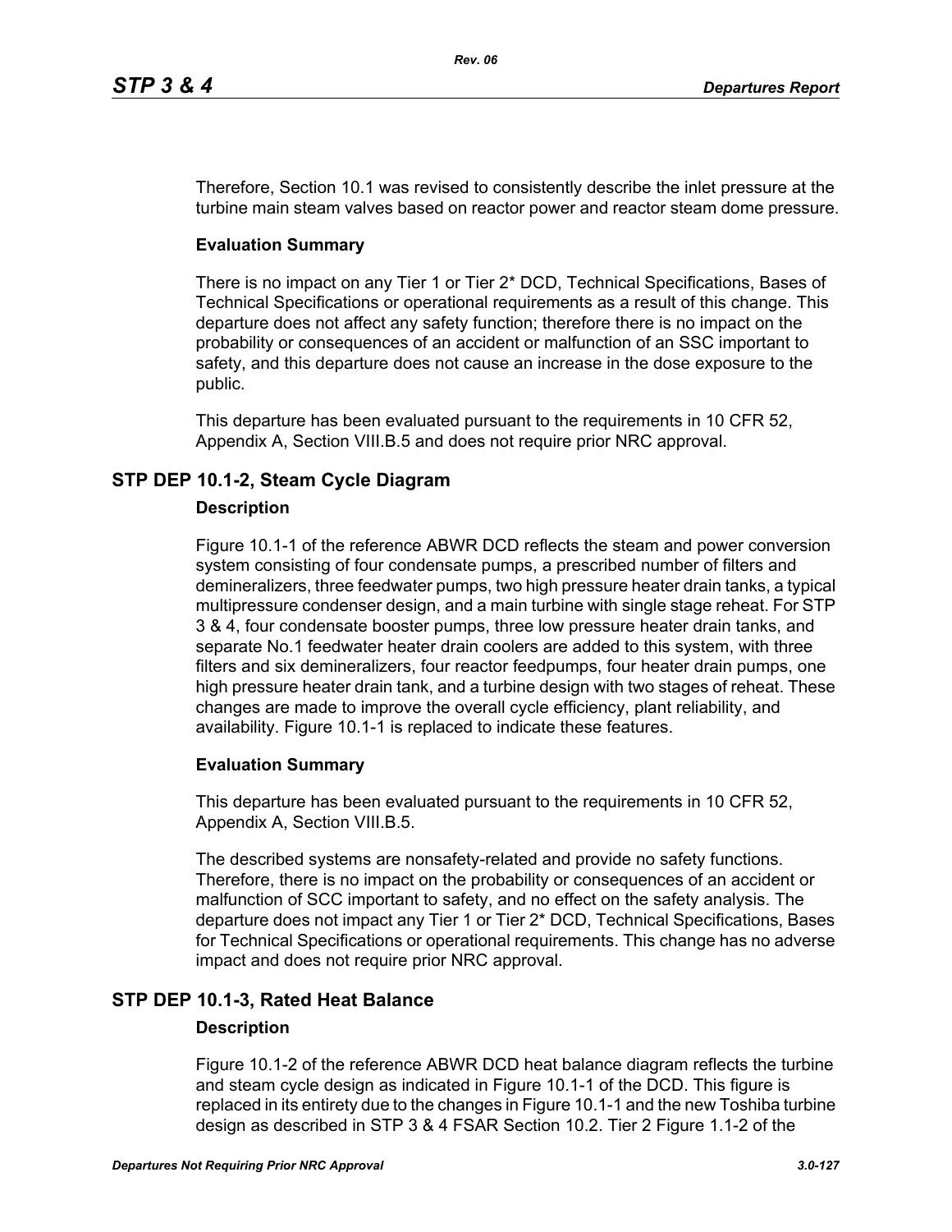Therefore, Section 10.1 was revised to consistently describe the inlet pressure at the turbine main steam valves based on reactor power and reactor steam dome pressure.

**Evaluation Summary**

There is no impact on any Tier 1 or Tier 2* DCD, Technical Specifications, Bases of Technical Specifications or operational requirements as a result of this change. This departure does not affect any safety function; therefore there is no impact on the probability or consequences of an accident or malfunction of an SSC important to safety, and this departure does not cause an increase in the dose exposure to the public.

This departure has been evaluated pursuant to the requirements in 10 CFR 52, Appendix A, Section VIII.B.5 and does not require prior NRC approval.

## STP DEP 10.1-2, Steam Cycle Diagram

**Description**

Figure 10.1-1 of the reference ABWR DCD reflects the steam and power conversion system consisting of four condensate pumps, a prescribed number of filters and demineralizers, three feedwater pumps, two high pressure heater drain tanks, a typical multipressure condenser design, and a main turbine with single stage reheat. For STP 3 & 4, four condensate booster pumps, three low pressure heater drain tanks, and separate No.1 feedwater heater drain coolers are added to this system, with three filters and six demineralizers, four reactor feedpumps, four heater drain pumps, one high pressure heater drain tank, and a turbine design with two stages of reheat. These changes are made to improve the overall cycle efficiency, plant reliability, and availability. Figure 10.1-1 is replaced to indicate these features.

**Evaluation Summary**

This departure has been evaluated pursuant to the requirements in 10 CFR 52, Appendix A, Section VIII.B.5.

The described systems are nonsafety-related and provide no safety functions. Therefore, there is no impact on the probability or consequences of an accident or malfunction of SCC important to safety, and no effect on the safety analysis. The departure does not impact any Tier 1 or Tier 2* DCD, Technical Specifications, Bases for Technical Specifications or operational requirements. This change has no adverse impact and does not require prior NRC approval.

## STP DEP 10.1-3, Rated Heat Balance

**Description**

Figure 10.1-2 of the reference ABWR DCD heat balance diagram reflects the turbine and steam cycle design as indicated in Figure 10.1-1 of the DCD. This figure is replaced in its entirety due to the changes in Figure 10.1-1 and the new Toshiba turbine design as described in STP 3 & 4 FSAR Section 10.2. Tier 2 Figure 1.1-2 of the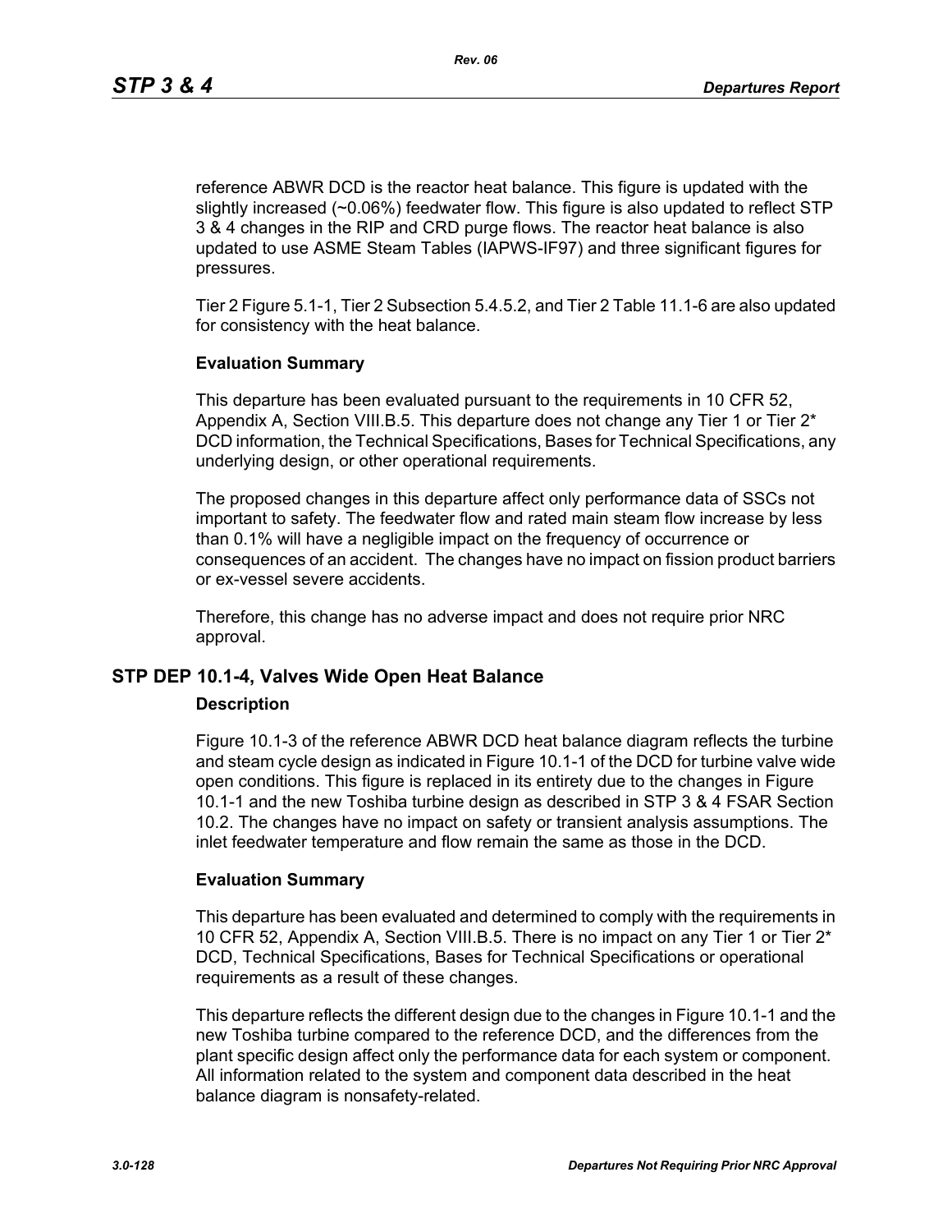reference ABWR DCD is the reactor heat balance. This figure is updated with the slightly increased (~0.06%) feedwater flow. This figure is also updated to reflect STP 3 & 4 changes in the RIP and CRD purge flows. The reactor heat balance is also updated to use ASME Steam Tables (IAPWS-IF97) and three significant figures for pressures.

Tier 2 Figure 5.1-1, Tier 2 Subsection 5.4.5.2, and Tier 2 Table 11.1-6 are also updated for consistency with the heat balance.

**Evaluation Summary**

This departure has been evaluated pursuant to the requirements in 10 CFR 52, Appendix A, Section VIII.B.5. This departure does not change any Tier 1 or Tier 2* DCD information, the Technical Specifications, Bases for Technical Specifications, any underlying design, or other operational requirements.

The proposed changes in this departure affect only performance data of SSCs not important to safety. The feedwater flow and rated main steam flow increase by less than 0.1% will have a negligible impact on the frequency of occurrence or consequences of an accident. The changes have no impact on fission product barriers or ex-vessel severe accidents.

Therefore, this change has no adverse impact and does not require prior NRC approval.

## STP DEP 10.1-4, Valves Wide Open Heat Balance

**Description**

Figure 10.1-3 of the reference ABWR DCD heat balance diagram reflects the turbine and steam cycle design as indicated in Figure 10.1-1 of the DCD for turbine valve wide open conditions. This figure is replaced in its entirety due to the changes in Figure 10.1-1 and the new Toshiba turbine design as described in STP 3 & 4 FSAR Section 10.2. The changes have no impact on safety or transient analysis assumptions. The inlet feedwater temperature and flow remain the same as those in the DCD.

**Evaluation Summary**

This departure has been evaluated and determined to comply with the requirements in 10 CFR 52, Appendix A, Section VIII.B.5. There is no impact on any Tier 1 or Tier 2* DCD, Technical Specifications, Bases for Technical Specifications or operational requirements as a result of these changes.

This departure reflects the different design due to the changes in Figure 10.1-1 and the new Toshiba turbine compared to the reference DCD, and the differences from the plant specific design affect only the performance data for each system or component. All information related to the system and component data described in the heat balance diagram is nonsafety-related.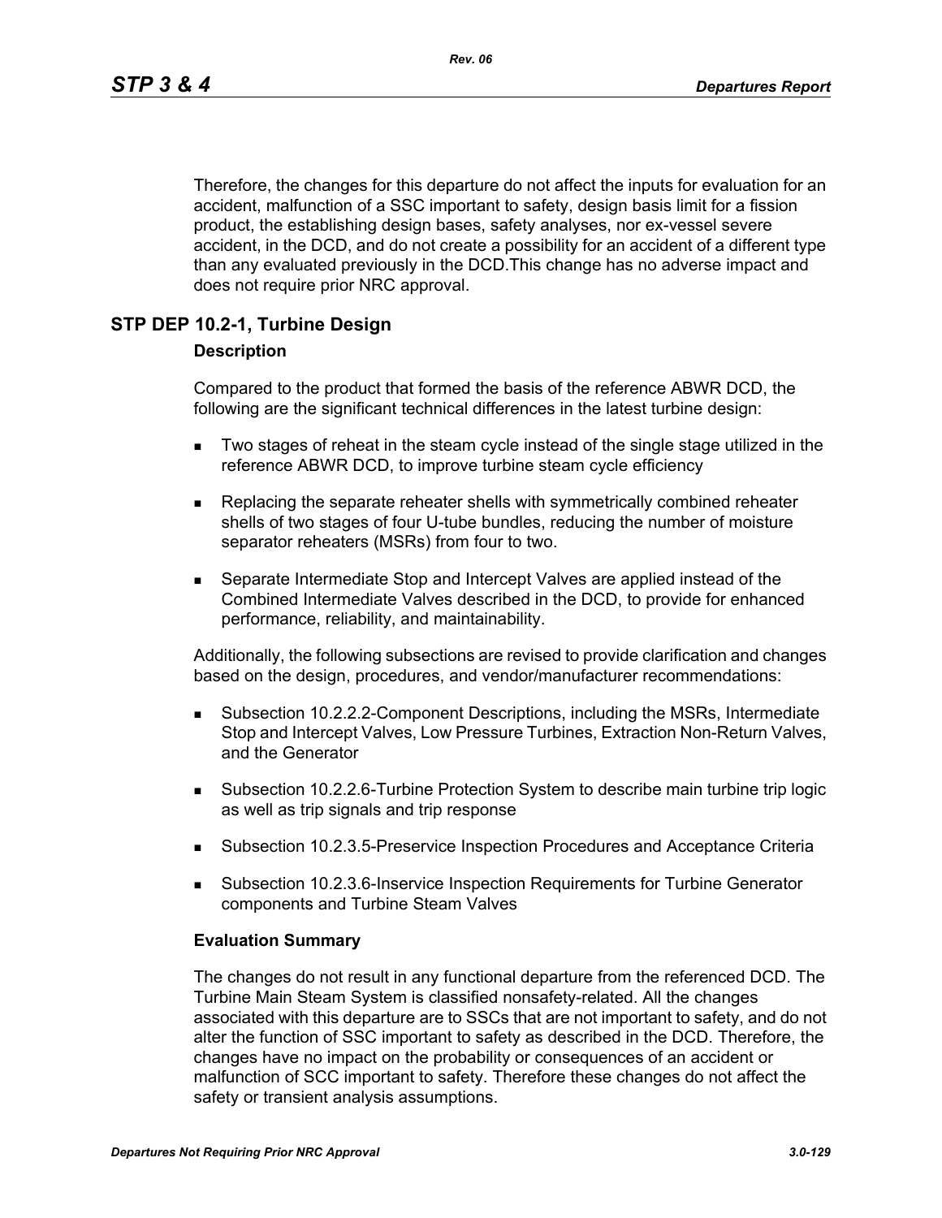Therefore, the changes for this departure do not affect the inputs for evaluation for an accident, malfunction of a SSC important to safety, design basis limit for a fission product, the establishing design bases, safety analyses, nor ex-vessel severe accident, in the DCD, and do not create a possibility for an accident of a different type than any evaluated previously in the DCD.This change has no adverse impact and does not require prior NRC approval.

## STP DEP 10.2-1, Turbine Design

### Description

Compared to the product that formed the basis of the reference ABWR DCD, the following are the significant technical differences in the latest turbine design:

- Two stages of reheat in the steam cycle instead of the single stage utilized in the reference ABWR DCD, to improve turbine steam cycle efficiency
- Replacing the separate reheater shells with symmetrically combined reheater shells of two stages of four U-tube bundles, reducing the number of moisture separator reheaters (MSRs) from four to two.
- Separate Intermediate Stop and Intercept Valves are applied instead of the Combined Intermediate Valves described in the DCD, to provide for enhanced performance, reliability, and maintainability.

Additionally, the following subsections are revised to provide clarification and changes based on the design, procedures, and vendor/manufacturer recommendations:

- Subsection 10.2.2.2-Component Descriptions, including the MSRs, Intermediate Stop and Intercept Valves, Low Pressure Turbines, Extraction Non-Return Valves, and the Generator
- Subsection 10.2.2.6-Turbine Protection System to describe main turbine trip logic as well as trip signals and trip response
- Subsection 10.2.3.5-Preservice Inspection Procedures and Acceptance Criteria
- Subsection 10.2.3.6-Inservice Inspection Requirements for Turbine Generator components and Turbine Steam Valves

### Evaluation Summary

The changes do not result in any functional departure from the referenced DCD. The Turbine Main Steam System is classified nonsafety-related. All the changes associated with this departure are to SSCs that are not important to safety, and do not alter the function of SSC important to safety as described in the DCD. Therefore, the changes have no impact on the probability or consequences of an accident or malfunction of SCC important to safety. Therefore these changes do not affect the safety or transient analysis assumptions.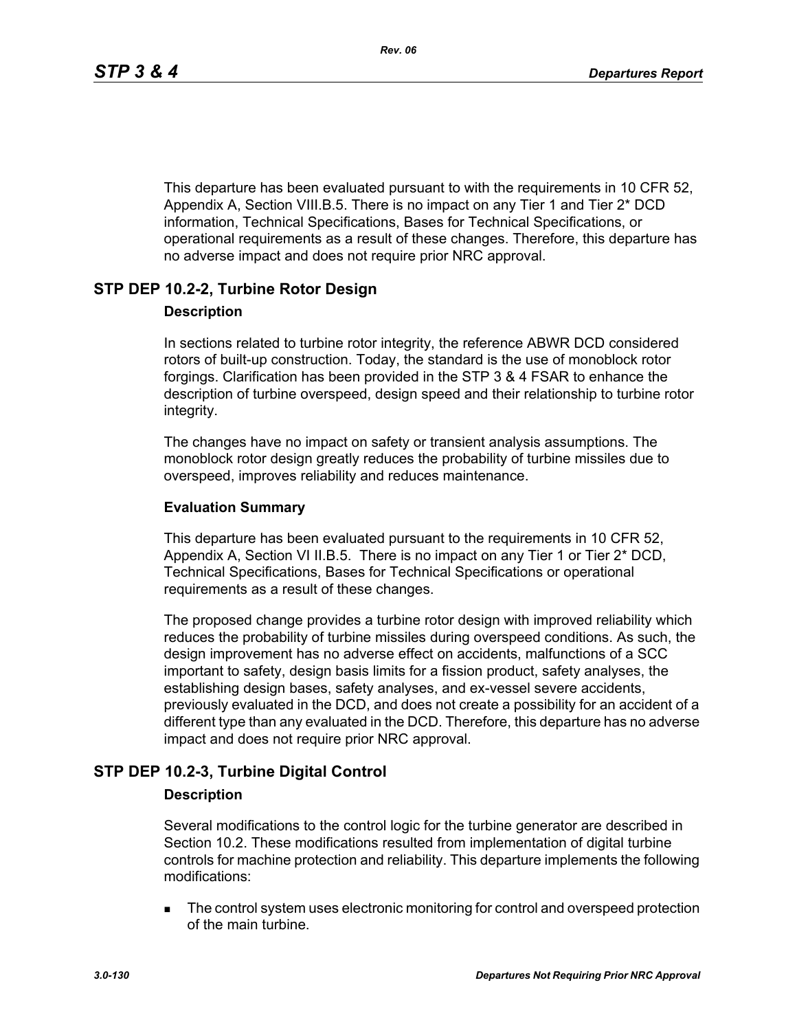This departure has been evaluated pursuant to with the requirements in 10 CFR 52, Appendix A, Section VIII.B.5. There is no impact on any Tier 1 and Tier 2* DCD information, Technical Specifications, Bases for Technical Specifications, or operational requirements as a result of these changes. Therefore, this departure has no adverse impact and does not require prior NRC approval.

## STP DEP 10.2-2, Turbine Rotor Design

### Description

In sections related to turbine rotor integrity, the reference ABWR DCD considered rotors of built-up construction. Today, the standard is the use of monoblock rotor forgings. Clarification has been provided in the STP 3 & 4 FSAR to enhance the description of turbine overspeed, design speed and their relationship to turbine rotor integrity.

The changes have no impact on safety or transient analysis assumptions. The monoblock rotor design greatly reduces the probability of turbine missiles due to overspeed, improves reliability and reduces maintenance.

### Evaluation Summary

This departure has been evaluated pursuant to the requirements in 10 CFR 52, Appendix A, Section VI II.B.5. There is no impact on any Tier 1 or Tier 2* DCD, Technical Specifications, Bases for Technical Specifications or operational requirements as a result of these changes.

The proposed change provides a turbine rotor design with improved reliability which reduces the probability of turbine missiles during overspeed conditions. As such, the design improvement has no adverse effect on accidents, malfunctions of a SCC important to safety, design basis limits for a fission product, safety analyses, the establishing design bases, safety analyses, and ex-vessel severe accidents, previously evaluated in the DCD, and does not create a possibility for an accident of a different type than any evaluated in the DCD. Therefore, this departure has no adverse impact and does not require prior NRC approval.

## STP DEP 10.2-3, Turbine Digital Control

### Description

Several modifications to the control logic for the turbine generator are described in Section 10.2. These modifications resulted from implementation of digital turbine controls for machine protection and reliability. This departure implements the following modifications:

- The control system uses electronic monitoring for control and overspeed protection of the main turbine.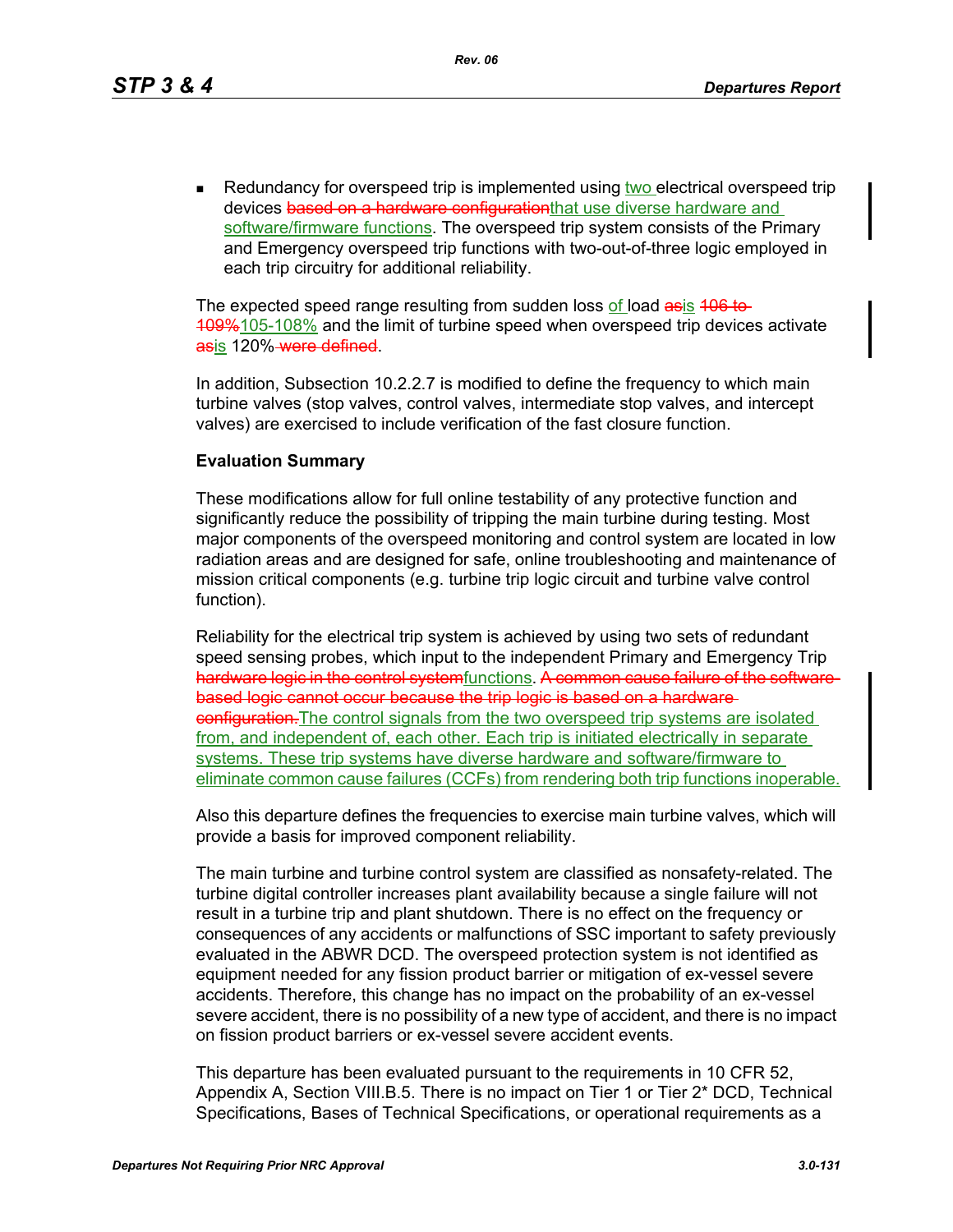- Redundancy for overspeed trip is implemented using ~~two~~ two electrical overspeed trip devices ~~based on a hardware configuration~~that use diverse hardware and software/firmware functions. The overspeed trip system consists of the Primary and Emergency overspeed trip functions with two-out-of-three logic employed in each trip circuitry for additional reliability.

The expected speed range resulting from sudden loss of load ~~as~~is ~~106 to 109%~~105-108% and the limit of turbine speed when overspeed trip devices activate ~~as~~is 120% ~~were defined~~.

In addition, Subsection 10.2.2.7 is modified to define the frequency to which main turbine valves (stop valves, control valves, intermediate stop valves, and intercept valves) are exercised to include verification of the fast closure function.

**Evaluation Summary**

These modifications allow for full online testability of any protective function and significantly reduce the possibility of tripping the main turbine during testing. Most major components of the overspeed monitoring and control system are located in low radiation areas and are designed for safe, online troubleshooting and maintenance of mission critical components (e.g. turbine trip logic circuit and turbine valve control function).

Reliability for the electrical trip system is achieved by using two sets of redundant speed sensing probes, which input to the independent Primary and Emergency Trip ~~hardware logic in the control system~~functions. ~~A common cause failure of the software-based logic cannot occur because the trip logic is based on a hardware configuration.~~The control signals from the two overspeed trip systems are isolated from, and independent of, each other. Each trip is initiated electrically in separate systems. These trip systems have diverse hardware and software/firmware to eliminate common cause failures (CCFs) from rendering both trip functions inoperable.

Also this departure defines the frequencies to exercise main turbine valves, which will provide a basis for improved component reliability.

The main turbine and turbine control system are classified as nonsafety-related. The turbine digital controller increases plant availability because a single failure will not result in a turbine trip and plant shutdown. There is no effect on the frequency or consequences of any accidents or malfunctions of SSC important to safety previously evaluated in the ABWR DCD. The overspeed protection system is not identified as equipment needed for any fission product barrier or mitigation of ex-vessel severe accidents. Therefore, this change has no impact on the probability of an ex-vessel severe accident, there is no possibility of a new type of accident, and there is no impact on fission product barriers or ex-vessel severe accident events.

This departure has been evaluated pursuant to the requirements in 10 CFR 52, Appendix A, Section VIII.B.5. There is no impact on Tier 1 or Tier 2* DCD, Technical Specifications, Bases of Technical Specifications, or operational requirements as a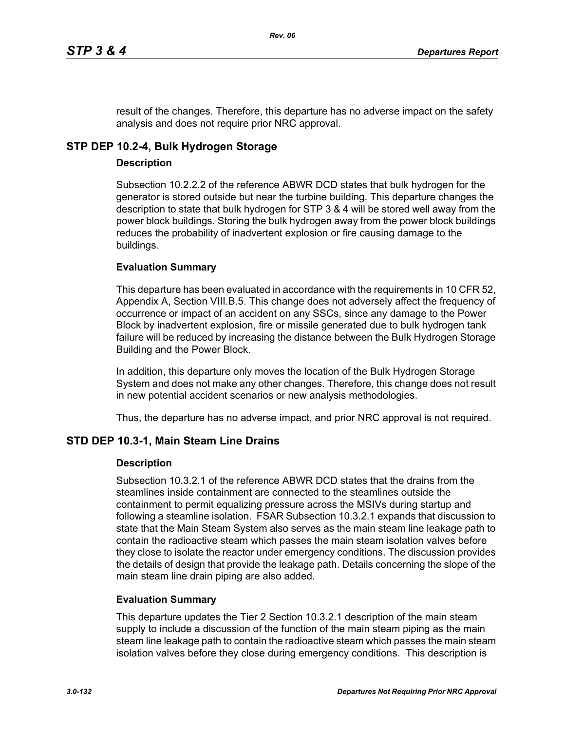result of the changes. Therefore, this departure has no adverse impact on the safety analysis and does not require prior NRC approval.

## STP DEP 10.2-4, Bulk Hydrogen Storage

### Description

Subsection 10.2.2.2 of the reference ABWR DCD states that bulk hydrogen for the generator is stored outside but near the turbine building. This departure changes the description to state that bulk hydrogen for STP 3 & 4 will be stored well away from the power block buildings. Storing the bulk hydrogen away from the power block buildings reduces the probability of inadvertent explosion or fire causing damage to the buildings.

### Evaluation Summary

This departure has been evaluated in accordance with the requirements in 10 CFR 52, Appendix A, Section VIII.B.5. This change does not adversely affect the frequency of occurrence or impact of an accident on any SSCs, since any damage to the Power Block by inadvertent explosion, fire or missile generated due to bulk hydrogen tank failure will be reduced by increasing the distance between the Bulk Hydrogen Storage Building and the Power Block.

In addition, this departure only moves the location of the Bulk Hydrogen Storage System and does not make any other changes. Therefore, this change does not result in new potential accident scenarios or new analysis methodologies.

Thus, the departure has no adverse impact, and prior NRC approval is not required.

## STD DEP 10.3-1, Main Steam Line Drains

### Description

Subsection 10.3.2.1 of the reference ABWR DCD states that the drains from the steamlines inside containment are connected to the steamlines outside the containment to permit equalizing pressure across the MSIVs during startup and following a steamline isolation. FSAR Subsection 10.3.2.1 expands that discussion to state that the Main Steam System also serves as the main steam line leakage path to contain the radioactive steam which passes the main steam isolation valves before they close to isolate the reactor under emergency conditions. The discussion provides the details of design that provide the leakage path. Details concerning the slope of the main steam line drain piping are also added.

### Evaluation Summary

This departure updates the Tier 2 Section 10.3.2.1 description of the main steam supply to include a discussion of the function of the main steam piping as the main steam line leakage path to contain the radioactive steam which passes the main steam isolation valves before they close during emergency conditions. This description is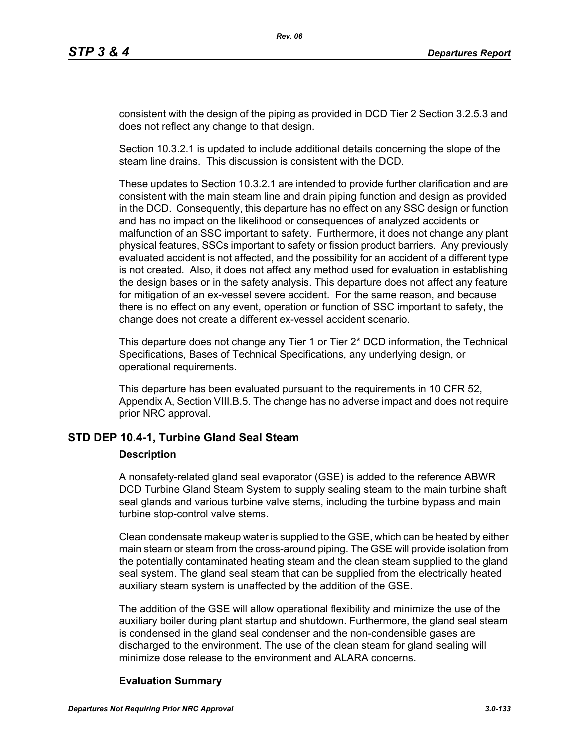consistent with the design of the piping as provided in DCD Tier 2 Section 3.2.5.3 and does not reflect any change to that design.

Section 10.3.2.1 is updated to include additional details concerning the slope of the steam line drains. This discussion is consistent with the DCD.

These updates to Section 10.3.2.1 are intended to provide further clarification and are consistent with the main steam line and drain piping function and design as provided in the DCD. Consequently, this departure has no effect on any SSC design or function and has no impact on the likelihood or consequences of analyzed accidents or malfunction of an SSC important to safety. Furthermore, it does not change any plant physical features, SSCs important to safety or fission product barriers. Any previously evaluated accident is not affected, and the possibility for an accident of a different type is not created. Also, it does not affect any method used for evaluation in establishing the design bases or in the safety analysis. This departure does not affect any feature for mitigation of an ex-vessel severe accident. For the same reason, and because there is no effect on any event, operation or function of SSC important to safety, the change does not create a different ex-vessel accident scenario.

This departure does not change any Tier 1 or Tier 2* DCD information, the Technical Specifications, Bases of Technical Specifications, any underlying design, or operational requirements.

This departure has been evaluated pursuant to the requirements in 10 CFR 52, Appendix A, Section VIII.B.5. The change has no adverse impact and does not require prior NRC approval.

## STD DEP 10.4-1, Turbine Gland Seal Steam

### Description

A nonsafety-related gland seal evaporator (GSE) is added to the reference ABWR DCD Turbine Gland Steam System to supply sealing steam to the main turbine shaft seal glands and various turbine valve stems, including the turbine bypass and main turbine stop-control valve stems.

Clean condensate makeup water is supplied to the GSE, which can be heated by either main steam or steam from the cross-around piping. The GSE will provide isolation from the potentially contaminated heating steam and the clean steam supplied to the gland seal system. The gland seal steam that can be supplied from the electrically heated auxiliary steam system is unaffected by the addition of the GSE.

The addition of the GSE will allow operational flexibility and minimize the use of the auxiliary boiler during plant startup and shutdown. Furthermore, the gland seal steam is condensed in the gland seal condenser and the non-condensible gases are discharged to the environment. The use of the clean steam for gland sealing will minimize dose release to the environment and ALARA concerns.

### Evaluation Summary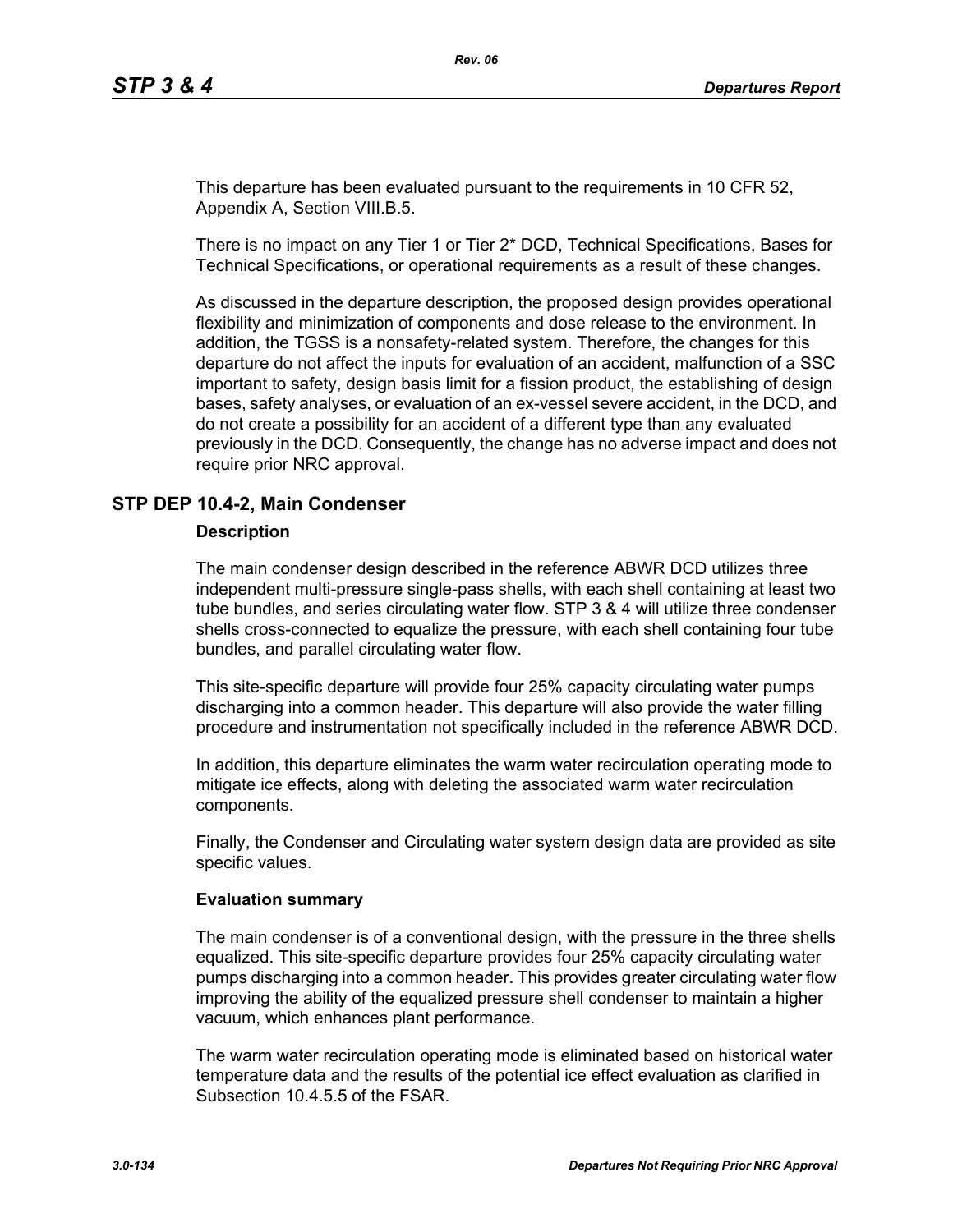This departure has been evaluated pursuant to the requirements in 10 CFR 52, Appendix A, Section VIII.B.5.

There is no impact on any Tier 1 or Tier 2* DCD, Technical Specifications, Bases for Technical Specifications, or operational requirements as a result of these changes.

As discussed in the departure description, the proposed design provides operational flexibility and minimization of components and dose release to the environment. In addition, the TGSS is a nonsafety-related system. Therefore, the changes for this departure do not affect the inputs for evaluation of an accident, malfunction of a SSC important to safety, design basis limit for a fission product, the establishing of design bases, safety analyses, or evaluation of an ex-vessel severe accident, in the DCD, and do not create a possibility for an accident of a different type than any evaluated previously in the DCD. Consequently, the change has no adverse impact and does not require prior NRC approval.

## STP DEP 10.4-2, Main Condenser

### Description

The main condenser design described in the reference ABWR DCD utilizes three independent multi-pressure single-pass shells, with each shell containing at least two tube bundles, and series circulating water flow. STP 3 & 4 will utilize three condenser shells cross-connected to equalize the pressure, with each shell containing four tube bundles, and parallel circulating water flow.

This site-specific departure will provide four 25% capacity circulating water pumps discharging into a common header. This departure will also provide the water filling procedure and instrumentation not specifically included in the reference ABWR DCD.

In addition, this departure eliminates the warm water recirculation operating mode to mitigate ice effects, along with deleting the associated warm water recirculation components.

Finally, the Condenser and Circulating water system design data are provided as site specific values.

### Evaluation summary

The main condenser is of a conventional design, with the pressure in the three shells equalized. This site-specific departure provides four 25% capacity circulating water pumps discharging into a common header. This provides greater circulating water flow improving the ability of the equalized pressure shell condenser to maintain a higher vacuum, which enhances plant performance.

The warm water recirculation operating mode is eliminated based on historical water temperature data and the results of the potential ice effect evaluation as clarified in Subsection 10.4.5.5 of the FSAR.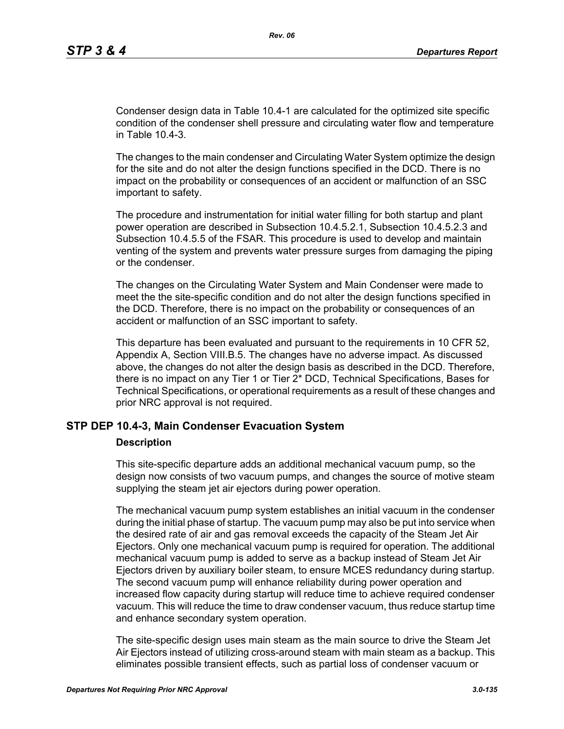Condenser design data in Table 10.4-1 are calculated for the optimized site specific condition of the condenser shell pressure and circulating water flow and temperature in Table 10.4-3.

The changes to the main condenser and Circulating Water System optimize the design for the site and do not alter the design functions specified in the DCD. There is no impact on the probability or consequences of an accident or malfunction of an SSC important to safety.

The procedure and instrumentation for initial water filling for both startup and plant power operation are described in Subsection 10.4.5.2.1, Subsection 10.4.5.2.3 and Subsection 10.4.5.5 of the FSAR. This procedure is used to develop and maintain venting of the system and prevents water pressure surges from damaging the piping or the condenser.

The changes on the Circulating Water System and Main Condenser were made to meet the the site-specific condition and do not alter the design functions specified in the DCD. Therefore, there is no impact on the probability or consequences of an accident or malfunction of an SSC important to safety.

This departure has been evaluated and pursuant to the requirements in 10 CFR 52, Appendix A, Section VIII.B.5. The changes have no adverse impact. As discussed above, the changes do not alter the design basis as described in the DCD. Therefore, there is no impact on any Tier 1 or Tier 2* DCD, Technical Specifications, Bases for Technical Specifications, or operational requirements as a result of these changes and prior NRC approval is not required.

## STP DEP 10.4-3, Main Condenser Evacuation System

### Description

This site-specific departure adds an additional mechanical vacuum pump, so the design now consists of two vacuum pumps, and changes the source of motive steam supplying the steam jet air ejectors during power operation.

The mechanical vacuum pump system establishes an initial vacuum in the condenser during the initial phase of startup. The vacuum pump may also be put into service when the desired rate of air and gas removal exceeds the capacity of the Steam Jet Air Ejectors. Only one mechanical vacuum pump is required for operation. The additional mechanical vacuum pump is added to serve as a backup instead of Steam Jet Air Ejectors driven by auxiliary boiler steam, to ensure MCES redundancy during startup. The second vacuum pump will enhance reliability during power operation and increased flow capacity during startup will reduce time to achieve required condenser vacuum. This will reduce the time to draw condenser vacuum, thus reduce startup time and enhance secondary system operation.

The site-specific design uses main steam as the main source to drive the Steam Jet Air Ejectors instead of utilizing cross-around steam with main steam as a backup. This eliminates possible transient effects, such as partial loss of condenser vacuum or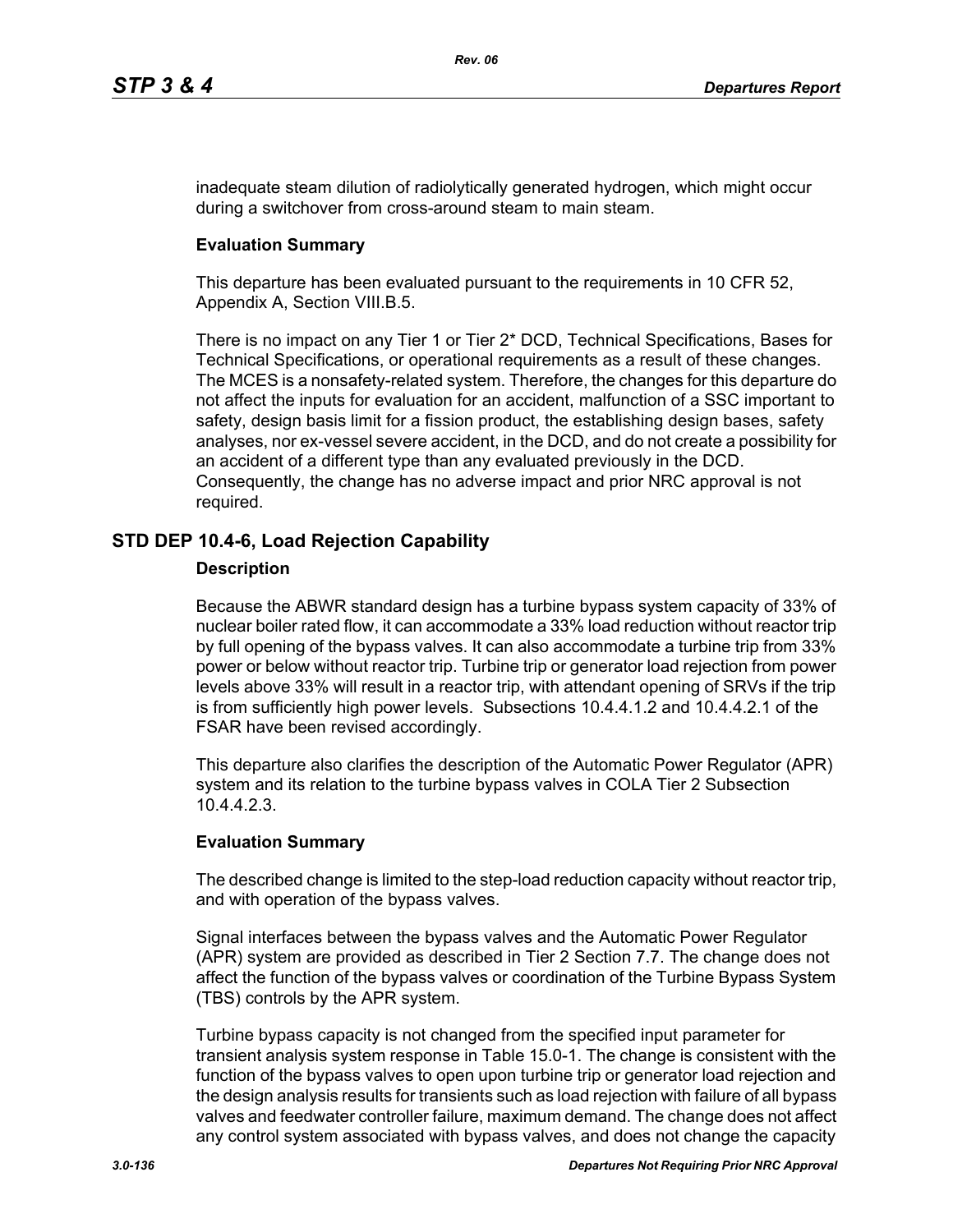inadequate steam dilution of radiolytically generated hydrogen, which might occur during a switchover from cross-around steam to main steam.

### Evaluation Summary

This departure has been evaluated pursuant to the requirements in 10 CFR 52, Appendix A, Section VIII.B.5.

There is no impact on any Tier 1 or Tier 2* DCD, Technical Specifications, Bases for Technical Specifications, or operational requirements as a result of these changes. The MCES is a nonsafety-related system. Therefore, the changes for this departure do not affect the inputs for evaluation for an accident, malfunction of a SSC important to safety, design basis limit for a fission product, the establishing design bases, safety analyses, nor ex-vessel severe accident, in the DCD, and do not create a possibility for an accident of a different type than any evaluated previously in the DCD. Consequently, the change has no adverse impact and prior NRC approval is not required.

## STD DEP 10.4-6, Load Rejection Capability

### Description

Because the ABWR standard design has a turbine bypass system capacity of 33% of nuclear boiler rated flow, it can accommodate a 33% load reduction without reactor trip by full opening of the bypass valves. It can also accommodate a turbine trip from 33% power or below without reactor trip. Turbine trip or generator load rejection from power levels above 33% will result in a reactor trip, with attendant opening of SRVs if the trip is from sufficiently high power levels. Subsections 10.4.4.1.2 and 10.4.4.2.1 of the FSAR have been revised accordingly.

This departure also clarifies the description of the Automatic Power Regulator (APR) system and its relation to the turbine bypass valves in COLA Tier 2 Subsection 10.4.4.2.3.

### Evaluation Summary

The described change is limited to the step-load reduction capacity without reactor trip, and with operation of the bypass valves.

Signal interfaces between the bypass valves and the Automatic Power Regulator (APR) system are provided as described in Tier 2 Section 7.7. The change does not affect the function of the bypass valves or coordination of the Turbine Bypass System (TBS) controls by the APR system.

Turbine bypass capacity is not changed from the specified input parameter for transient analysis system response in Table 15.0-1. The change is consistent with the function of the bypass valves to open upon turbine trip or generator load rejection and the design analysis results for transients such as load rejection with failure of all bypass valves and feedwater controller failure, maximum demand. The change does not affect any control system associated with bypass valves, and does not change the capacity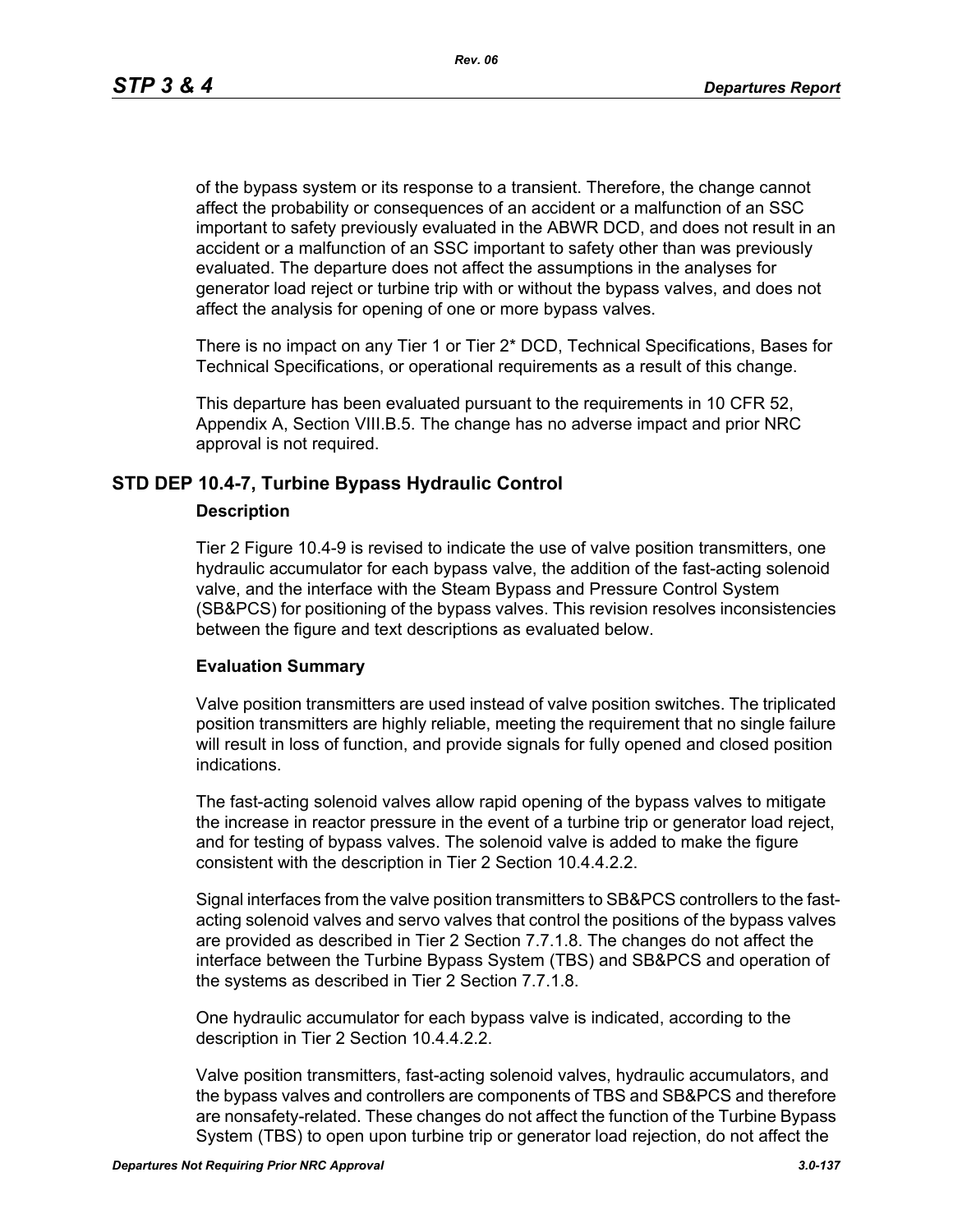of the bypass system or its response to a transient. Therefore, the change cannot affect the probability or consequences of an accident or a malfunction of an SSC important to safety previously evaluated in the ABWR DCD, and does not result in an accident or a malfunction of an SSC important to safety other than was previously evaluated. The departure does not affect the assumptions in the analyses for generator load reject or turbine trip with or without the bypass valves, and does not affect the analysis for opening of one or more bypass valves.

There is no impact on any Tier 1 or Tier 2* DCD, Technical Specifications, Bases for Technical Specifications, or operational requirements as a result of this change.

This departure has been evaluated pursuant to the requirements in 10 CFR 52, Appendix A, Section VIII.B.5. The change has no adverse impact and prior NRC approval is not required.

## STD DEP 10.4-7, Turbine Bypass Hydraulic Control

### Description

Tier 2 Figure 10.4-9 is revised to indicate the use of valve position transmitters, one hydraulic accumulator for each bypass valve, the addition of the fast-acting solenoid valve, and the interface with the Steam Bypass and Pressure Control System (SB&PCS) for positioning of the bypass valves. This revision resolves inconsistencies between the figure and text descriptions as evaluated below.

### Evaluation Summary

Valve position transmitters are used instead of valve position switches. The triplicated position transmitters are highly reliable, meeting the requirement that no single failure will result in loss of function, and provide signals for fully opened and closed position indications.

The fast-acting solenoid valves allow rapid opening of the bypass valves to mitigate the increase in reactor pressure in the event of a turbine trip or generator load reject, and for testing of bypass valves. The solenoid valve is added to make the figure consistent with the description in Tier 2 Section 10.4.4.2.2.

Signal interfaces from the valve position transmitters to SB&PCS controllers to the fast-acting solenoid valves and servo valves that control the positions of the bypass valves are provided as described in Tier 2 Section 7.7.1.8. The changes do not affect the interface between the Turbine Bypass System (TBS) and SB&PCS and operation of the systems as described in Tier 2 Section 7.7.1.8.

One hydraulic accumulator for each bypass valve is indicated, according to the description in Tier 2 Section 10.4.4.2.2.

Valve position transmitters, fast-acting solenoid valves, hydraulic accumulators, and the bypass valves and controllers are components of TBS and SB&PCS and therefore are nonsafety-related. These changes do not affect the function of the Turbine Bypass System (TBS) to open upon turbine trip or generator load rejection, do not affect the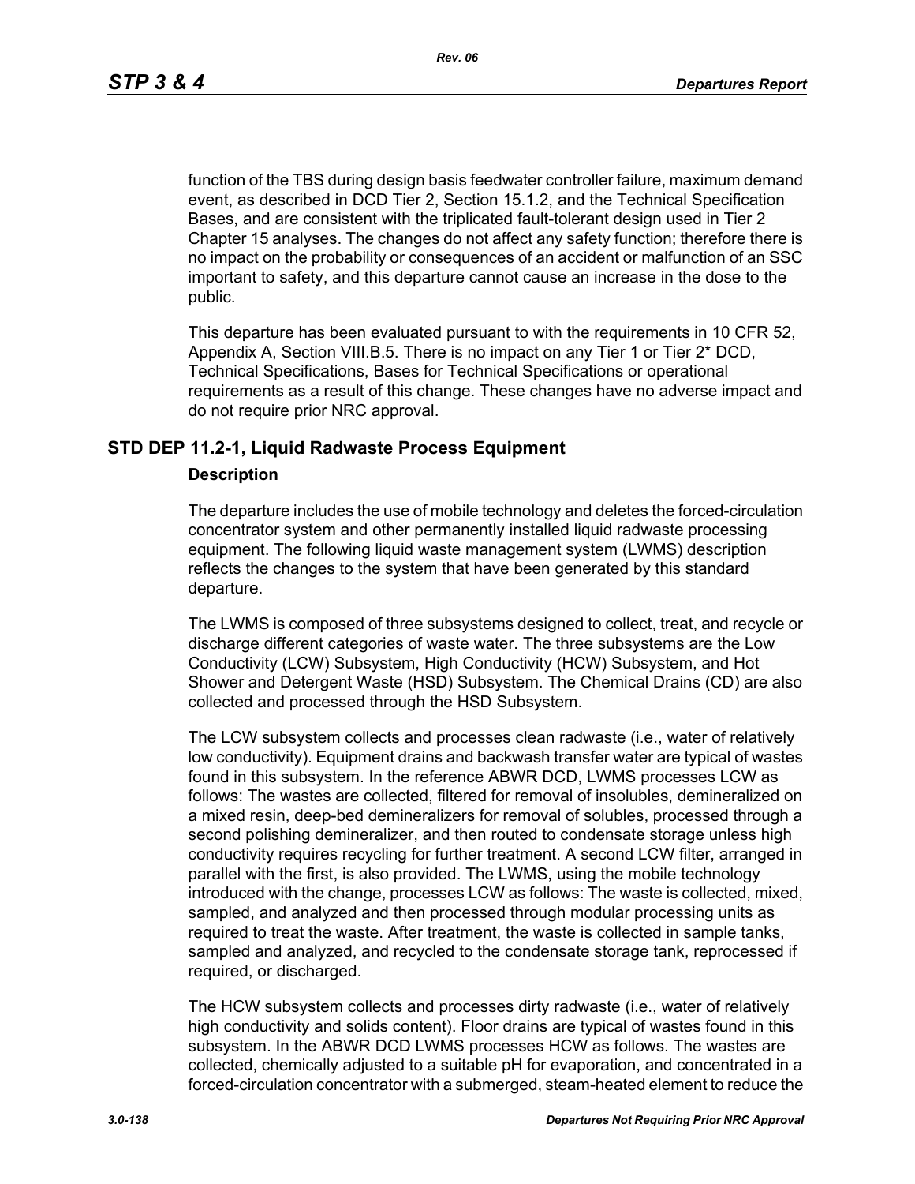function of the TBS during design basis feedwater controller failure, maximum demand event, as described in DCD Tier 2, Section 15.1.2, and the Technical Specification Bases, and are consistent with the triplicated fault-tolerant design used in Tier 2 Chapter 15 analyses. The changes do not affect any safety function; therefore there is no impact on the probability or consequences of an accident or malfunction of an SSC important to safety, and this departure cannot cause an increase in the dose to the public.

This departure has been evaluated pursuant to with the requirements in 10 CFR 52, Appendix A, Section VIII.B.5. There is no impact on any Tier 1 or Tier 2* DCD, Technical Specifications, Bases for Technical Specifications or operational requirements as a result of this change. These changes have no adverse impact and do not require prior NRC approval.

## STD DEP 11.2-1, Liquid Radwaste Process Equipment

### Description

The departure includes the use of mobile technology and deletes the forced-circulation concentrator system and other permanently installed liquid radwaste processing equipment. The following liquid waste management system (LWMS) description reflects the changes to the system that have been generated by this standard departure.

The LWMS is composed of three subsystems designed to collect, treat, and recycle or discharge different categories of waste water. The three subsystems are the Low Conductivity (LCW) Subsystem, High Conductivity (HCW) Subsystem, and Hot Shower and Detergent Waste (HSD) Subsystem. The Chemical Drains (CD) are also collected and processed through the HSD Subsystem.

The LCW subsystem collects and processes clean radwaste (i.e., water of relatively low conductivity). Equipment drains and backwash transfer water are typical of wastes found in this subsystem. In the reference ABWR DCD, LWMS processes LCW as follows: The wastes are collected, filtered for removal of insolubles, demineralized on a mixed resin, deep-bed demineralizers for removal of solubles, processed through a second polishing demineralizer, and then routed to condensate storage unless high conductivity requires recycling for further treatment. A second LCW filter, arranged in parallel with the first, is also provided. The LWMS, using the mobile technology introduced with the change, processes LCW as follows: The waste is collected, mixed, sampled, and analyzed and then processed through modular processing units as required to treat the waste. After treatment, the waste is collected in sample tanks, sampled and analyzed, and recycled to the condensate storage tank, reprocessed if required, or discharged.

The HCW subsystem collects and processes dirty radwaste (i.e., water of relatively high conductivity and solids content). Floor drains are typical of wastes found in this subsystem. In the ABWR DCD LWMS processes HCW as follows. The wastes are collected, chemically adjusted to a suitable pH for evaporation, and concentrated in a forced-circulation concentrator with a submerged, steam-heated element to reduce the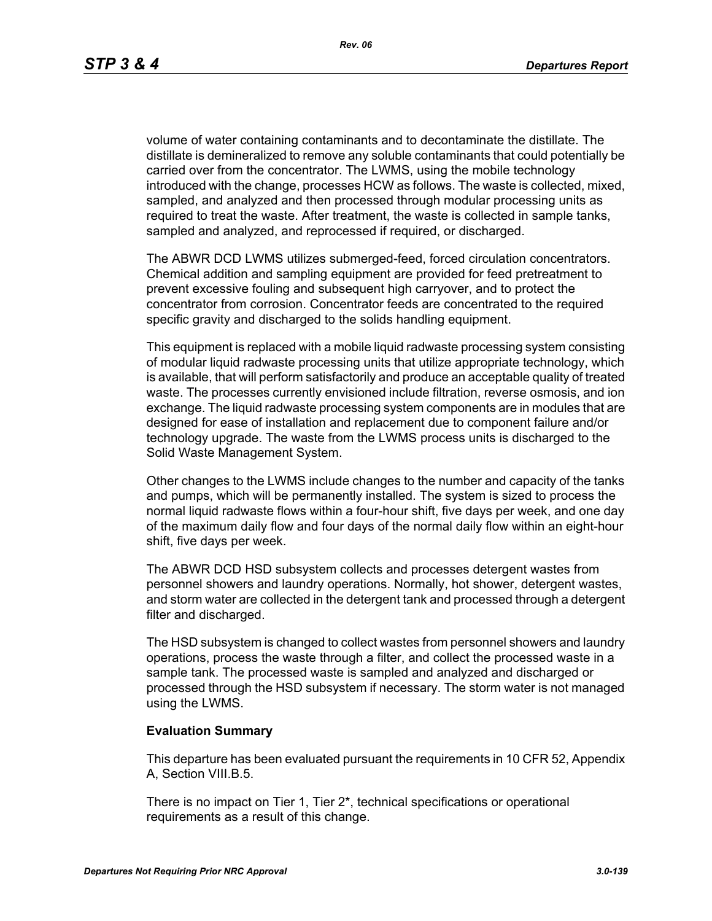volume of water containing contaminants and to decontaminate the distillate. The distillate is demineralized to remove any soluble contaminants that could potentially be carried over from the concentrator. The LWMS, using the mobile technology introduced with the change, processes HCW as follows. The waste is collected, mixed, sampled, and analyzed and then processed through modular processing units as required to treat the waste. After treatment, the waste is collected in sample tanks, sampled and analyzed, and reprocessed if required, or discharged.

The ABWR DCD LWMS utilizes submerged-feed, forced circulation concentrators. Chemical addition and sampling equipment are provided for feed pretreatment to prevent excessive fouling and subsequent high carryover, and to protect the concentrator from corrosion. Concentrator feeds are concentrated to the required specific gravity and discharged to the solids handling equipment.

This equipment is replaced with a mobile liquid radwaste processing system consisting of modular liquid radwaste processing units that utilize appropriate technology, which is available, that will perform satisfactorily and produce an acceptable quality of treated waste. The processes currently envisioned include filtration, reverse osmosis, and ion exchange. The liquid radwaste processing system components are in modules that are designed for ease of installation and replacement due to component failure and/or technology upgrade. The waste from the LWMS process units is discharged to the Solid Waste Management System.

Other changes to the LWMS include changes to the number and capacity of the tanks and pumps, which will be permanently installed. The system is sized to process the normal liquid radwaste flows within a four-hour shift, five days per week, and one day of the maximum daily flow and four days of the normal daily flow within an eight-hour shift, five days per week.

The ABWR DCD HSD subsystem collects and processes detergent wastes from personnel showers and laundry operations. Normally, hot shower, detergent wastes, and storm water are collected in the detergent tank and processed through a detergent filter and discharged.

The HSD subsystem is changed to collect wastes from personnel showers and laundry operations, process the waste through a filter, and collect the processed waste in a sample tank. The processed waste is sampled and analyzed and discharged or processed through the HSD subsystem if necessary. The storm water is not managed using the LWMS.

**Evaluation Summary**

This departure has been evaluated pursuant the requirements in 10 CFR 52, Appendix A, Section VIII.B.5.

There is no impact on Tier 1, Tier 2*, technical specifications or operational requirements as a result of this change.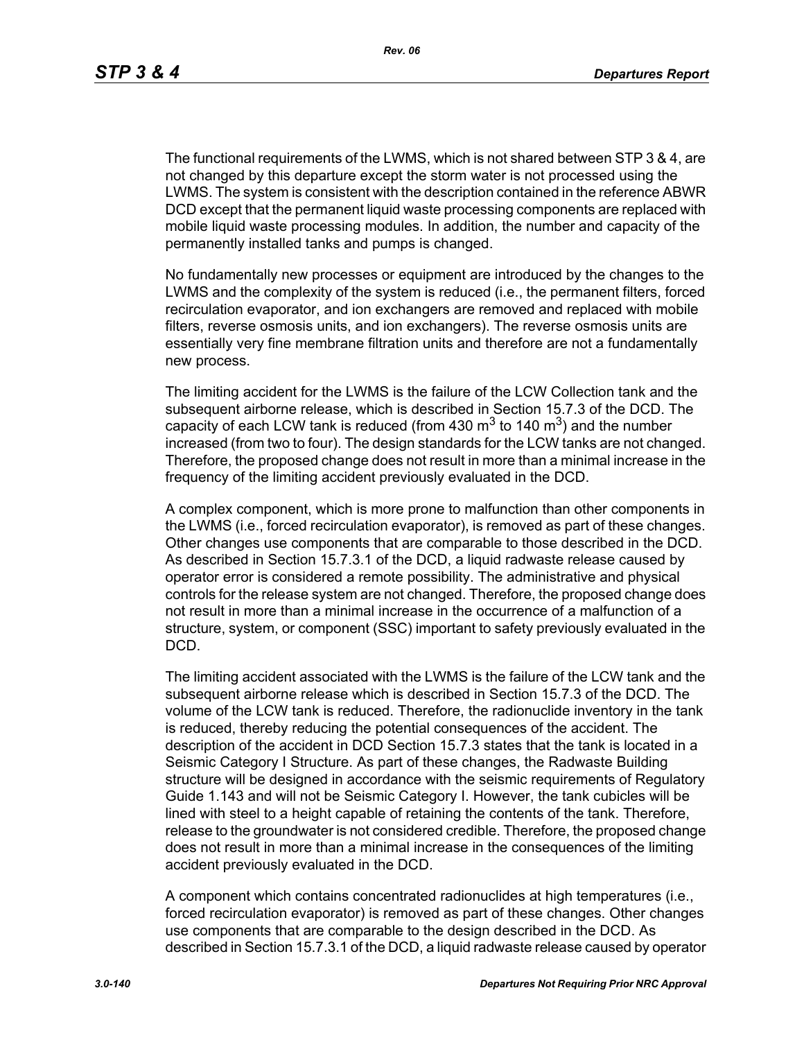The functional requirements of the LWMS, which is not shared between STP 3 & 4, are not changed by this departure except the storm water is not processed using the LWMS. The system is consistent with the description contained in the reference ABWR DCD except that the permanent liquid waste processing components are replaced with mobile liquid waste processing modules. In addition, the number and capacity of the permanently installed tanks and pumps is changed.

No fundamentally new processes or equipment are introduced by the changes to the LWMS and the complexity of the system is reduced (i.e., the permanent filters, forced recirculation evaporator, and ion exchangers are removed and replaced with mobile filters, reverse osmosis units, and ion exchangers). The reverse osmosis units are essentially very fine membrane filtration units and therefore are not a fundamentally new process.

The limiting accident for the LWMS is the failure of the LCW Collection tank and the subsequent airborne release, which is described in Section 15.7.3 of the DCD. The capacity of each LCW tank is reduced (from 430 $m^3$ to 140 $m^3$) and the number increased (from two to four). The design standards for the LCW tanks are not changed. Therefore, the proposed change does not result in more than a minimal increase in the frequency of the limiting accident previously evaluated in the DCD.

A complex component, which is more prone to malfunction than other components in the LWMS (i.e., forced recirculation evaporator), is removed as part of these changes. Other changes use components that are comparable to those described in the DCD. As described in Section 15.7.3.1 of the DCD, a liquid radwaste release caused by operator error is considered a remote possibility. The administrative and physical controls for the release system are not changed. Therefore, the proposed change does not result in more than a minimal increase in the occurrence of a malfunction of a structure, system, or component (SSC) important to safety previously evaluated in the DCD.

The limiting accident associated with the LWMS is the failure of the LCW tank and the subsequent airborne release which is described in Section 15.7.3 of the DCD. The volume of the LCW tank is reduced. Therefore, the radionuclide inventory in the tank is reduced, thereby reducing the potential consequences of the accident. The description of the accident in DCD Section 15.7.3 states that the tank is located in a Seismic Category I Structure. As part of these changes, the Radwaste Building structure will be designed in accordance with the seismic requirements of Regulatory Guide 1.143 and will not be Seismic Category I. However, the tank cubicles will be lined with steel to a height capable of retaining the contents of the tank. Therefore, release to the groundwater is not considered credible. Therefore, the proposed change does not result in more than a minimal increase in the consequences of the limiting accident previously evaluated in the DCD.

A component which contains concentrated radionuclides at high temperatures (i.e., forced recirculation evaporator) is removed as part of these changes. Other changes use components that are comparable to the design described in the DCD. As described in Section 15.7.3.1 of the DCD, a liquid radwaste release caused by operator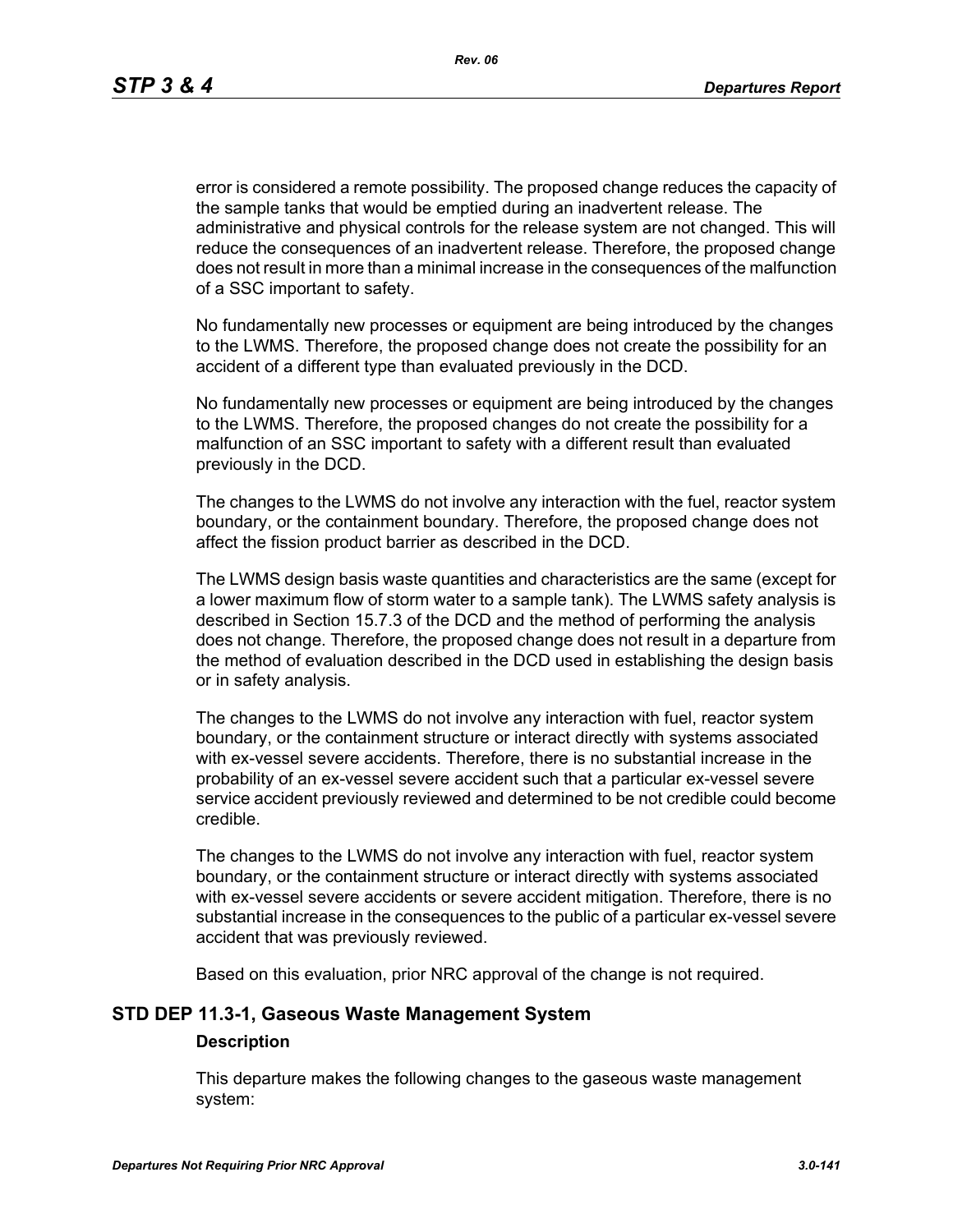error is considered a remote possibility. The proposed change reduces the capacity of the sample tanks that would be emptied during an inadvertent release. The administrative and physical controls for the release system are not changed. This will reduce the consequences of an inadvertent release. Therefore, the proposed change does not result in more than a minimal increase in the consequences of the malfunction of a SSC important to safety.

No fundamentally new processes or equipment are being introduced by the changes to the LWMS. Therefore, the proposed change does not create the possibility for an accident of a different type than evaluated previously in the DCD.

No fundamentally new processes or equipment are being introduced by the changes to the LWMS. Therefore, the proposed changes do not create the possibility for a malfunction of an SSC important to safety with a different result than evaluated previously in the DCD.

The changes to the LWMS do not involve any interaction with the fuel, reactor system boundary, or the containment boundary. Therefore, the proposed change does not affect the fission product barrier as described in the DCD.

The LWMS design basis waste quantities and characteristics are the same (except for a lower maximum flow of storm water to a sample tank). The LWMS safety analysis is described in Section 15.7.3 of the DCD and the method of performing the analysis does not change. Therefore, the proposed change does not result in a departure from the method of evaluation described in the DCD used in establishing the design basis or in safety analysis.

The changes to the LWMS do not involve any interaction with fuel, reactor system boundary, or the containment structure or interact directly with systems associated with ex-vessel severe accidents. Therefore, there is no substantial increase in the probability of an ex-vessel severe accident such that a particular ex-vessel severe service accident previously reviewed and determined to be not credible could become credible.

The changes to the LWMS do not involve any interaction with fuel, reactor system boundary, or the containment structure or interact directly with systems associated with ex-vessel severe accidents or severe accident mitigation. Therefore, there is no substantial increase in the consequences to the public of a particular ex-vessel severe accident that was previously reviewed.

Based on this evaluation, prior NRC approval of the change is not required.

## STD DEP 11.3-1, Gaseous Waste Management System

### Description

This departure makes the following changes to the gaseous waste management system: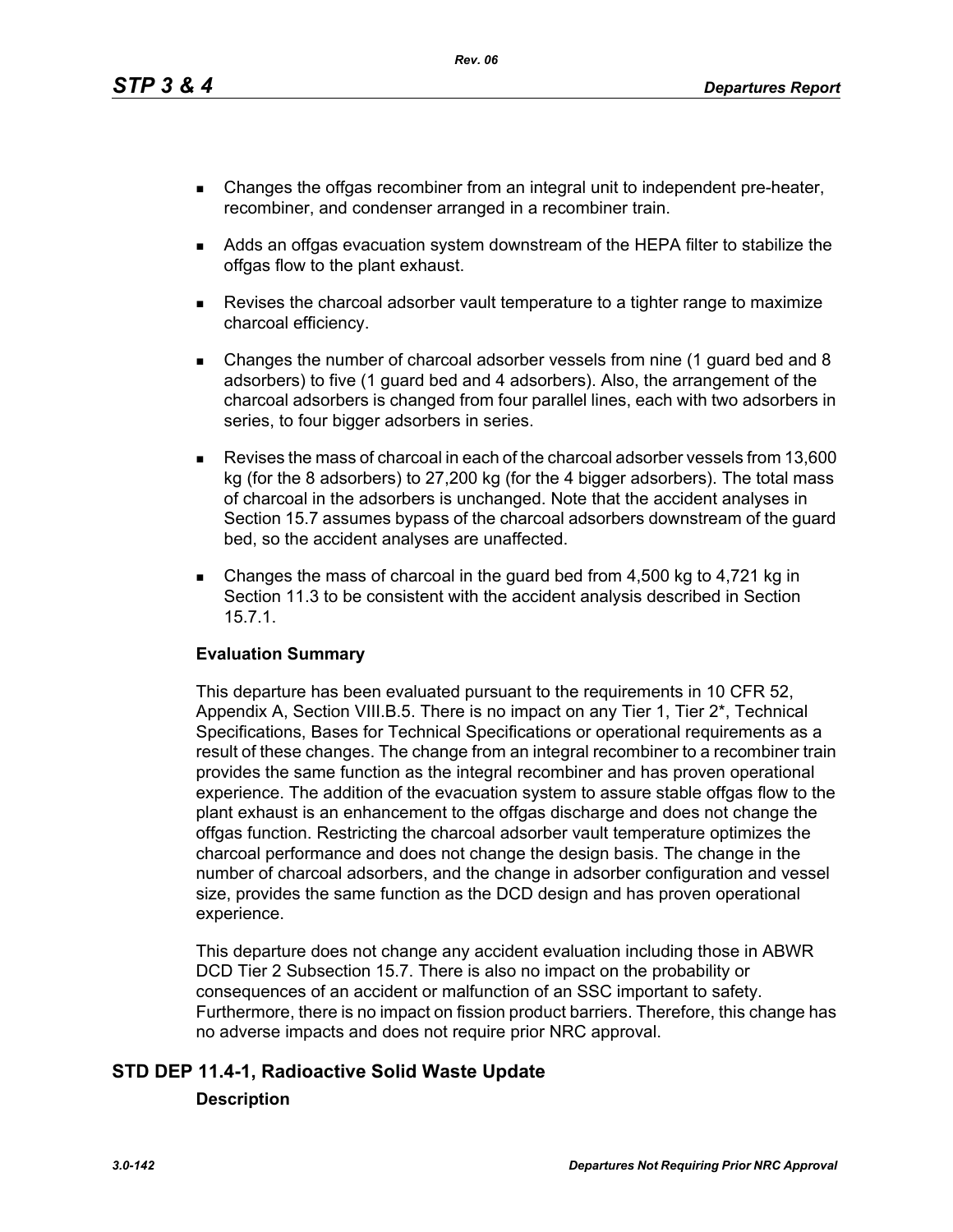- Changes the offgas recombiner from an integral unit to independent pre-heater, recombiner, and condenser arranged in a recombiner train.
- Adds an offgas evacuation system downstream of the HEPA filter to stabilize the offgas flow to the plant exhaust.
- Revises the charcoal adsorber vault temperature to a tighter range to maximize charcoal efficiency.
- Changes the number of charcoal adsorber vessels from nine (1 guard bed and 8 adsorbers) to five (1 guard bed and 4 adsorbers). Also, the arrangement of the charcoal adsorbers is changed from four parallel lines, each with two adsorbers in series, to four bigger adsorbers in series.
- Revises the mass of charcoal in each of the charcoal adsorber vessels from 13,600 kg (for the 8 adsorbers) to 27,200 kg (for the 4 bigger adsorbers). The total mass of charcoal in the adsorbers is unchanged. Note that the accident analyses in Section 15.7 assumes bypass of the charcoal adsorbers downstream of the guard bed, so the accident analyses are unaffected.
- Changes the mass of charcoal in the guard bed from 4,500 kg to 4,721 kg in Section 11.3 to be consistent with the accident analysis described in Section 15.7.1.

**Evaluation Summary**

This departure has been evaluated pursuant to the requirements in 10 CFR 52, Appendix A, Section VIII.B.5. There is no impact on any Tier 1, Tier 2*, Technical Specifications, Bases for Technical Specifications or operational requirements as a result of these changes. The change from an integral recombiner to a recombiner train provides the same function as the integral recombiner and has proven operational experience. The addition of the evacuation system to assure stable offgas flow to the plant exhaust is an enhancement to the offgas discharge and does not change the offgas function. Restricting the charcoal adsorber vault temperature optimizes the charcoal performance and does not change the design basis. The change in the number of charcoal adsorbers, and the change in adsorber configuration and vessel size, provides the same function as the DCD design and has proven operational experience.

This departure does not change any accident evaluation including those in ABWR DCD Tier 2 Subsection 15.7. There is also no impact on the probability or consequences of an accident or malfunction of an SSC important to safety. Furthermore, there is no impact on fission product barriers. Therefore, this change has no adverse impacts and does not require prior NRC approval.

## STD DEP 11.4-1, Radioactive Solid Waste Update

**Description**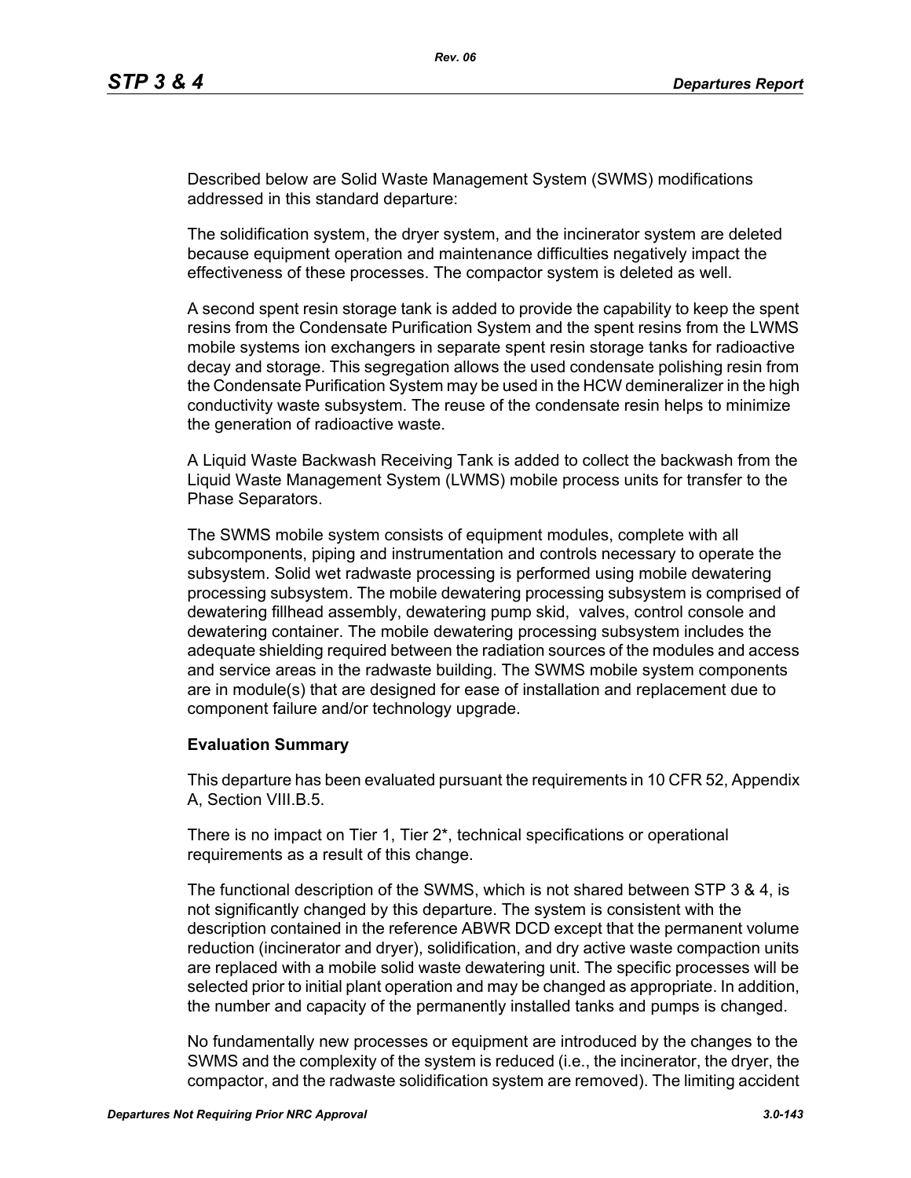Described below are Solid Waste Management System (SWMS) modifications addressed in this standard departure:

The solidification system, the dryer system, and the incinerator system are deleted because equipment operation and maintenance difficulties negatively impact the effectiveness of these processes. The compactor system is deleted as well.

A second spent resin storage tank is added to provide the capability to keep the spent resins from the Condensate Purification System and the spent resins from the LWMS mobile systems ion exchangers in separate spent resin storage tanks for radioactive decay and storage. This segregation allows the used condensate polishing resin from the Condensate Purification System may be used in the HCW demineralizer in the high conductivity waste subsystem. The reuse of the condensate resin helps to minimize the generation of radioactive waste.

A Liquid Waste Backwash Receiving Tank is added to collect the backwash from the Liquid Waste Management System (LWMS) mobile process units for transfer to the Phase Separators.

The SWMS mobile system consists of equipment modules, complete with all subcomponents, piping and instrumentation and controls necessary to operate the subsystem. Solid wet radwaste processing is performed using mobile dewatering processing subsystem. The mobile dewatering processing subsystem is comprised of dewatering fillhead assembly, dewatering pump skid, valves, control console and dewatering container. The mobile dewatering processing subsystem includes the adequate shielding required between the radiation sources of the modules and access and service areas in the radwaste building. The SWMS mobile system components are in module(s) that are designed for ease of installation and replacement due to component failure and/or technology upgrade.

**Evaluation Summary**

This departure has been evaluated pursuant the requirements in 10 CFR 52, Appendix A, Section VIII.B.5.

There is no impact on Tier 1, Tier 2*, technical specifications or operational requirements as a result of this change.

The functional description of the SWMS, which is not shared between STP 3 & 4, is not significantly changed by this departure. The system is consistent with the description contained in the reference ABWR DCD except that the permanent volume reduction (incinerator and dryer), solidification, and dry active waste compaction units are replaced with a mobile solid waste dewatering unit. The specific processes will be selected prior to initial plant operation and may be changed as appropriate. In addition, the number and capacity of the permanently installed tanks and pumps is changed.

No fundamentally new processes or equipment are introduced by the changes to the SWMS and the complexity of the system is reduced (i.e., the incinerator, the dryer, the compactor, and the radwaste solidification system are removed). The limiting accident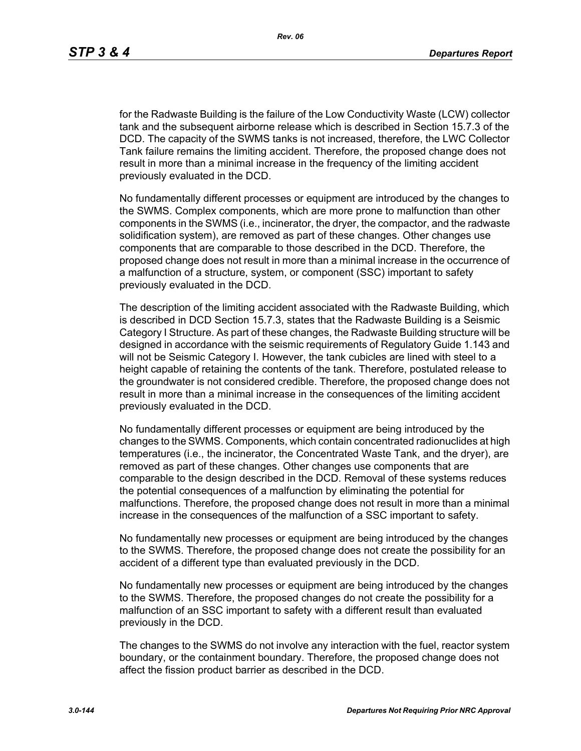for the Radwaste Building is the failure of the Low Conductivity Waste (LCW) collector tank and the subsequent airborne release which is described in Section 15.7.3 of the DCD. The capacity of the SWMS tanks is not increased, therefore, the LWC Collector Tank failure remains the limiting accident. Therefore, the proposed change does not result in more than a minimal increase in the frequency of the limiting accident previously evaluated in the DCD.

No fundamentally different processes or equipment are introduced by the changes to the SWMS. Complex components, which are more prone to malfunction than other components in the SWMS (i.e., incinerator, the dryer, the compactor, and the radwaste solidification system), are removed as part of these changes. Other changes use components that are comparable to those described in the DCD. Therefore, the proposed change does not result in more than a minimal increase in the occurrence of a malfunction of a structure, system, or component (SSC) important to safety previously evaluated in the DCD.

The description of the limiting accident associated with the Radwaste Building, which is described in DCD Section 15.7.3, states that the Radwaste Building is a Seismic Category I Structure. As part of these changes, the Radwaste Building structure will be designed in accordance with the seismic requirements of Regulatory Guide 1.143 and will not be Seismic Category I. However, the tank cubicles are lined with steel to a height capable of retaining the contents of the tank. Therefore, postulated release to the groundwater is not considered credible. Therefore, the proposed change does not result in more than a minimal increase in the consequences of the limiting accident previously evaluated in the DCD.

No fundamentally different processes or equipment are being introduced by the changes to the SWMS. Components, which contain concentrated radionuclides at high temperatures (i.e., the incinerator, the Concentrated Waste Tank, and the dryer), are removed as part of these changes. Other changes use components that are comparable to the design described in the DCD. Removal of these systems reduces the potential consequences of a malfunction by eliminating the potential for malfunctions. Therefore, the proposed change does not result in more than a minimal increase in the consequences of the malfunction of a SSC important to safety.

No fundamentally new processes or equipment are being introduced by the changes to the SWMS. Therefore, the proposed change does not create the possibility for an accident of a different type than evaluated previously in the DCD.

No fundamentally new processes or equipment are being introduced by the changes to the SWMS. Therefore, the proposed changes do not create the possibility for a malfunction of an SSC important to safety with a different result than evaluated previously in the DCD.

The changes to the SWMS do not involve any interaction with the fuel, reactor system boundary, or the containment boundary. Therefore, the proposed change does not affect the fission product barrier as described in the DCD.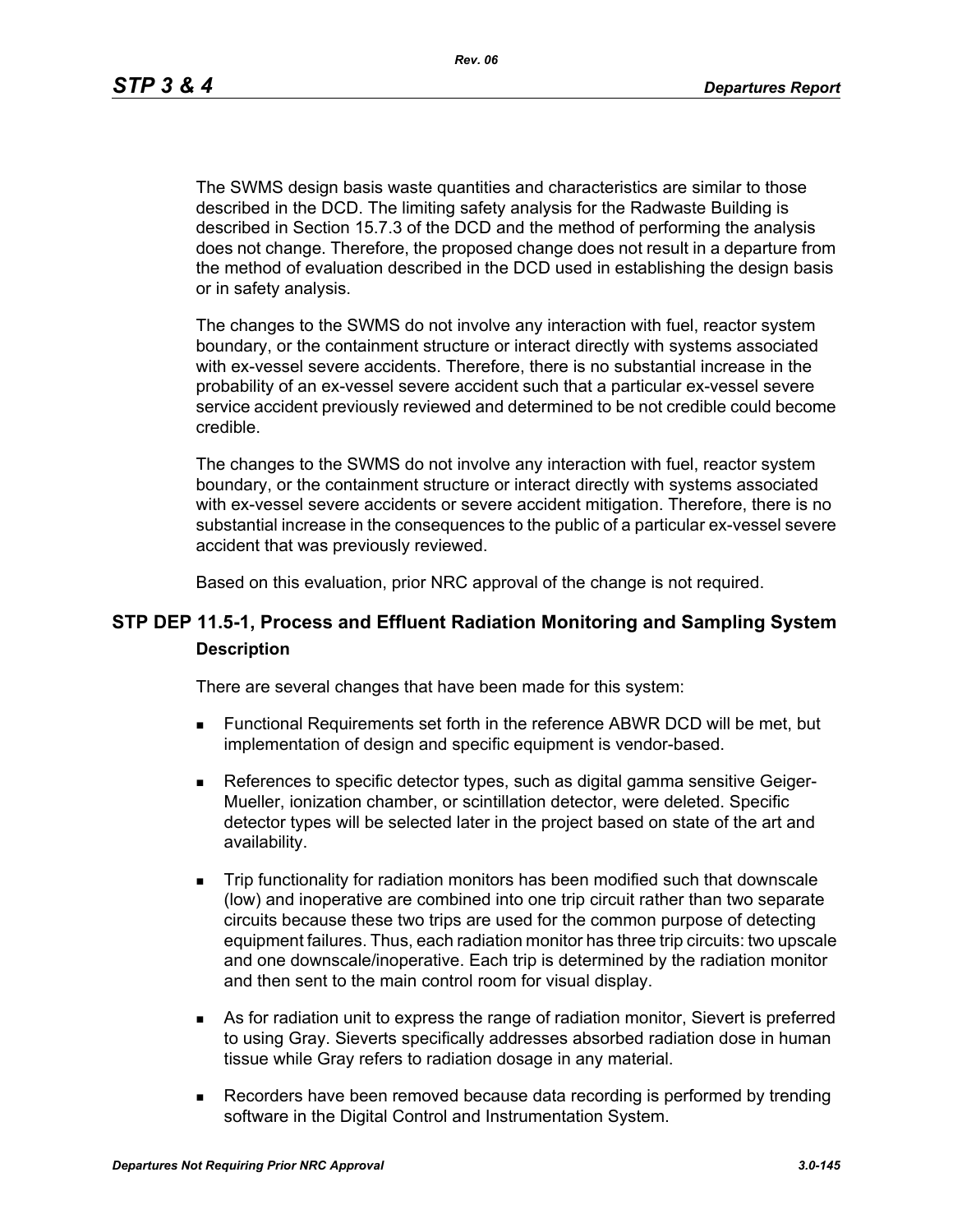The SWMS design basis waste quantities and characteristics are similar to those described in the DCD. The limiting safety analysis for the Radwaste Building is described in Section 15.7.3 of the DCD and the method of performing the analysis does not change. Therefore, the proposed change does not result in a departure from the method of evaluation described in the DCD used in establishing the design basis or in safety analysis.

The changes to the SWMS do not involve any interaction with fuel, reactor system boundary, or the containment structure or interact directly with systems associated with ex-vessel severe accidents. Therefore, there is no substantial increase in the probability of an ex-vessel severe accident such that a particular ex-vessel severe service accident previously reviewed and determined to be not credible could become credible.

The changes to the SWMS do not involve any interaction with fuel, reactor system boundary, or the containment structure or interact directly with systems associated with ex-vessel severe accidents or severe accident mitigation. Therefore, there is no substantial increase in the consequences to the public of a particular ex-vessel severe accident that was previously reviewed.

Based on this evaluation, prior NRC approval of the change is not required.

## STP DEP 11.5-1, Process and Effluent Radiation Monitoring and Sampling System

### Description

There are several changes that have been made for this system:

- Functional Requirements set forth in the reference ABWR DCD will be met, but implementation of design and specific equipment is vendor-based.
- References to specific detector types, such as digital gamma sensitive Geiger-Mueller, ionization chamber, or scintillation detector, were deleted. Specific detector types will be selected later in the project based on state of the art and availability.
- Trip functionality for radiation monitors has been modified such that downscale (low) and inoperative are combined into one trip circuit rather than two separate circuits because these two trips are used for the common purpose of detecting equipment failures. Thus, each radiation monitor has three trip circuits: two upscale and one downscale/inoperative. Each trip is determined by the radiation monitor and then sent to the main control room for visual display.
- As for radiation unit to express the range of radiation monitor, Sievert is preferred to using Gray. Sieverts specifically addresses absorbed radiation dose in human tissue while Gray refers to radiation dosage in any material.
- Recorders have been removed because data recording is performed by trending software in the Digital Control and Instrumentation System.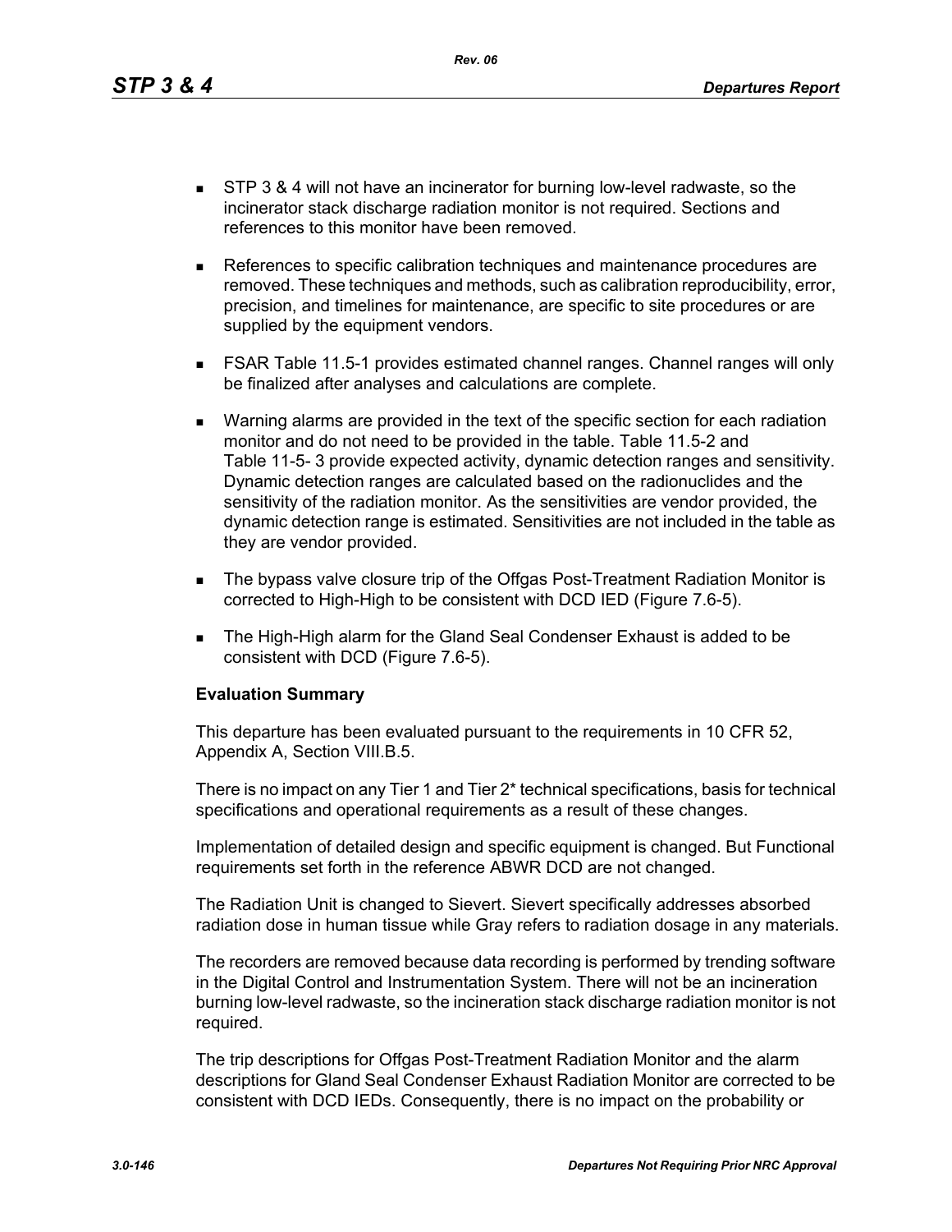- STP 3 & 4 will not have an incinerator for burning low-level radwaste, so the incinerator stack discharge radiation monitor is not required. Sections and references to this monitor have been removed.

- References to specific calibration techniques and maintenance procedures are removed. These techniques and methods, such as calibration reproducibility, error, precision, and timelines for maintenance, are specific to site procedures or are supplied by the equipment vendors.

- FSAR Table 11.5-1 provides estimated channel ranges. Channel ranges will only be finalized after analyses and calculations are complete.

- Warning alarms are provided in the text of the specific section for each radiation monitor and do not need to be provided in the table. Table 11.5-2 and Table 11-5- 3 provide expected activity, dynamic detection ranges and sensitivity. Dynamic detection ranges are calculated based on the radionuclides and the sensitivity of the radiation monitor. As the sensitivities are vendor provided, the dynamic detection range is estimated. Sensitivities are not included in the table as they are vendor provided.

- The bypass valve closure trip of the Offgas Post-Treatment Radiation Monitor is corrected to High-High to be consistent with DCD IED (Figure 7.6-5).

- The High-High alarm for the Gland Seal Condenser Exhaust is added to be consistent with DCD (Figure 7.6-5).

**Evaluation Summary**

This departure has been evaluated pursuant to the requirements in 10 CFR 52, Appendix A, Section VIII.B.5.

There is no impact on any Tier 1 and Tier 2* technical specifications, basis for technical specifications and operational requirements as a result of these changes.

Implementation of detailed design and specific equipment is changed. But Functional requirements set forth in the reference ABWR DCD are not changed.

The Radiation Unit is changed to Sievert. Sievert specifically addresses absorbed radiation dose in human tissue while Gray refers to radiation dosage in any materials.

The recorders are removed because data recording is performed by trending software in the Digital Control and Instrumentation System. There will not be an incineration burning low-level radwaste, so the incineration stack discharge radiation monitor is not required.

The trip descriptions for Offgas Post-Treatment Radiation Monitor and the alarm descriptions for Gland Seal Condenser Exhaust Radiation Monitor are corrected to be consistent with DCD IEDs. Consequently, there is no impact on the probability or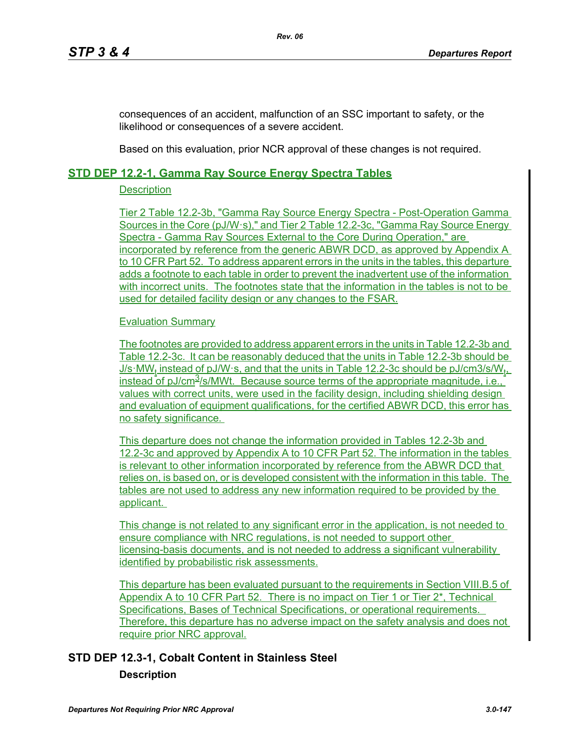consequences of an accident, malfunction of an SSC important to safety, or the likelihood or consequences of a severe accident.

Based on this evaluation, prior NCR approval of these changes is not required.

## STD DEP 12.2-1, Gamma Ray Source Energy Spectra Tables

Description

Tier 2 Table 12.2-3b, "Gamma Ray Source Energy Spectra - Post-Operation Gamma Sources in the Core (pJ/W·s)," and Tier 2 Table 12.2-3c, "Gamma Ray Source Energy Spectra - Gamma Ray Sources External to the Core During Operation," are incorporated by reference from the generic ABWR DCD, as approved by Appendix A to 10 CFR Part 52. To address apparent errors in the units in the tables, this departure adds a footnote to each table in order to prevent the inadvertent use of the information with incorrect units. The footnotes state that the information in the tables is not to be used for detailed facility design or any changes to the FSAR.

Evaluation Summary

The footnotes are provided to address apparent errors in the units in Table 12.2-3b and Table 12.2-3c. It can be reasonably deduced that the units in Table 12.2-3b should be J/s·$MW_t$ instead of pJ/W·s, and that the units in Table 12.2-3c should be pJ/cm3/s/$W_t$, instead of pJ/$cm^3$/s/MWt. Because source terms of the appropriate magnitude, i.e., values with correct units, were used in the facility design, including shielding design and evaluation of equipment qualifications, for the certified ABWR DCD, this error has no safety significance.

This departure does not change the information provided in Tables 12.2-3b and 12.2-3c and approved by Appendix A to 10 CFR Part 52. The information in the tables is relevant to other information incorporated by reference from the ABWR DCD that relies on, is based on, or is developed consistent with the information in this table. The tables are not used to address any new information required to be provided by the applicant.

This change is not related to any significant error in the application, is not needed to ensure compliance with NRC regulations, is not needed to support other licensing-basis documents, and is not needed to address a significant vulnerability identified by probabilistic risk assessments.

This departure has been evaluated pursuant to the requirements in Section VIII.B.5 of Appendix A to 10 CFR Part 52. There is no impact on Tier 1 or Tier 2*, Technical Specifications, Bases of Technical Specifications, or operational requirements. Therefore, this departure has no adverse impact on the safety analysis and does not require prior NRC approval.

## STD DEP 12.3-1, Cobalt Content in Stainless Steel

**Description**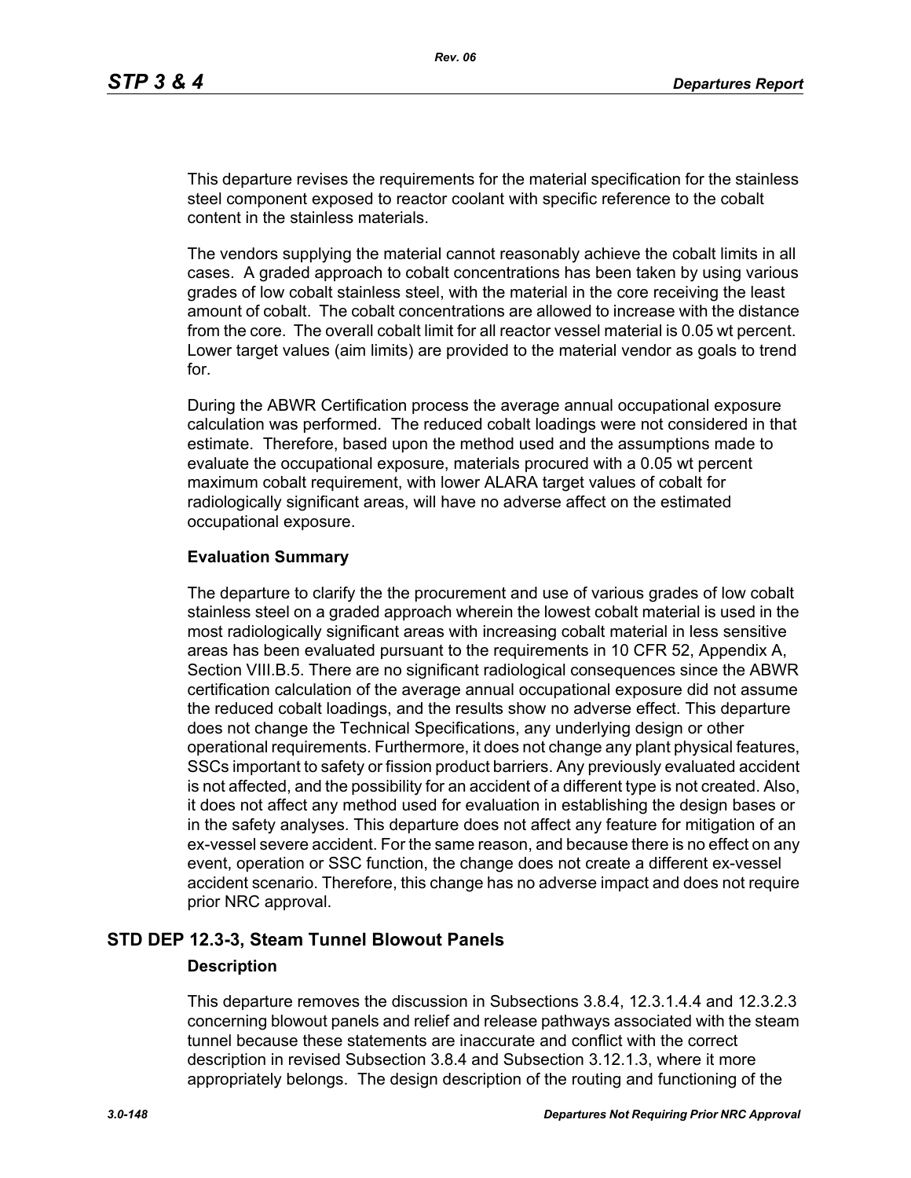This departure revises the requirements for the material specification for the stainless steel component exposed to reactor coolant with specific reference to the cobalt content in the stainless materials.

The vendors supplying the material cannot reasonably achieve the cobalt limits in all cases. A graded approach to cobalt concentrations has been taken by using various grades of low cobalt stainless steel, with the material in the core receiving the least amount of cobalt. The cobalt concentrations are allowed to increase with the distance from the core. The overall cobalt limit for all reactor vessel material is 0.05 wt percent. Lower target values (aim limits) are provided to the material vendor as goals to trend for.

During the ABWR Certification process the average annual occupational exposure calculation was performed. The reduced cobalt loadings were not considered in that estimate. Therefore, based upon the method used and the assumptions made to evaluate the occupational exposure, materials procured with a 0.05 wt percent maximum cobalt requirement, with lower ALARA target values of cobalt for radiologically significant areas, will have no adverse affect on the estimated occupational exposure.

**Evaluation Summary**

The departure to clarify the the procurement and use of various grades of low cobalt stainless steel on a graded approach wherein the lowest cobalt material is used in the most radiologically significant areas with increasing cobalt material in less sensitive areas has been evaluated pursuant to the requirements in 10 CFR 52, Appendix A, Section VIII.B.5. There are no significant radiological consequences since the ABWR certification calculation of the average annual occupational exposure did not assume the reduced cobalt loadings, and the results show no adverse effect. This departure does not change the Technical Specifications, any underlying design or other operational requirements. Furthermore, it does not change any plant physical features, SSCs important to safety or fission product barriers. Any previously evaluated accident is not affected, and the possibility for an accident of a different type is not created. Also, it does not affect any method used for evaluation in establishing the design bases or in the safety analyses. This departure does not affect any feature for mitigation of an ex-vessel severe accident. For the same reason, and because there is no effect on any event, operation or SSC function, the change does not create a different ex-vessel accident scenario. Therefore, this change has no adverse impact and does not require prior NRC approval.

## STD DEP 12.3-3, Steam Tunnel Blowout Panels

**Description**

This departure removes the discussion in Subsections 3.8.4, 12.3.1.4.4 and 12.3.2.3 concerning blowout panels and relief and release pathways associated with the steam tunnel because these statements are inaccurate and conflict with the correct description in revised Subsection 3.8.4 and Subsection 3.12.1.3, where it more appropriately belongs. The design description of the routing and functioning of the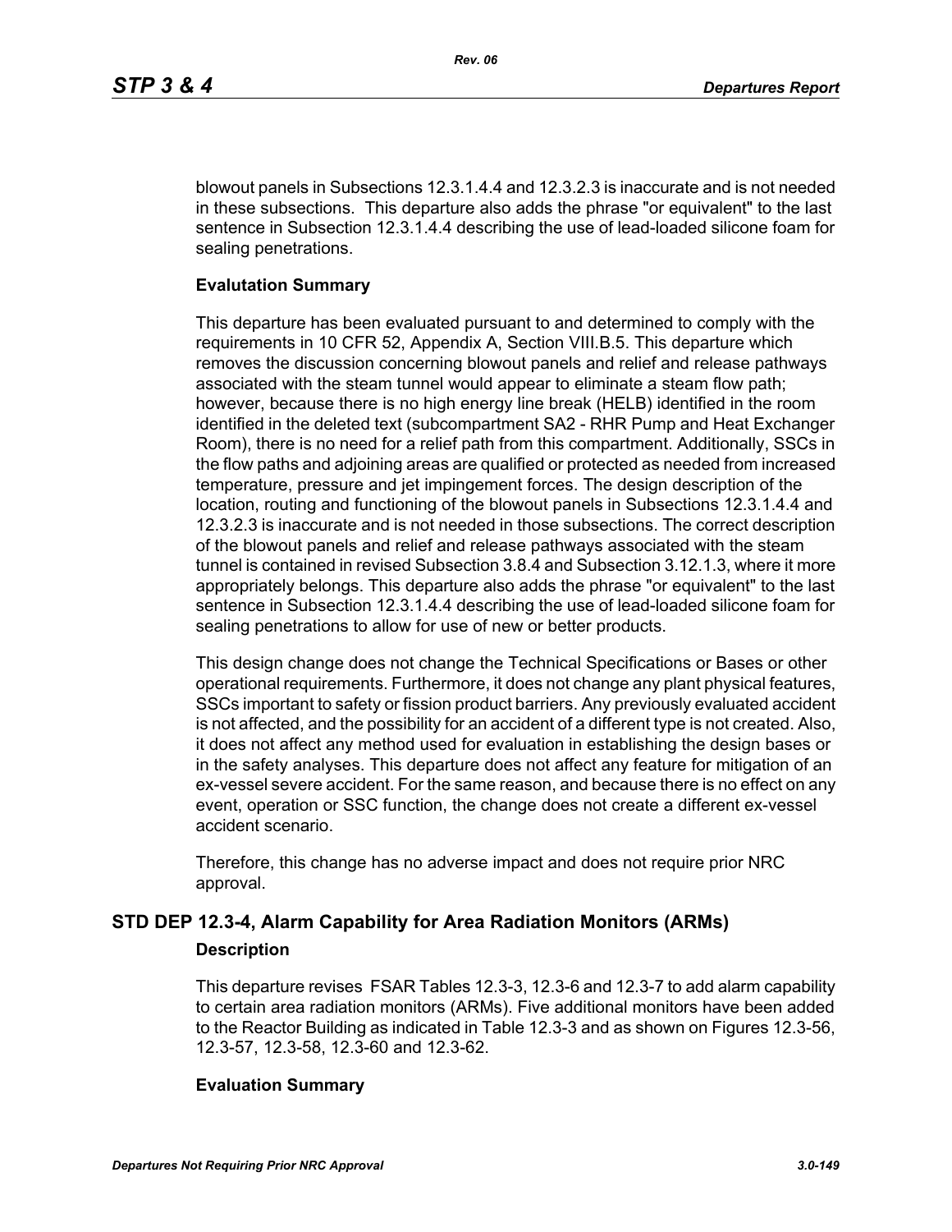blowout panels in Subsections 12.3.1.4.4 and 12.3.2.3 is inaccurate and is not needed in these subsections. This departure also adds the phrase "or equivalent" to the last sentence in Subsection 12.3.1.4.4 describing the use of lead-loaded silicone foam for sealing penetrations.

**Evalutation Summary**

This departure has been evaluated pursuant to and determined to comply with the requirements in 10 CFR 52, Appendix A, Section VIII.B.5. This departure which removes the discussion concerning blowout panels and relief and release pathways associated with the steam tunnel would appear to eliminate a steam flow path; however, because there is no high energy line break (HELB) identified in the room identified in the deleted text (subcompartment SA2 - RHR Pump and Heat Exchanger Room), there is no need for a relief path from this compartment. Additionally, SSCs in the flow paths and adjoining areas are qualified or protected as needed from increased temperature, pressure and jet impingement forces. The design description of the location, routing and functioning of the blowout panels in Subsections 12.3.1.4.4 and 12.3.2.3 is inaccurate and is not needed in those subsections. The correct description of the blowout panels and relief and release pathways associated with the steam tunnel is contained in revised Subsection 3.8.4 and Subsection 3.12.1.3, where it more appropriately belongs. This departure also adds the phrase "or equivalent" to the last sentence in Subsection 12.3.1.4.4 describing the use of lead-loaded silicone foam for sealing penetrations to allow for use of new or better products.

This design change does not change the Technical Specifications or Bases or other operational requirements. Furthermore, it does not change any plant physical features, SSCs important to safety or fission product barriers. Any previously evaluated accident is not affected, and the possibility for an accident of a different type is not created. Also, it does not affect any method used for evaluation in establishing the design bases or in the safety analyses. This departure does not affect any feature for mitigation of an ex-vessel severe accident. For the same reason, and because there is no effect on any event, operation or SSC function, the change does not create a different ex-vessel accident scenario.

Therefore, this change has no adverse impact and does not require prior NRC approval.

## STD DEP 12.3-4, Alarm Capability for Area Radiation Monitors (ARMs)

**Description**

This departure revises FSAR Tables 12.3-3, 12.3-6 and 12.3-7 to add alarm capability to certain area radiation monitors (ARMs). Five additional monitors have been added to the Reactor Building as indicated in Table 12.3-3 and as shown on Figures 12.3-56, 12.3-57, 12.3-58, 12.3-60 and 12.3-62.

**Evaluation Summary**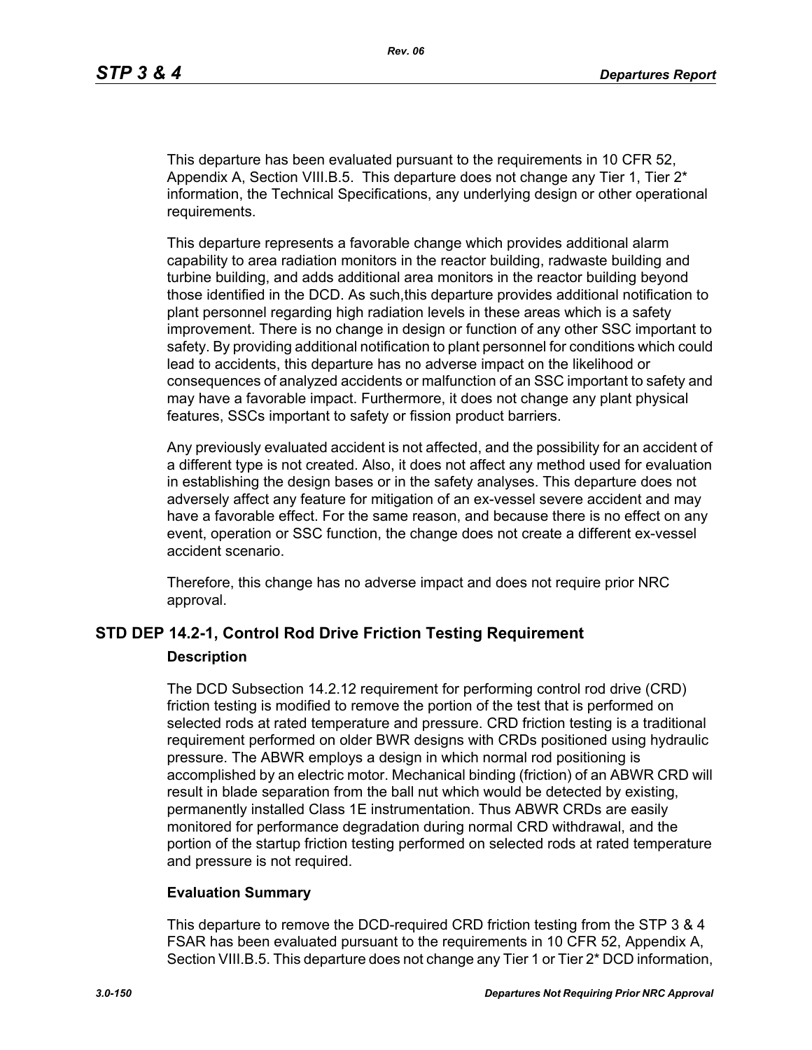This departure has been evaluated pursuant to the requirements in 10 CFR 52, Appendix A, Section VIII.B.5. This departure does not change any Tier 1, Tier 2* information, the Technical Specifications, any underlying design or other operational requirements.

This departure represents a favorable change which provides additional alarm capability to area radiation monitors in the reactor building, radwaste building and turbine building, and adds additional area monitors in the reactor building beyond those identified in the DCD. As such,this departure provides additional notification to plant personnel regarding high radiation levels in these areas which is a safety improvement. There is no change in design or function of any other SSC important to safety. By providing additional notification to plant personnel for conditions which could lead to accidents, this departure has no adverse impact on the likelihood or consequences of analyzed accidents or malfunction of an SSC important to safety and may have a favorable impact. Furthermore, it does not change any plant physical features, SSCs important to safety or fission product barriers.

Any previously evaluated accident is not affected, and the possibility for an accident of a different type is not created. Also, it does not affect any method used for evaluation in establishing the design bases or in the safety analyses. This departure does not adversely affect any feature for mitigation of an ex-vessel severe accident and may have a favorable effect. For the same reason, and because there is no effect on any event, operation or SSC function, the change does not create a different ex-vessel accident scenario.

Therefore, this change has no adverse impact and does not require prior NRC approval.

## STD DEP 14.2-1, Control Rod Drive Friction Testing Requirement

### Description

The DCD Subsection 14.2.12 requirement for performing control rod drive (CRD) friction testing is modified to remove the portion of the test that is performed on selected rods at rated temperature and pressure. CRD friction testing is a traditional requirement performed on older BWR designs with CRDs positioned using hydraulic pressure. The ABWR employs a design in which normal rod positioning is accomplished by an electric motor. Mechanical binding (friction) of an ABWR CRD will result in blade separation from the ball nut which would be detected by existing, permanently installed Class 1E instrumentation. Thus ABWR CRDs are easily monitored for performance degradation during normal CRD withdrawal, and the portion of the startup friction testing performed on selected rods at rated temperature and pressure is not required.

### Evaluation Summary

This departure to remove the DCD-required CRD friction testing from the STP 3 & 4 FSAR has been evaluated pursuant to the requirements in 10 CFR 52, Appendix A, Section VIII.B.5. This departure does not change any Tier 1 or Tier 2* DCD information,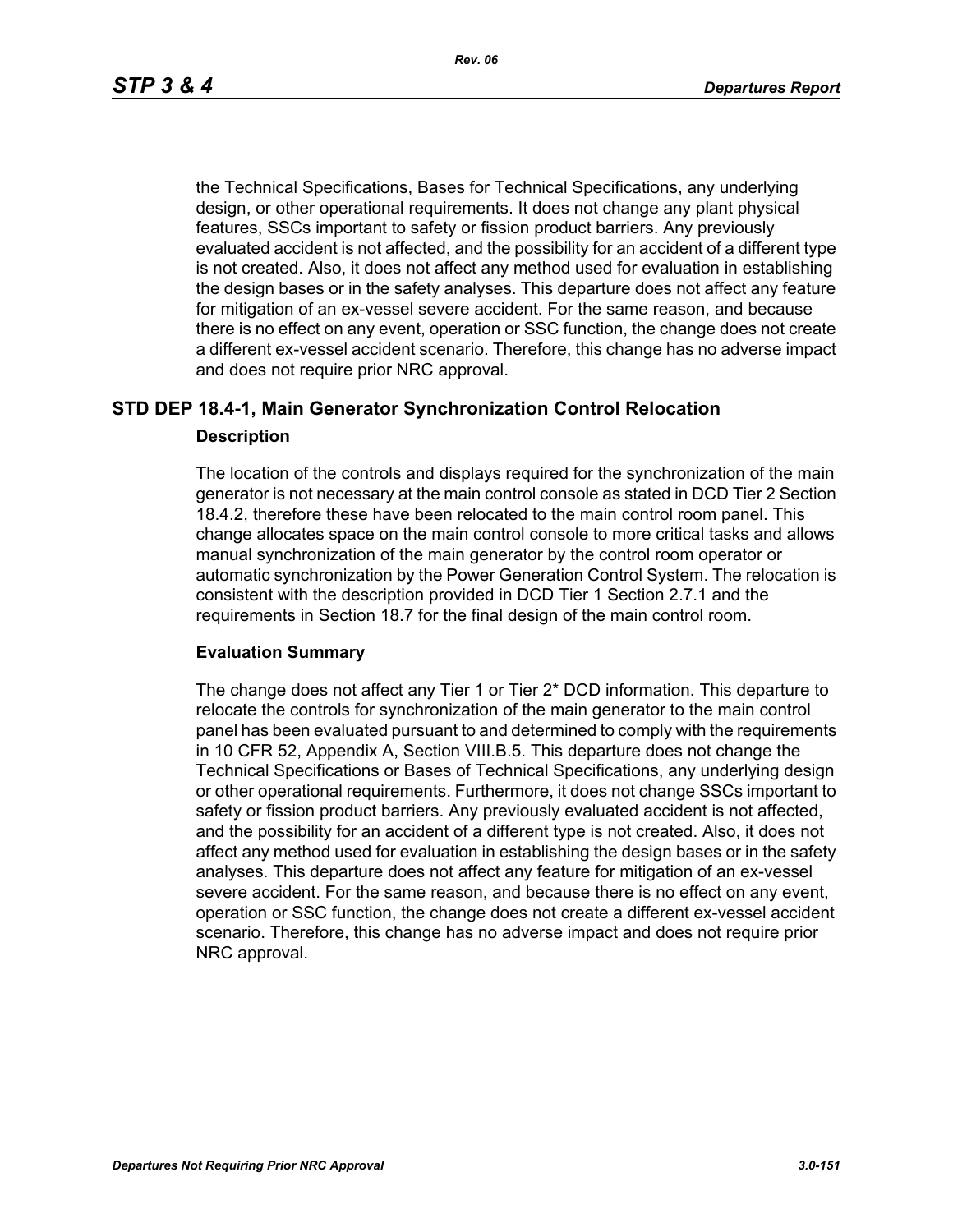the Technical Specifications, Bases for Technical Specifications, any underlying design, or other operational requirements. It does not change any plant physical features, SSCs important to safety or fission product barriers. Any previously evaluated accident is not affected, and the possibility for an accident of a different type is not created. Also, it does not affect any method used for evaluation in establishing the design bases or in the safety analyses. This departure does not affect any feature for mitigation of an ex-vessel severe accident. For the same reason, and because there is no effect on any event, operation or SSC function, the change does not create a different ex-vessel accident scenario. Therefore, this change has no adverse impact and does not require prior NRC approval.

## STD DEP 18.4-1, Main Generator Synchronization Control Relocation

### Description

The location of the controls and displays required for the synchronization of the main generator is not necessary at the main control console as stated in DCD Tier 2 Section 18.4.2, therefore these have been relocated to the main control room panel. This change allocates space on the main control console to more critical tasks and allows manual synchronization of the main generator by the control room operator or automatic synchronization by the Power Generation Control System. The relocation is consistent with the description provided in DCD Tier 1 Section 2.7.1 and the requirements in Section 18.7 for the final design of the main control room.

### Evaluation Summary

The change does not affect any Tier 1 or Tier 2* DCD information. This departure to relocate the controls for synchronization of the main generator to the main control panel has been evaluated pursuant to and determined to comply with the requirements in 10 CFR 52, Appendix A, Section VIII.B.5. This departure does not change the Technical Specifications or Bases of Technical Specifications, any underlying design or other operational requirements. Furthermore, it does not change SSCs important to safety or fission product barriers. Any previously evaluated accident is not affected, and the possibility for an accident of a different type is not created. Also, it does not affect any method used for evaluation in establishing the design bases or in the safety analyses. This departure does not affect any feature for mitigation of an ex-vessel severe accident. For the same reason, and because there is no effect on any event, operation or SSC function, the change does not create a different ex-vessel accident scenario. Therefore, this change has no adverse impact and does not require prior NRC approval.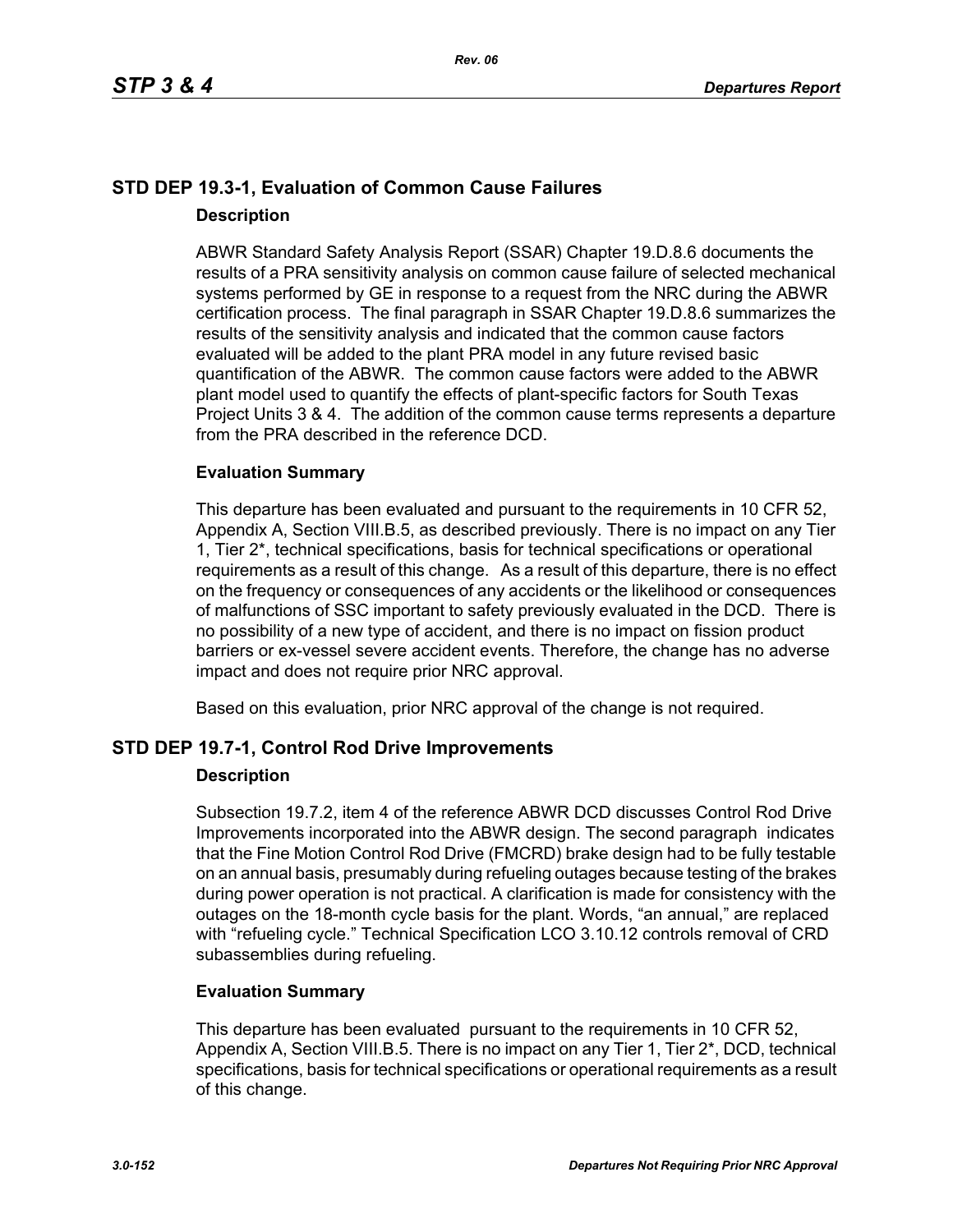## STD DEP 19.3-1, Evaluation of Common Cause Failures

### Description

ABWR Standard Safety Analysis Report (SSAR) Chapter 19.D.8.6 documents the results of a PRA sensitivity analysis on common cause failure of selected mechanical systems performed by GE in response to a request from the NRC during the ABWR certification process. The final paragraph in SSAR Chapter 19.D.8.6 summarizes the results of the sensitivity analysis and indicated that the common cause factors evaluated will be added to the plant PRA model in any future revised basic quantification of the ABWR. The common cause factors were added to the ABWR plant model used to quantify the effects of plant-specific factors for South Texas Project Units 3 & 4. The addition of the common cause terms represents a departure from the PRA described in the reference DCD.

### Evaluation Summary

This departure has been evaluated and pursuant to the requirements in 10 CFR 52, Appendix A, Section VIII.B.5, as described previously. There is no impact on any Tier 1, Tier 2*, technical specifications, basis for technical specifications or operational requirements as a result of this change. As a result of this departure, there is no effect on the frequency or consequences of any accidents or the likelihood or consequences of malfunctions of SSC important to safety previously evaluated in the DCD. There is no possibility of a new type of accident, and there is no impact on fission product barriers or ex-vessel severe accident events. Therefore, the change has no adverse impact and does not require prior NRC approval.

Based on this evaluation, prior NRC approval of the change is not required.

## STD DEP 19.7-1, Control Rod Drive Improvements

### Description

Subsection 19.7.2, item 4 of the reference ABWR DCD discusses Control Rod Drive Improvements incorporated into the ABWR design. The second paragraph indicates that the Fine Motion Control Rod Drive (FMCRD) brake design had to be fully testable on an annual basis, presumably during refueling outages because testing of the brakes during power operation is not practical. A clarification is made for consistency with the outages on the 18-month cycle basis for the plant. Words, "an annual," are replaced with "refueling cycle." Technical Specification LCO 3.10.12 controls removal of CRD subassemblies during refueling.

### Evaluation Summary

This departure has been evaluated pursuant to the requirements in 10 CFR 52, Appendix A, Section VIII.B.5. There is no impact on any Tier 1, Tier 2*, DCD, technical specifications, basis for technical specifications or operational requirements as a result of this change.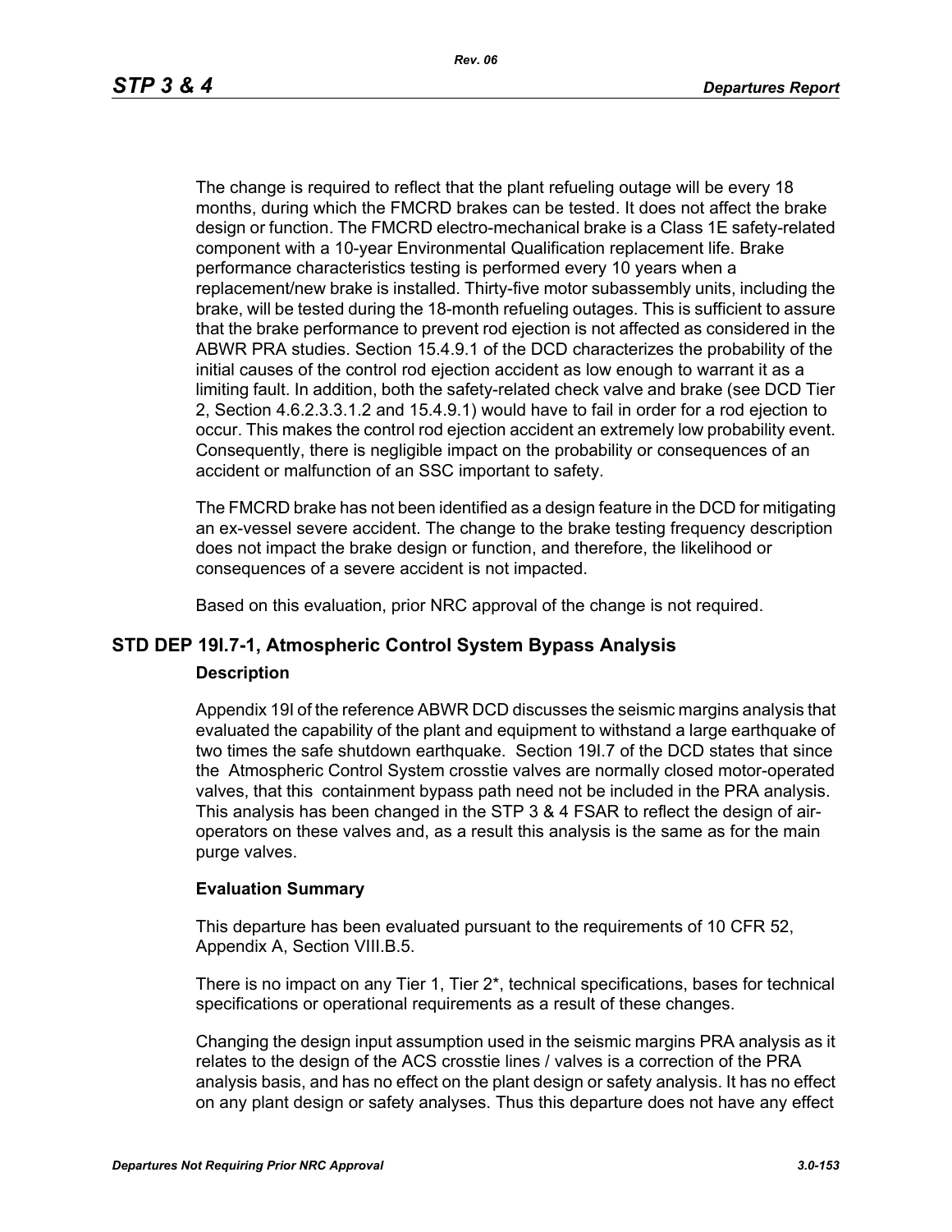The change is required to reflect that the plant refueling outage will be every 18 months, during which the FMCRD brakes can be tested. It does not affect the brake design or function. The FMCRD electro-mechanical brake is a Class 1E safety-related component with a 10-year Environmental Qualification replacement life. Brake performance characteristics testing is performed every 10 years when a replacement/new brake is installed. Thirty-five motor subassembly units, including the brake, will be tested during the 18-month refueling outages. This is sufficient to assure that the brake performance to prevent rod ejection is not affected as considered in the ABWR PRA studies. Section 15.4.9.1 of the DCD characterizes the probability of the initial causes of the control rod ejection accident as low enough to warrant it as a limiting fault. In addition, both the safety-related check valve and brake (see DCD Tier 2, Section 4.6.2.3.3.1.2 and 15.4.9.1) would have to fail in order for a rod ejection to occur. This makes the control rod ejection accident an extremely low probability event. Consequently, there is negligible impact on the probability or consequences of an accident or malfunction of an SSC important to safety.

The FMCRD brake has not been identified as a design feature in the DCD for mitigating an ex-vessel severe accident. The change to the brake testing frequency description does not impact the brake design or function, and therefore, the likelihood or consequences of a severe accident is not impacted.

Based on this evaluation, prior NRC approval of the change is not required.

## STD DEP 19I.7-1, Atmospheric Control System Bypass Analysis

### Description

Appendix 19I of the reference ABWR DCD discusses the seismic margins analysis that evaluated the capability of the plant and equipment to withstand a large earthquake of two times the safe shutdown earthquake. Section 19I.7 of the DCD states that since the Atmospheric Control System crosstie valves are normally closed motor-operated valves, that this containment bypass path need not be included in the PRA analysis. This analysis has been changed in the STP 3 & 4 FSAR to reflect the design of air-operators on these valves and, as a result this analysis is the same as for the main purge valves.

### Evaluation Summary

This departure has been evaluated pursuant to the requirements of 10 CFR 52, Appendix A, Section VIII.B.5.

There is no impact on any Tier 1, Tier 2*, technical specifications, bases for technical specifications or operational requirements as a result of these changes.

Changing the design input assumption used in the seismic margins PRA analysis as it relates to the design of the ACS crosstie lines / valves is a correction of the PRA analysis basis, and has no effect on the plant design or safety analysis. It has no effect on any plant design or safety analyses. Thus this departure does not have any effect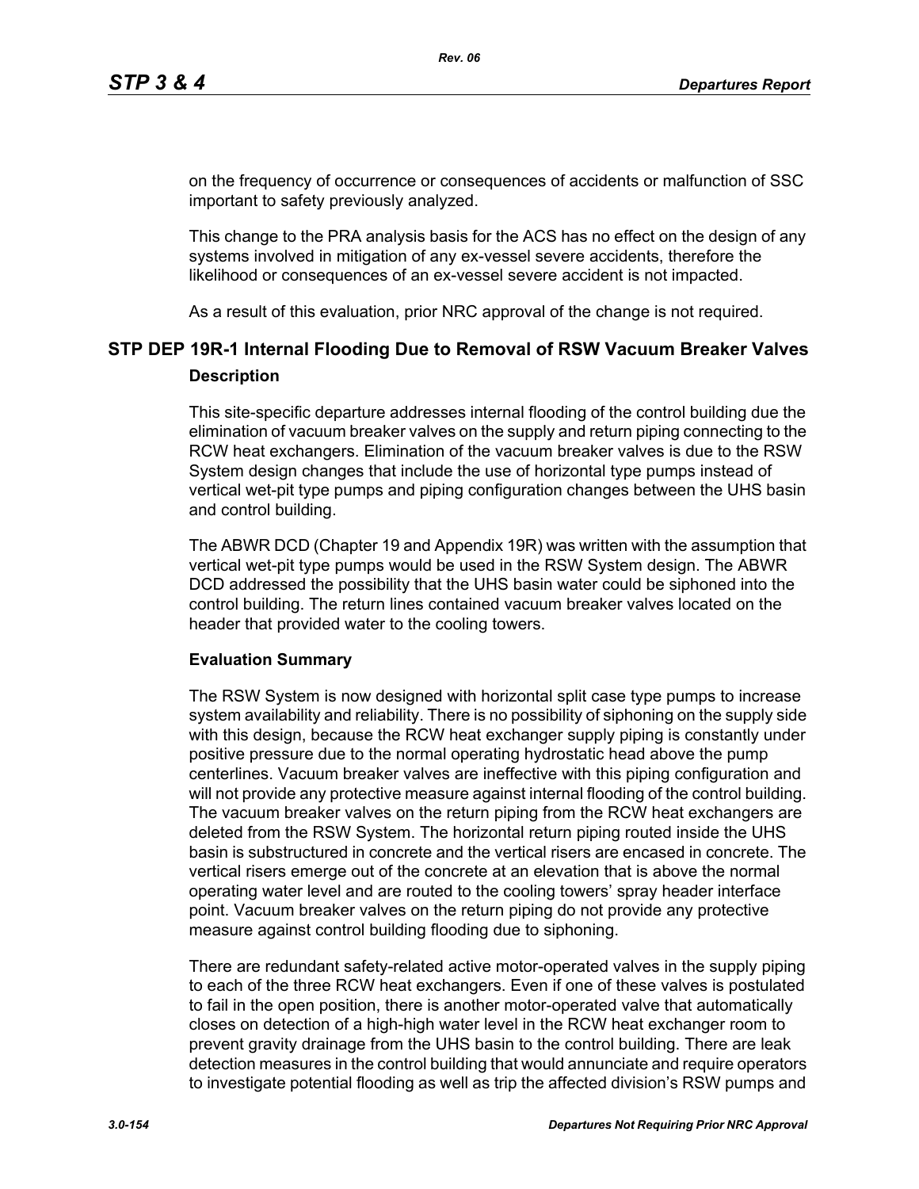on the frequency of occurrence or consequences of accidents or malfunction of SSC important to safety previously analyzed.

This change to the PRA analysis basis for the ACS has no effect on the design of any systems involved in mitigation of any ex-vessel severe accidents, therefore the likelihood or consequences of an ex-vessel severe accident is not impacted.

As a result of this evaluation, prior NRC approval of the change is not required.

## STP DEP 19R-1 Internal Flooding Due to Removal of RSW Vacuum Breaker Valves

### Description

This site-specific departure addresses internal flooding of the control building due the elimination of vacuum breaker valves on the supply and return piping connecting to the RCW heat exchangers. Elimination of the vacuum breaker valves is due to the RSW System design changes that include the use of horizontal type pumps instead of vertical wet-pit type pumps and piping configuration changes between the UHS basin and control building.

The ABWR DCD (Chapter 19 and Appendix 19R) was written with the assumption that vertical wet-pit type pumps would be used in the RSW System design. The ABWR DCD addressed the possibility that the UHS basin water could be siphoned into the control building. The return lines contained vacuum breaker valves located on the header that provided water to the cooling towers.

### Evaluation Summary

The RSW System is now designed with horizontal split case type pumps to increase system availability and reliability. There is no possibility of siphoning on the supply side with this design, because the RCW heat exchanger supply piping is constantly under positive pressure due to the normal operating hydrostatic head above the pump centerlines. Vacuum breaker valves are ineffective with this piping configuration and will not provide any protective measure against internal flooding of the control building. The vacuum breaker valves on the return piping from the RCW heat exchangers are deleted from the RSW System. The horizontal return piping routed inside the UHS basin is substructured in concrete and the vertical risers are encased in concrete. The vertical risers emerge out of the concrete at an elevation that is above the normal operating water level and are routed to the cooling towers' spray header interface point. Vacuum breaker valves on the return piping do not provide any protective measure against control building flooding due to siphoning.

There are redundant safety-related active motor-operated valves in the supply piping to each of the three RCW heat exchangers. Even if one of these valves is postulated to fail in the open position, there is another motor-operated valve that automatically closes on detection of a high-high water level in the RCW heat exchanger room to prevent gravity drainage from the UHS basin to the control building. There are leak detection measures in the control building that would annunciate and require operators to investigate potential flooding as well as trip the affected division's RSW pumps and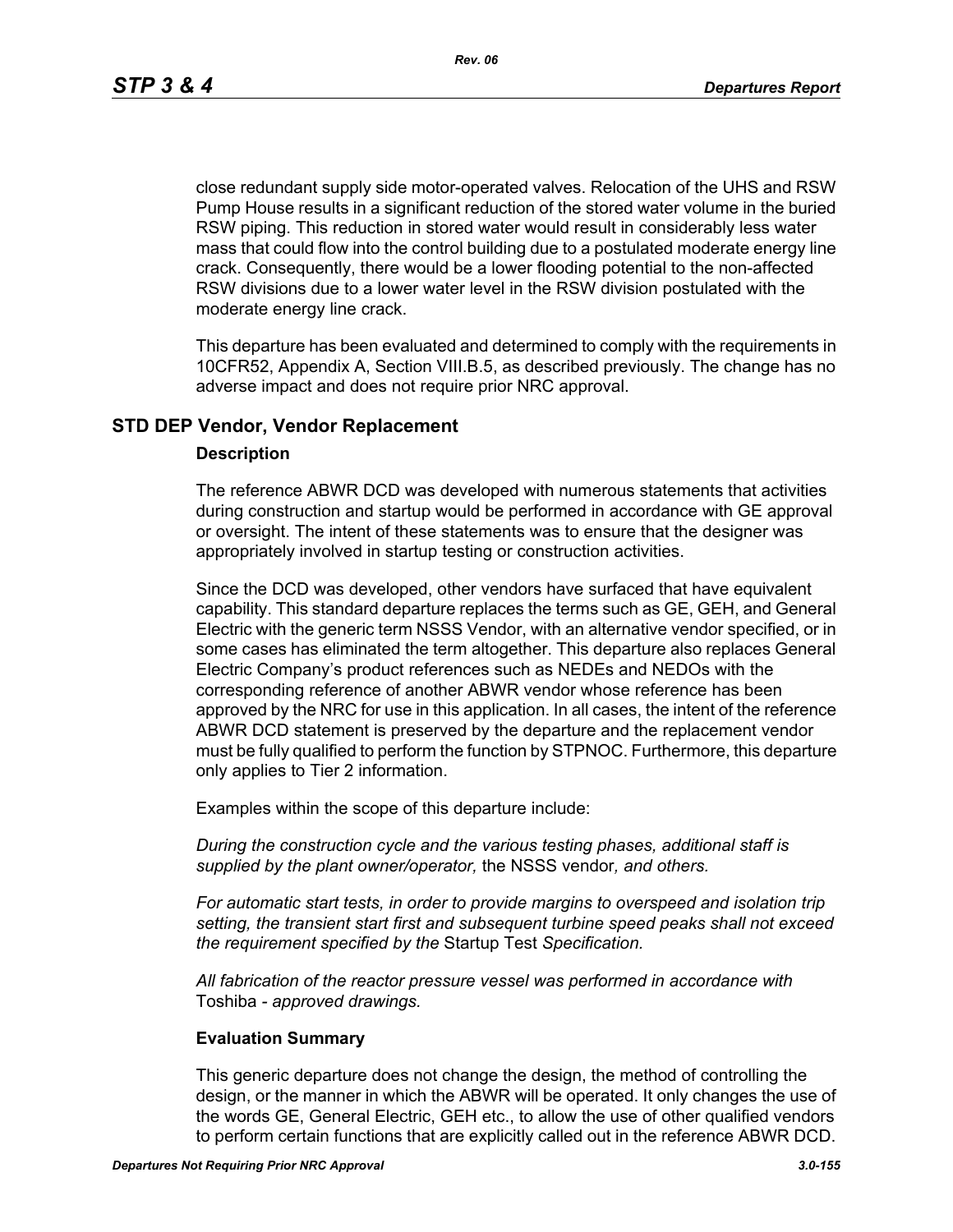close redundant supply side motor-operated valves. Relocation of the UHS and RSW Pump House results in a significant reduction of the stored water volume in the buried RSW piping. This reduction in stored water would result in considerably less water mass that could flow into the control building due to a postulated moderate energy line crack. Consequently, there would be a lower flooding potential to the non-affected RSW divisions due to a lower water level in the RSW division postulated with the moderate energy line crack.

This departure has been evaluated and determined to comply with the requirements in 10CFR52, Appendix A, Section VIII.B.5, as described previously. The change has no adverse impact and does not require prior NRC approval.

## STD DEP Vendor, Vendor Replacement

### Description

The reference ABWR DCD was developed with numerous statements that activities during construction and startup would be performed in accordance with GE approval or oversight. The intent of these statements was to ensure that the designer was appropriately involved in startup testing or construction activities.

Since the DCD was developed, other vendors have surfaced that have equivalent capability. This standard departure replaces the terms such as GE, GEH, and General Electric with the generic term NSSS Vendor, with an alternative vendor specified, or in some cases has eliminated the term altogether. This departure also replaces General Electric Company's product references such as NEDEs and NEDOs with the corresponding reference of another ABWR vendor whose reference has been approved by the NRC for use in this application. In all cases, the intent of the reference ABWR DCD statement is preserved by the departure and the replacement vendor must be fully qualified to perform the function by STPNOC. Furthermore, this departure only applies to Tier 2 information.

Examples within the scope of this departure include:

*During the construction cycle and the various testing phases, additional staff is supplied by the plant owner/operator,* the NSSS vendor*, and others.*

*For automatic start tests, in order to provide margins to overspeed and isolation trip setting, the transient start first and subsequent turbine speed peaks shall not exceed the requirement specified by the* Startup Test *Specification.*

*All fabrication of the reactor pressure vessel was performed in accordance with* Toshiba - *approved drawings.*

### Evaluation Summary

This generic departure does not change the design, the method of controlling the design, or the manner in which the ABWR will be operated. It only changes the use of the words GE, General Electric, GEH etc., to allow the use of other qualified vendors to perform certain functions that are explicitly called out in the reference ABWR DCD.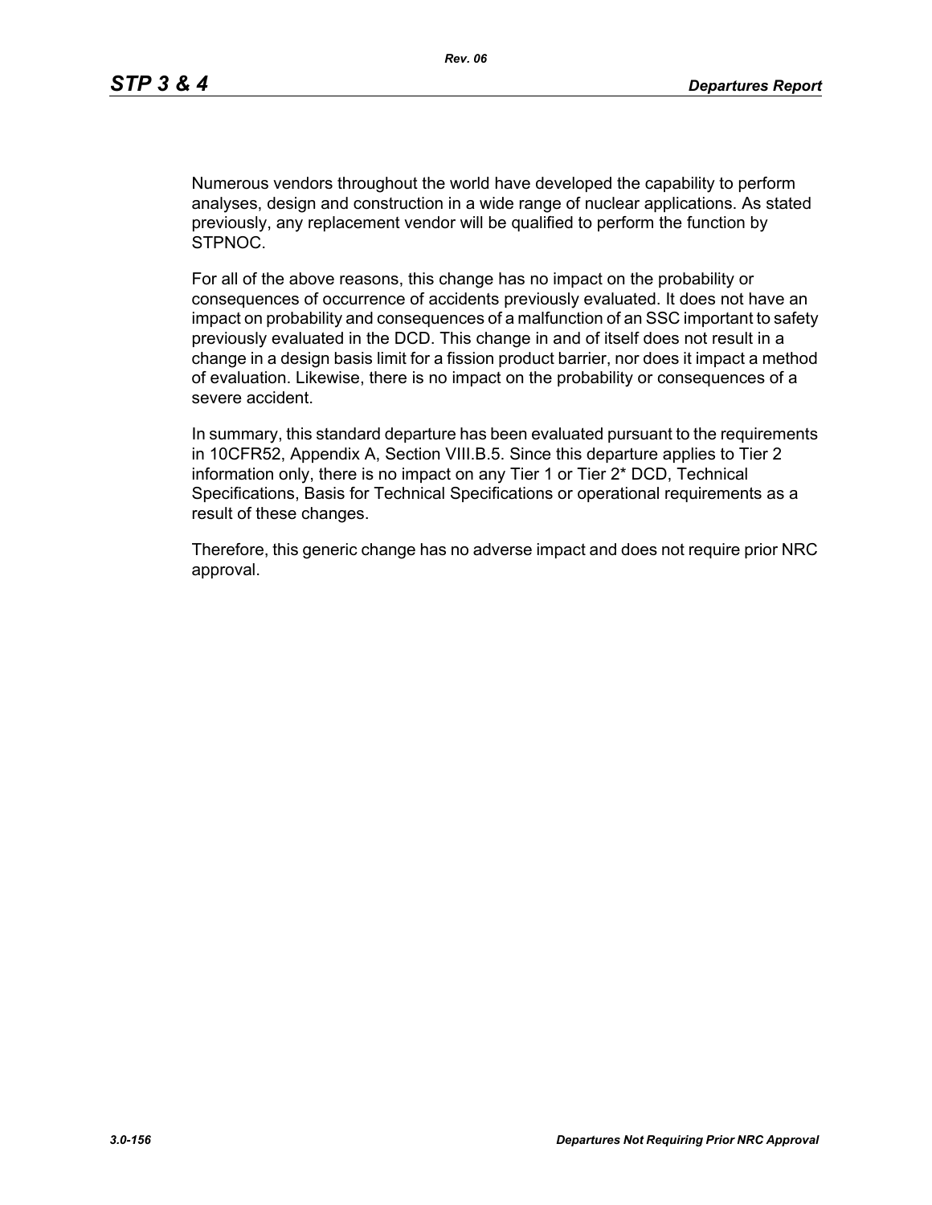Numerous vendors throughout the world have developed the capability to perform analyses, design and construction in a wide range of nuclear applications. As stated previously, any replacement vendor will be qualified to perform the function by STPNOC.

For all of the above reasons, this change has no impact on the probability or consequences of occurrence of accidents previously evaluated. It does not have an impact on probability and consequences of a malfunction of an SSC important to safety previously evaluated in the DCD. This change in and of itself does not result in a change in a design basis limit for a fission product barrier, nor does it impact a method of evaluation. Likewise, there is no impact on the probability or consequences of a severe accident.

In summary, this standard departure has been evaluated pursuant to the requirements in 10CFR52, Appendix A, Section VIII.B.5. Since this departure applies to Tier 2 information only, there is no impact on any Tier 1 or Tier 2* DCD, Technical Specifications, Basis for Technical Specifications or operational requirements as a result of these changes.

Therefore, this generic change has no adverse impact and does not require prior NRC approval.